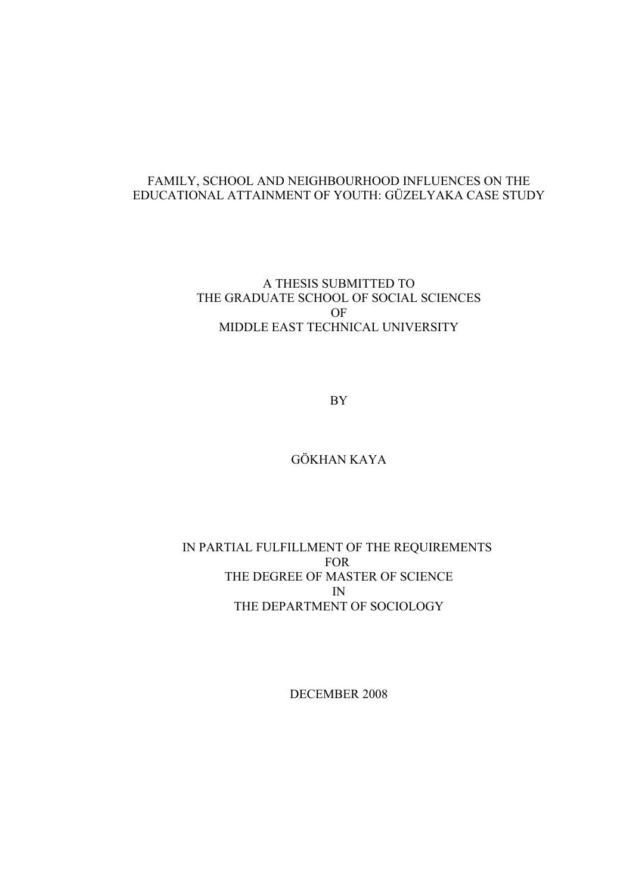# FAMILY, SCHOOL AND NEIGHBOURHOOD INFLUENCES ON THE EDUCATIONAL ATTAINMENT OF YOUTH: GÜZELYAKA CASE STUDY

A THESIS SUBMITTED TO
THE GRADUATE SCHOOL OF SOCIAL SCIENCES
OF
MIDDLE EAST TECHNICAL UNIVERSITY

BY

GÖKHAN KAYA

IN PARTIAL FULFILLMENT OF THE REQUIREMENTS
FOR
THE DEGREE OF MASTER OF SCIENCE
IN
THE DEPARTMENT OF SOCIOLOGY

DECEMBER 2008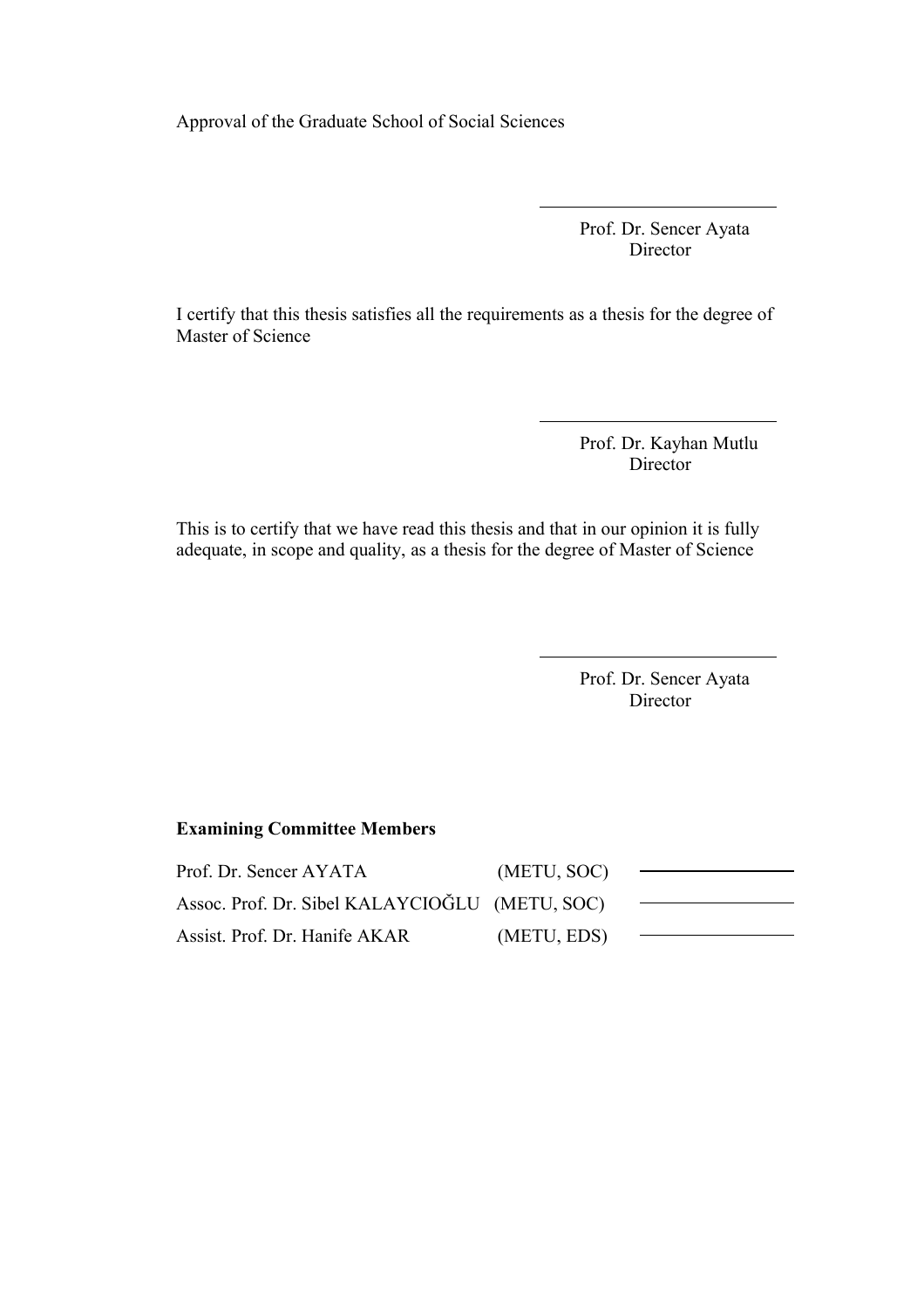Approval of the Graduate School of Social Sciences

Prof. Dr. Sencer Ayata
Director

I certify that this thesis satisfies all the requirements as a thesis for the degree of Master of Science

Prof. Dr. Kayhan Mutlu
Director

This is to certify that we have read this thesis and that in our opinion it is fully adequate, in scope and quality, as a thesis for the degree of Master of Science

Prof. Dr. Sencer Ayata
Director

**Examining Committee Members**

| | | |
|---|---|---|
| Prof. Dr. Sencer AYATA | (METU, SOC) | |
| Assoc. Prof. Dr. Sibel KALAYCIOĞLU | (METU, SOC) | |
| Assist. Prof. Dr. Hanife AKAR | (METU, EDS) | |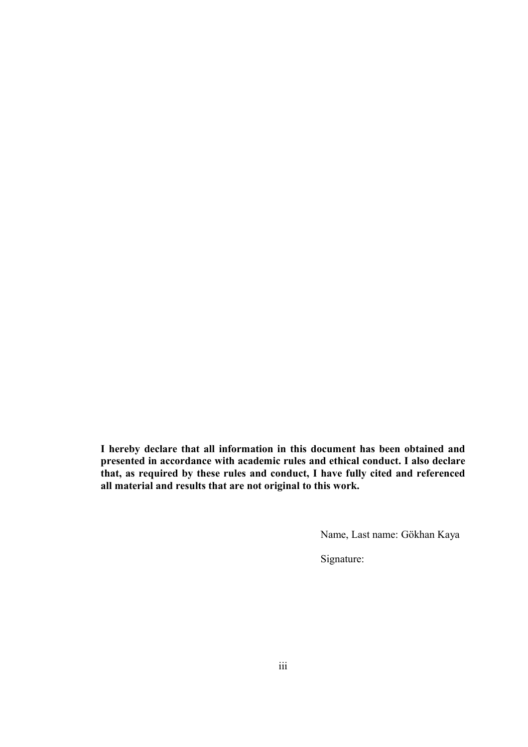**I hereby declare that all information in this document has been obtained and presented in accordance with academic rules and ethical conduct. I also declare that, as required by these rules and conduct, I have fully cited and referenced all material and results that are not original to this work.**

Name, Last name: Gökhan Kaya

Signature: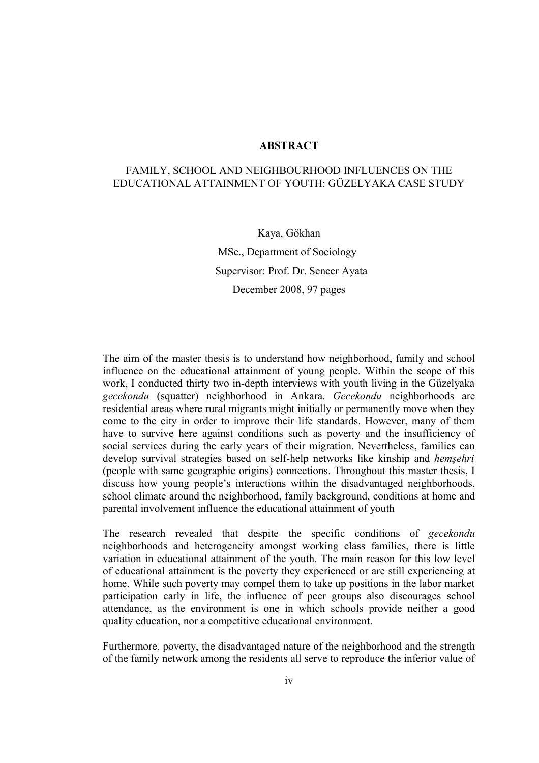# ABSTRACT

## FAMILY, SCHOOL AND NEIGHBOURHOOD INFLUENCES ON THE EDUCATIONAL ATTAINMENT OF YOUTH: GÜZELYAKA CASE STUDY

Kaya, Gökhan

MSc., Department of Sociology

Supervisor: Prof. Dr. Sencer Ayata

December 2008, 97 pages

The aim of the master thesis is to understand how neighborhood, family and school influence on the educational attainment of young people. Within the scope of this work, I conducted thirty two in-depth interviews with youth living in the Güzelyaka *gecekondu* (squatter) neighborhood in Ankara. *Gecekondu* neighborhoods are residential areas where rural migrants might initially or permanently move when they come to the city in order to improve their life standards. However, many of them have to survive here against conditions such as poverty and the insufficiency of social services during the early years of their migration. Nevertheless, families can develop survival strategies based on self-help networks like kinship and *hemşehri* (people with same geographic origins) connections. Throughout this master thesis, I discuss how young people's interactions within the disadvantaged neighborhoods, school climate around the neighborhood, family background, conditions at home and parental involvement influence the educational attainment of youth

The research revealed that despite the specific conditions of *gecekondu* neighborhoods and heterogeneity amongst working class families, there is little variation in educational attainment of the youth. The main reason for this low level of educational attainment is the poverty they experienced or are still experiencing at home. While such poverty may compel them to take up positions in the labor market participation early in life, the influence of peer groups also discourages school attendance, as the environment is one in which schools provide neither a good quality education, nor a competitive educational environment.

Furthermore, poverty, the disadvantaged nature of the neighborhood and the strength of the family network among the residents all serve to reproduce the inferior value of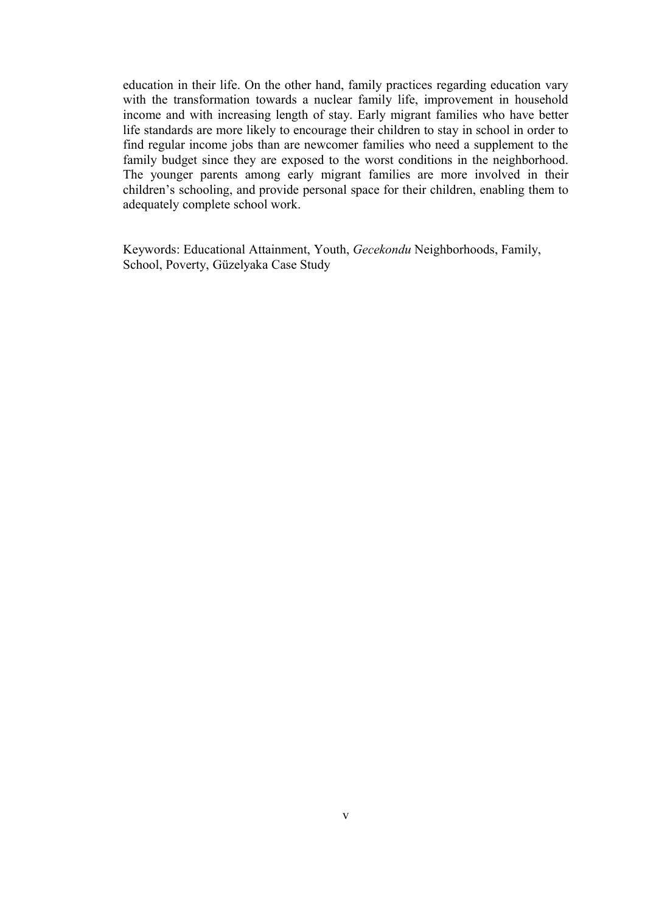education in their life. On the other hand, family practices regarding education vary with the transformation towards a nuclear family life, improvement in household income and with increasing length of stay. Early migrant families who have better life standards are more likely to encourage their children to stay in school in order to find regular income jobs than are newcomer families who need a supplement to the family budget since they are exposed to the worst conditions in the neighborhood. The younger parents among early migrant families are more involved in their children's schooling, and provide personal space for their children, enabling them to adequately complete school work.

Keywords: Educational Attainment, Youth, *Gecekondu* Neighborhoods, Family, School, Poverty, Güzelyaka Case Study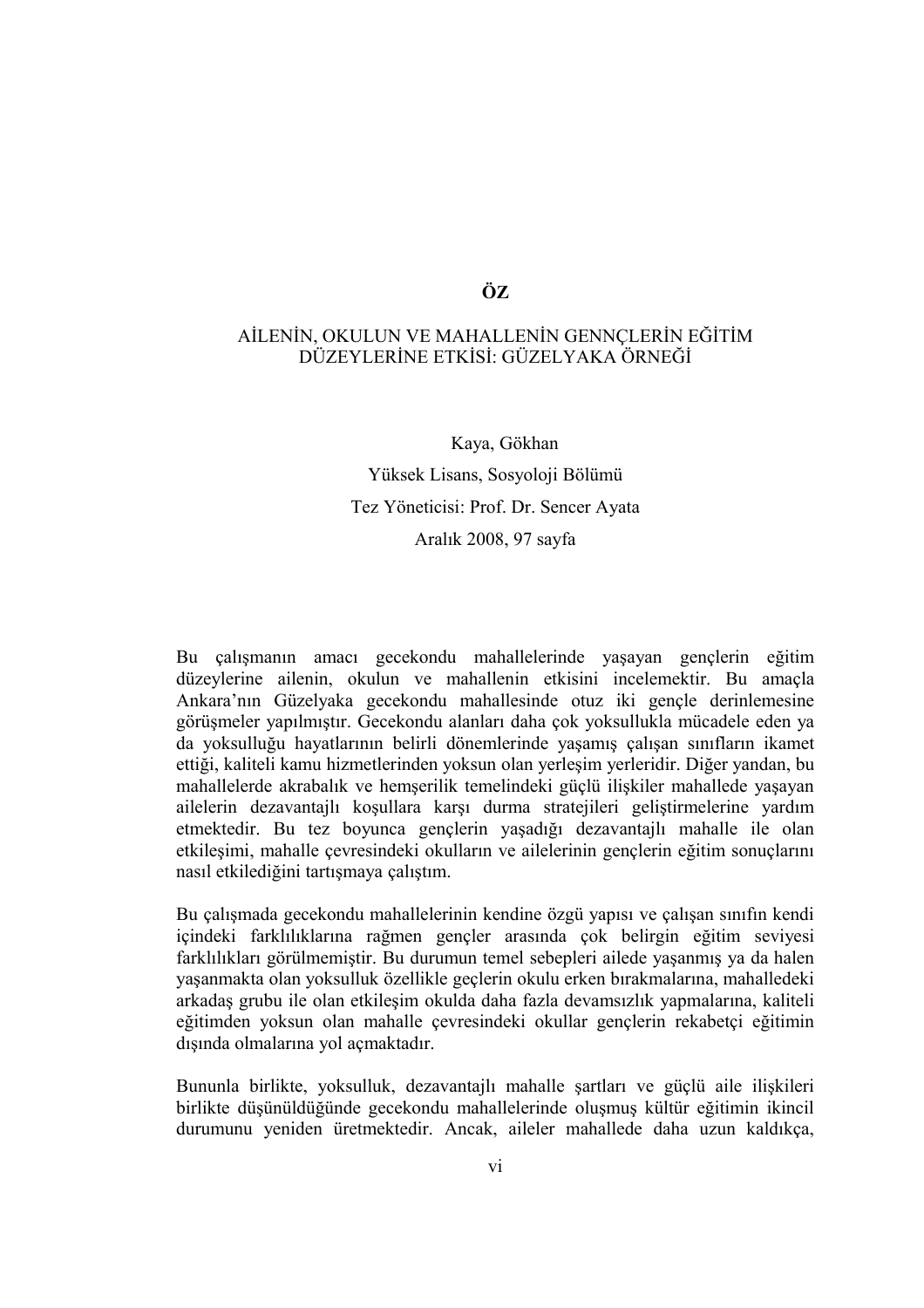# ÖZ

## AİLENİN, OKULUN VE MAHALLENİN GENNÇLERİN EĞİTİM DÜZEYLERİNE ETKİSİ: GÜZELYAKA ÖRNEĞİ

Kaya, Gökhan

Yüksek Lisans, Sosyoloji Bölümü

Tez Yöneticisi: Prof. Dr. Sencer Ayata

Aralık 2008, 97 sayfa

Bu çalışmanın amacı gecekondu mahallelerinde yaşayan gençlerin eğitim düzeylerine ailenin, okulun ve mahallenin etkisini incelemektir. Bu amaçla Ankara'nın Güzelyaka gecekondu mahallesinde otuz iki gençle derinlemesine görüşmeler yapılmıştır. Gecekondu alanları daha çok yoksullukla mücadele eden ya da yoksulluğu hayatlarının belirli dönemlerinde yaşamış çalışan sınıfların ikamet ettiği, kaliteli kamu hizmetlerinden yoksun olan yerleşim yerleridir. Diğer yandan, bu mahallelerde akrabalık ve hemşerilik temelindeki güçlü ilişkiler mahallede yaşayan ailelerin dezavantajlı koşullara karşı durma stratejileri geliştirmelerine yardım etmektedir. Bu tez boyunca gençlerin yaşadığı dezavantajlı mahalle ile olan etkileşimi, mahalle çevresindeki okulların ve ailelerinin gençlerin eğitim sonuçlarını nasıl etkilediğini tartışmaya çalıştım.

Bu çalışmada gecekondu mahallelerinin kendine özgü yapısı ve çalışan sınıfın kendi içindeki farklılıklarına rağmen gençler arasında çok belirgin eğitim seviyesi farklılıkları görülmemiştir. Bu durumun temel sebepleri ailede yaşanmış ya da halen yaşanmakta olan yoksulluk özellikle geçlerin okulu erken bırakmalarına, mahalledeki arkadaş grubu ile olan etkileşim okulda daha fazla devamsızlık yapmalarına, kaliteli eğitimden yoksun olan mahalle çevresindeki okullar gençlerin rekabetçi eğitimin dışında olmalarına yol açmaktadır.

Bununla birlikte, yoksulluk, dezavantajlı mahalle şartları ve güçlü aile ilişkileri birlikte düşünüldüğünde gecekondu mahallelerinde oluşmuş kültür eğitimin ikincil durumunu yeniden üretmektedir. Ancak, aileler mahallede daha uzun kaldıkça,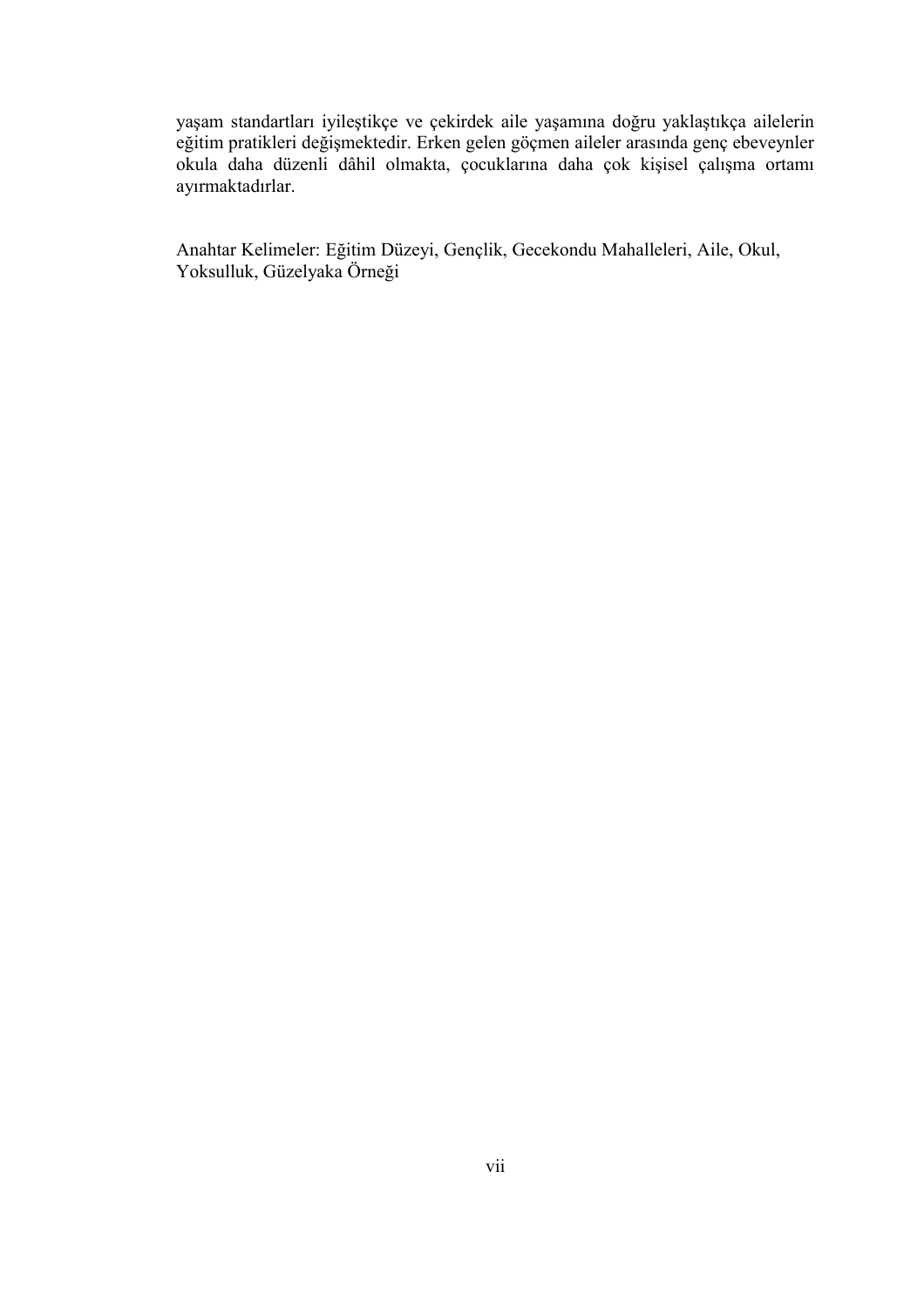yaşam standartları iyileştikçe ve çekirdek aile yaşamına doğru yaklaştıkça ailelerin eğitim pratikleri değişmektedir. Erken gelen göçmen aileler arasında genç ebeveynler okula daha düzenli dâhil olmakta, çocuklarına daha çok kişisel çalışma ortamı ayırmaktadırlar.

Anahtar Kelimeler: Eğitim Düzeyi, Gençlik, Gecekondu Mahalleleri, Aile, Okul, Yoksulluk, Güzelyaka Örneği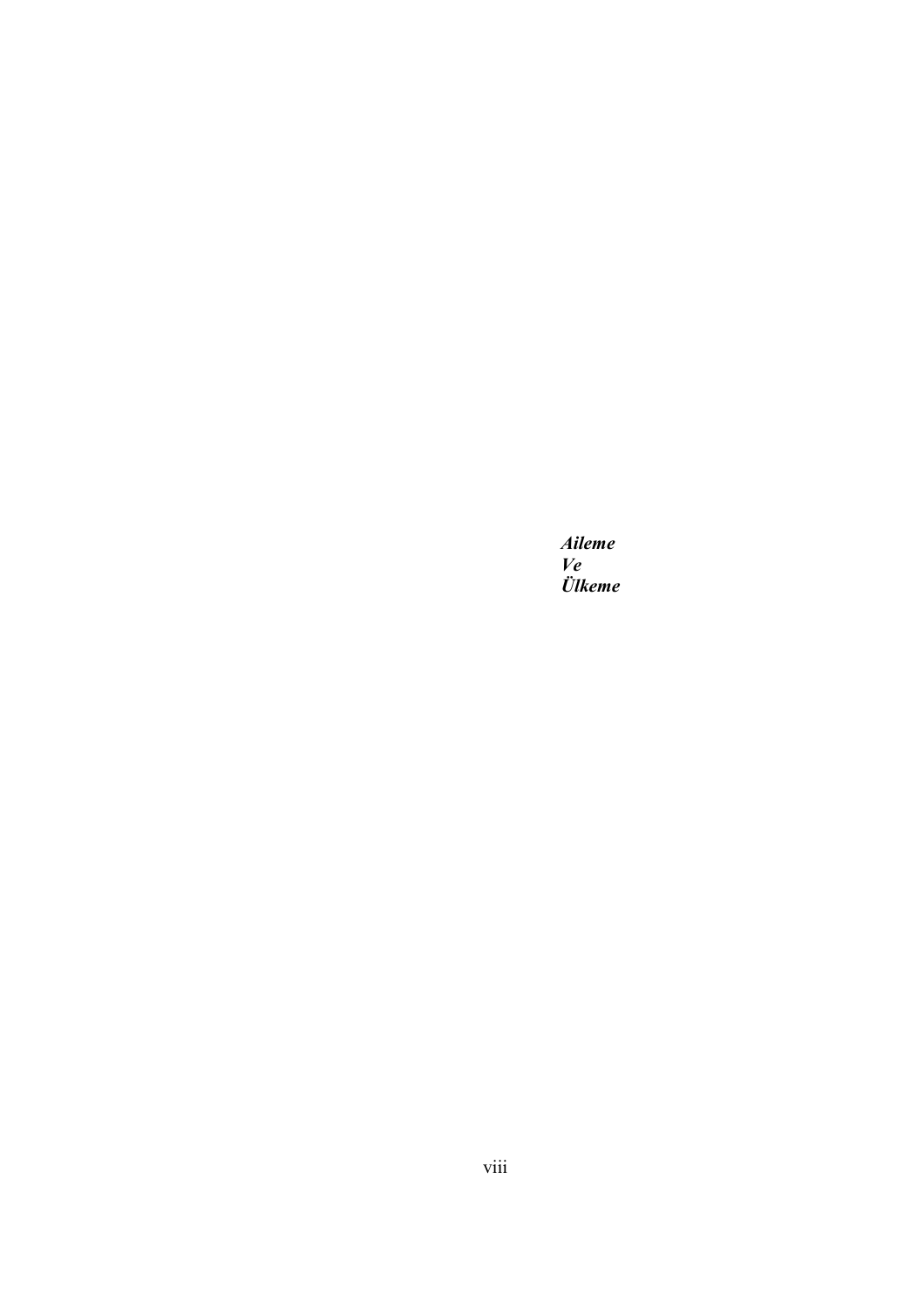***Aileme***
***Ve***
***Ülkeme***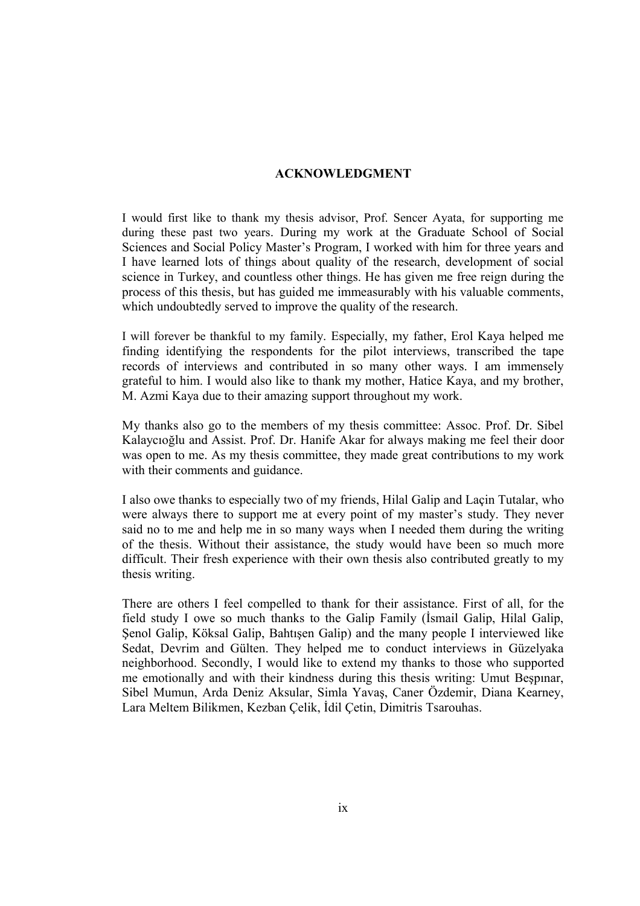# ACKNOWLEDGMENT

I would first like to thank my thesis advisor, Prof. Sencer Ayata, for supporting me during these past two years. During my work at the Graduate School of Social Sciences and Social Policy Master's Program, I worked with him for three years and I have learned lots of things about quality of the research, development of social science in Turkey, and countless other things. He has given me free reign during the process of this thesis, but has guided me immeasurably with his valuable comments, which undoubtedly served to improve the quality of the research.

I will forever be thankful to my family. Especially, my father, Erol Kaya helped me finding identifying the respondents for the pilot interviews, transcribed the tape records of interviews and contributed in so many other ways. I am immensely grateful to him. I would also like to thank my mother, Hatice Kaya, and my brother, M. Azmi Kaya due to their amazing support throughout my work.

My thanks also go to the members of my thesis committee: Assoc. Prof. Dr. Sibel Kalaycıoğlu and Assist. Prof. Dr. Hanife Akar for always making me feel their door was open to me. As my thesis committee, they made great contributions to my work with their comments and guidance.

I also owe thanks to especially two of my friends, Hilal Galip and Laçin Tutalar, who were always there to support me at every point of my master's study. They never said no to me and help me in so many ways when I needed them during the writing of the thesis. Without their assistance, the study would have been so much more difficult. Their fresh experience with their own thesis also contributed greatly to my thesis writing.

There are others I feel compelled to thank for their assistance. First of all, for the field study I owe so much thanks to the Galip Family (İsmail Galip, Hilal Galip, Şenol Galip, Köksal Galip, Bahtışen Galip) and the many people I interviewed like Sedat, Devrim and Gülten. They helped me to conduct interviews in Güzelyaka neighborhood. Secondly, I would like to extend my thanks to those who supported me emotionally and with their kindness during this thesis writing: Umut Beşpınar, Sibel Mumun, Arda Deniz Aksular, Simla Yavaş, Caner Özdemir, Diana Kearney, Lara Meltem Bilikmen, Kezban Çelik, İdil Çetin, Dimitris Tsarouhas.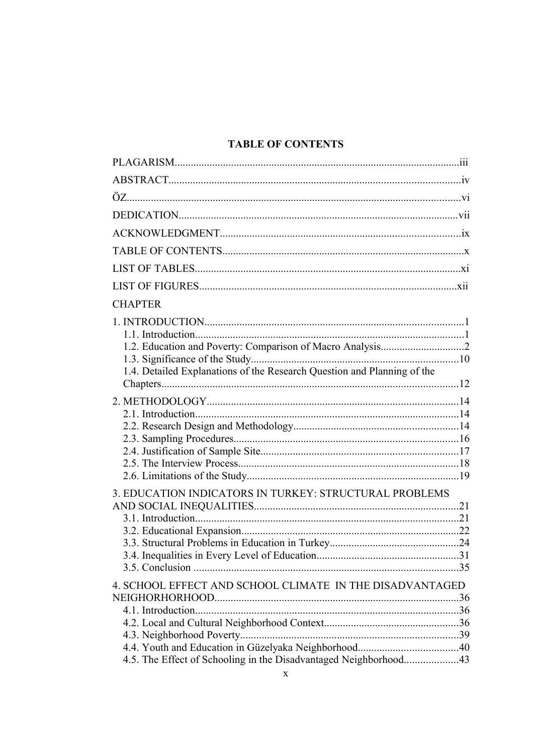## TABLE OF CONTENTS

PLAGARISM.........................................................................................................iii

ABSTRACT............................................................................................................iv

ÖZ...........................................................................................................................vi

DEDICATION.......................................................................................................vii

ACKNOWLEDGMENT.........................................................................................ix

TABLE OF CONTENTS.........................................................................................x

LIST OF TABLES..................................................................................................xi

LIST OF FIGURES...............................................................................................xii

CHAPTER

1. INTRODUCTION................................................................................................1
   1.1. Introduction....................................................................................................1
   1.2. Education and Poverty: Comparison of Macro Analysis...............................2
   1.3. Significance of the Study.............................................................................10
   1.4. Detailed Explanations of the Research Question and Planning of the Chapters..............................................................................................................12

2. METHODOLOGY.............................................................................................14
   2.1. Introduction..................................................................................................14
   2.2. Research Design and Methodology.............................................................14
   2.3. Sampling Procedures...................................................................................16
   2.4. Justification of Sample Site.........................................................................17
   2.5. The Interview Process..................................................................................18
   2.6. Limitations of the Study...............................................................................19

3. EDUCATION INDICATORS IN TURKEY: STRUCTURAL PROBLEMS AND SOCIAL INEQUALITIES...........................................................................21
   3.1. Introduction..................................................................................................21
   3.2. Educational Expansion.................................................................................22
   3.3. Structural Problems in Education in Turkey................................................24
   3.4. Inequalities in Every Level of Education.....................................................31
   3.5. Conclusion ..................................................................................................35

4. SCHOOL EFFECT AND SCHOOL CLIMATE IN THE DISADVANTAGED NEIGHORHORHOOD..........................................................................................36
   4.1. Introduction..................................................................................................36
   4.2. Local and Cultural Neighborhood Context..................................................36
   4.3. Neighborhood Poverty.................................................................................39
   4.4. Youth and Education in Güzelyaka Neighborhood.....................................40
   4.5. The Effect of Schooling in the Disadvantaged Neighborhood....................43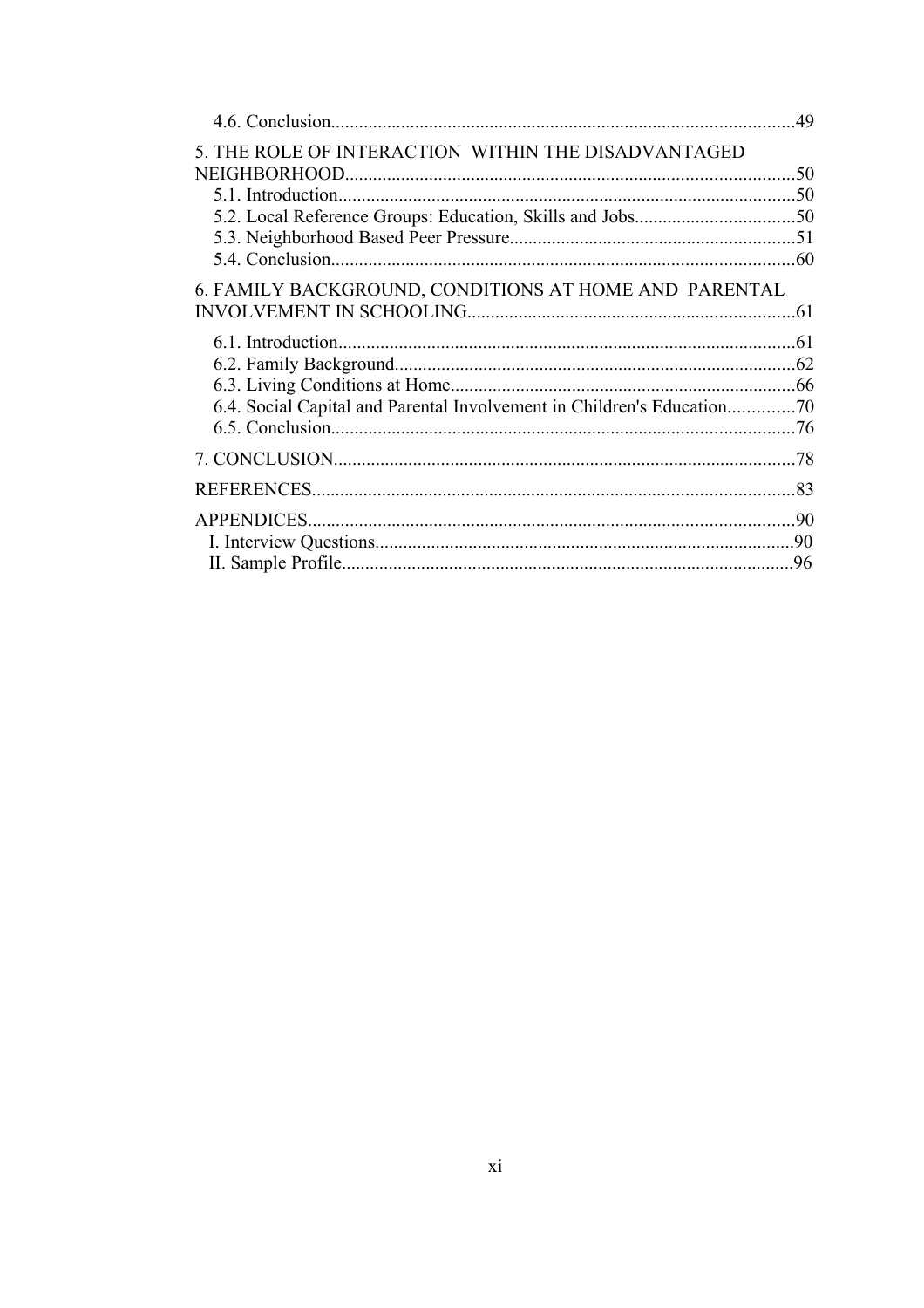4.6. Conclusion....................................................................................................49

5. THE ROLE OF INTERACTION WITHIN THE DISADVANTAGED NEIGHBORHOOD................................................................................................50

5.1. Introduction..................................................................................................50

5.2. Local Reference Groups: Education, Skills and Jobs..................................50

5.3. Neighborhood Based Peer Pressure.............................................................51

5.4. Conclusion....................................................................................................60

6. FAMILY BACKGROUND, CONDITIONS AT HOME AND PARENTAL INVOLVEMENT IN SCHOOLING......................................................................61

6.1. Introduction..................................................................................................61

6.2. Family Background......................................................................................62

6.3. Living Conditions at Home..........................................................................66

6.4. Social Capital and Parental Involvement in Children's Education..............70

6.5. Conclusion....................................................................................................76

7. CONCLUSION....................................................................................................78

REFERENCES.......................................................................................................83

APPENDICES........................................................................................................90

I. Interview Questions..........................................................................................90

II. Sample Profile.................................................................................................96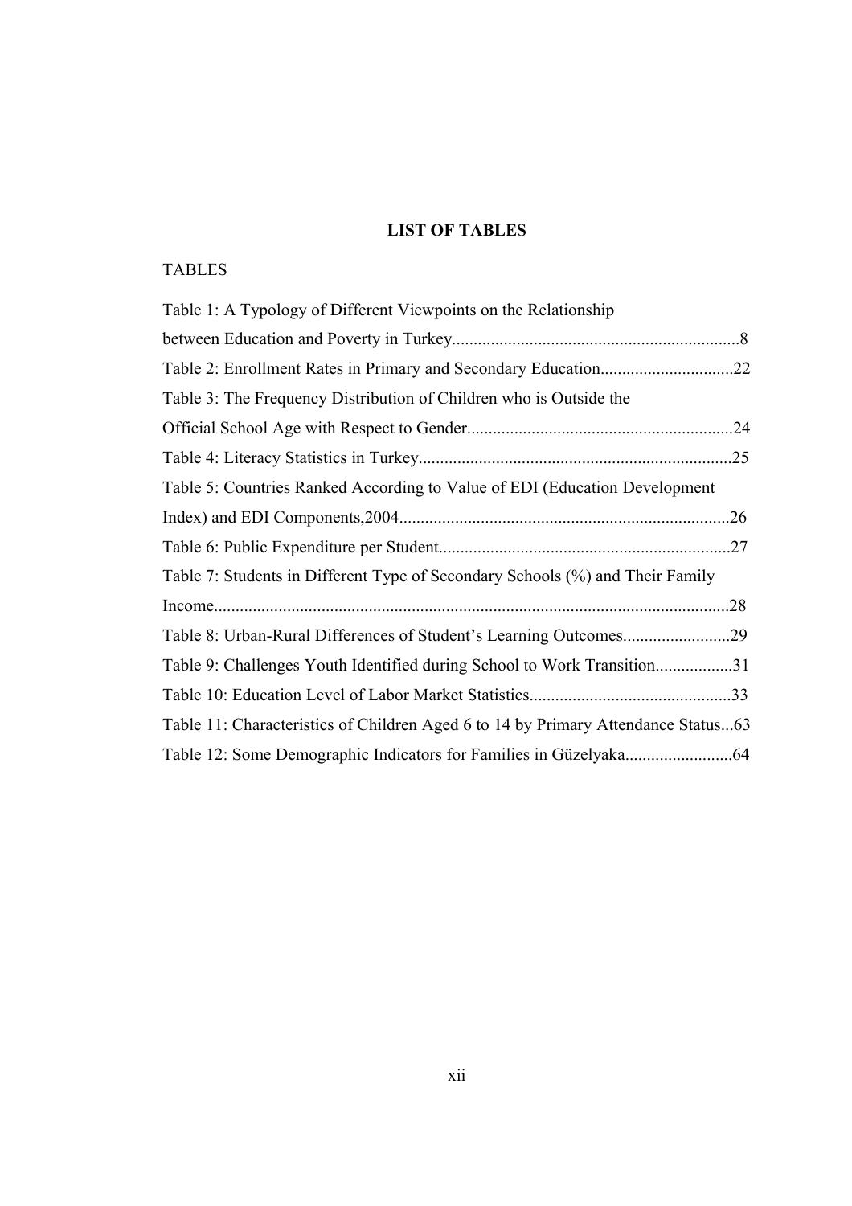**LIST OF TABLES**

TABLES

Table 1: A Typology of Different Viewpoints on the Relationship between Education and Poverty in Turkey..................................................................8

Table 2: Enrollment Rates in Primary and Secondary Education..............................22

Table 3: The Frequency Distribution of Children who is Outside the Official School Age with Respect to Gender.............................................................24

Table 4: Literacy Statistics in Turkey........................................................................25

Table 5: Countries Ranked According to Value of EDI (Education Development Index) and EDI Components,2004............................................................................26

Table 6: Public Expenditure per Student...................................................................27

Table 7: Students in Different Type of Secondary Schools (%) and Their Family Income......................................................................................................................28

Table 8: Urban-Rural Differences of Student's Learning Outcomes.........................29

Table 9: Challenges Youth Identified during School to Work Transition..................31

Table 10: Education Level of Labor Market Statistics..............................................33

Table 11: Characteristics of Children Aged 6 to 14 by Primary Attendance Status...63

Table 12: Some Demographic Indicators for Families in Güzelyaka.........................64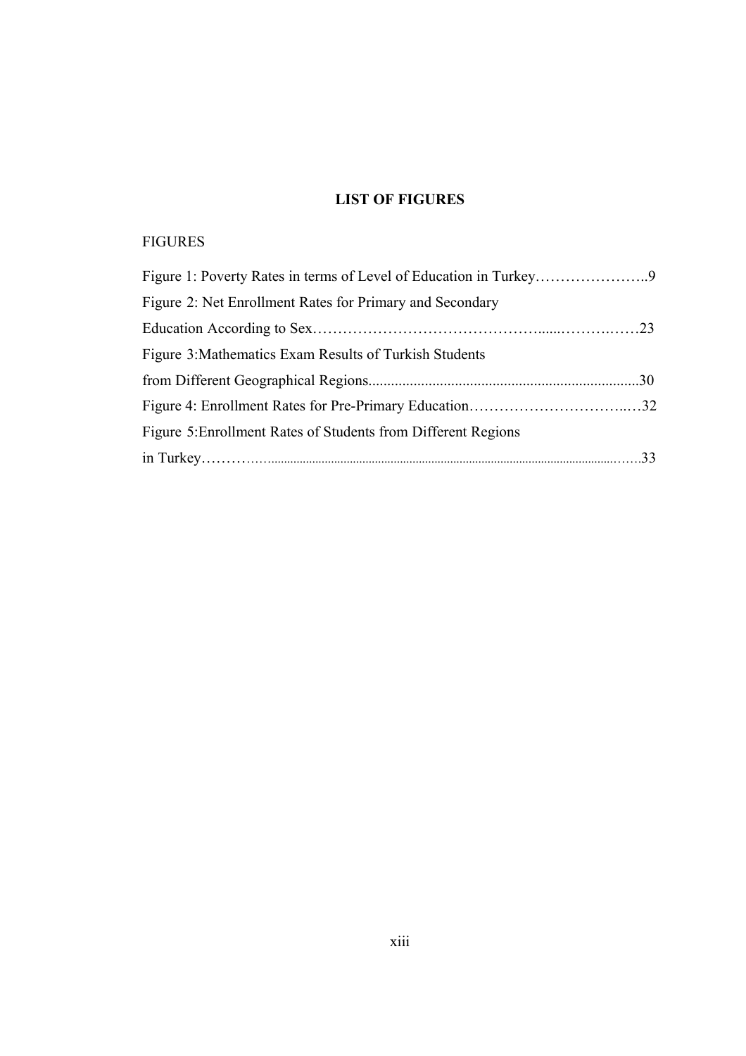# LIST OF FIGURES

FIGURES

Figure 1: Poverty Rates in terms of Level of Education in Turkey…………………..9

Figure 2: Net Enrollment Rates for Primary and Secondary Education According to Sex……………………………………......……….……23

Figure 3:Mathematics Exam Results of Turkish Students from Different Geographical Regions.......................................................................30

Figure 4: Enrollment Rates for Pre-Primary Education…………………………..…32

Figure 5:Enrollment Rates of Students from Different Regions in Turkey……………......................................................................................................…….33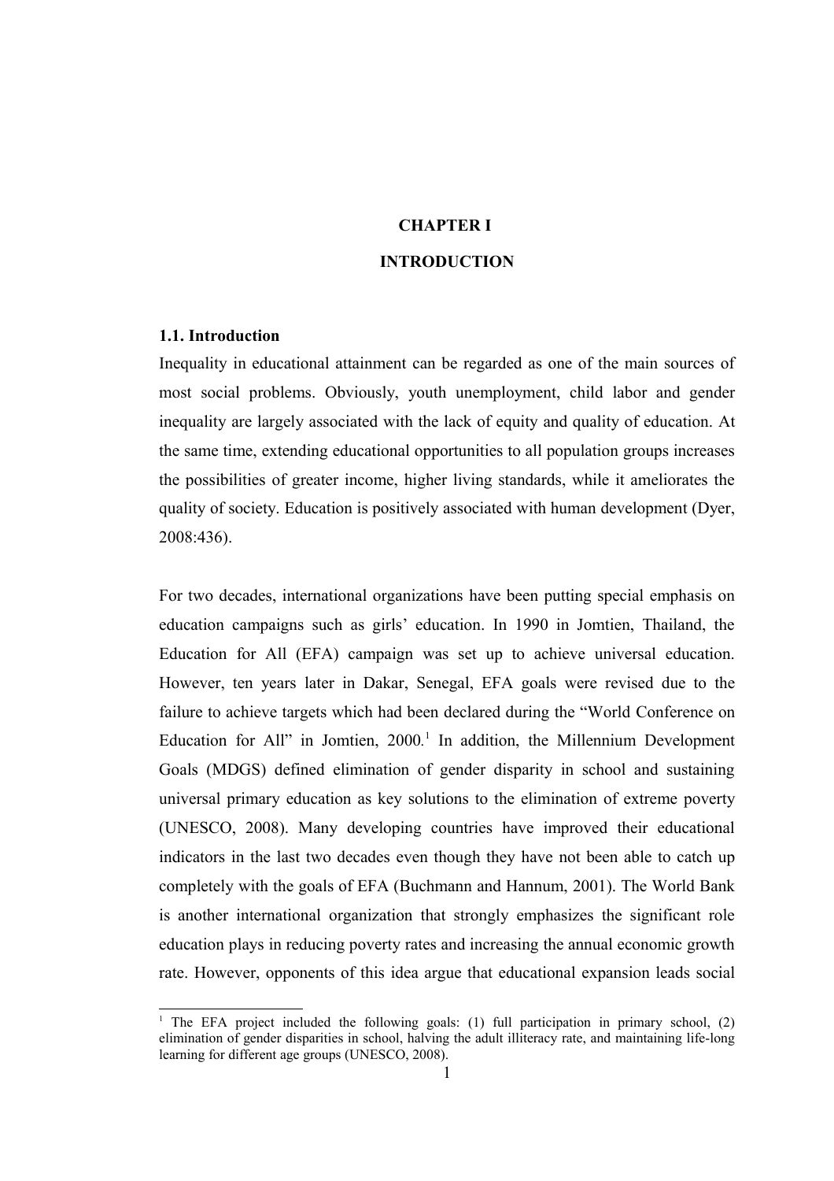# CHAPTER I

# INTRODUCTION

## 1.1. Introduction

Inequality in educational attainment can be regarded as one of the main sources of most social problems. Obviously, youth unemployment, child labor and gender inequality are largely associated with the lack of equity and quality of education. At the same time, extending educational opportunities to all population groups increases the possibilities of greater income, higher living standards, while it ameliorates the quality of society. Education is positively associated with human development (Dyer, 2008:436).

For two decades, international organizations have been putting special emphasis on education campaigns such as girls' education. In 1990 in Jomtien, Thailand, the Education for All (EFA) campaign was set up to achieve universal education. However, ten years later in Dakar, Senegal, EFA goals were revised due to the failure to achieve targets which had been declared during the "World Conference on Education for All" in Jomtien, 2000.[1] In addition, the Millennium Development Goals (MDGS) defined elimination of gender disparity in school and sustaining universal primary education as key solutions to the elimination of extreme poverty (UNESCO, 2008). Many developing countries have improved their educational indicators in the last two decades even though they have not been able to catch up completely with the goals of EFA (Buchmann and Hannum, 2001). The World Bank is another international organization that strongly emphasizes the significant role education plays in reducing poverty rates and increasing the annual economic growth rate. However, opponents of this idea argue that educational expansion leads social

[1] The EFA project included the following goals: (1) full participation in primary school, (2) elimination of gender disparities in school, halving the adult illiteracy rate, and maintaining life-long learning for different age groups (UNESCO, 2008).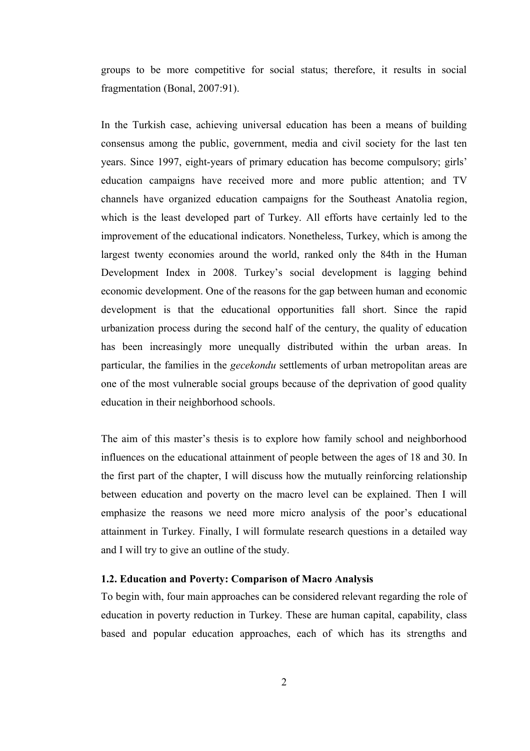groups to be more competitive for social status; therefore, it results in social fragmentation (Bonal, 2007:91).

In the Turkish case, achieving universal education has been a means of building consensus among the public, government, media and civil society for the last ten years. Since 1997, eight-years of primary education has become compulsory; girls' education campaigns have received more and more public attention; and TV channels have organized education campaigns for the Southeast Anatolia region, which is the least developed part of Turkey. All efforts have certainly led to the improvement of the educational indicators. Nonetheless, Turkey, which is among the largest twenty economies around the world, ranked only the 84th in the Human Development Index in 2008. Turkey's social development is lagging behind economic development. One of the reasons for the gap between human and economic development is that the educational opportunities fall short. Since the rapid urbanization process during the second half of the century, the quality of education has been increasingly more unequally distributed within the urban areas. In particular, the families in the *gecekondu* settlements of urban metropolitan areas are one of the most vulnerable social groups because of the deprivation of good quality education in their neighborhood schools.

The aim of this master's thesis is to explore how family school and neighborhood influences on the educational attainment of people between the ages of 18 and 30. In the first part of the chapter, I will discuss how the mutually reinforcing relationship between education and poverty on the macro level can be explained. Then I will emphasize the reasons we need more micro analysis of the poor's educational attainment in Turkey. Finally, I will formulate research questions in a detailed way and I will try to give an outline of the study.

### 1.2. Education and Poverty: Comparison of Macro Analysis

To begin with, four main approaches can be considered relevant regarding the role of education in poverty reduction in Turkey. These are human capital, capability, class based and popular education approaches, each of which has its strengths and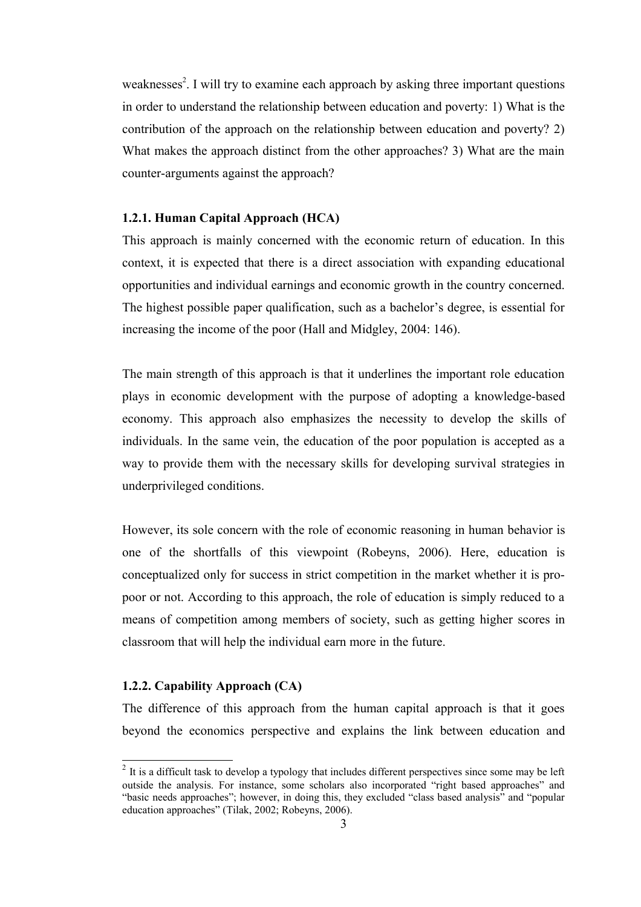weaknesses[2]. I will try to examine each approach by asking three important questions in order to understand the relationship between education and poverty: 1) What is the contribution of the approach on the relationship between education and poverty? 2) What makes the approach distinct from the other approaches? 3) What are the main counter-arguments against the approach?

### 1.2.1. Human Capital Approach (HCA)

This approach is mainly concerned with the economic return of education. In this context, it is expected that there is a direct association with expanding educational opportunities and individual earnings and economic growth in the country concerned. The highest possible paper qualification, such as a bachelor's degree, is essential for increasing the income of the poor (Hall and Midgley, 2004: 146).

The main strength of this approach is that it underlines the important role education plays in economic development with the purpose of adopting a knowledge-based economy. This approach also emphasizes the necessity to develop the skills of individuals. In the same vein, the education of the poor population is accepted as a way to provide them with the necessary skills for developing survival strategies in underprivileged conditions.

However, its sole concern with the role of economic reasoning in human behavior is one of the shortfalls of this viewpoint (Robeyns, 2006). Here, education is conceptualized only for success in strict competition in the market whether it is pro-poor or not. According to this approach, the role of education is simply reduced to a means of competition among members of society, such as getting higher scores in classroom that will help the individual earn more in the future.

### 1.2.2. Capability Approach (CA)

The difference of this approach from the human capital approach is that it goes beyond the economics perspective and explains the link between education and

---

[2] It is a difficult task to develop a typology that includes different perspectives since some may be left outside the analysis. For instance, some scholars also incorporated "right based approaches" and "basic needs approaches"; however, in doing this, they excluded "class based analysis" and "popular education approaches" (Tilak, 2002; Robeyns, 2006).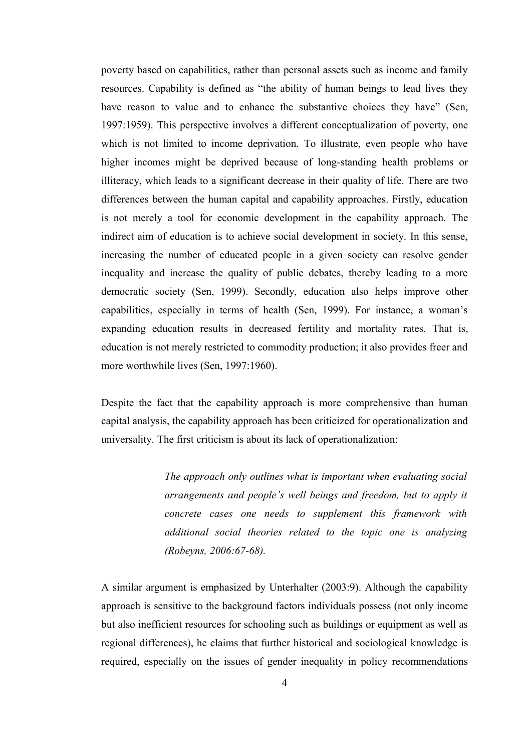poverty based on capabilities, rather than personal assets such as income and family resources. Capability is defined as "the ability of human beings to lead lives they have reason to value and to enhance the substantive choices they have" (Sen, 1997:1959). This perspective involves a different conceptualization of poverty, one which is not limited to income deprivation. To illustrate, even people who have higher incomes might be deprived because of long-standing health problems or illiteracy, which leads to a significant decrease in their quality of life. There are two differences between the human capital and capability approaches. Firstly, education is not merely a tool for economic development in the capability approach. The indirect aim of education is to achieve social development in society. In this sense, increasing the number of educated people in a given society can resolve gender inequality and increase the quality of public debates, thereby leading to a more democratic society (Sen, 1999). Secondly, education also helps improve other capabilities, especially in terms of health (Sen, 1999). For instance, a woman's expanding education results in decreased fertility and mortality rates. That is, education is not merely restricted to commodity production; it also provides freer and more worthwhile lives (Sen, 1997:1960).

Despite the fact that the capability approach is more comprehensive than human capital analysis, the capability approach has been criticized for operationalization and universality. The first criticism is about its lack of operationalization:

> *The approach only outlines what is important when evaluating social arrangements and people's well beings and freedom, but to apply it concrete cases one needs to supplement this framework with additional social theories related to the topic one is analyzing (Robeyns, 2006:67-68).*

A similar argument is emphasized by Unterhalter (2003:9). Although the capability approach is sensitive to the background factors individuals possess (not only income but also inefficient resources for schooling such as buildings or equipment as well as regional differences), he claims that further historical and sociological knowledge is required, especially on the issues of gender inequality in policy recommendations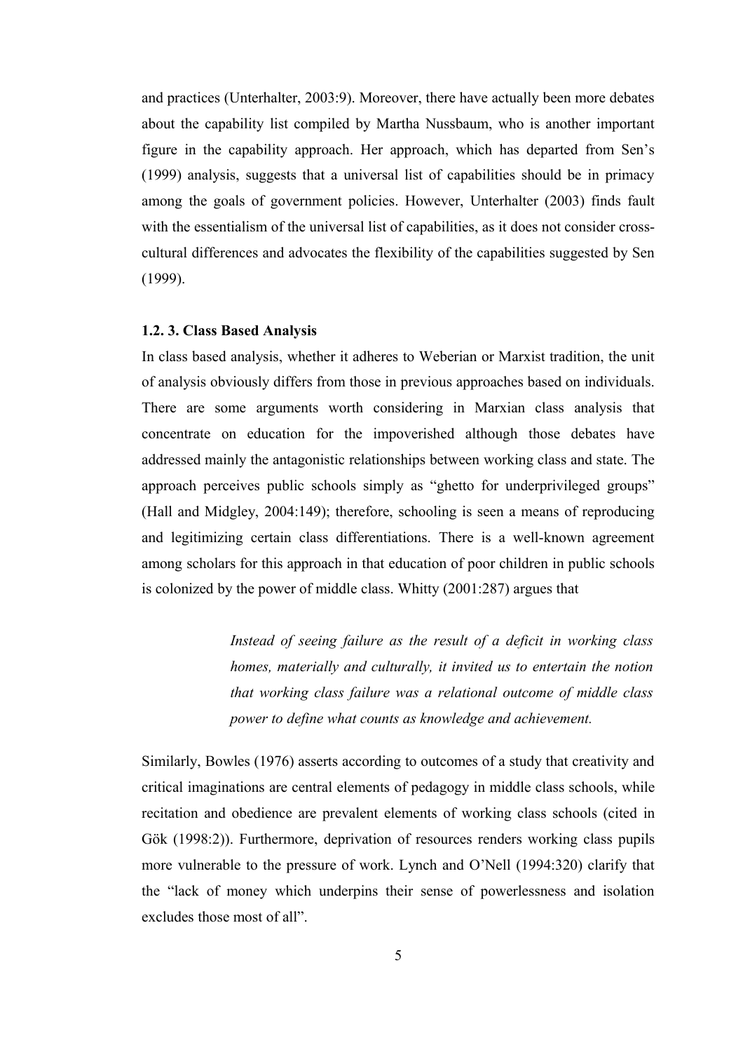and practices (Unterhalter, 2003:9). Moreover, there have actually been more debates about the capability list compiled by Martha Nussbaum, who is another important figure in the capability approach. Her approach, which has departed from Sen's (1999) analysis, suggests that a universal list of capabilities should be in primacy among the goals of government policies. However, Unterhalter (2003) finds fault with the essentialism of the universal list of capabilities, as it does not consider cross-cultural differences and advocates the flexibility of the capabilities suggested by Sen (1999).

### 1.2. 3. Class Based Analysis

In class based analysis, whether it adheres to Weberian or Marxist tradition, the unit of analysis obviously differs from those in previous approaches based on individuals. There are some arguments worth considering in Marxian class analysis that concentrate on education for the impoverished although those debates have addressed mainly the antagonistic relationships between working class and state. The approach perceives public schools simply as "ghetto for underprivileged groups" (Hall and Midgley, 2004:149); therefore, schooling is seen a means of reproducing and legitimizing certain class differentiations. There is a well-known agreement among scholars for this approach in that education of poor children in public schools is colonized by the power of middle class. Whitty (2001:287) argues that

> *Instead of seeing failure as the result of a deficit in working class homes, materially and culturally, it invited us to entertain the notion that working class failure was a relational outcome of middle class power to define what counts as knowledge and achievement.*

Similarly, Bowles (1976) asserts according to outcomes of a study that creativity and critical imaginations are central elements of pedagogy in middle class schools, while recitation and obedience are prevalent elements of working class schools (cited in Gök (1998:2)). Furthermore, deprivation of resources renders working class pupils more vulnerable to the pressure of work. Lynch and O'Nell (1994:320) clarify that the "lack of money which underpins their sense of powerlessness and isolation excludes those most of all".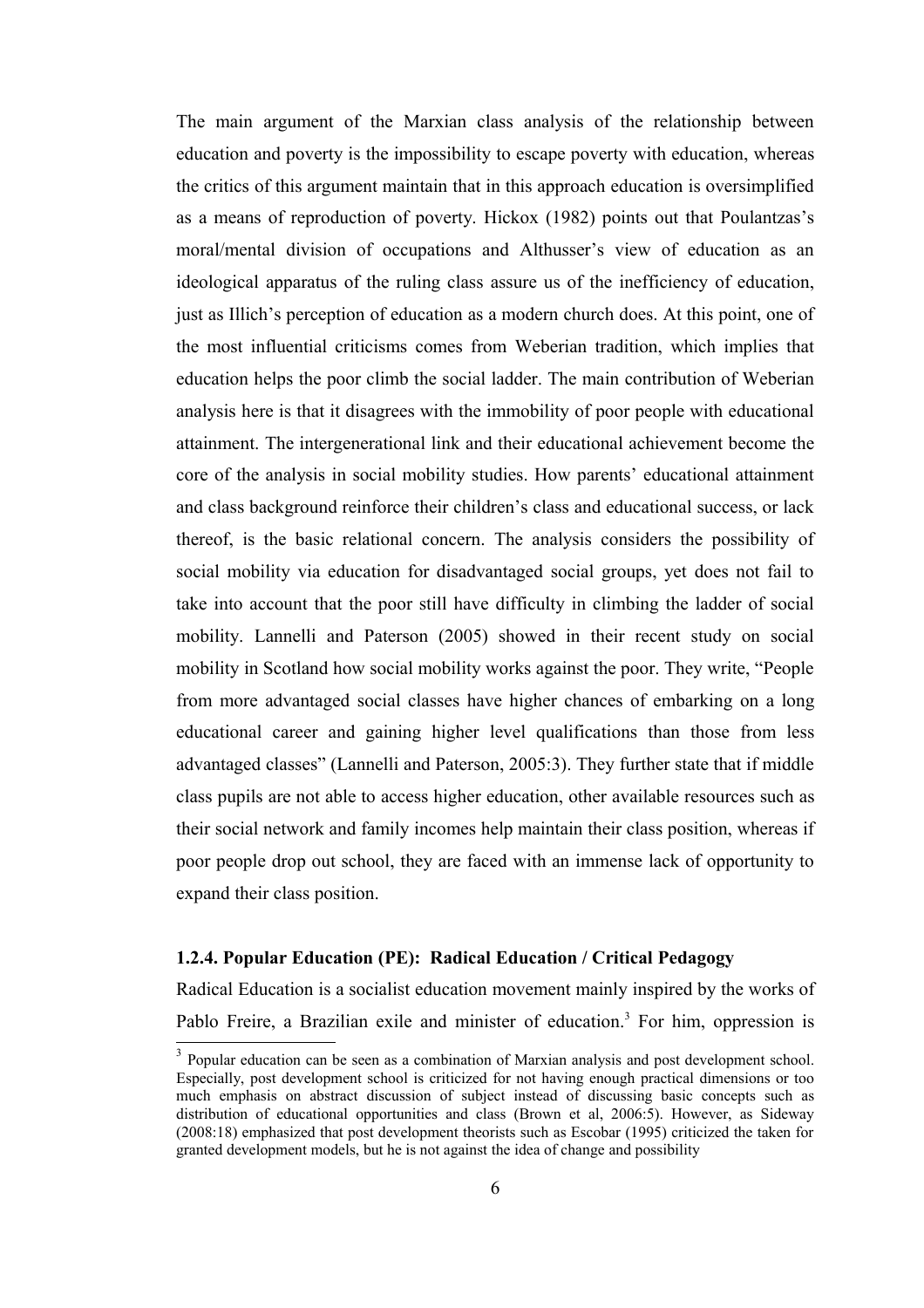The main argument of the Marxian class analysis of the relationship between education and poverty is the impossibility to escape poverty with education, whereas the critics of this argument maintain that in this approach education is oversimplified as a means of reproduction of poverty. Hickox (1982) points out that Poulantzas's moral/mental division of occupations and Althusser's view of education as an ideological apparatus of the ruling class assure us of the inefficiency of education, just as Illich's perception of education as a modern church does. At this point, one of the most influential criticisms comes from Weberian tradition, which implies that education helps the poor climb the social ladder. The main contribution of Weberian analysis here is that it disagrees with the immobility of poor people with educational attainment. The intergenerational link and their educational achievement become the core of the analysis in social mobility studies. How parents' educational attainment and class background reinforce their children's class and educational success, or lack thereof, is the basic relational concern. The analysis considers the possibility of social mobility via education for disadvantaged social groups, yet does not fail to take into account that the poor still have difficulty in climbing the ladder of social mobility. Lannelli and Paterson (2005) showed in their recent study on social mobility in Scotland how social mobility works against the poor. They write, "People from more advantaged social classes have higher chances of embarking on a long educational career and gaining higher level qualifications than those from less advantaged classes" (Lannelli and Paterson, 2005:3). They further state that if middle class pupils are not able to access higher education, other available resources such as their social network and family incomes help maintain their class position, whereas if poor people drop out school, they are faced with an immense lack of opportunity to expand their class position.

### 1.2.4. Popular Education (PE): Radical Education / Critical Pedagogy

Radical Education is a socialist education movement mainly inspired by the works of Pablo Freire, a Brazilian exile and minister of education.[3] For him, oppression is

[3] Popular education can be seen as a combination of Marxian analysis and post development school. Especially, post development school is criticized for not having enough practical dimensions or too much emphasis on abstract discussion of subject instead of discussing basic concepts such as distribution of educational opportunities and class (Brown et al, 2006:5). However, as Sideway (2008:18) emphasized that post development theorists such as Escobar (1995) criticized the taken for granted development models, but he is not against the idea of change and possibility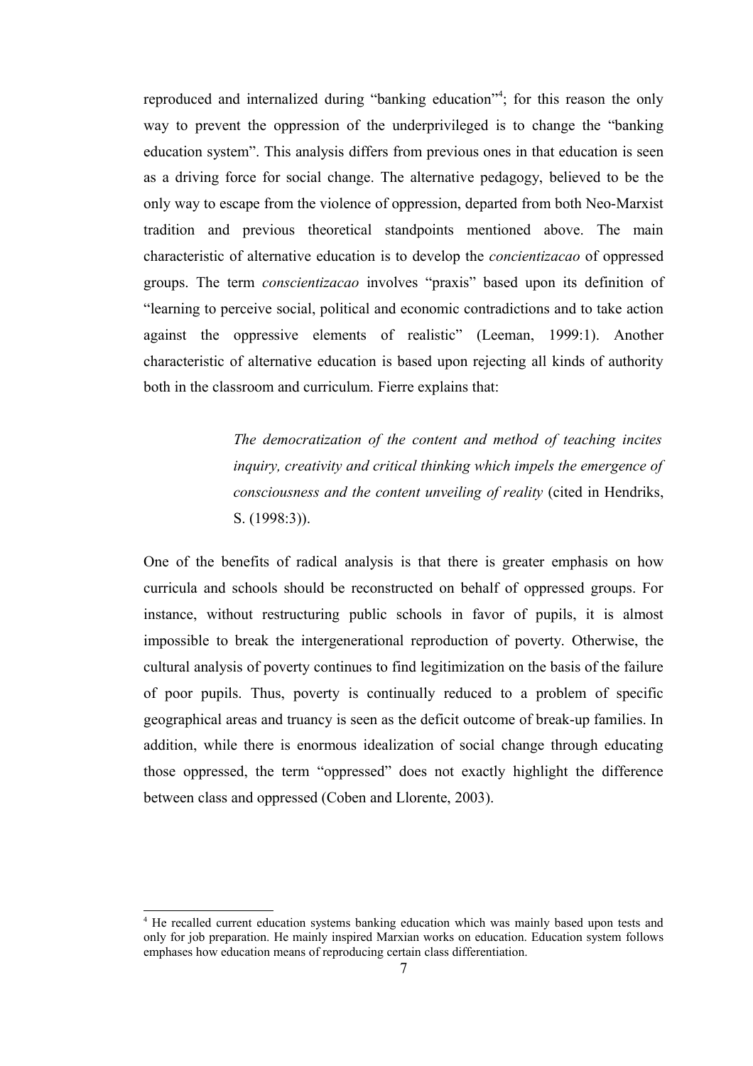reproduced and internalized during "banking education"[4]; for this reason the only way to prevent the oppression of the underprivileged is to change the "banking education system". This analysis differs from previous ones in that education is seen as a driving force for social change. The alternative pedagogy, believed to be the only way to escape from the violence of oppression, departed from both Neo-Marxist tradition and previous theoretical standpoints mentioned above. The main characteristic of alternative education is to develop the *concientizacao* of oppressed groups. The term *conscientizacao* involves "praxis" based upon its definition of "learning to perceive social, political and economic contradictions and to take action against the oppressive elements of realistic" (Leeman, 1999:1). Another characteristic of alternative education is based upon rejecting all kinds of authority both in the classroom and curriculum. Fierre explains that:

> *The democratization of the content and method of teaching incites inquiry, creativity and critical thinking which impels the emergence of consciousness and the content unveiling of reality* (cited in Hendriks, S. (1998:3)).

One of the benefits of radical analysis is that there is greater emphasis on how curricula and schools should be reconstructed on behalf of oppressed groups. For instance, without restructuring public schools in favor of pupils, it is almost impossible to break the intergenerational reproduction of poverty. Otherwise, the cultural analysis of poverty continues to find legitimization on the basis of the failure of poor pupils. Thus, poverty is continually reduced to a problem of specific geographical areas and truancy is seen as the deficit outcome of break-up families. In addition, while there is enormous idealization of social change through educating those oppressed, the term "oppressed" does not exactly highlight the difference between class and oppressed (Coben and Llorente, 2003).

[4] He recalled current education systems banking education which was mainly based upon tests and only for job preparation. He mainly inspired Marxian works on education. Education system follows emphases how education means of reproducing certain class differentiation.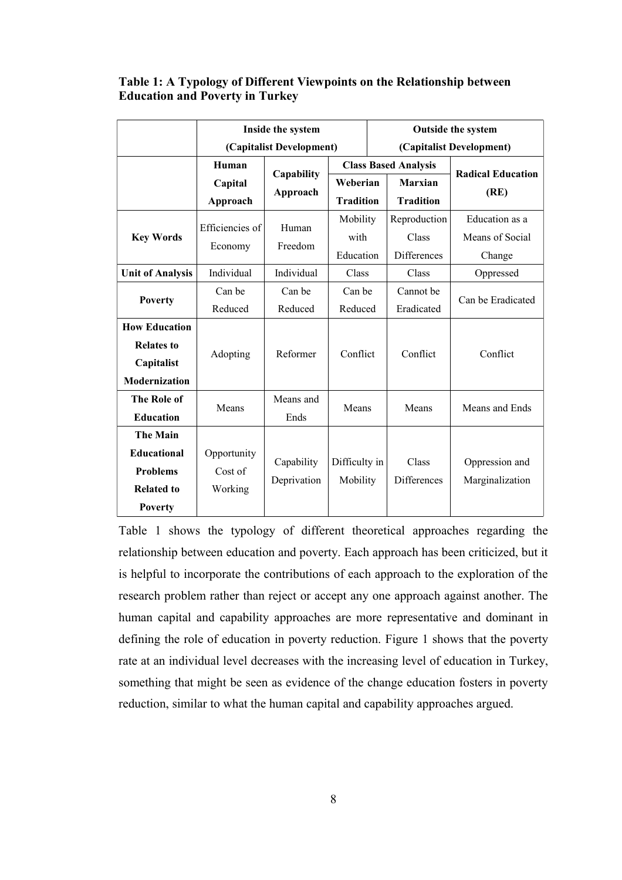**Table 1: A Typology of Different Viewpoints on the Relationship between Education and Poverty in Turkey**

| | Inside the system (Capitalist Development) | | | Outside the system (Capitalist Development) | |
|---|---|---|---|---|---|
| | Human Capital Approach | Capability Approach | Class Based Analysis | | Radical Education (RE) |
| | | | Weberian Tradition | Marxian Tradition | |
| **Key Words** | Efficiencies of Economy | Human Freedom | Mobility with Education | Reproduction Class Differences | Education as a Means of Social Change |
| **Unit of Analysis** | Individual | Individual | Class | Class | Oppressed |
| **Poverty** | Can be Reduced | Can be Reduced | Can be Reduced | Cannot be Eradicated | Can be Eradicated |
| **How Education Relates to Capitalist Modernization** | Adopting | Reformer | Conflict | Conflict | Conflict |
| **The Role of Education** | Means | Means and Ends | Means | Means | Means and Ends |
| **The Main Educational Problems Related to Poverty** | Opportunity Cost of Working | Capability Deprivation | Difficulty in Mobility | Class Differences | Oppression and Marginalization |

Table 1 shows the typology of different theoretical approaches regarding the relationship between education and poverty. Each approach has been criticized, but it is helpful to incorporate the contributions of each approach to the exploration of the research problem rather than reject or accept any one approach against another. The human capital and capability approaches are more representative and dominant in defining the role of education in poverty reduction. Figure 1 shows that the poverty rate at an individual level decreases with the increasing level of education in Turkey, something that might be seen as evidence of the change education fosters in poverty reduction, similar to what the human capital and capability approaches argued.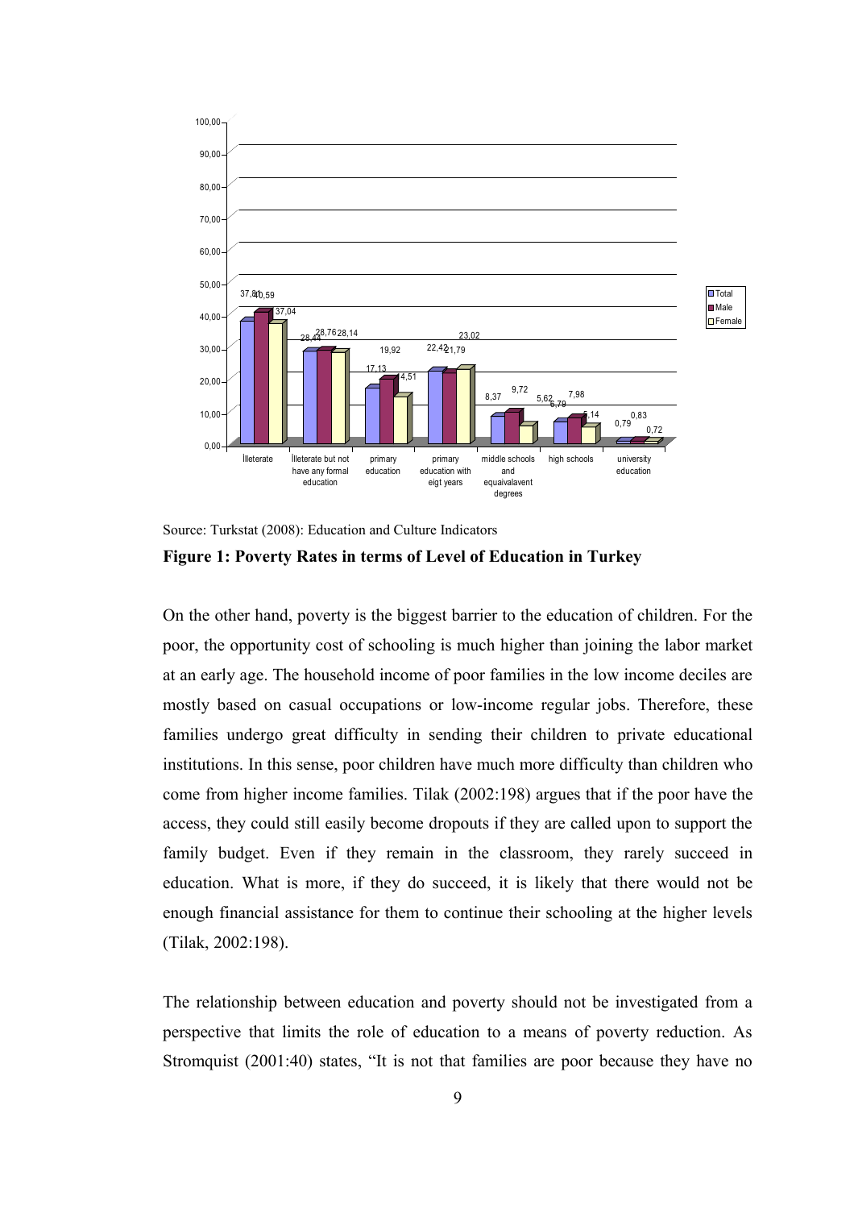Source: Turkstat (2008): Education and Culture Indicators

**Figure 1: Poverty Rates in terms of Level of Education in Turkey**

On the other hand, poverty is the biggest barrier to the education of children. For the poor, the opportunity cost of schooling is much higher than joining the labor market at an early age. The household income of poor families in the low income deciles are mostly based on casual occupations or low-income regular jobs. Therefore, these families undergo great difficulty in sending their children to private educational institutions. In this sense, poor children have much more difficulty than children who come from higher income families. Tilak (2002:198) argues that if the poor have the access, they could still easily become dropouts if they are called upon to support the family budget. Even if they remain in the classroom, they rarely succeed in education. What is more, if they do succeed, it is likely that there would not be enough financial assistance for them to continue their schooling at the higher levels (Tilak, 2002:198).

The relationship between education and poverty should not be investigated from a perspective that limits the role of education to a means of poverty reduction. As Stromquist (2001:40) states, "It is not that families are poor because they have no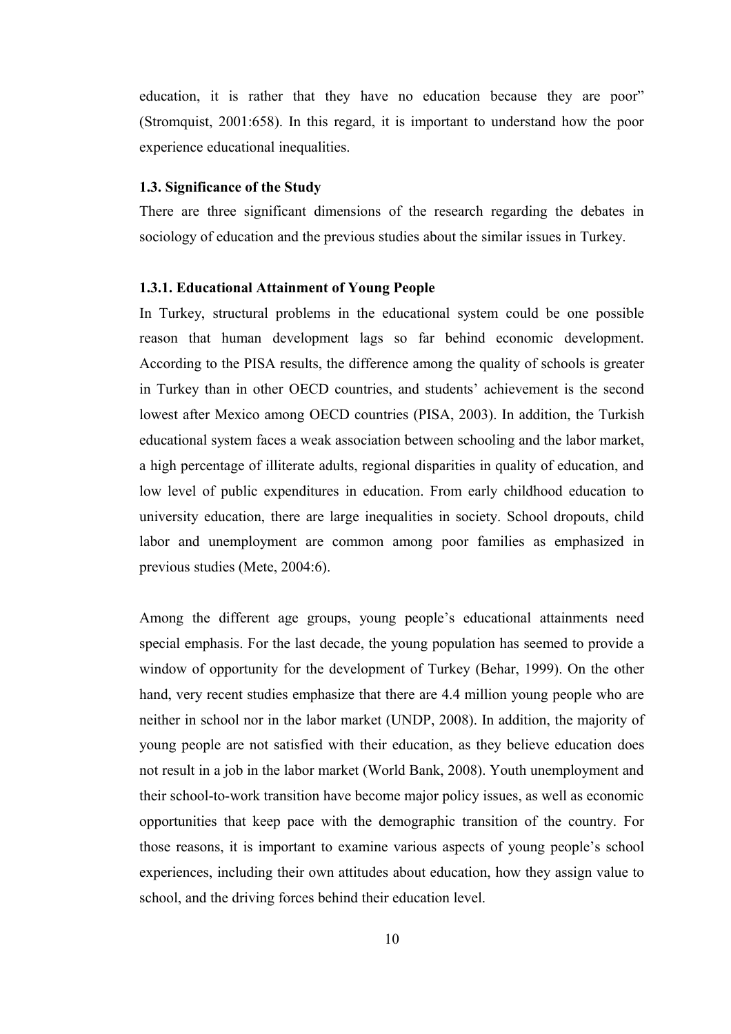education, it is rather that they have no education because they are poor" (Stromquist, 2001:658). In this regard, it is important to understand how the poor experience educational inequalities.

### 1.3. Significance of the Study

There are three significant dimensions of the research regarding the debates in sociology of education and the previous studies about the similar issues in Turkey.

#### 1.3.1. Educational Attainment of Young People

In Turkey, structural problems in the educational system could be one possible reason that human development lags so far behind economic development. According to the PISA results, the difference among the quality of schools is greater in Turkey than in other OECD countries, and students' achievement is the second lowest after Mexico among OECD countries (PISA, 2003). In addition, the Turkish educational system faces a weak association between schooling and the labor market, a high percentage of illiterate adults, regional disparities in quality of education, and low level of public expenditures in education. From early childhood education to university education, there are large inequalities in society. School dropouts, child labor and unemployment are common among poor families as emphasized in previous studies (Mete, 2004:6).

Among the different age groups, young people's educational attainments need special emphasis. For the last decade, the young population has seemed to provide a window of opportunity for the development of Turkey (Behar, 1999). On the other hand, very recent studies emphasize that there are 4.4 million young people who are neither in school nor in the labor market (UNDP, 2008). In addition, the majority of young people are not satisfied with their education, as they believe education does not result in a job in the labor market (World Bank, 2008). Youth unemployment and their school-to-work transition have become major policy issues, as well as economic opportunities that keep pace with the demographic transition of the country. For those reasons, it is important to examine various aspects of young people's school experiences, including their own attitudes about education, how they assign value to school, and the driving forces behind their education level.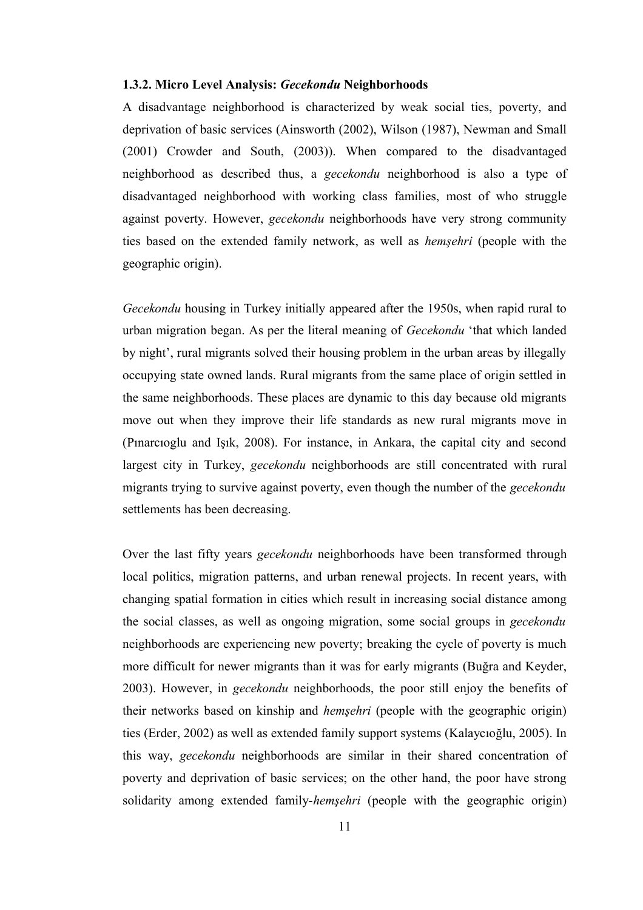### 1.3.2. Micro Level Analysis: *Gecekondu* Neighborhoods

A disadvantage neighborhood is characterized by weak social ties, poverty, and deprivation of basic services (Ainsworth (2002), Wilson (1987), Newman and Small (2001) Crowder and South, (2003)). When compared to the disadvantaged neighborhood as described thus, a *gecekondu* neighborhood is also a type of disadvantaged neighborhood with working class families, most of who struggle against poverty. However, *gecekondu* neighborhoods have very strong community ties based on the extended family network, as well as *hemşehri* (people with the geographic origin).

*Gecekondu* housing in Turkey initially appeared after the 1950s, when rapid rural to urban migration began. As per the literal meaning of *Gecekondu* 'that which landed by night', rural migrants solved their housing problem in the urban areas by illegally occupying state owned lands. Rural migrants from the same place of origin settled in the same neighborhoods. These places are dynamic to this day because old migrants move out when they improve their life standards as new rural migrants move in (Pınarcıoglu and Işık, 2008). For instance, in Ankara, the capital city and second largest city in Turkey, *gecekondu* neighborhoods are still concentrated with rural migrants trying to survive against poverty, even though the number of the *gecekondu* settlements has been decreasing.

Over the last fifty years *gecekondu* neighborhoods have been transformed through local politics, migration patterns, and urban renewal projects. In recent years, with changing spatial formation in cities which result in increasing social distance among the social classes, as well as ongoing migration, some social groups in *gecekondu* neighborhoods are experiencing new poverty; breaking the cycle of poverty is much more difficult for newer migrants than it was for early migrants (Buğra and Keyder, 2003). However, in *gecekondu* neighborhoods, the poor still enjoy the benefits of their networks based on kinship and *hemşehri* (people with the geographic origin) ties (Erder, 2002) as well as extended family support systems (Kalaycıoğlu, 2005). In this way, *gecekondu* neighborhoods are similar in their shared concentration of poverty and deprivation of basic services; on the other hand, the poor have strong solidarity among extended family-*hemşehri* (people with the geographic origin)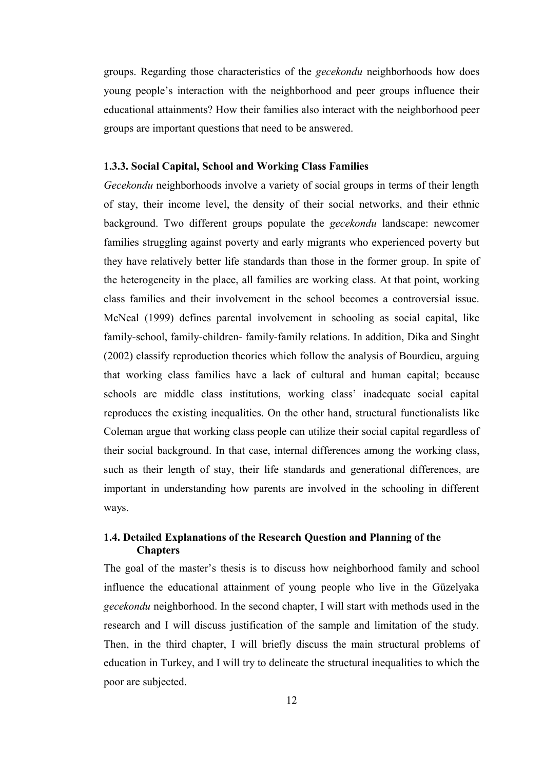groups. Regarding those characteristics of the *gecekondu* neighborhoods how does young people's interaction with the neighborhood and peer groups influence their educational attainments? How their families also interact with the neighborhood peer groups are important questions that need to be answered.

### 1.3.3. Social Capital, School and Working Class Families

*Gecekondu* neighborhoods involve a variety of social groups in terms of their length of stay, their income level, the density of their social networks, and their ethnic background. Two different groups populate the *gecekondu* landscape: newcomer families struggling against poverty and early migrants who experienced poverty but they have relatively better life standards than those in the former group. In spite of the heterogeneity in the place, all families are working class. At that point, working class families and their involvement in the school becomes a controversial issue. McNeal (1999) defines parental involvement in schooling as social capital, like family-school, family-children- family-family relations. In addition, Dika and Singht (2002) classify reproduction theories which follow the analysis of Bourdieu, arguing that working class families have a lack of cultural and human capital; because schools are middle class institutions, working class' inadequate social capital reproduces the existing inequalities. On the other hand, structural functionalists like Coleman argue that working class people can utilize their social capital regardless of their social background. In that case, internal differences among the working class, such as their length of stay, their life standards and generational differences, are important in understanding how parents are involved in the schooling in different ways.

## 1.4. Detailed Explanations of the Research Question and Planning of the Chapters

The goal of the master's thesis is to discuss how neighborhood family and school influence the educational attainment of young people who live in the Güzelyaka *gecekondu* neighborhood. In the second chapter, I will start with methods used in the research and I will discuss justification of the sample and limitation of the study. Then, in the third chapter, I will briefly discuss the main structural problems of education in Turkey, and I will try to delineate the structural inequalities to which the poor are subjected.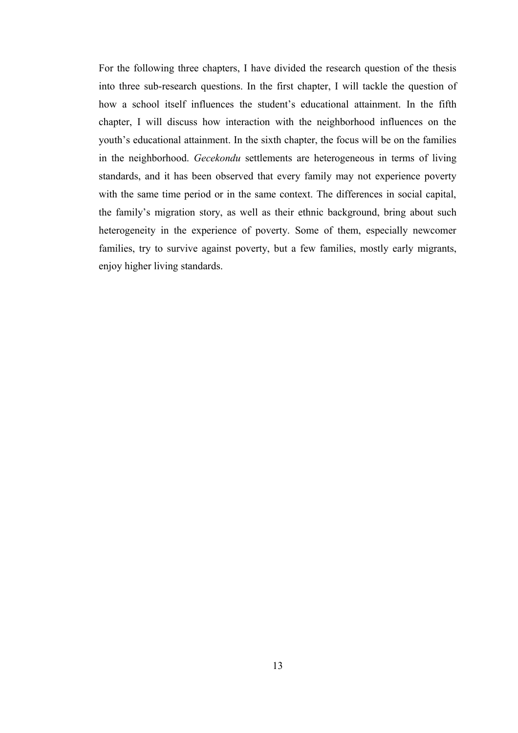For the following three chapters, I have divided the research question of the thesis into three sub-research questions. In the first chapter, I will tackle the question of how a school itself influences the student's educational attainment. In the fifth chapter, I will discuss how interaction with the neighborhood influences on the youth's educational attainment. In the sixth chapter, the focus will be on the families in the neighborhood. *Gecekondu* settlements are heterogeneous in terms of living standards, and it has been observed that every family may not experience poverty with the same time period or in the same context. The differences in social capital, the family's migration story, as well as their ethnic background, bring about such heterogeneity in the experience of poverty. Some of them, especially newcomer families, try to survive against poverty, but a few families, mostly early migrants, enjoy higher living standards.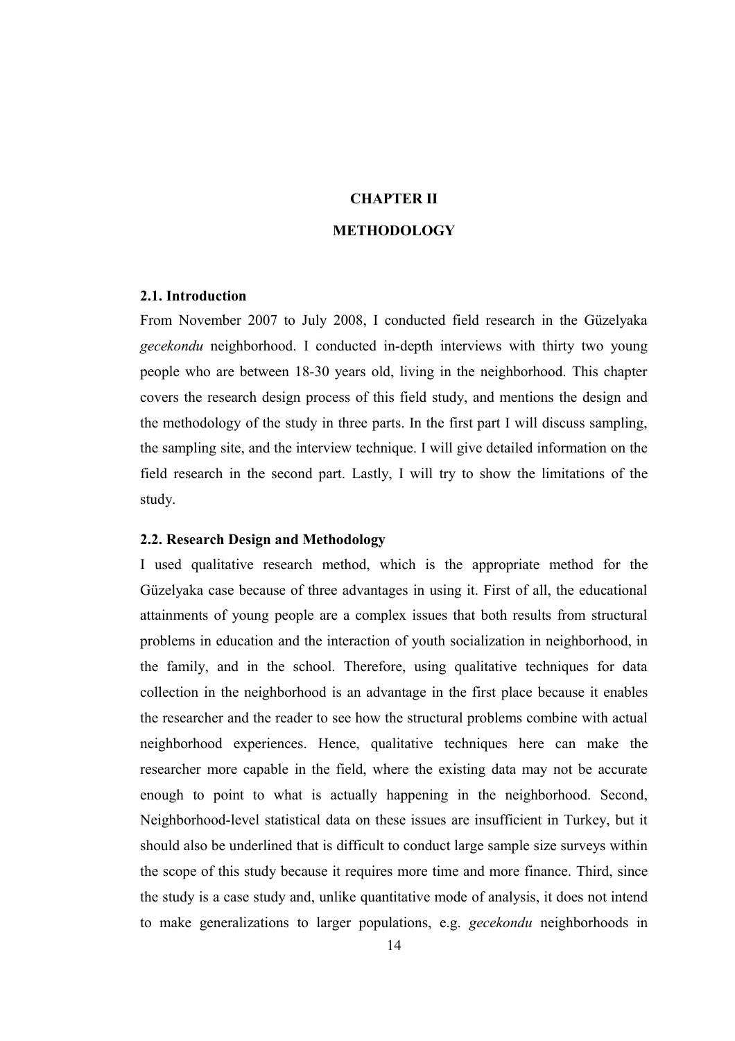# CHAPTER II

# METHODOLOGY

## 2.1. Introduction

From November 2007 to July 2008, I conducted field research in the Güzelyaka *gecekondu* neighborhood. I conducted in-depth interviews with thirty two young people who are between 18-30 years old, living in the neighborhood. This chapter covers the research design process of this field study, and mentions the design and the methodology of the study in three parts. In the first part I will discuss sampling, the sampling site, and the interview technique. I will give detailed information on the field research in the second part. Lastly, I will try to show the limitations of the study.

## 2.2. Research Design and Methodology

I used qualitative research method, which is the appropriate method for the Güzelyaka case because of three advantages in using it. First of all, the educational attainments of young people are a complex issues that both results from structural problems in education and the interaction of youth socialization in neighborhood, in the family, and in the school. Therefore, using qualitative techniques for data collection in the neighborhood is an advantage in the first place because it enables the researcher and the reader to see how the structural problems combine with actual neighborhood experiences. Hence, qualitative techniques here can make the researcher more capable in the field, where the existing data may not be accurate enough to point to what is actually happening in the neighborhood. Second, Neighborhood-level statistical data on these issues are insufficient in Turkey, but it should also be underlined that is difficult to conduct large sample size surveys within the scope of this study because it requires more time and more finance. Third, since the study is a case study and, unlike quantitative mode of analysis, it does not intend to make generalizations to larger populations, e.g. *gecekondu* neighborhoods in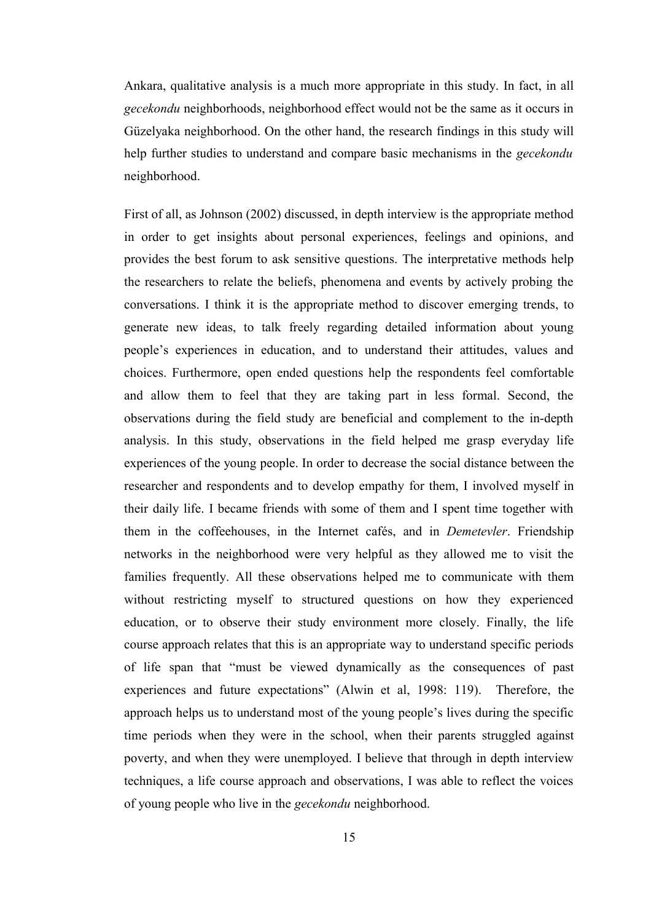Ankara, qualitative analysis is a much more appropriate in this study. In fact, in all *gecekondu* neighborhoods, neighborhood effect would not be the same as it occurs in Güzelyaka neighborhood. On the other hand, the research findings in this study will help further studies to understand and compare basic mechanisms in the *gecekondu* neighborhood.

First of all, as Johnson (2002) discussed, in depth interview is the appropriate method in order to get insights about personal experiences, feelings and opinions, and provides the best forum to ask sensitive questions. The interpretative methods help the researchers to relate the beliefs, phenomena and events by actively probing the conversations. I think it is the appropriate method to discover emerging trends, to generate new ideas, to talk freely regarding detailed information about young people's experiences in education, and to understand their attitudes, values and choices. Furthermore, open ended questions help the respondents feel comfortable and allow them to feel that they are taking part in less formal. Second, the observations during the field study are beneficial and complement to the in-depth analysis. In this study, observations in the field helped me grasp everyday life experiences of the young people. In order to decrease the social distance between the researcher and respondents and to develop empathy for them, I involved myself in their daily life. I became friends with some of them and I spent time together with them in the coffeehouses, in the Internet cafés, and in *Demetevler*. Friendship networks in the neighborhood were very helpful as they allowed me to visit the families frequently. All these observations helped me to communicate with them without restricting myself to structured questions on how they experienced education, or to observe their study environment more closely. Finally, the life course approach relates that this is an appropriate way to understand specific periods of life span that "must be viewed dynamically as the consequences of past experiences and future expectations" (Alwin et al, 1998: 119). Therefore, the approach helps us to understand most of the young people's lives during the specific time periods when they were in the school, when their parents struggled against poverty, and when they were unemployed. I believe that through in depth interview techniques, a life course approach and observations, I was able to reflect the voices of young people who live in the *gecekondu* neighborhood.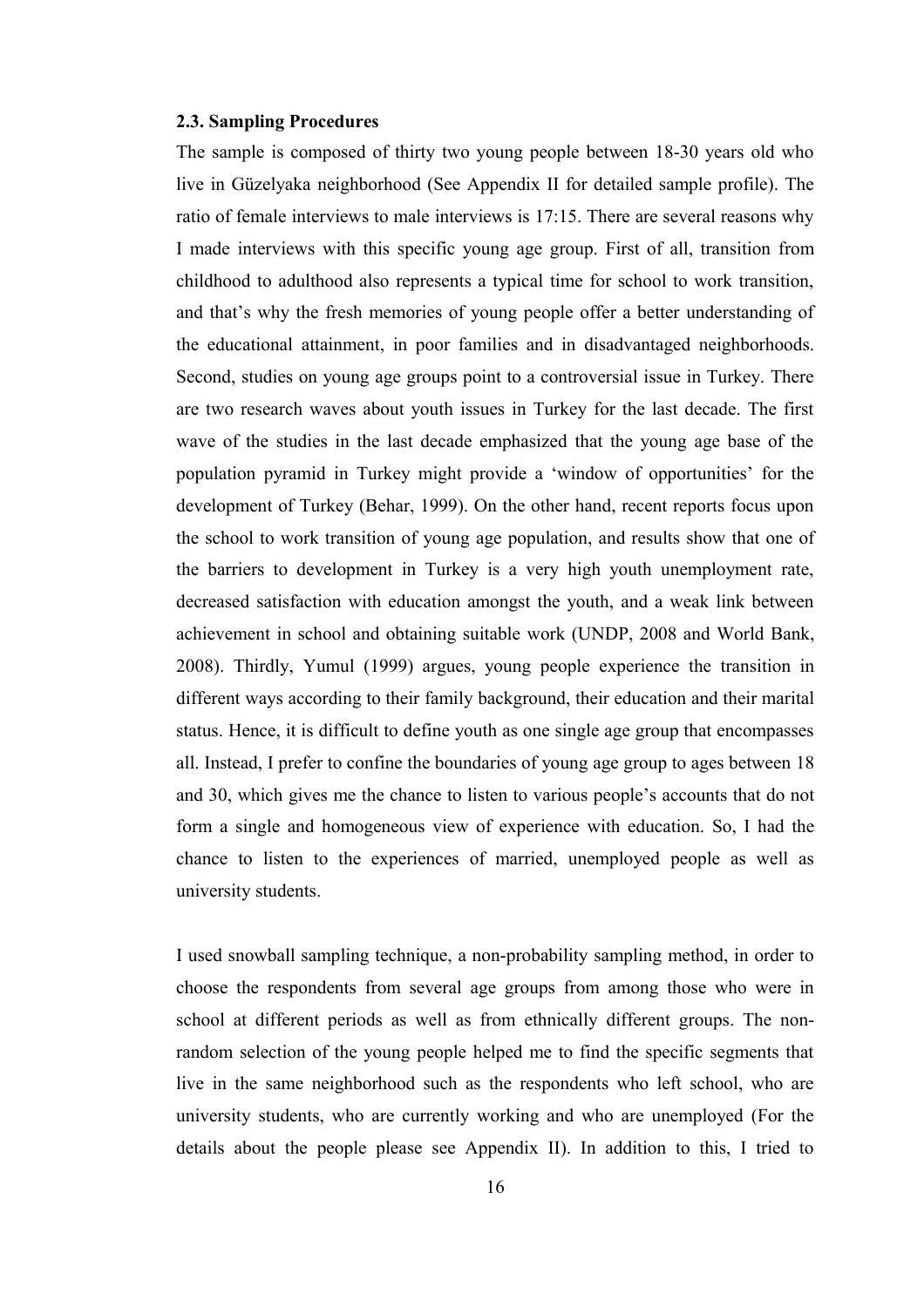### 2.3. Sampling Procedures

The sample is composed of thirty two young people between 18-30 years old who live in Güzelyaka neighborhood (See Appendix II for detailed sample profile). The ratio of female interviews to male interviews is 17:15. There are several reasons why I made interviews with this specific young age group. First of all, transition from childhood to adulthood also represents a typical time for school to work transition, and that's why the fresh memories of young people offer a better understanding of the educational attainment, in poor families and in disadvantaged neighborhoods. Second, studies on young age groups point to a controversial issue in Turkey. There are two research waves about youth issues in Turkey for the last decade. The first wave of the studies in the last decade emphasized that the young age base of the population pyramid in Turkey might provide a 'window of opportunities' for the development of Turkey (Behar, 1999). On the other hand, recent reports focus upon the school to work transition of young age population, and results show that one of the barriers to development in Turkey is a very high youth unemployment rate, decreased satisfaction with education amongst the youth, and a weak link between achievement in school and obtaining suitable work (UNDP, 2008 and World Bank, 2008). Thirdly, Yumul (1999) argues, young people experience the transition in different ways according to their family background, their education and their marital status. Hence, it is difficult to define youth as one single age group that encompasses all. Instead, I prefer to confine the boundaries of young age group to ages between 18 and 30, which gives me the chance to listen to various people's accounts that do not form a single and homogeneous view of experience with education. So, I had the chance to listen to the experiences of married, unemployed people as well as university students.

I used snowball sampling technique, a non-probability sampling method, in order to choose the respondents from several age groups from among those who were in school at different periods as well as from ethnically different groups. The non-random selection of the young people helped me to find the specific segments that live in the same neighborhood such as the respondents who left school, who are university students, who are currently working and who are unemployed (For the details about the people please see Appendix II). In addition to this, I tried to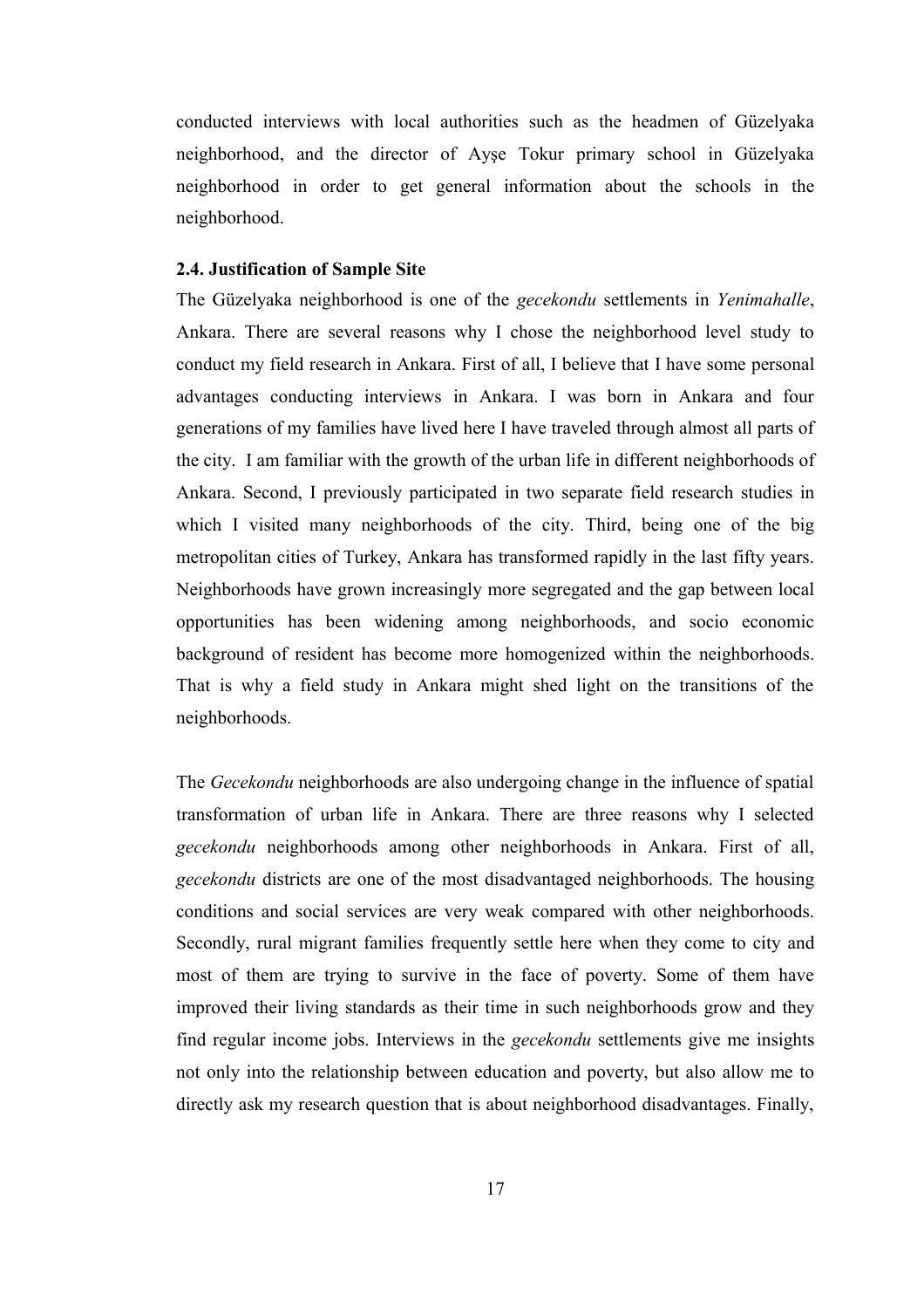conducted interviews with local authorities such as the headmen of Güzelyaka neighborhood, and the director of Ayşe Tokur primary school in Güzelyaka neighborhood in order to get general information about the schools in the neighborhood.

### 2.4. Justification of Sample Site

The Güzelyaka neighborhood is one of the *gecekondu* settlements in *Yenimahalle*, Ankara. There are several reasons why I chose the neighborhood level study to conduct my field research in Ankara. First of all, I believe that I have some personal advantages conducting interviews in Ankara. I was born in Ankara and four generations of my families have lived here I have traveled through almost all parts of the city. I am familiar with the growth of the urban life in different neighborhoods of Ankara. Second, I previously participated in two separate field research studies in which I visited many neighborhoods of the city. Third, being one of the big metropolitan cities of Turkey, Ankara has transformed rapidly in the last fifty years. Neighborhoods have grown increasingly more segregated and the gap between local opportunities has been widening among neighborhoods, and socio economic background of resident has become more homogenized within the neighborhoods. That is why a field study in Ankara might shed light on the transitions of the neighborhoods.

The *Gecekondu* neighborhoods are also undergoing change in the influence of spatial transformation of urban life in Ankara. There are three reasons why I selected *gecekondu* neighborhoods among other neighborhoods in Ankara. First of all, *gecekondu* districts are one of the most disadvantaged neighborhoods. The housing conditions and social services are very weak compared with other neighborhoods. Secondly, rural migrant families frequently settle here when they come to city and most of them are trying to survive in the face of poverty. Some of them have improved their living standards as their time in such neighborhoods grow and they find regular income jobs. Interviews in the *gecekondu* settlements give me insights not only into the relationship between education and poverty, but also allow me to directly ask my research question that is about neighborhood disadvantages. Finally,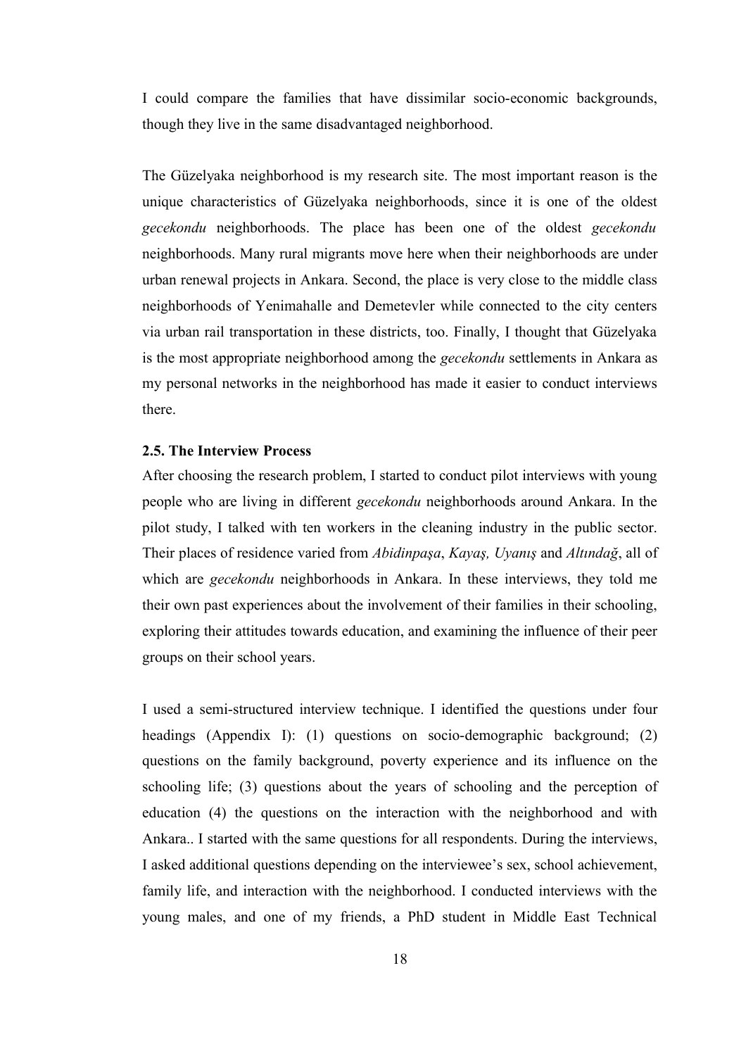I could compare the families that have dissimilar socio-economic backgrounds, though they live in the same disadvantaged neighborhood.

The Güzelyaka neighborhood is my research site. The most important reason is the unique characteristics of Güzelyaka neighborhoods, since it is one of the oldest *gecekondu* neighborhoods. The place has been one of the oldest *gecekondu* neighborhoods. Many rural migrants move here when their neighborhoods are under urban renewal projects in Ankara. Second, the place is very close to the middle class neighborhoods of Yenimahalle and Demetevler while connected to the city centers via urban rail transportation in these districts, too. Finally, I thought that Güzelyaka is the most appropriate neighborhood among the *gecekondu* settlements in Ankara as my personal networks in the neighborhood has made it easier to conduct interviews there.

### 2.5. The Interview Process

After choosing the research problem, I started to conduct pilot interviews with young people who are living in different *gecekondu* neighborhoods around Ankara. In the pilot study, I talked with ten workers in the cleaning industry in the public sector. Their places of residence varied from *Abidinpaşa*, *Kayaş, Uyanış* and *Altındağ*, all of which are *gecekondu* neighborhoods in Ankara. In these interviews, they told me their own past experiences about the involvement of their families in their schooling, exploring their attitudes towards education, and examining the influence of their peer groups on their school years.

I used a semi-structured interview technique. I identified the questions under four headings (Appendix I): (1) questions on socio-demographic background; (2) questions on the family background, poverty experience and its influence on the schooling life; (3) questions about the years of schooling and the perception of education (4) the questions on the interaction with the neighborhood and with Ankara.. I started with the same questions for all respondents. During the interviews, I asked additional questions depending on the interviewee's sex, school achievement, family life, and interaction with the neighborhood. I conducted interviews with the young males, and one of my friends, a PhD student in Middle East Technical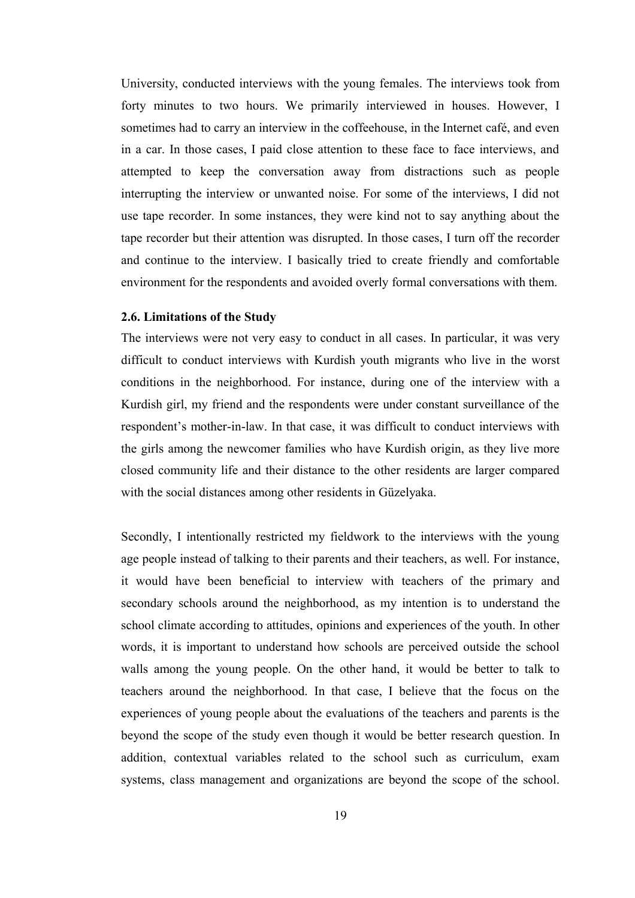University, conducted interviews with the young females. The interviews took from forty minutes to two hours. We primarily interviewed in houses. However, I sometimes had to carry an interview in the coffeehouse, in the Internet café, and even in a car. In those cases, I paid close attention to these face to face interviews, and attempted to keep the conversation away from distractions such as people interrupting the interview or unwanted noise. For some of the interviews, I did not use tape recorder. In some instances, they were kind not to say anything about the tape recorder but their attention was disrupted. In those cases, I turn off the recorder and continue to the interview. I basically tried to create friendly and comfortable environment for the respondents and avoided overly formal conversations with them.

### 2.6. Limitations of the Study

The interviews were not very easy to conduct in all cases. In particular, it was very difficult to conduct interviews with Kurdish youth migrants who live in the worst conditions in the neighborhood. For instance, during one of the interview with a Kurdish girl, my friend and the respondents were under constant surveillance of the respondent's mother-in-law. In that case, it was difficult to conduct interviews with the girls among the newcomer families who have Kurdish origin, as they live more closed community life and their distance to the other residents are larger compared with the social distances among other residents in Güzelyaka.

Secondly, I intentionally restricted my fieldwork to the interviews with the young age people instead of talking to their parents and their teachers, as well. For instance, it would have been beneficial to interview with teachers of the primary and secondary schools around the neighborhood, as my intention is to understand the school climate according to attitudes, opinions and experiences of the youth. In other words, it is important to understand how schools are perceived outside the school walls among the young people. On the other hand, it would be better to talk to teachers around the neighborhood. In that case, I believe that the focus on the experiences of young people about the evaluations of the teachers and parents is the beyond the scope of the study even though it would be better research question. In addition, contextual variables related to the school such as curriculum, exam systems, class management and organizations are beyond the scope of the school.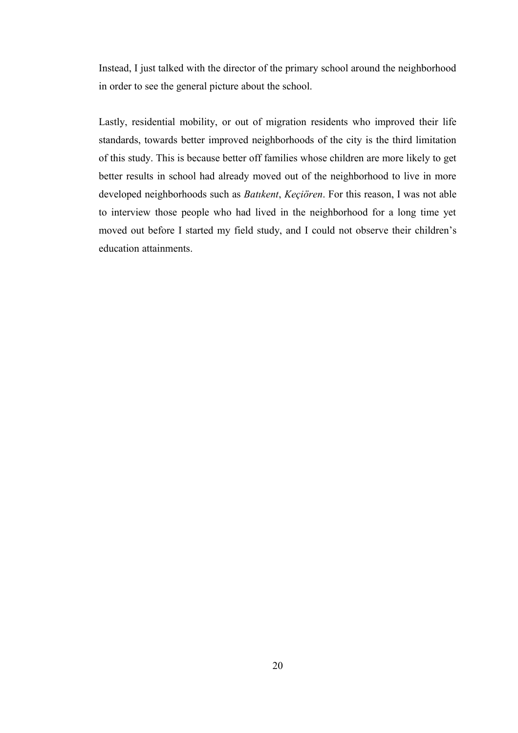Instead, I just talked with the director of the primary school around the neighborhood in order to see the general picture about the school.

Lastly, residential mobility, or out of migration residents who improved their life standards, towards better improved neighborhoods of the city is the third limitation of this study. This is because better off families whose children are more likely to get better results in school had already moved out of the neighborhood to live in more developed neighborhoods such as *Batıkent*, *Keçiören*. For this reason, I was not able to interview those people who had lived in the neighborhood for a long time yet moved out before I started my field study, and I could not observe their children's education attainments.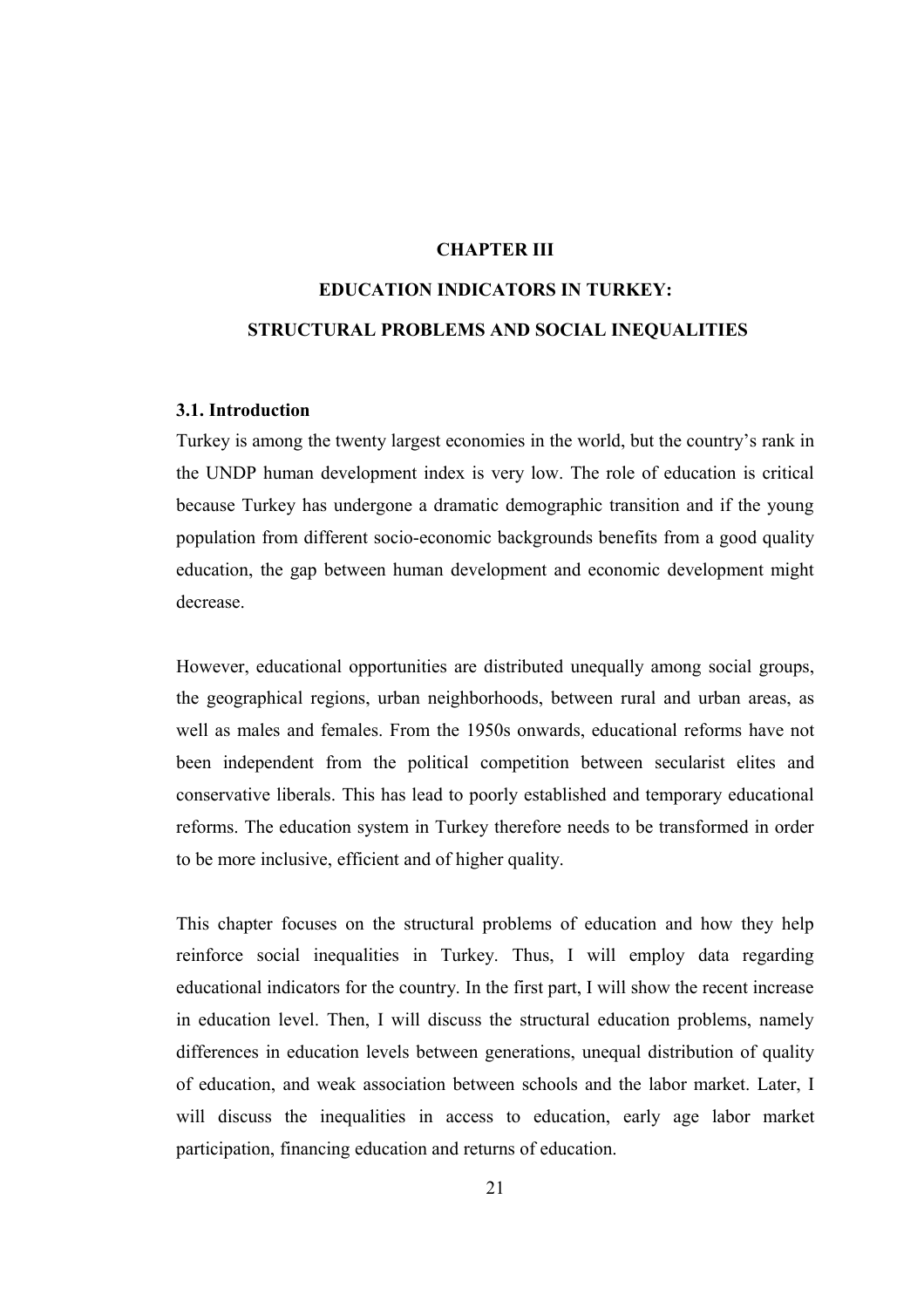# CHAPTER III

# EDUCATION INDICATORS IN TURKEY:

# STRUCTURAL PROBLEMS AND SOCIAL INEQUALITIES

## 3.1. Introduction

Turkey is among the twenty largest economies in the world, but the country's rank in the UNDP human development index is very low. The role of education is critical because Turkey has undergone a dramatic demographic transition and if the young population from different socio-economic backgrounds benefits from a good quality education, the gap between human development and economic development might decrease.

However, educational opportunities are distributed unequally among social groups, the geographical regions, urban neighborhoods, between rural and urban areas, as well as males and females. From the 1950s onwards, educational reforms have not been independent from the political competition between secularist elites and conservative liberals. This has lead to poorly established and temporary educational reforms. The education system in Turkey therefore needs to be transformed in order to be more inclusive, efficient and of higher quality.

This chapter focuses on the structural problems of education and how they help reinforce social inequalities in Turkey. Thus, I will employ data regarding educational indicators for the country. In the first part, I will show the recent increase in education level. Then, I will discuss the structural education problems, namely differences in education levels between generations, unequal distribution of quality of education, and weak association between schools and the labor market. Later, I will discuss the inequalities in access to education, early age labor market participation, financing education and returns of education.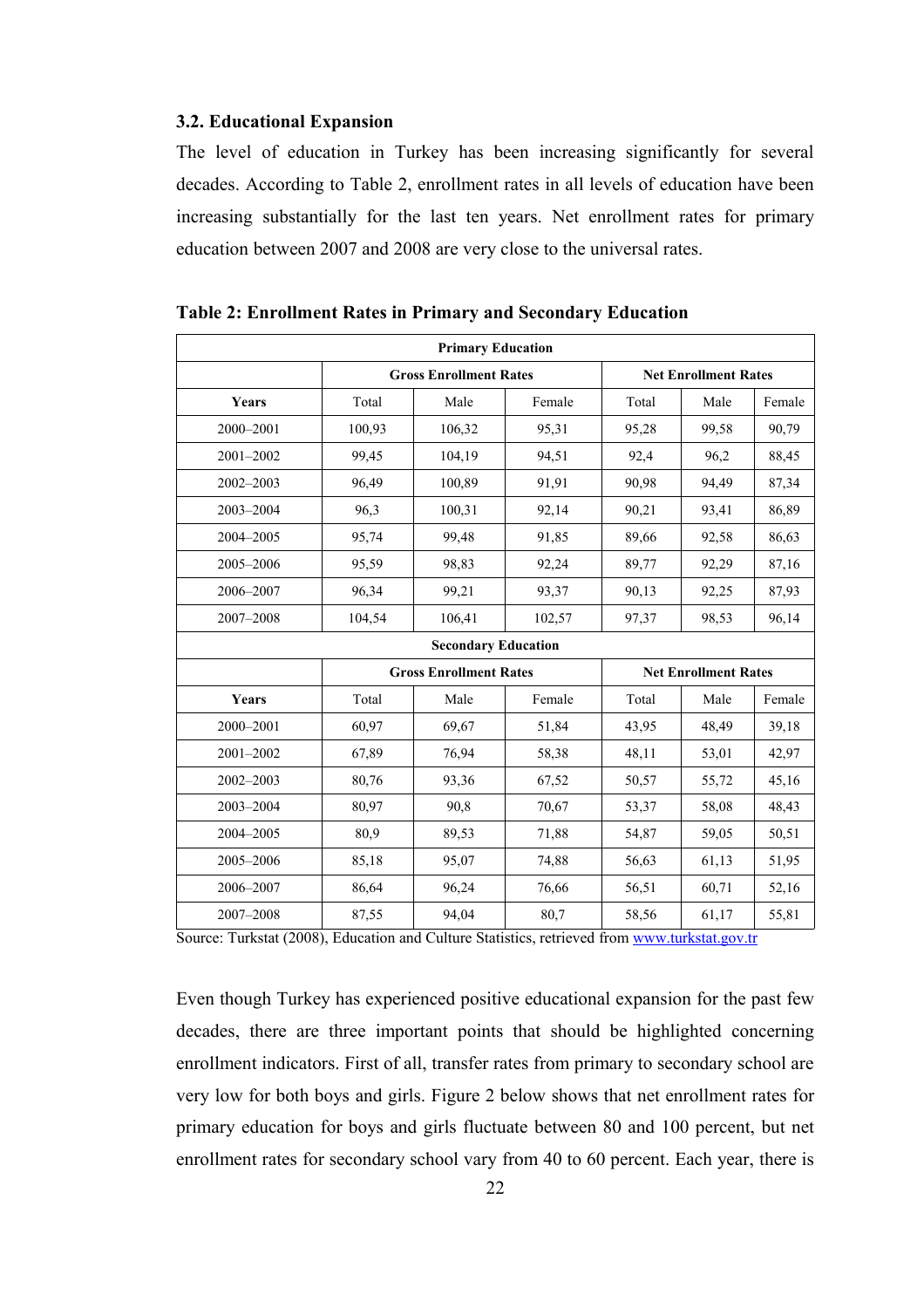### 3.2. Educational Expansion

The level of education in Turkey has been increasing significantly for several decades. According to Table 2, enrollment rates in all levels of education have been increasing substantially for the last ten years. Net enrollment rates for primary education between 2007 and 2008 are very close to the universal rates.

**Table 2: Enrollment Rates in Primary and Secondary Education**

| Primary Education | | | | | | |
|---|---|---|---|---|---|---|
| | Gross Enrollment Rates | | | Net Enrollment Rates | | |
| Years | Total | Male | Female | Total | Male | Female |
| 2000–2001 | 100,93 | 106,32 | 95,31 | 95,28 | 99,58 | 90,79 |
| 2001–2002 | 99,45 | 104,19 | 94,51 | 92,4 | 96,2 | 88,45 |
| 2002–2003 | 96,49 | 100,89 | 91,91 | 90,98 | 94,49 | 87,34 |
| 2003–2004 | 96,3 | 100,31 | 92,14 | 90,21 | 93,41 | 86,89 |
| 2004–2005 | 95,74 | 99,48 | 91,85 | 89,66 | 92,58 | 86,63 |
| 2005–2006 | 95,59 | 98,83 | 92,24 | 89,77 | 92,29 | 87,16 |
| 2006–2007 | 96,34 | 99,21 | 93,37 | 90,13 | 92,25 | 87,93 |
| 2007–2008 | 104,54 | 106,41 | 102,57 | 97,37 | 98,53 | 96,14 |
| **Secondary Education** | | | | | | |
| | Gross Enrollment Rates | | | Net Enrollment Rates | | |
| Years | Total | Male | Female | Total | Male | Female |
| 2000–2001 | 60,97 | 69,67 | 51,84 | 43,95 | 48,49 | 39,18 |
| 2001–2002 | 67,89 | 76,94 | 58,38 | 48,11 | 53,01 | 42,97 |
| 2002–2003 | 80,76 | 93,36 | 67,52 | 50,57 | 55,72 | 45,16 |
| 2003–2004 | 80,97 | 90,8 | 70,67 | 53,37 | 58,08 | 48,43 |
| 2004–2005 | 80,9 | 89,53 | 71,88 | 54,87 | 59,05 | 50,51 |
| 2005–2006 | 85,18 | 95,07 | 74,88 | 56,63 | 61,13 | 51,95 |
| 2006–2007 | 86,64 | 96,24 | 76,66 | 56,51 | 60,71 | 52,16 |
| 2007–2008 | 87,55 | 94,04 | 80,7 | 58,56 | 61,17 | 55,81 |

Source: Turkstat (2008), Education and Culture Statistics, retrieved from www.turkstat.gov.tr

Even though Turkey has experienced positive educational expansion for the past few decades, there are three important points that should be highlighted concerning enrollment indicators. First of all, transfer rates from primary to secondary school are very low for both boys and girls. Figure 2 below shows that net enrollment rates for primary education for boys and girls fluctuate between 80 and 100 percent, but net enrollment rates for secondary school vary from 40 to 60 percent. Each year, there is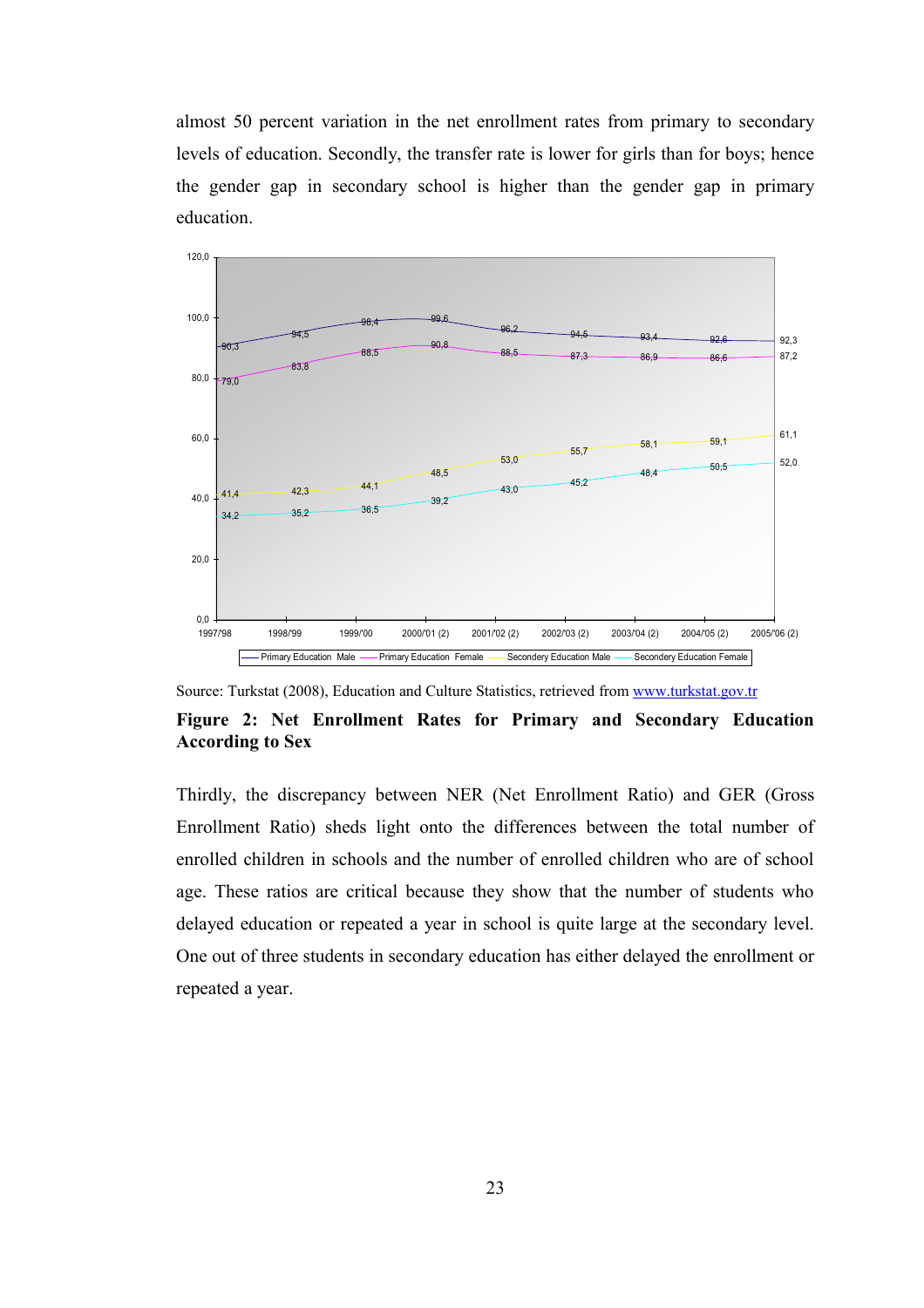almost 50 percent variation in the net enrollment rates from primary to secondary levels of education. Secondly, the transfer rate is lower for girls than for boys; hence the gender gap in secondary school is higher than the gender gap in primary education.

Source: Turkstat (2008), Education and Culture Statistics, retrieved from www.turkstat.gov.tr

**Figure 2: Net Enrollment Rates for Primary and Secondary Education According to Sex**

Thirdly, the discrepancy between NER (Net Enrollment Ratio) and GER (Gross Enrollment Ratio) sheds light onto the differences between the total number of enrolled children in schools and the number of enrolled children who are of school age. These ratios are critical because they show that the number of students who delayed education or repeated a year in school is quite large at the secondary level. One out of three students in secondary education has either delayed the enrollment or repeated a year.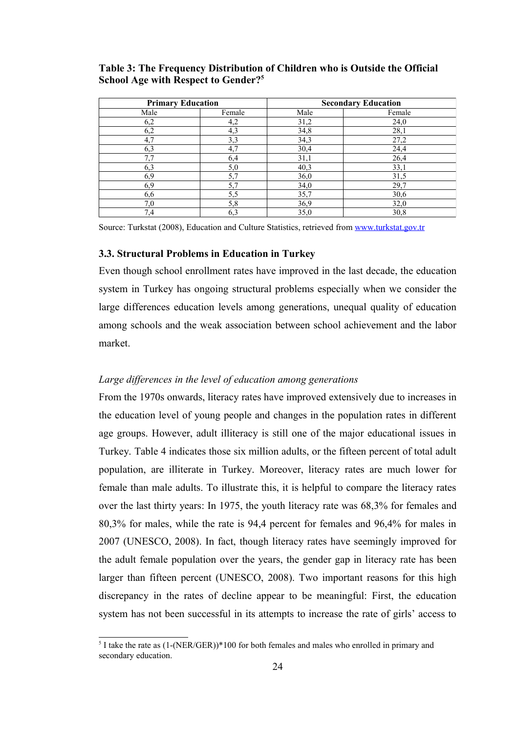**Table 3: The Frequency Distribution of Children who is Outside the Official School Age with Respect to Gender?[5]**

| Primary Education | | Secondary Education | |
|---|---|---|---|
| Male | Female | Male | Female |
| 6,2 | 4,2 | 31,2 | 24,0 |
| 6,2 | 4,3 | 34,8 | 28,1 |
| 4,7 | 3,3 | 34,3 | 27,2 |
| 6,3 | 4,7 | 30,4 | 24,4 |
| 7,7 | 6,4 | 31,1 | 26,4 |
| 6,3 | 5,0 | 40,3 | 33,1 |
| 6,9 | 5,7 | 36,0 | 31,5 |
| 6,9 | 5,7 | 34,0 | 29,7 |
| 6,6 | 5,5 | 35,7 | 30,6 |
| 7,0 | 5,8 | 36,9 | 32,0 |
| 7,4 | 6,3 | 35,0 | 30,8 |

Source: Turkstat (2008), Education and Culture Statistics, retrieved from www.turkstat.gov.tr

### 3.3. Structural Problems in Education in Turkey

Even though school enrollment rates have improved in the last decade, the education system in Turkey has ongoing structural problems especially when we consider the large differences education levels among generations, unequal quality of education among schools and the weak association between school achievement and the labor market.

*Large differences in the level of education among generations*

From the 1970s onwards, literacy rates have improved extensively due to increases in the education level of young people and changes in the population rates in different age groups. However, adult illiteracy is still one of the major educational issues in Turkey. Table 4 indicates those six million adults, or the fifteen percent of total adult population, are illiterate in Turkey. Moreover, literacy rates are much lower for female than male adults. To illustrate this, it is helpful to compare the literacy rates over the last thirty years: In 1975, the youth literacy rate was 68,3% for females and 80,3% for males, while the rate is 94,4 percent for females and 96,4% for males in 2007 (UNESCO, 2008). In fact, though literacy rates have seemingly improved for the adult female population over the years, the gender gap in literacy rate has been larger than fifteen percent (UNESCO, 2008). Two important reasons for this high discrepancy in the rates of decline appear to be meaningful: First, the education system has not been successful in its attempts to increase the rate of girls' access to

[5] I take the rate as (1-(NER/GER))*100 for both females and males who enrolled in primary and secondary education.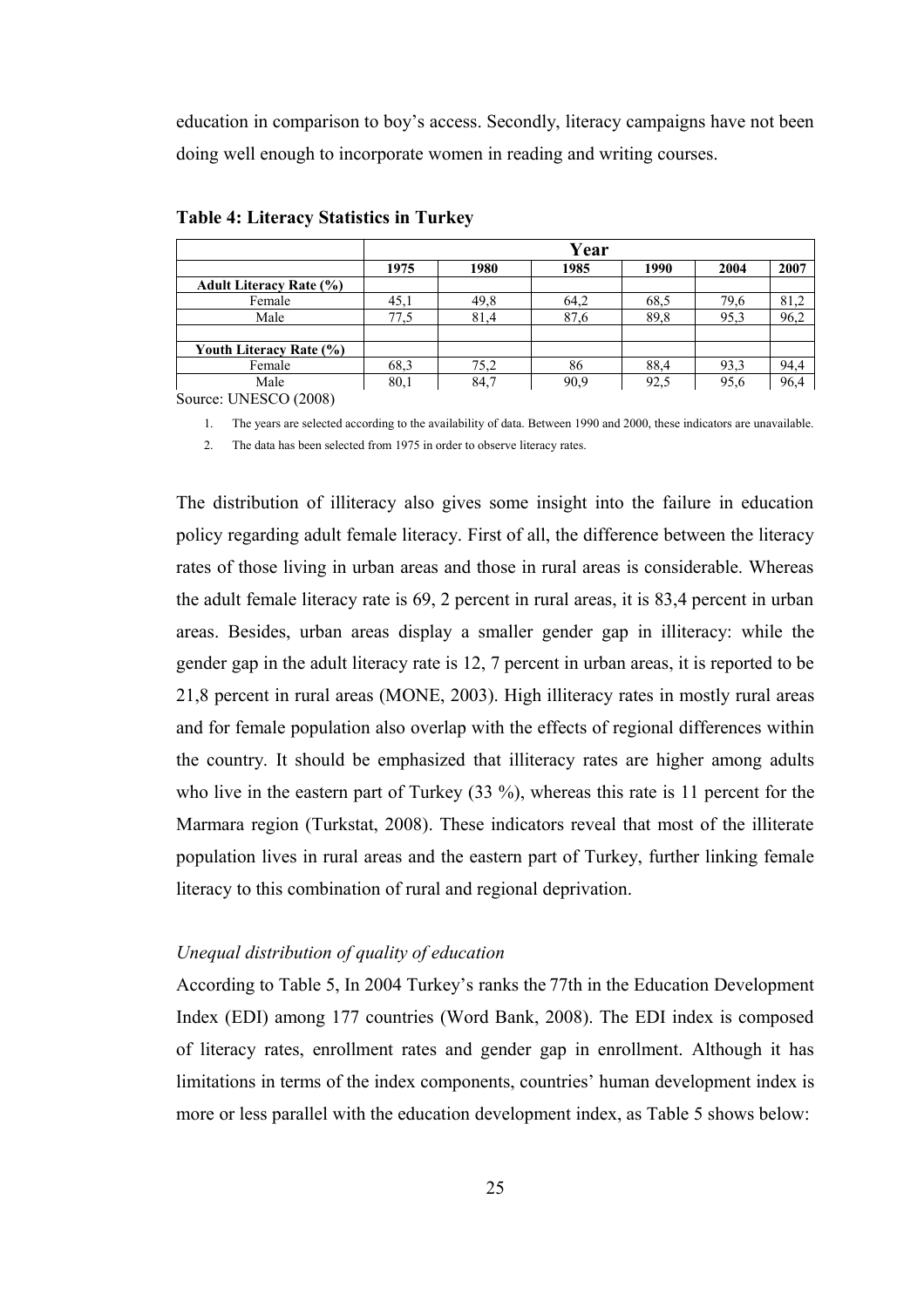education in comparison to boy's access. Secondly, literacy campaigns have not been doing well enough to incorporate women in reading and writing courses.

**Table 4: Literacy Statistics in Turkey**

| | Year | | | | | |
|---|---|---|---|---|---|---|
| | **1975** | **1980** | **1985** | **1990** | **2004** | **2007** |
| **Adult Literacy Rate (%)** | | | | | | |
| Female | 45,1 | 49,8 | 64,2 | 68,5 | 79,6 | 81,2 |
| Male | 77,5 | 81,4 | 87,6 | 89,8 | 95,3 | 96,2 |
| | | | | | | |
| **Youth Literacy Rate (%)** | | | | | | |
| Female | 68,3 | 75,2 | 86 | 88,4 | 93,3 | 94,4 |
| Male | 80,1 | 84,7 | 90,9 | 92,5 | 95,6 | 96,4 |

Source: UNESCO (2008)

1. The years are selected according to the availability of data. Between 1990 and 2000, these indicators are unavailable.
2. The data has been selected from 1975 in order to observe literacy rates.

The distribution of illiteracy also gives some insight into the failure in education policy regarding adult female literacy. First of all, the difference between the literacy rates of those living in urban areas and those in rural areas is considerable. Whereas the adult female literacy rate is 69, 2 percent in rural areas, it is 83,4 percent in urban areas. Besides, urban areas display a smaller gender gap in illiteracy: while the gender gap in the adult literacy rate is 12, 7 percent in urban areas, it is reported to be 21,8 percent in rural areas (MONE, 2003). High illiteracy rates in mostly rural areas and for female population also overlap with the effects of regional differences within the country. It should be emphasized that illiteracy rates are higher among adults who live in the eastern part of Turkey (33 %), whereas this rate is 11 percent for the Marmara region (Turkstat, 2008). These indicators reveal that most of the illiterate population lives in rural areas and the eastern part of Turkey, further linking female literacy to this combination of rural and regional deprivation.

*Unequal distribution of quality of education*

According to Table 5, In 2004 Turkey's ranks the 77th in the Education Development Index (EDI) among 177 countries (Word Bank, 2008). The EDI index is composed of literacy rates, enrollment rates and gender gap in enrollment. Although it has limitations in terms of the index components, countries' human development index is more or less parallel with the education development index, as Table 5 shows below: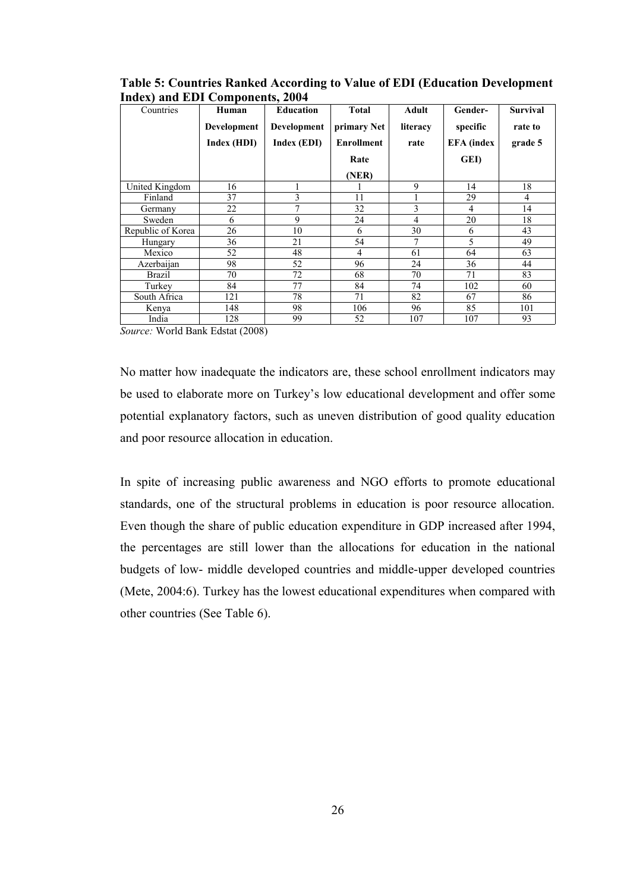**Table 5: Countries Ranked According to Value of EDI (Education Development Index) and EDI Components, 2004**

| Countries | Human Development Index (HDI) | Education Development Index (EDI) | Total primary Net Enrollment Rate (NER) | Adult literacy rate | Gender-specific EFA (index GEI) | Survival rate to grade 5 |
|---|---|---|---|---|---|---|
| United Kingdom | 16 | 1 | 1 | 9 | 14 | 18 |
| Finland | 37 | 3 | 11 | 1 | 29 | 4 |
| Germany | 22 | 7 | 32 | 3 | 4 | 14 |
| Sweden | 6 | 9 | 24 | 4 | 20 | 18 |
| Republic of Korea | 26 | 10 | 6 | 30 | 6 | 43 |
| Hungary | 36 | 21 | 54 | 7 | 5 | 49 |
| Mexico | 52 | 48 | 4 | 61 | 64 | 63 |
| Azerbaijan | 98 | 52 | 96 | 24 | 36 | 44 |
| Brazil | 70 | 72 | 68 | 70 | 71 | 83 |
| Turkey | 84 | 77 | 84 | 74 | 102 | 60 |
| South Africa | 121 | 78 | 71 | 82 | 67 | 86 |
| Kenya | 148 | 98 | 106 | 96 | 85 | 101 |
| India | 128 | 99 | 52 | 107 | 107 | 93 |

*Source:* World Bank Edstat (2008)

No matter how inadequate the indicators are, these school enrollment indicators may be used to elaborate more on Turkey's low educational development and offer some potential explanatory factors, such as uneven distribution of good quality education and poor resource allocation in education.

In spite of increasing public awareness and NGO efforts to promote educational standards, one of the structural problems in education is poor resource allocation. Even though the share of public education expenditure in GDP increased after 1994, the percentages are still lower than the allocations for education in the national budgets of low- middle developed countries and middle-upper developed countries (Mete, 2004:6). Turkey has the lowest educational expenditures when compared with other countries (See Table 6).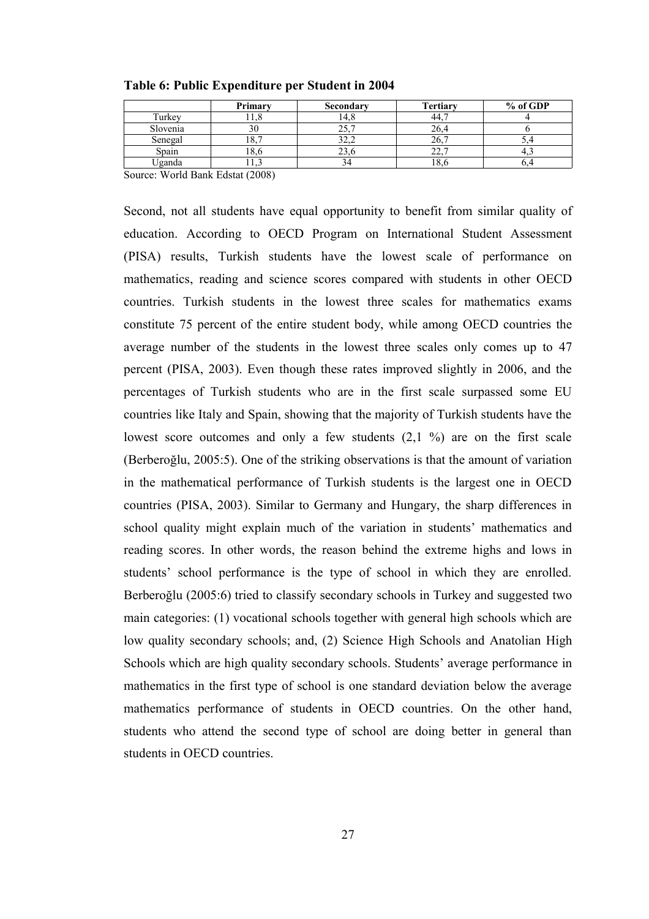**Table 6: Public Expenditure per Student in 2004**

| | Primary | Secondary | Tertiary | % of GDP |
|---|---|---|---|---|
| Turkey | 11,8 | 14,8 | 44,7 | 4 |
| Slovenia | 30 | 25,7 | 26,4 | 6 |
| Senegal | 18,7 | 32,2 | 26,7 | 5,4 |
| Spain | 18,6 | 23,6 | 22,7 | 4,3 |
| Uganda | 11,3 | 34 | 18,6 | 6,4 |

Source: World Bank Edstat (2008)

Second, not all students have equal opportunity to benefit from similar quality of education. According to OECD Program on International Student Assessment (PISA) results, Turkish students have the lowest scale of performance on mathematics, reading and science scores compared with students in other OECD countries. Turkish students in the lowest three scales for mathematics exams constitute 75 percent of the entire student body, while among OECD countries the average number of the students in the lowest three scales only comes up to 47 percent (PISA, 2003). Even though these rates improved slightly in 2006, and the percentages of Turkish students who are in the first scale surpassed some EU countries like Italy and Spain, showing that the majority of Turkish students have the lowest score outcomes and only a few students (2,1 %) are on the first scale (Berberoğlu, 2005:5). One of the striking observations is that the amount of variation in the mathematical performance of Turkish students is the largest one in OECD countries (PISA, 2003). Similar to Germany and Hungary, the sharp differences in school quality might explain much of the variation in students' mathematics and reading scores. In other words, the reason behind the extreme highs and lows in students' school performance is the type of school in which they are enrolled. Berberoğlu (2005:6) tried to classify secondary schools in Turkey and suggested two main categories: (1) vocational schools together with general high schools which are low quality secondary schools; and, (2) Science High Schools and Anatolian High Schools which are high quality secondary schools. Students' average performance in mathematics in the first type of school is one standard deviation below the average mathematics performance of students in OECD countries. On the other hand, students who attend the second type of school are doing better in general than students in OECD countries.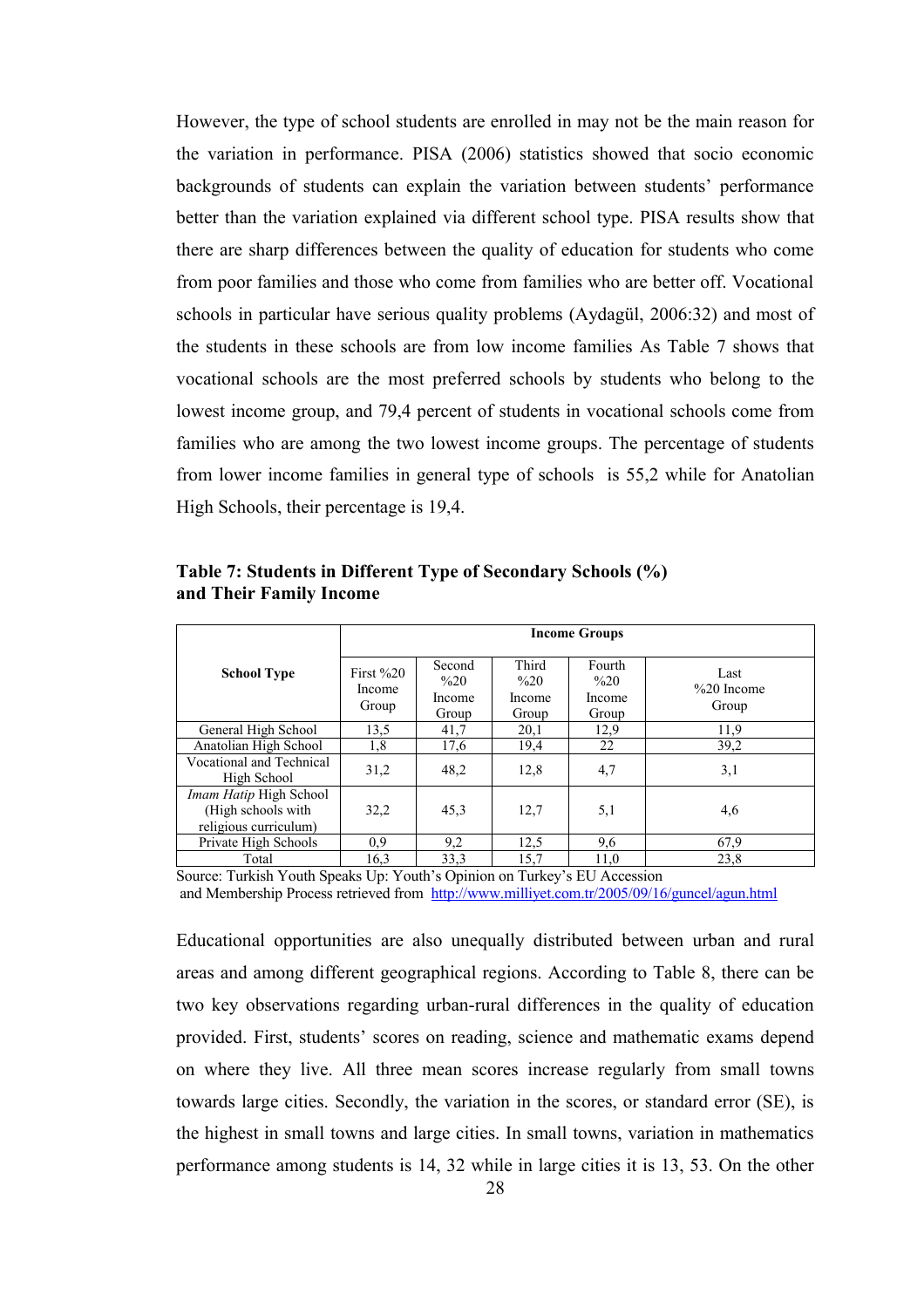However, the type of school students are enrolled in may not be the main reason for the variation in performance. PISA (2006) statistics showed that socio economic backgrounds of students can explain the variation between students' performance better than the variation explained via different school type. PISA results show that there are sharp differences between the quality of education for students who come from poor families and those who come from families who are better off. Vocational schools in particular have serious quality problems (Aydagül, 2006:32) and most of the students in these schools are from low income families As Table 7 shows that vocational schools are the most preferred schools by students who belong to the lowest income group, and 79,4 percent of students in vocational schools come from families who are among the two lowest income groups. The percentage of students from lower income families in general type of schools  is 55,2 while for Anatolian High Schools, their percentage is 19,4.

**Table 7: Students in Different Type of Secondary Schools (%) and Their Family Income**

| School Type | Income Groups | | | | |
|---|---|---|---|---|---|
| | First %20 Income Group | Second %20 Income Group | Third %20 Income Group | Fourth %20 Income Group | Last %20 Income Group |
| General High School | 13,5 | 41,7 | 20,1 | 12,9 | 11,9 |
| Anatolian High School | 1,8 | 17,6 | 19,4 | 22 | 39,2 |
| Vocational and Technical High School | 31,2 | 48,2 | 12,8 | 4,7 | 3,1 |
| *Imam Hatip* High School (High schools with religious curriculum) | 32,2 | 45,3 | 12,7 | 5,1 | 4,6 |
| Private High Schools | 0,9 | 9,2 | 12,5 | 9,6 | 67,9 |
| Total | 16,3 | 33,3 | 15,7 | 11,0 | 23,8 |

Source: Turkish Youth Speaks Up: Youth's Opinion on Turkey's EU Accession and Membership Process retrieved from http://www.milliyet.com.tr/2005/09/16/guncel/agun.html

Educational opportunities are also unequally distributed between urban and rural areas and among different geographical regions. According to Table 8, there can be two key observations regarding urban-rural differences in the quality of education provided. First, students' scores on reading, science and mathematic exams depend on where they live. All three mean scores increase regularly from small towns towards large cities. Secondly, the variation in the scores, or standard error (SE), is the highest in small towns and large cities. In small towns, variation in mathematics performance among students is 14, 32 while in large cities it is 13, 53. On the other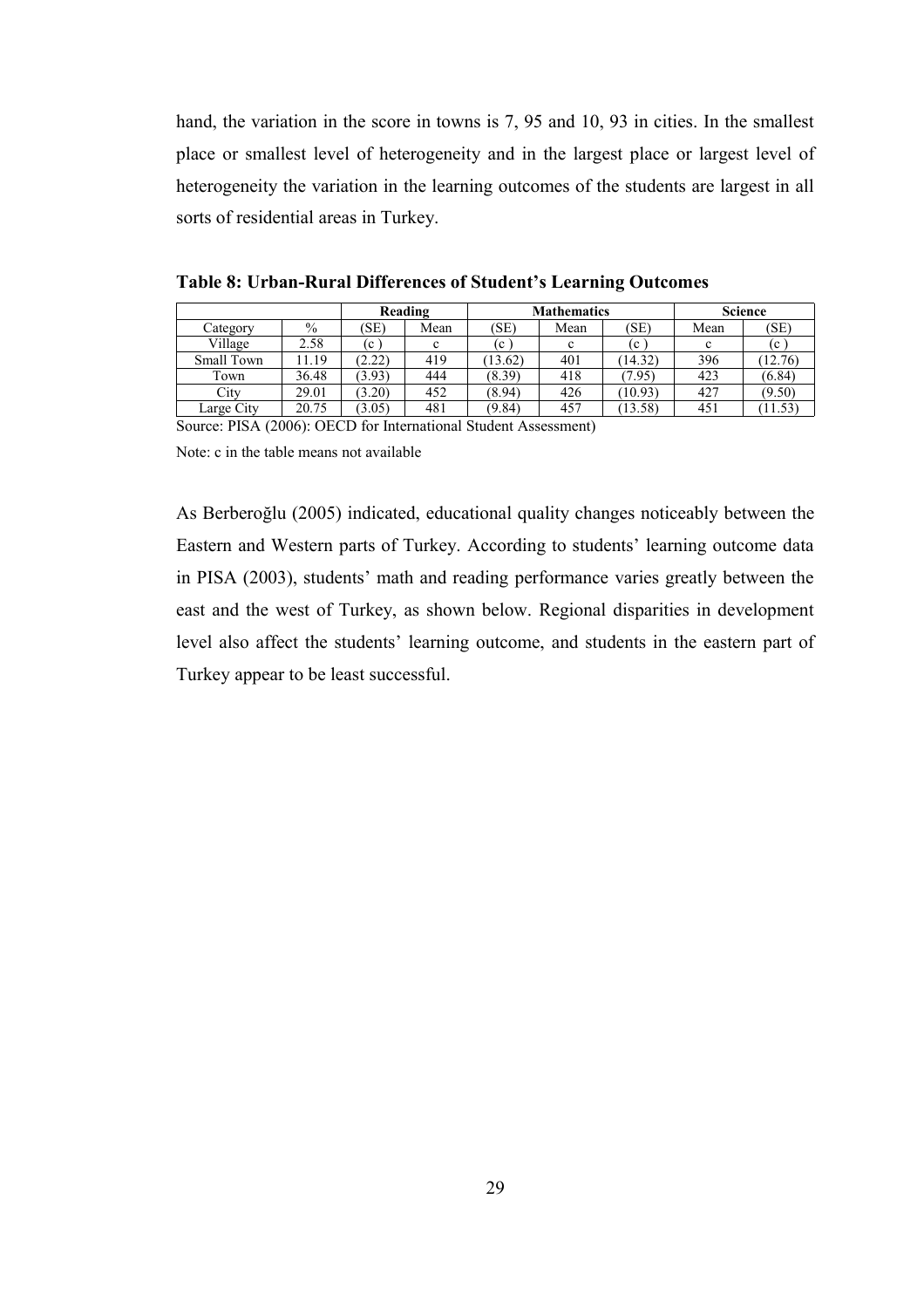hand, the variation in the score in towns is 7, 95 and 10, 93 in cities. In the smallest place or smallest level of heterogeneity and in the largest place or largest level of heterogeneity the variation in the learning outcomes of the students are largest in all sorts of residential areas in Turkey.

**Table 8: Urban-Rural Differences of Student's Learning Outcomes**

| | | Reading | | Mathematics | | | Science | |
|---|---|---|---|---|---|---|---|---|
| Category | % | (SE) | Mean | (SE) | Mean | (SE) | Mean | (SE) |
| Village | 2.58 | (c ) | c | (c ) | c | (c ) | c | (c ) |
| Small Town | 11.19 | (2.22) | 419 | (13.62) | 401 | (14.32) | 396 | (12.76) |
| Town | 36.48 | (3.93) | 444 | (8.39) | 418 | (7.95) | 423 | (6.84) |
| City | 29.01 | (3.20) | 452 | (8.94) | 426 | (10.93) | 427 | (9.50) |
| Large City | 20.75 | (3.05) | 481 | (9.84) | 457 | (13.58) | 451 | (11.53) |

Source: PISA (2006): OECD for International Student Assessment)

Note: c in the table means not available

As Berberoğlu (2005) indicated, educational quality changes noticeably between the Eastern and Western parts of Turkey. According to students' learning outcome data in PISA (2003), students' math and reading performance varies greatly between the east and the west of Turkey, as shown below. Regional disparities in development level also affect the students' learning outcome, and students in the eastern part of Turkey appear to be least successful.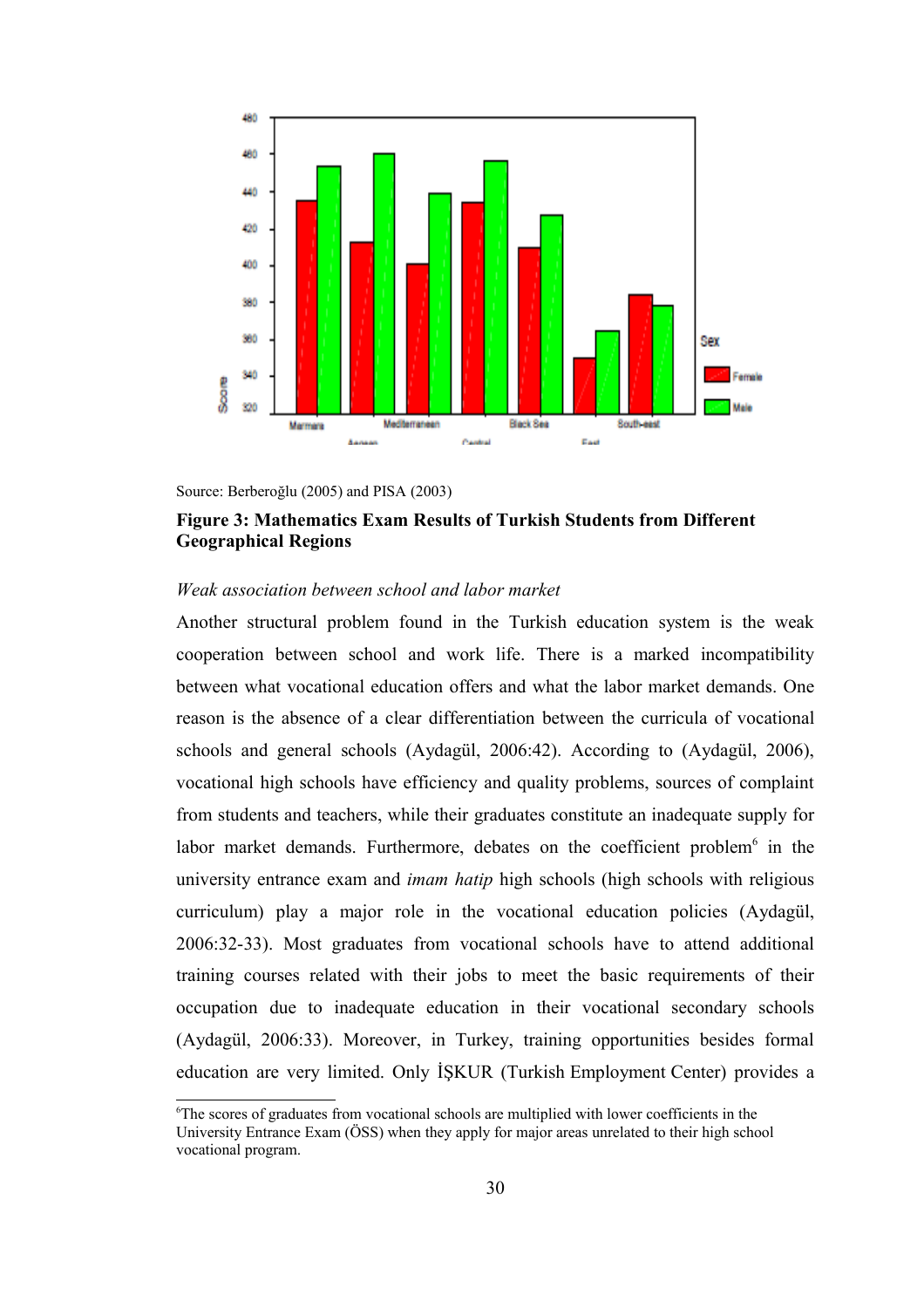Source: Berberoğlu (2005) and PISA (2003)

**Figure 3: Mathematics Exam Results of Turkish Students from Different Geographical Regions**

*Weak association between school and labor market*

Another structural problem found in the Turkish education system is the weak cooperation between school and work life. There is a marked incompatibility between what vocational education offers and what the labor market demands. One reason is the absence of a clear differentiation between the curricula of vocational schools and general schools (Aydagül, 2006:42). According to (Aydagül, 2006), vocational high schools have efficiency and quality problems, sources of complaint from students and teachers, while their graduates constitute an inadequate supply for labor market demands. Furthermore, debates on the coefficient problem[6] in the university entrance exam and *imam hatip* high schools (high schools with religious curriculum) play a major role in the vocational education policies (Aydagül, 2006:32-33). Most graduates from vocational schools have to attend additional training courses related with their jobs to meet the basic requirements of their occupation due to inadequate education in their vocational secondary schools (Aydagül, 2006:33). Moreover, in Turkey, training opportunities besides formal education are very limited. Only İŞKUR (Turkish Employment Center) provides a

---

[6]The scores of graduates from vocational schools are multiplied with lower coefficients in the University Entrance Exam (ÖSS) when they apply for major areas unrelated to their high school vocational program.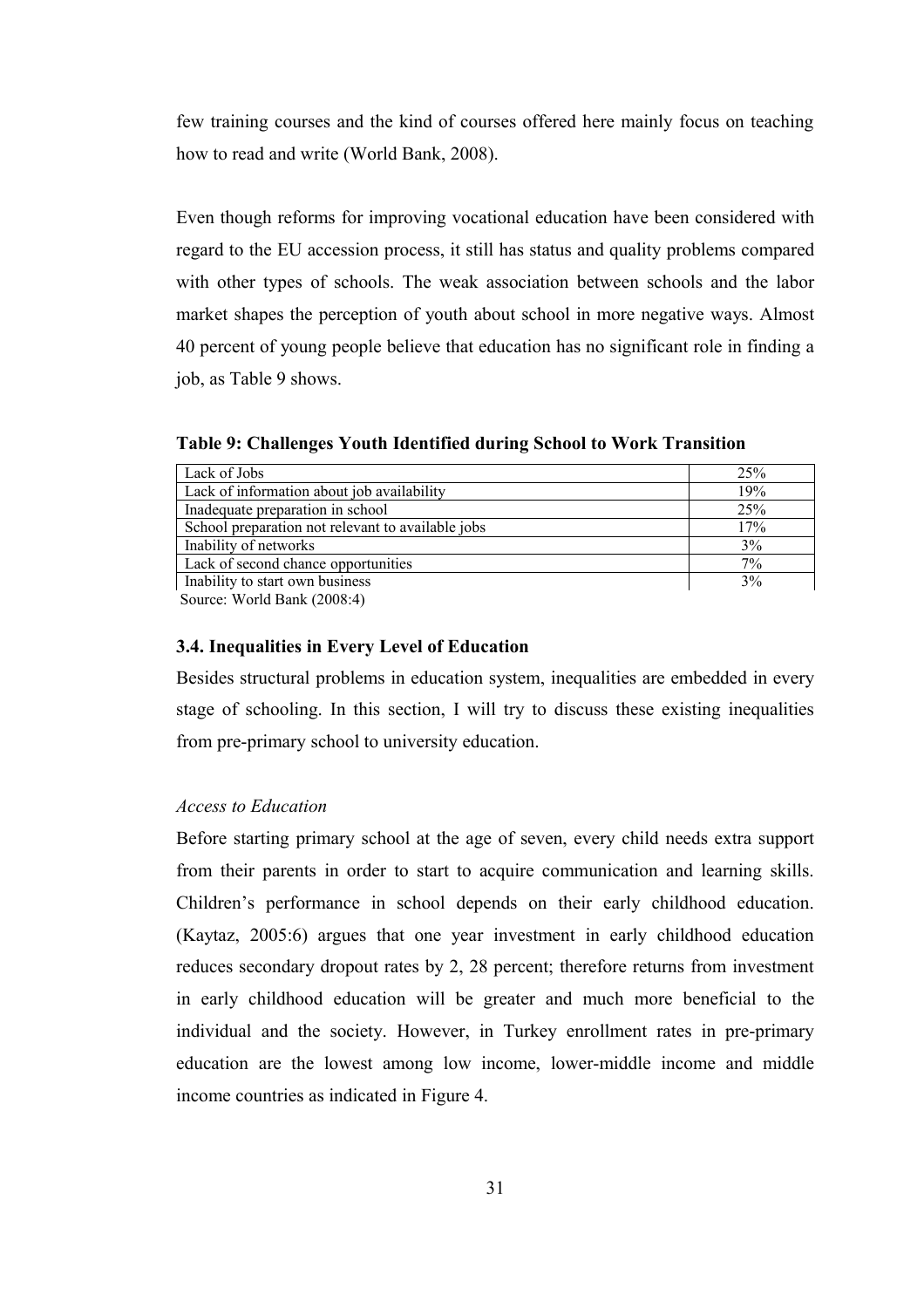few training courses and the kind of courses offered here mainly focus on teaching how to read and write (World Bank, 2008).

Even though reforms for improving vocational education have been considered with regard to the EU accession process, it still has status and quality problems compared with other types of schools. The weak association between schools and the labor market shapes the perception of youth about school in more negative ways. Almost 40 percent of young people believe that education has no significant role in finding a job, as Table 9 shows.

**Table 9: Challenges Youth Identified during School to Work Transition**

| Challenge | % |
|---|---|
| Lack of Jobs | 25% |
| Lack of information about job availability | 19% |
| Inadequate preparation in school | 25% |
| School preparation not relevant to available jobs | 17% |
| Inability of networks | 3% |
| Lack of second chance opportunities | 7% |
| Inability to start own business | 3% |

Source: World Bank (2008:4)

### 3.4. Inequalities in Every Level of Education

Besides structural problems in education system, inequalities are embedded in every stage of schooling. In this section, I will try to discuss these existing inequalities from pre-primary school to university education.

*Access to Education*

Before starting primary school at the age of seven, every child needs extra support from their parents in order to start to acquire communication and learning skills. Children's performance in school depends on their early childhood education. (Kaytaz, 2005:6) argues that one year investment in early childhood education reduces secondary dropout rates by 2, 28 percent; therefore returns from investment in early childhood education will be greater and much more beneficial to the individual and the society. However, in Turkey enrollment rates in pre-primary education are the lowest among low income, lower-middle income and middle income countries as indicated in Figure 4.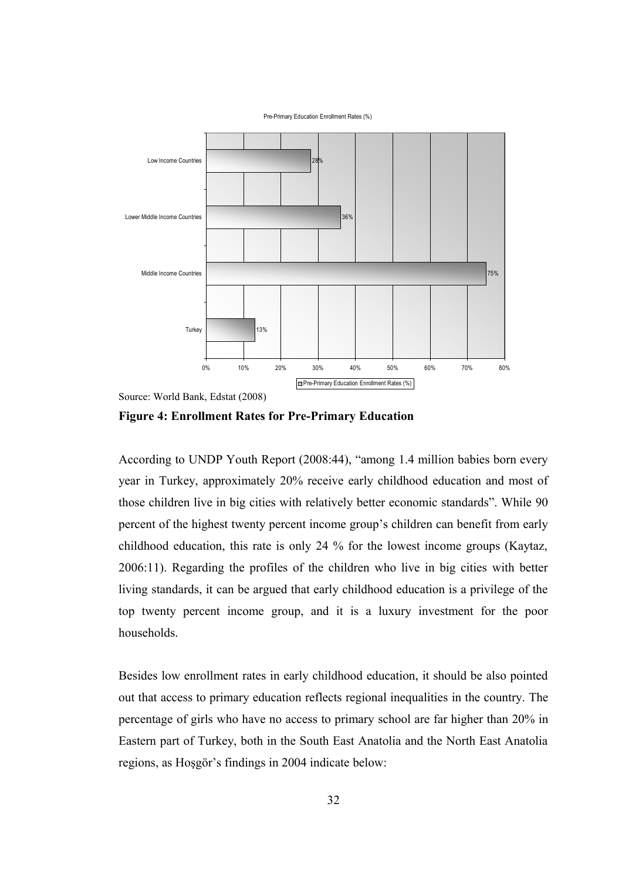Source: World Bank, Edstat (2008)

**Figure 4: Enrollment Rates for Pre-Primary Education**

According to UNDP Youth Report (2008:44), "among 1.4 million babies born every year in Turkey, approximately 20% receive early childhood education and most of those children live in big cities with relatively better economic standards". While 90 percent of the highest twenty percent income group's children can benefit from early childhood education, this rate is only 24 % for the lowest income groups (Kaytaz, 2006:11). Regarding the profiles of the children who live in big cities with better living standards, it can be argued that early childhood education is a privilege of the top twenty percent income group, and it is a luxury investment for the poor households.

Besides low enrollment rates in early childhood education, it should be also pointed out that access to primary education reflects regional inequalities in the country. The percentage of girls who have no access to primary school are far higher than 20% in Eastern part of Turkey, both in the South East Anatolia and the North East Anatolia regions, as Hoşgör's findings in 2004 indicate below: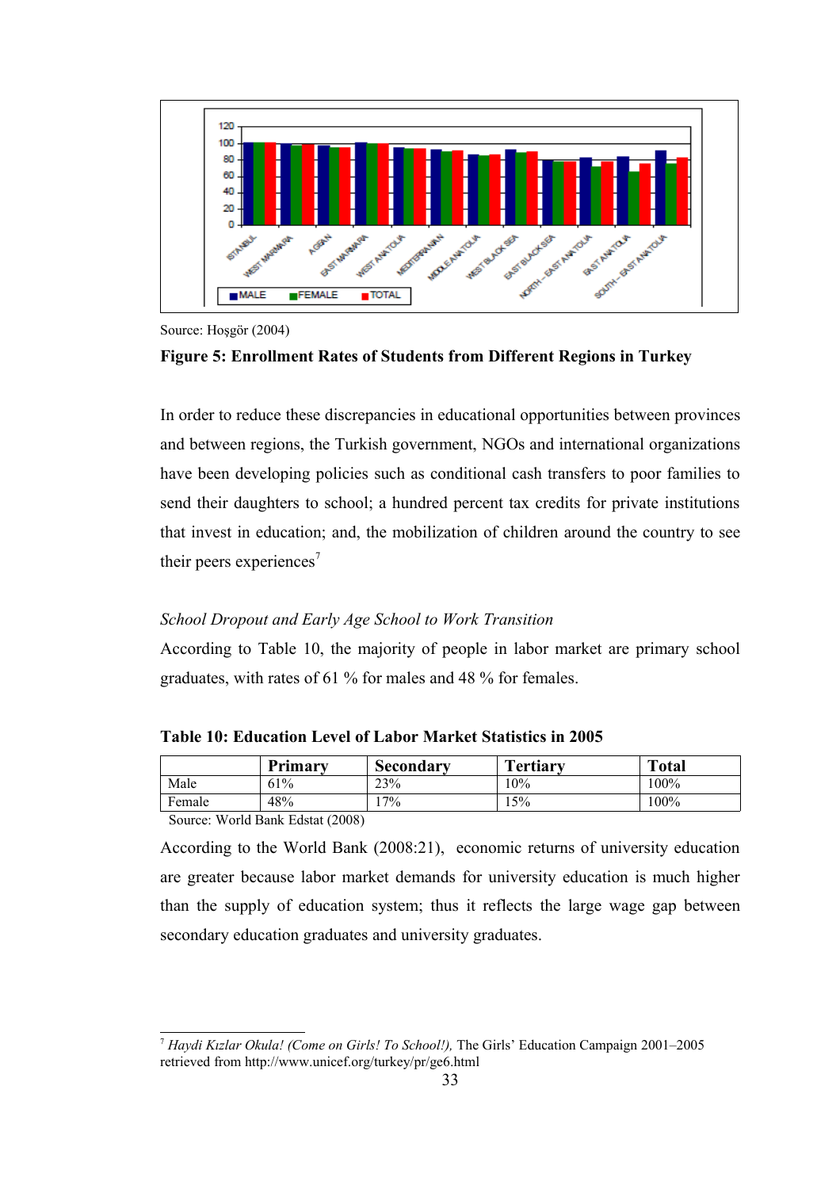Source: Hoşgör (2004)

**Figure 5: Enrollment Rates of Students from Different Regions in Turkey**

In order to reduce these discrepancies in educational opportunities between provinces and between regions, the Turkish government, NGOs and international organizations have been developing policies such as conditional cash transfers to poor families to send their daughters to school; a hundred percent tax credits for private institutions that invest in education; and, the mobilization of children around the country to see their peers experiences[7]

*School Dropout and Early Age School to Work Transition*

According to Table 10, the majority of people in labor market are primary school graduates, with rates of 61 % for males and 48 % for females.

**Table 10: Education Level of Labor Market Statistics in 2005**

| | Primary | Secondary | Tertiary | Total |
|---|---|---|---|---|
| Male | 61% | 23% | 10% | 100% |
| Female | 48% | 17% | 15% | 100% |

Source: World Bank Edstat (2008)

According to the World Bank (2008:21), economic returns of university education are greater because labor market demands for university education is much higher than the supply of education system; thus it reflects the large wage gap between secondary education graduates and university graduates.

[7] *Haydi Kızlar Okula! (Come on Girls! To School!),* The Girls' Education Campaign 2001–2005 retrieved from http://www.unicef.org/turkey/pr/ge6.html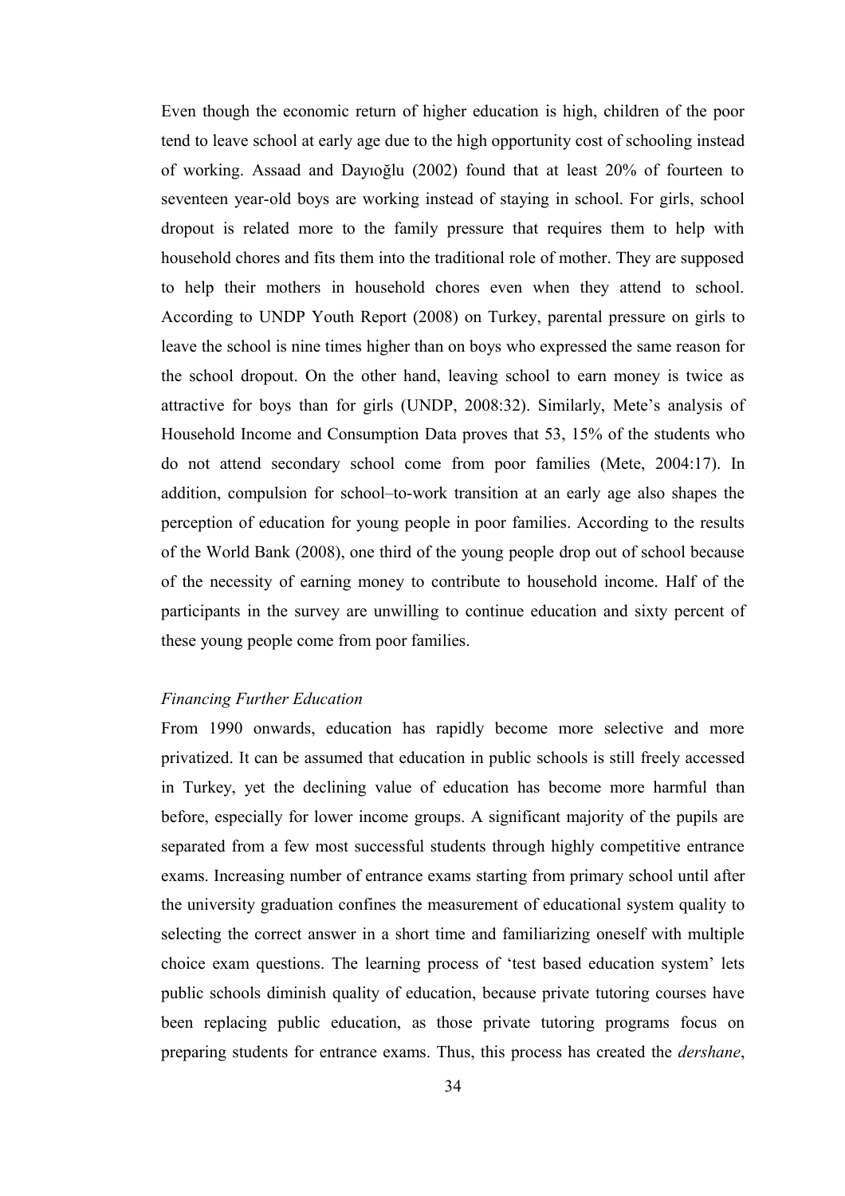Even though the economic return of higher education is high, children of the poor tend to leave school at early age due to the high opportunity cost of schooling instead of working. Assaad and Dayıoğlu (2002) found that at least 20% of fourteen to seventeen year-old boys are working instead of staying in school. For girls, school dropout is related more to the family pressure that requires them to help with household chores and fits them into the traditional role of mother. They are supposed to help their mothers in household chores even when they attend to school. According to UNDP Youth Report (2008) on Turkey, parental pressure on girls to leave the school is nine times higher than on boys who expressed the same reason for the school dropout. On the other hand, leaving school to earn money is twice as attractive for boys than for girls (UNDP, 2008:32). Similarly, Mete's analysis of Household Income and Consumption Data proves that 53, 15% of the students who do not attend secondary school come from poor families (Mete, 2004:17). In addition, compulsion for school–to-work transition at an early age also shapes the perception of education for young people in poor families. According to the results of the World Bank (2008), one third of the young people drop out of school because of the necessity of earning money to contribute to household income. Half of the participants in the survey are unwilling to continue education and sixty percent of these young people come from poor families.

*Financing Further Education*

From 1990 onwards, education has rapidly become more selective and more privatized. It can be assumed that education in public schools is still freely accessed in Turkey, yet the declining value of education has become more harmful than before, especially for lower income groups. A significant majority of the pupils are separated from a few most successful students through highly competitive entrance exams. Increasing number of entrance exams starting from primary school until after the university graduation confines the measurement of educational system quality to selecting the correct answer in a short time and familiarizing oneself with multiple choice exam questions. The learning process of 'test based education system' lets public schools diminish quality of education, because private tutoring courses have been replacing public education, as those private tutoring programs focus on preparing students for entrance exams. Thus, this process has created the *dershane*,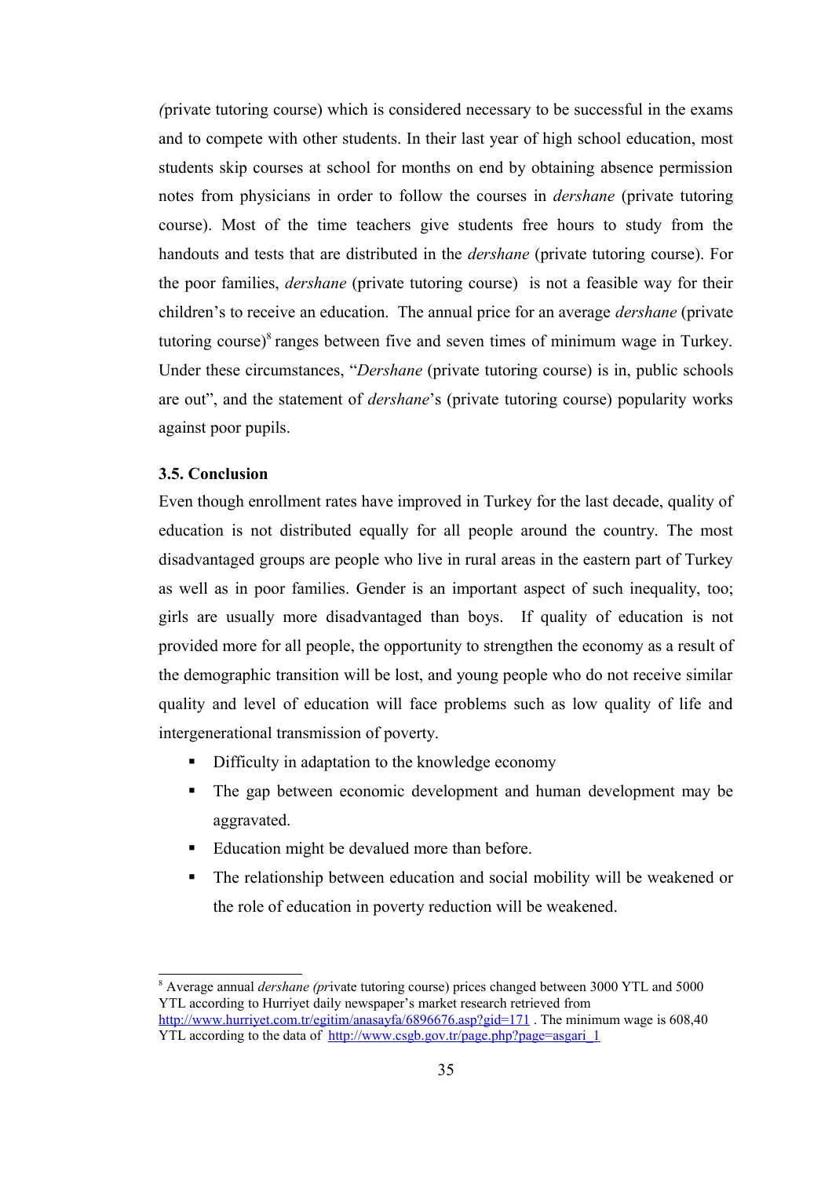*(*private tutoring course) which is considered necessary to be successful in the exams and to compete with other students. In their last year of high school education, most students skip courses at school for months on end by obtaining absence permission notes from physicians in order to follow the courses in *dershane* (private tutoring course). Most of the time teachers give students free hours to study from the handouts and tests that are distributed in the *dershane* (private tutoring course). For the poor families, *dershane* (private tutoring course) is not a feasible way for their children's to receive an education. The annual price for an average *dershane* (private tutoring course)[8] ranges between five and seven times of minimum wage in Turkey. Under these circumstances, "*Dershane* (private tutoring course) is in, public schools are out", and the statement of *dershane*'s (private tutoring course) popularity works against poor pupils.

### 3.5. Conclusion

Even though enrollment rates have improved in Turkey for the last decade, quality of education is not distributed equally for all people around the country. The most disadvantaged groups are people who live in rural areas in the eastern part of Turkey as well as in poor families. Gender is an important aspect of such inequality, too; girls are usually more disadvantaged than boys. If quality of education is not provided more for all people, the opportunity to strengthen the economy as a result of the demographic transition will be lost, and young people who do not receive similar quality and level of education will face problems such as low quality of life and intergenerational transmission of poverty.

- Difficulty in adaptation to the knowledge economy
- The gap between economic development and human development may be aggravated.
- Education might be devalued more than before.
- The relationship between education and social mobility will be weakened or the role of education in poverty reduction will be weakened.

---

[8] Average annual *dershane (pr*ivate tutoring course) prices changed between 3000 YTL and 5000 YTL according to Hurriyet daily newspaper's market research retrieved from http://www.hurriyet.com.tr/egitim/anasayfa/6896676.asp?gid=171 . The minimum wage is 608,40 YTL according to the data of http://www.csgb.gov.tr/page.php?page=asgari_1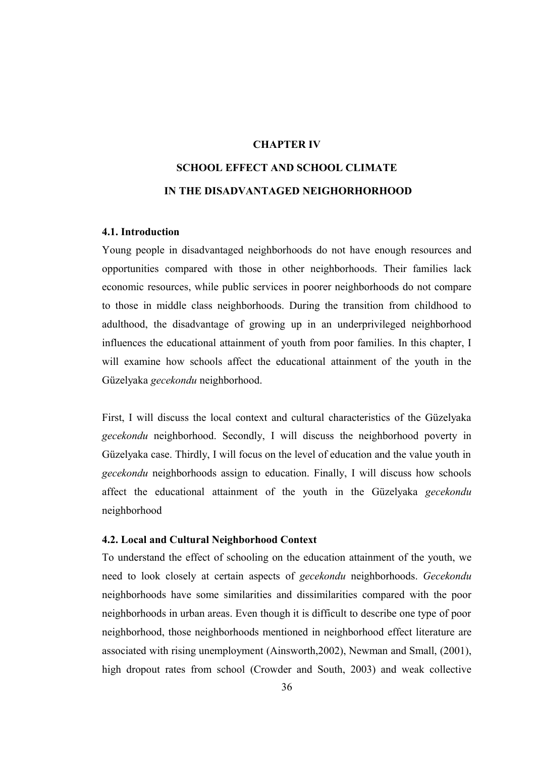# CHAPTER IV

# SCHOOL EFFECT AND SCHOOL CLIMATE IN THE DISADVANTAGED NEIGHORHORHOOD

## 4.1. Introduction

Young people in disadvantaged neighborhoods do not have enough resources and opportunities compared with those in other neighborhoods. Their families lack economic resources, while public services in poorer neighborhoods do not compare to those in middle class neighborhoods. During the transition from childhood to adulthood, the disadvantage of growing up in an underprivileged neighborhood influences the educational attainment of youth from poor families. In this chapter, I will examine how schools affect the educational attainment of the youth in the Güzelyaka *gecekondu* neighborhood.

First, I will discuss the local context and cultural characteristics of the Güzelyaka *gecekondu* neighborhood. Secondly, I will discuss the neighborhood poverty in Güzelyaka case. Thirdly, I will focus on the level of education and the value youth in *gecekondu* neighborhoods assign to education. Finally, I will discuss how schools affect the educational attainment of the youth in the Güzelyaka *gecekondu* neighborhood

## 4.2. Local and Cultural Neighborhood Context

To understand the effect of schooling on the education attainment of the youth, we need to look closely at certain aspects of *gecekondu* neighborhoods. *Gecekondu* neighborhoods have some similarities and dissimilarities compared with the poor neighborhoods in urban areas. Even though it is difficult to describe one type of poor neighborhood, those neighborhoods mentioned in neighborhood effect literature are associated with rising unemployment (Ainsworth,2002), Newman and Small, (2001), high dropout rates from school (Crowder and South, 2003) and weak collective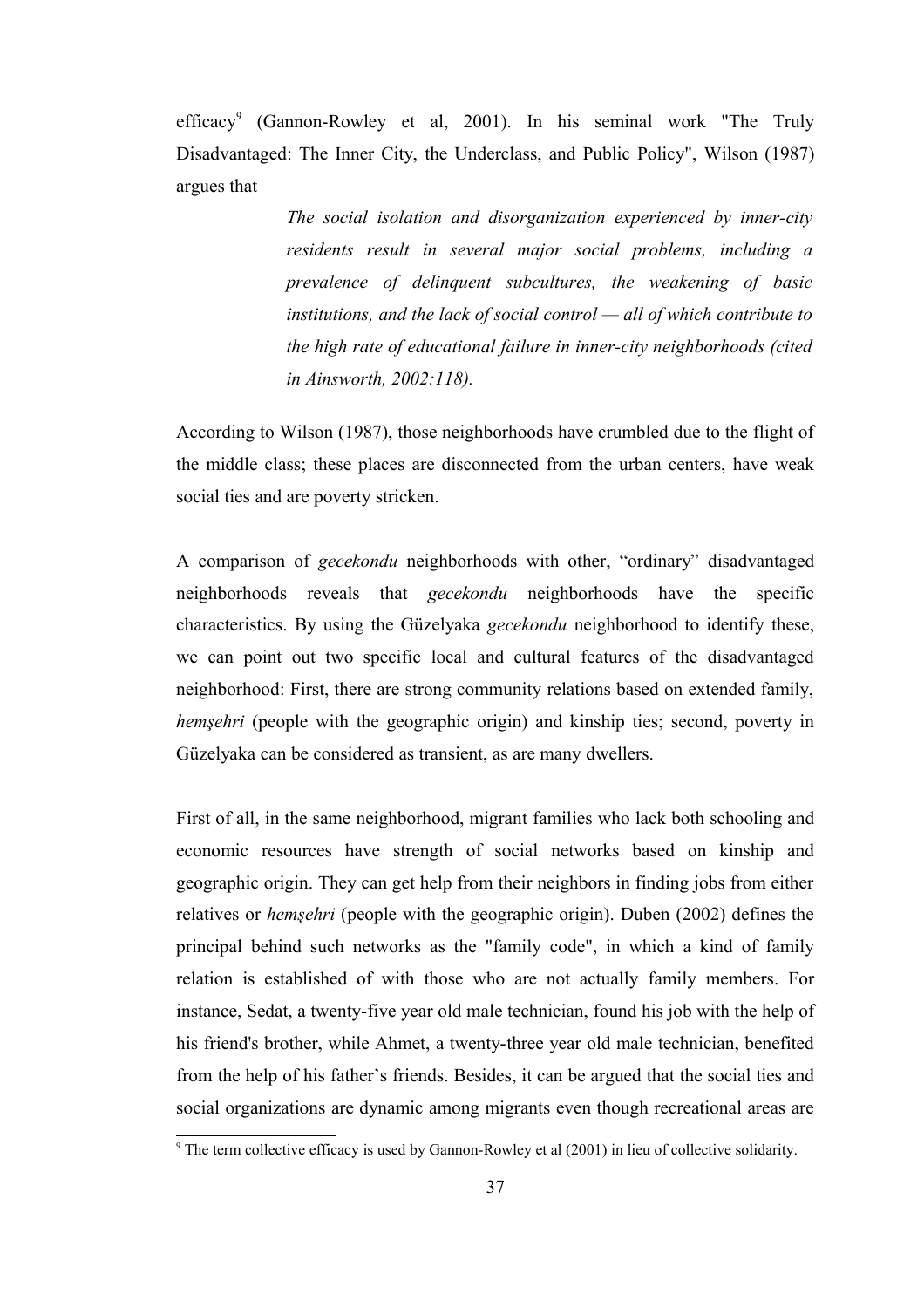efficacy[9] (Gannon-Rowley et al, 2001). In his seminal work "The Truly Disadvantaged: The Inner City, the Underclass, and Public Policy", Wilson (1987) argues that

> *The social isolation and disorganization experienced by inner-city residents result in several major social problems, including a prevalence of delinquent subcultures, the weakening of basic institutions, and the lack of social control — all of which contribute to the high rate of educational failure in inner-city neighborhoods (cited in Ainsworth, 2002:118).*

According to Wilson (1987), those neighborhoods have crumbled due to the flight of the middle class; these places are disconnected from the urban centers, have weak social ties and are poverty stricken.

A comparison of *gecekondu* neighborhoods with other, "ordinary" disadvantaged neighborhoods reveals that *gecekondu* neighborhoods have the specific characteristics. By using the Güzelyaka *gecekondu* neighborhood to identify these, we can point out two specific local and cultural features of the disadvantaged neighborhood: First, there are strong community relations based on extended family, *hemşehri* (people with the geographic origin) and kinship ties; second, poverty in Güzelyaka can be considered as transient, as are many dwellers.

First of all, in the same neighborhood, migrant families who lack both schooling and economic resources have strength of social networks based on kinship and geographic origin. They can get help from their neighbors in finding jobs from either relatives or *hemşehri* (people with the geographic origin). Duben (2002) defines the principal behind such networks as the "family code", in which a kind of family relation is established of with those who are not actually family members. For instance, Sedat, a twenty-five year old male technician, found his job with the help of his friend's brother, while Ahmet, a twenty-three year old male technician, benefited from the help of his father's friends. Besides, it can be argued that the social ties and social organizations are dynamic among migrants even though recreational areas are

[9] The term collective efficacy is used by Gannon-Rowley et al (2001) in lieu of collective solidarity.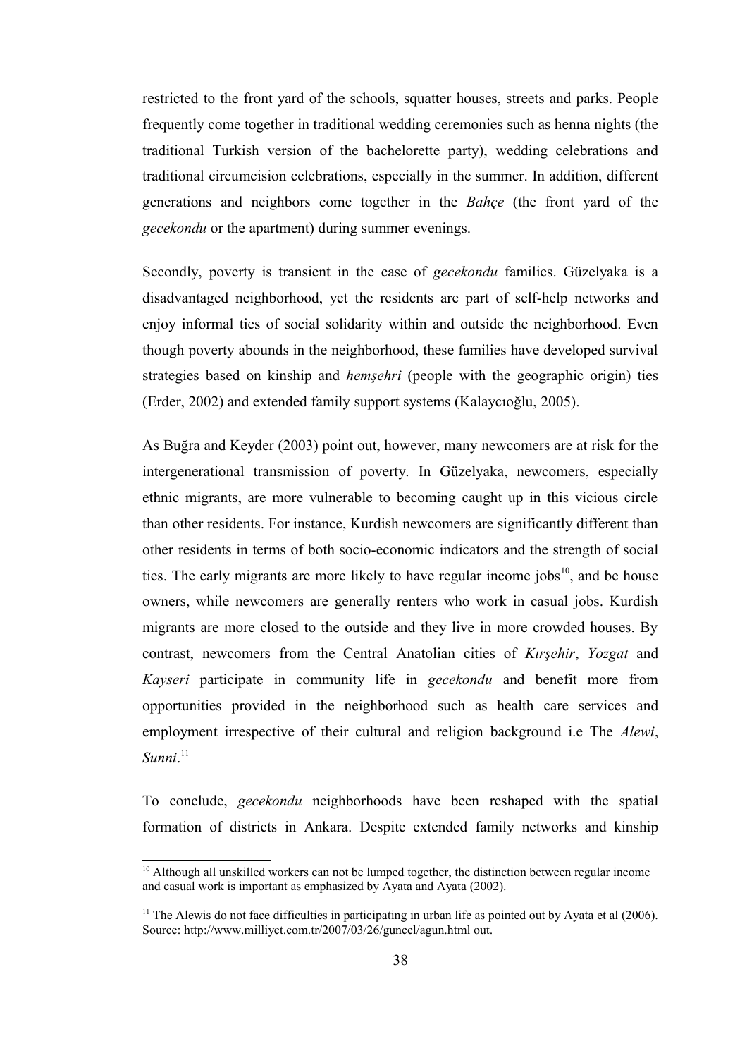restricted to the front yard of the schools, squatter houses, streets and parks. People frequently come together in traditional wedding ceremonies such as henna nights (the traditional Turkish version of the bachelorette party), wedding celebrations and traditional circumcision celebrations, especially in the summer. In addition, different generations and neighbors come together in the *Bahçe* (the front yard of the *gecekondu* or the apartment) during summer evenings.

Secondly, poverty is transient in the case of *gecekondu* families. Güzelyaka is a disadvantaged neighborhood, yet the residents are part of self-help networks and enjoy informal ties of social solidarity within and outside the neighborhood. Even though poverty abounds in the neighborhood, these families have developed survival strategies based on kinship and *hemşehri* (people with the geographic origin) ties (Erder, 2002) and extended family support systems (Kalaycıoğlu, 2005).

As Buğra and Keyder (2003) point out, however, many newcomers are at risk for the intergenerational transmission of poverty. In Güzelyaka, newcomers, especially ethnic migrants, are more vulnerable to becoming caught up in this vicious circle than other residents. For instance, Kurdish newcomers are significantly different than other residents in terms of both socio-economic indicators and the strength of social ties. The early migrants are more likely to have regular income jobs[10], and be house owners, while newcomers are generally renters who work in casual jobs. Kurdish migrants are more closed to the outside and they live in more crowded houses. By contrast, newcomers from the Central Anatolian cities of *Kırşehir*, *Yozgat* and *Kayseri* participate in community life in *gecekondu* and benefit more from opportunities provided in the neighborhood such as health care services and employment irrespective of their cultural and religion background i.e The *Alewi*, *Sunni*.[11]

To conclude, *gecekondu* neighborhoods have been reshaped with the spatial formation of districts in Ankara. Despite extended family networks and kinship

---

[10] Although all unskilled workers can not be lumped together, the distinction between regular income and casual work is important as emphasized by Ayata and Ayata (2002).

[11] The Alewis do not face difficulties in participating in urban life as pointed out by Ayata et al (2006). Source: http://www.milliyet.com.tr/2007/03/26/guncel/agun.html out.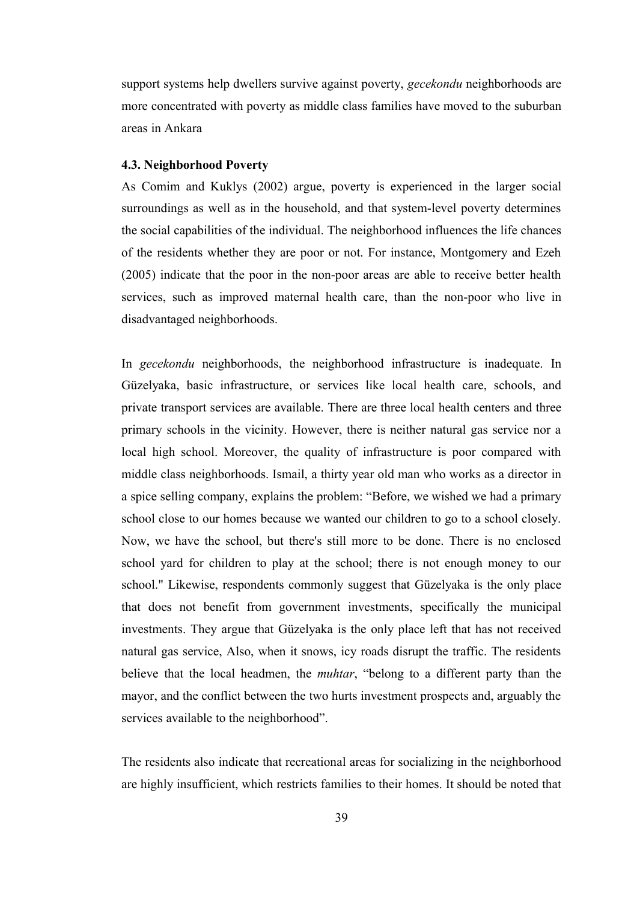support systems help dwellers survive against poverty, *gecekondu* neighborhoods are more concentrated with poverty as middle class families have moved to the suburban areas in Ankara

### 4.3. Neighborhood Poverty

As Comim and Kuklys (2002) argue, poverty is experienced in the larger social surroundings as well as in the household, and that system-level poverty determines the social capabilities of the individual. The neighborhood influences the life chances of the residents whether they are poor or not. For instance, Montgomery and Ezeh (2005) indicate that the poor in the non-poor areas are able to receive better health services, such as improved maternal health care, than the non-poor who live in disadvantaged neighborhoods.

In *gecekondu* neighborhoods, the neighborhood infrastructure is inadequate. In Güzelyaka, basic infrastructure, or services like local health care, schools, and private transport services are available. There are three local health centers and three primary schools in the vicinity. However, there is neither natural gas service nor a local high school. Moreover, the quality of infrastructure is poor compared with middle class neighborhoods. Ismail, a thirty year old man who works as a director in a spice selling company, explains the problem: "Before, we wished we had a primary school close to our homes because we wanted our children to go to a school closely. Now, we have the school, but there's still more to be done. There is no enclosed school yard for children to play at the school; there is not enough money to our school." Likewise, respondents commonly suggest that Güzelyaka is the only place that does not benefit from government investments, specifically the municipal investments. They argue that Güzelyaka is the only place left that has not received natural gas service, Also, when it snows, icy roads disrupt the traffic. The residents believe that the local headmen, the *muhtar*, "belong to a different party than the mayor, and the conflict between the two hurts investment prospects and, arguably the services available to the neighborhood".

The residents also indicate that recreational areas for socializing in the neighborhood are highly insufficient, which restricts families to their homes. It should be noted that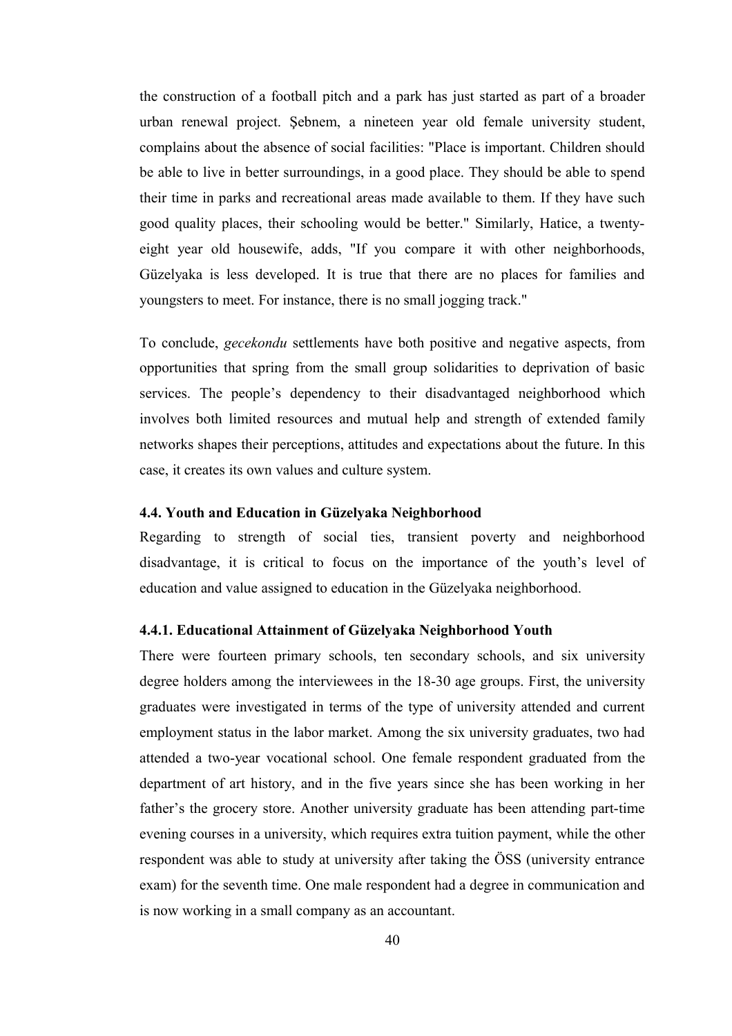the construction of a football pitch and a park has just started as part of a broader urban renewal project. Şebnem, a nineteen year old female university student, complains about the absence of social facilities: "Place is important. Children should be able to live in better surroundings, in a good place. They should be able to spend their time in parks and recreational areas made available to them. If they have such good quality places, their schooling would be better." Similarly, Hatice, a twenty-eight year old housewife, adds, "If you compare it with other neighborhoods, Güzelyaka is less developed. It is true that there are no places for families and youngsters to meet. For instance, there is no small jogging track."

To conclude, *gecekondu* settlements have both positive and negative aspects, from opportunities that spring from the small group solidarities to deprivation of basic services. The people's dependency to their disadvantaged neighborhood which involves both limited resources and mutual help and strength of extended family networks shapes their perceptions, attitudes and expectations about the future. In this case, it creates its own values and culture system.

### 4.4. Youth and Education in Güzelyaka Neighborhood

Regarding to strength of social ties, transient poverty and neighborhood disadvantage, it is critical to focus on the importance of the youth's level of education and value assigned to education in the Güzelyaka neighborhood.

#### 4.4.1. Educational Attainment of Güzelyaka Neighborhood Youth

There were fourteen primary schools, ten secondary schools, and six university degree holders among the interviewees in the 18-30 age groups. First, the university graduates were investigated in terms of the type of university attended and current employment status in the labor market. Among the six university graduates, two had attended a two-year vocational school. One female respondent graduated from the department of art history, and in the five years since she has been working in her father's the grocery store. Another university graduate has been attending part-time evening courses in a university, which requires extra tuition payment, while the other respondent was able to study at university after taking the ÖSS (university entrance exam) for the seventh time. One male respondent had a degree in communication and is now working in a small company as an accountant.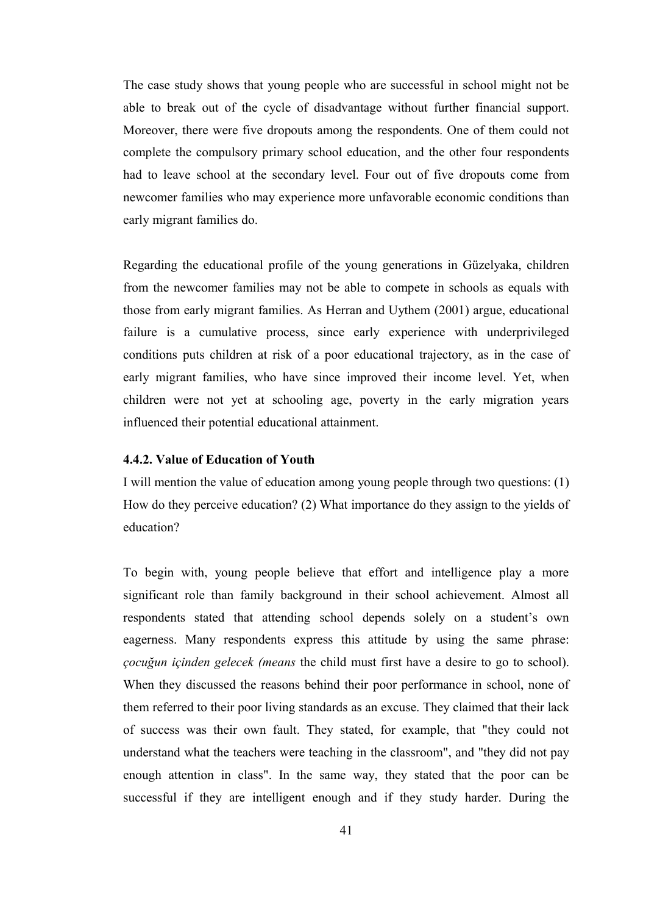The case study shows that young people who are successful in school might not be able to break out of the cycle of disadvantage without further financial support. Moreover, there were five dropouts among the respondents. One of them could not complete the compulsory primary school education, and the other four respondents had to leave school at the secondary level. Four out of five dropouts come from newcomer families who may experience more unfavorable economic conditions than early migrant families do.

Regarding the educational profile of the young generations in Güzelyaka, children from the newcomer families may not be able to compete in schools as equals with those from early migrant families. As Herran and Uythem (2001) argue, educational failure is a cumulative process, since early experience with underprivileged conditions puts children at risk of a poor educational trajectory, as in the case of early migrant families, who have since improved their income level. Yet, when children were not yet at schooling age, poverty in the early migration years influenced their potential educational attainment.

#### 4.4.2. Value of Education of Youth

I will mention the value of education among young people through two questions: (1) How do they perceive education? (2) What importance do they assign to the yields of education?

To begin with, young people believe that effort and intelligence play a more significant role than family background in their school achievement. Almost all respondents stated that attending school depends solely on a student's own eagerness. Many respondents express this attitude by using the same phrase: *çocuğun içinden gelecek (means* the child must first have a desire to go to school). When they discussed the reasons behind their poor performance in school, none of them referred to their poor living standards as an excuse. They claimed that their lack of success was their own fault. They stated, for example, that "they could not understand what the teachers were teaching in the classroom", and "they did not pay enough attention in class". In the same way, they stated that the poor can be successful if they are intelligent enough and if they study harder. During the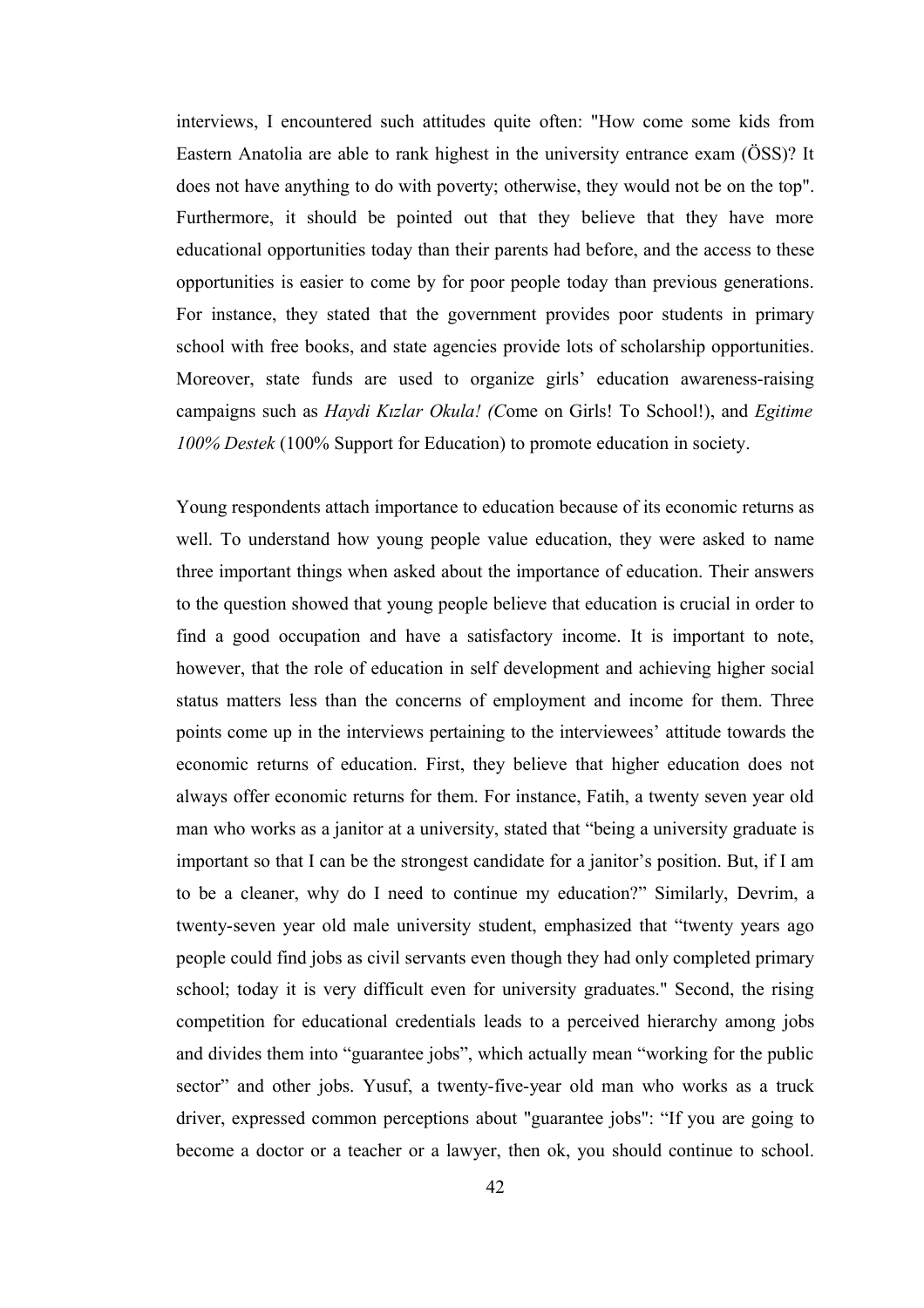interviews, I encountered such attitudes quite often: "How come some kids from Eastern Anatolia are able to rank highest in the university entrance exam (ÖSS)? It does not have anything to do with poverty; otherwise, they would not be on the top". Furthermore, it should be pointed out that they believe that they have more educational opportunities today than their parents had before, and the access to these opportunities is easier to come by for poor people today than previous generations. For instance, they stated that the government provides poor students in primary school with free books, and state agencies provide lots of scholarship opportunities. Moreover, state funds are used to organize girls' education awareness-raising campaigns such as *Haydi Kızlar Okula! (C*ome on Girls! To School!), and *Egitime 100% Destek* (100% Support for Education) to promote education in society.

Young respondents attach importance to education because of its economic returns as well. To understand how young people value education, they were asked to name three important things when asked about the importance of education. Their answers to the question showed that young people believe that education is crucial in order to find a good occupation and have a satisfactory income. It is important to note, however, that the role of education in self development and achieving higher social status matters less than the concerns of employment and income for them. Three points come up in the interviews pertaining to the interviewees' attitude towards the economic returns of education. First, they believe that higher education does not always offer economic returns for them. For instance, Fatih, a twenty seven year old man who works as a janitor at a university, stated that "being a university graduate is important so that I can be the strongest candidate for a janitor's position. But, if I am to be a cleaner, why do I need to continue my education?" Similarly, Devrim, a twenty-seven year old male university student, emphasized that "twenty years ago people could find jobs as civil servants even though they had only completed primary school; today it is very difficult even for university graduates." Second, the rising competition for educational credentials leads to a perceived hierarchy among jobs and divides them into "guarantee jobs", which actually mean "working for the public sector" and other jobs. Yusuf, a twenty-five-year old man who works as a truck driver, expressed common perceptions about "guarantee jobs": "If you are going to become a doctor or a teacher or a lawyer, then ok, you should continue to school.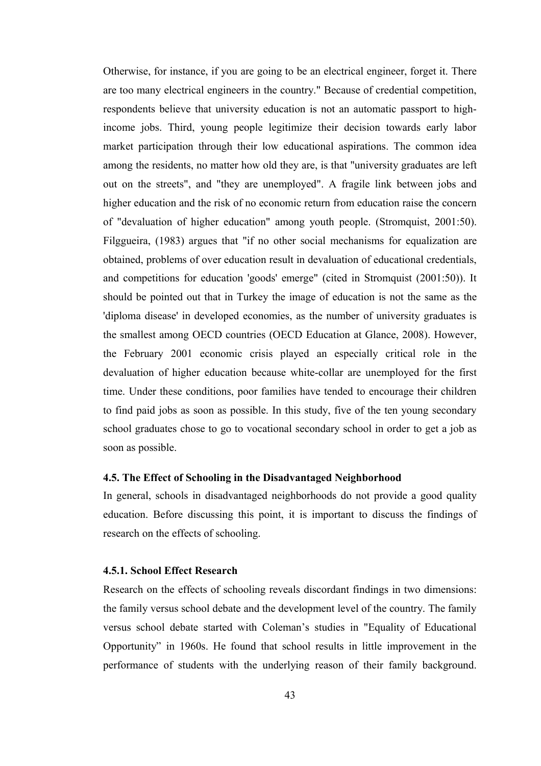Otherwise, for instance, if you are going to be an electrical engineer, forget it. There are too many electrical engineers in the country." Because of credential competition, respondents believe that university education is not an automatic passport to high-income jobs. Third, young people legitimize their decision towards early labor market participation through their low educational aspirations. The common idea among the residents, no matter how old they are, is that "university graduates are left out on the streets", and "they are unemployed". A fragile link between jobs and higher education and the risk of no economic return from education raise the concern of "devaluation of higher education" among youth people. (Stromquist, 2001:50). Filggueira, (1983) argues that "if no other social mechanisms for equalization are obtained, problems of over education result in devaluation of educational credentials, and competitions for education 'goods' emerge" (cited in Stromquist (2001:50)). It should be pointed out that in Turkey the image of education is not the same as the 'diploma disease' in developed economies, as the number of university graduates is the smallest among OECD countries (OECD Education at Glance, 2008). However, the February 2001 economic crisis played an especially critical role in the devaluation of higher education because white-collar are unemployed for the first time. Under these conditions, poor families have tended to encourage their children to find paid jobs as soon as possible. In this study, five of the ten young secondary school graduates chose to go to vocational secondary school in order to get a job as soon as possible.

### 4.5. The Effect of Schooling in the Disadvantaged Neighborhood

In general, schools in disadvantaged neighborhoods do not provide a good quality education. Before discussing this point, it is important to discuss the findings of research on the effects of schooling.

#### 4.5.1. School Effect Research

Research on the effects of schooling reveals discordant findings in two dimensions: the family versus school debate and the development level of the country. The family versus school debate started with Coleman's studies in "Equality of Educational Opportunity" in 1960s. He found that school results in little improvement in the performance of students with the underlying reason of their family background.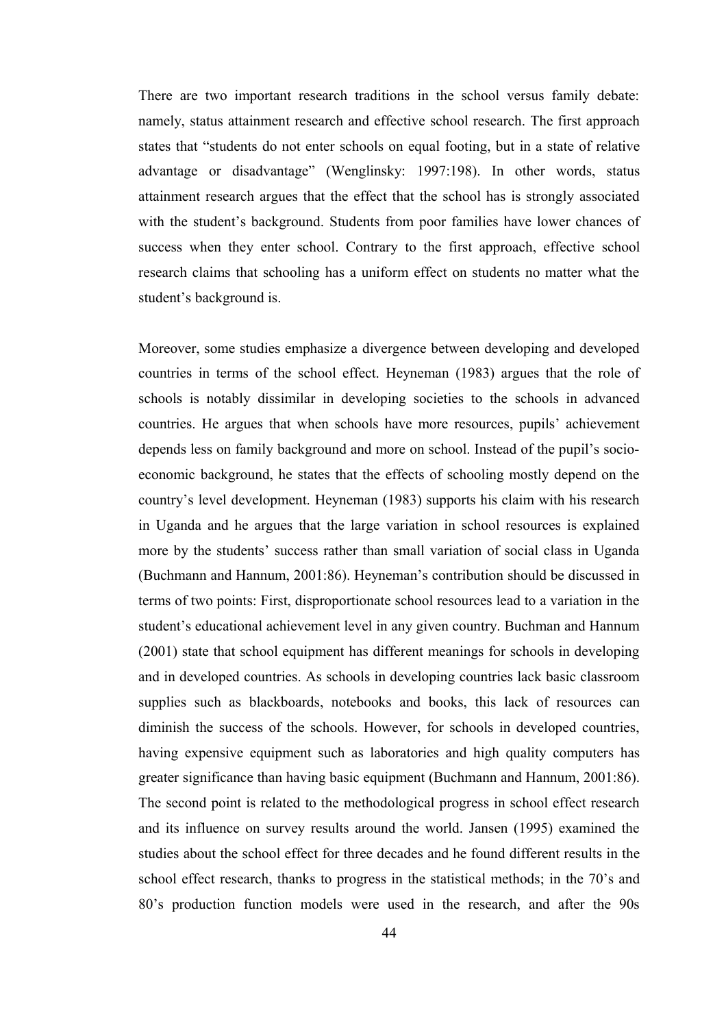There are two important research traditions in the school versus family debate: namely, status attainment research and effective school research. The first approach states that "students do not enter schools on equal footing, but in a state of relative advantage or disadvantage" (Wenglinsky: 1997:198). In other words, status attainment research argues that the effect that the school has is strongly associated with the student's background. Students from poor families have lower chances of success when they enter school. Contrary to the first approach, effective school research claims that schooling has a uniform effect on students no matter what the student's background is.

Moreover, some studies emphasize a divergence between developing and developed countries in terms of the school effect. Heyneman (1983) argues that the role of schools is notably dissimilar in developing societies to the schools in advanced countries. He argues that when schools have more resources, pupils' achievement depends less on family background and more on school. Instead of the pupil's socio-economic background, he states that the effects of schooling mostly depend on the country's level development. Heyneman (1983) supports his claim with his research in Uganda and he argues that the large variation in school resources is explained more by the students' success rather than small variation of social class in Uganda (Buchmann and Hannum, 2001:86). Heyneman's contribution should be discussed in terms of two points: First, disproportionate school resources lead to a variation in the student's educational achievement level in any given country. Buchman and Hannum (2001) state that school equipment has different meanings for schools in developing and in developed countries. As schools in developing countries lack basic classroom supplies such as blackboards, notebooks and books, this lack of resources can diminish the success of the schools. However, for schools in developed countries, having expensive equipment such as laboratories and high quality computers has greater significance than having basic equipment (Buchmann and Hannum, 2001:86). The second point is related to the methodological progress in school effect research and its influence on survey results around the world. Jansen (1995) examined the studies about the school effect for three decades and he found different results in the school effect research, thanks to progress in the statistical methods; in the 70's and 80's production function models were used in the research, and after the 90s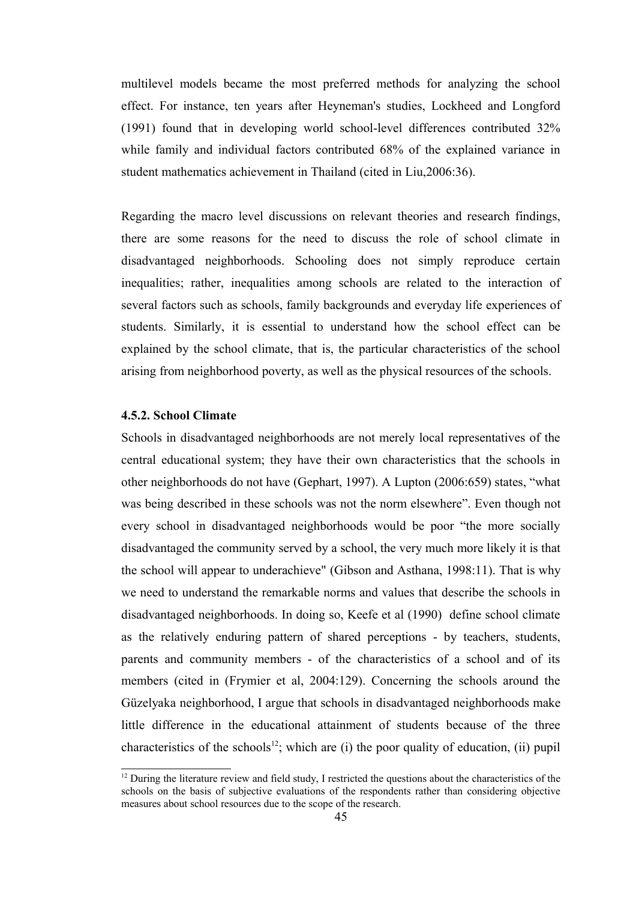multilevel models became the most preferred methods for analyzing the school effect. For instance, ten years after Heyneman's studies, Lockheed and Longford (1991) found that in developing world school-level differences contributed 32% while family and individual factors contributed 68% of the explained variance in student mathematics achievement in Thailand (cited in Liu,2006:36).

Regarding the macro level discussions on relevant theories and research findings, there are some reasons for the need to discuss the role of school climate in disadvantaged neighborhoods. Schooling does not simply reproduce certain inequalities; rather, inequalities among schools are related to the interaction of several factors such as schools, family backgrounds and everyday life experiences of students. Similarly, it is essential to understand how the school effect can be explained by the school climate, that is, the particular characteristics of the school arising from neighborhood poverty, as well as the physical resources of the schools.

### 4.5.2. School Climate

Schools in disadvantaged neighborhoods are not merely local representatives of the central educational system; they have their own characteristics that the schools in other neighborhoods do not have (Gephart, 1997). A Lupton (2006:659) states, "what was being described in these schools was not the norm elsewhere". Even though not every school in disadvantaged neighborhoods would be poor "the more socially disadvantaged the community served by a school, the very much more likely it is that the school will appear to underachieve" (Gibson and Asthana, 1998:11). That is why we need to understand the remarkable norms and values that describe the schools in disadvantaged neighborhoods. In doing so, Keefe et al (1990) define school climate as the relatively enduring pattern of shared perceptions - by teachers, students, parents and community members - of the characteristics of a school and of its members (cited in (Frymier et al, 2004:129). Concerning the schools around the Güzelyaka neighborhood, I argue that schools in disadvantaged neighborhoods make little difference in the educational attainment of students because of the three characteristics of the schools[12]; which are (i) the poor quality of education, (ii) pupil

[12] During the literature review and field study, I restricted the questions about the characteristics of the schools on the basis of subjective evaluations of the respondents rather than considering objective measures about school resources due to the scope of the research.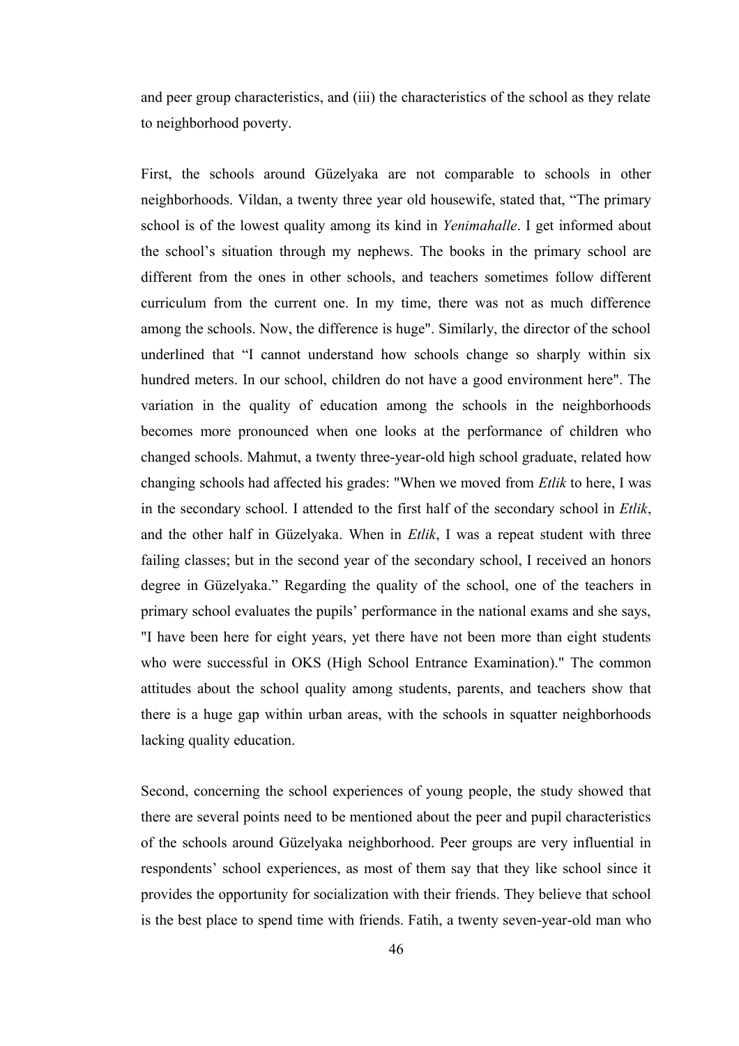and peer group characteristics, and (iii) the characteristics of the school as they relate to neighborhood poverty.

First, the schools around Güzelyaka are not comparable to schools in other neighborhoods. Vildan, a twenty three year old housewife, stated that, "The primary school is of the lowest quality among its kind in *Yenimahalle*. I get informed about the school's situation through my nephews. The books in the primary school are different from the ones in other schools, and teachers sometimes follow different curriculum from the current one. In my time, there was not as much difference among the schools. Now, the difference is huge". Similarly, the director of the school underlined that "I cannot understand how schools change so sharply within six hundred meters. In our school, children do not have a good environment here". The variation in the quality of education among the schools in the neighborhoods becomes more pronounced when one looks at the performance of children who changed schools. Mahmut, a twenty three-year-old high school graduate, related how changing schools had affected his grades: "When we moved from *Etlik* to here, I was in the secondary school. I attended to the first half of the secondary school in *Etlik*, and the other half in Güzelyaka. When in *Etlik*, I was a repeat student with three failing classes; but in the second year of the secondary school, I received an honors degree in Güzelyaka." Regarding the quality of the school, one of the teachers in primary school evaluates the pupils' performance in the national exams and she says, "I have been here for eight years, yet there have not been more than eight students who were successful in OKS (High School Entrance Examination)." The common attitudes about the school quality among students, parents, and teachers show that there is a huge gap within urban areas, with the schools in squatter neighborhoods lacking quality education.

Second, concerning the school experiences of young people, the study showed that there are several points need to be mentioned about the peer and pupil characteristics of the schools around Güzelyaka neighborhood. Peer groups are very influential in respondents' school experiences, as most of them say that they like school since it provides the opportunity for socialization with their friends. They believe that school is the best place to spend time with friends. Fatih, a twenty seven-year-old man who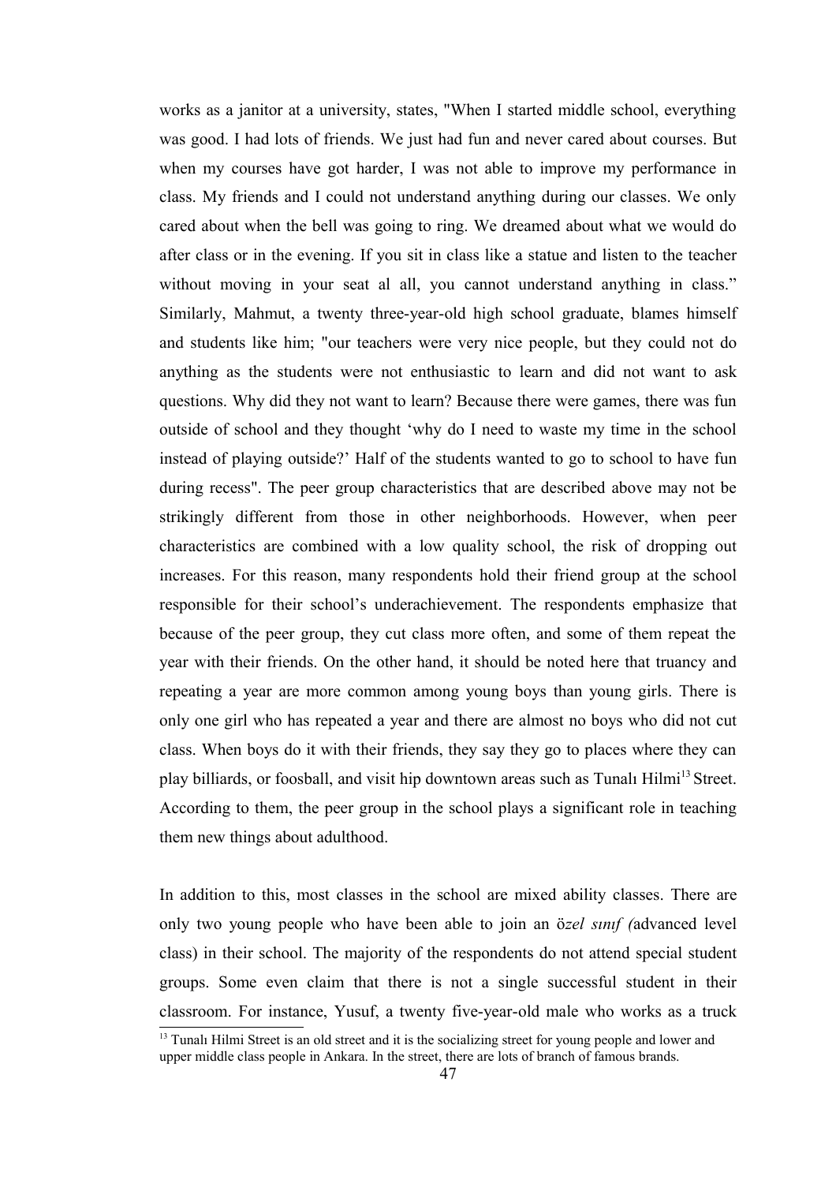works as a janitor at a university, states, "When I started middle school, everything was good. I had lots of friends. We just had fun and never cared about courses. But when my courses have got harder, I was not able to improve my performance in class. My friends and I could not understand anything during our classes. We only cared about when the bell was going to ring. We dreamed about what we would do after class or in the evening. If you sit in class like a statue and listen to the teacher without moving in your seat al all, you cannot understand anything in class." Similarly, Mahmut, a twenty three-year-old high school graduate, blames himself and students like him; "our teachers were very nice people, but they could not do anything as the students were not enthusiastic to learn and did not want to ask questions. Why did they not want to learn? Because there were games, there was fun outside of school and they thought 'why do I need to waste my time in the school instead of playing outside?' Half of the students wanted to go to school to have fun during recess". The peer group characteristics that are described above may not be strikingly different from those in other neighborhoods. However, when peer characteristics are combined with a low quality school, the risk of dropping out increases. For this reason, many respondents hold their friend group at the school responsible for their school's underachievement. The respondents emphasize that because of the peer group, they cut class more often, and some of them repeat the year with their friends. On the other hand, it should be noted here that truancy and repeating a year are more common among young boys than young girls. There is only one girl who has repeated a year and there are almost no boys who did not cut class. When boys do it with their friends, they say they go to places where they can play billiards, or foosball, and visit hip downtown areas such as Tunalı Hilmi[13] Street. According to them, the peer group in the school plays a significant role in teaching them new things about adulthood.

In addition to this, most classes in the school are mixed ability classes. There are only two young people who have been able to join an ö*zel sınıf (*advanced level class) in their school. The majority of the respondents do not attend special student groups. Some even claim that there is not a single successful student in their classroom. For instance, Yusuf, a twenty five-year-old male who works as a truck

[13] Tunalı Hilmi Street is an old street and it is the socializing street for young people and lower and upper middle class people in Ankara. In the street, there are lots of branch of famous brands.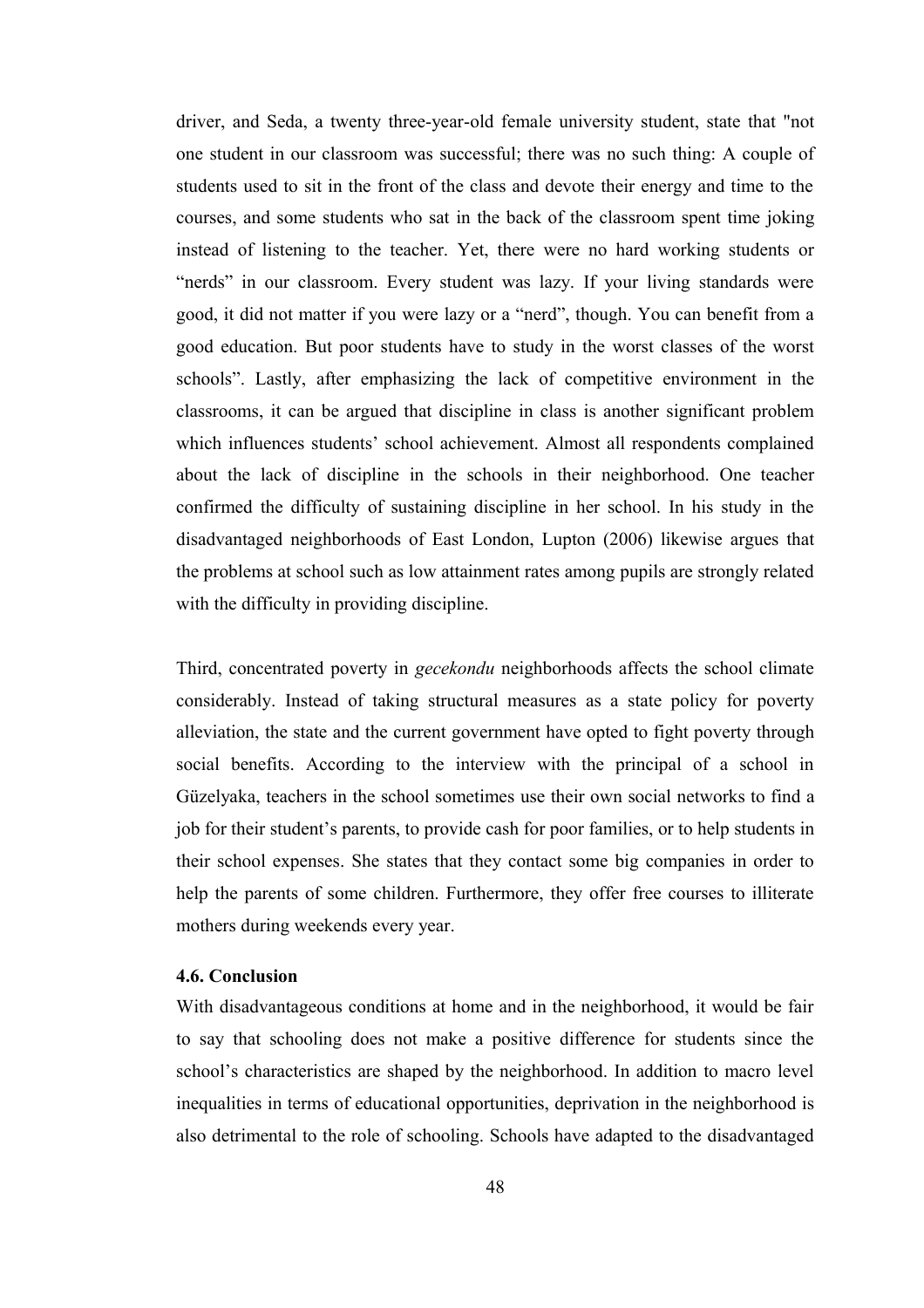driver, and Seda, a twenty three-year-old female university student, state that "not one student in our classroom was successful; there was no such thing: A couple of students used to sit in the front of the class and devote their energy and time to the courses, and some students who sat in the back of the classroom spent time joking instead of listening to the teacher. Yet, there were no hard working students or "nerds" in our classroom. Every student was lazy. If your living standards were good, it did not matter if you were lazy or a "nerd", though. You can benefit from a good education. But poor students have to study in the worst classes of the worst schools". Lastly, after emphasizing the lack of competitive environment in the classrooms, it can be argued that discipline in class is another significant problem which influences students' school achievement. Almost all respondents complained about the lack of discipline in the schools in their neighborhood. One teacher confirmed the difficulty of sustaining discipline in her school. In his study in the disadvantaged neighborhoods of East London, Lupton (2006) likewise argues that the problems at school such as low attainment rates among pupils are strongly related with the difficulty in providing discipline.

Third, concentrated poverty in *gecekondu* neighborhoods affects the school climate considerably. Instead of taking structural measures as a state policy for poverty alleviation, the state and the current government have opted to fight poverty through social benefits. According to the interview with the principal of a school in Güzelyaka, teachers in the school sometimes use their own social networks to find a job for their student's parents, to provide cash for poor families, or to help students in their school expenses. She states that they contact some big companies in order to help the parents of some children. Furthermore, they offer free courses to illiterate mothers during weekends every year.

### 4.6. Conclusion

With disadvantageous conditions at home and in the neighborhood, it would be fair to say that schooling does not make a positive difference for students since the school's characteristics are shaped by the neighborhood. In addition to macro level inequalities in terms of educational opportunities, deprivation in the neighborhood is also detrimental to the role of schooling. Schools have adapted to the disadvantaged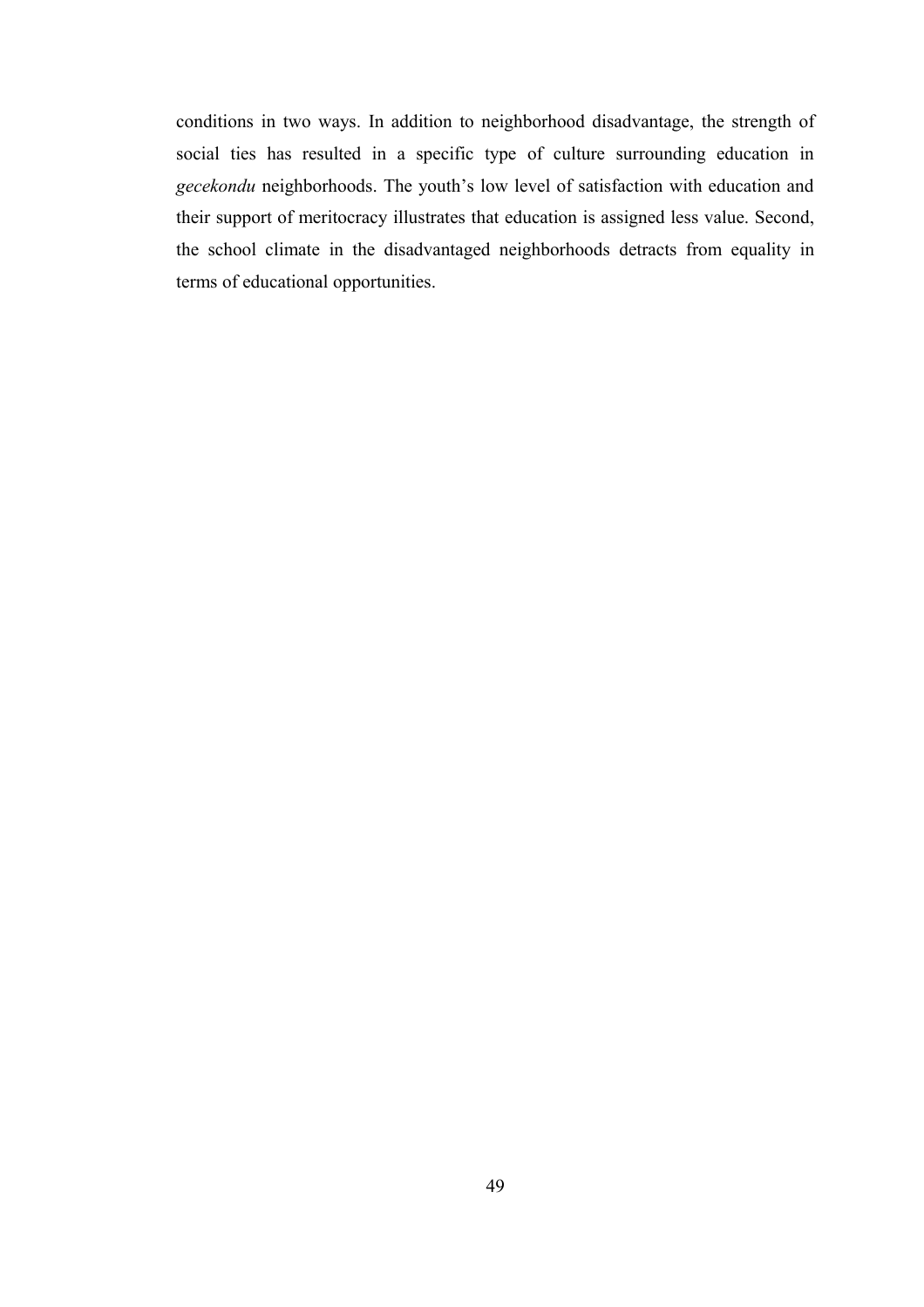conditions in two ways. In addition to neighborhood disadvantage, the strength of social ties has resulted in a specific type of culture surrounding education in *gecekondu* neighborhoods. The youth's low level of satisfaction with education and their support of meritocracy illustrates that education is assigned less value. Second, the school climate in the disadvantaged neighborhoods detracts from equality in terms of educational opportunities.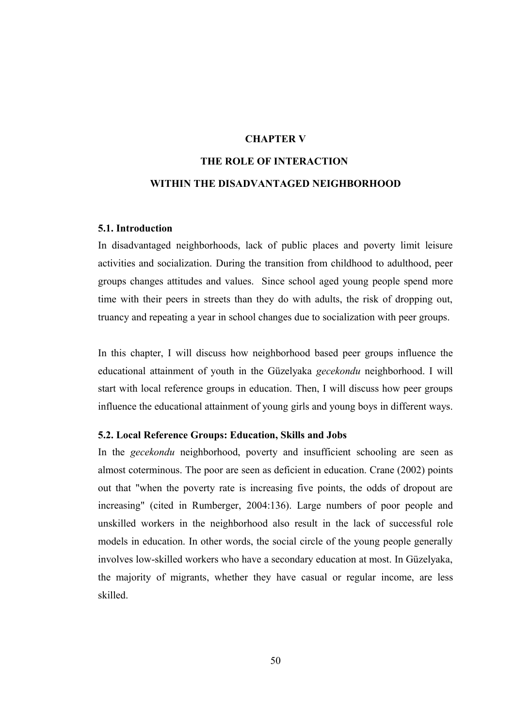# CHAPTER V

# THE ROLE OF INTERACTION WITHIN THE DISADVANTAGED NEIGHBORHOOD

## 5.1. Introduction

In disadvantaged neighborhoods, lack of public places and poverty limit leisure activities and socialization. During the transition from childhood to adulthood, peer groups changes attitudes and values. Since school aged young people spend more time with their peers in streets than they do with adults, the risk of dropping out, truancy and repeating a year in school changes due to socialization with peer groups.

In this chapter, I will discuss how neighborhood based peer groups influence the educational attainment of youth in the Güzelyaka *gecekondu* neighborhood. I will start with local reference groups in education. Then, I will discuss how peer groups influence the educational attainment of young girls and young boys in different ways.

## 5.2. Local Reference Groups: Education, Skills and Jobs

In the *gecekondu* neighborhood, poverty and insufficient schooling are seen as almost coterminous. The poor are seen as deficient in education. Crane (2002) points out that "when the poverty rate is increasing five points, the odds of dropout are increasing" (cited in Rumberger, 2004:136). Large numbers of poor people and unskilled workers in the neighborhood also result in the lack of successful role models in education. In other words, the social circle of the young people generally involves low-skilled workers who have a secondary education at most. In Güzelyaka, the majority of migrants, whether they have casual or regular income, are less skilled.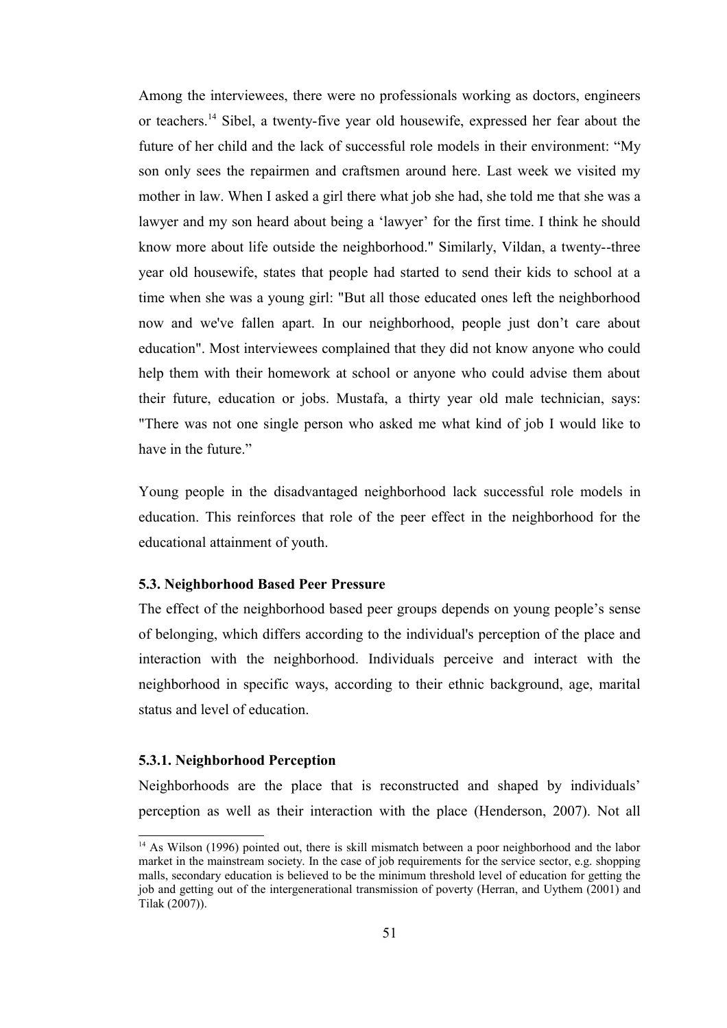Among the interviewees, there were no professionals working as doctors, engineers or teachers.[14] Sibel, a twenty-five year old housewife, expressed her fear about the future of her child and the lack of successful role models in their environment: "My son only sees the repairmen and craftsmen around here. Last week we visited my mother in law. When I asked a girl there what job she had, she told me that she was a lawyer and my son heard about being a 'lawyer' for the first time. I think he should know more about life outside the neighborhood." Similarly, Vildan, a twenty--three year old housewife, states that people had started to send their kids to school at a time when she was a young girl: "But all those educated ones left the neighborhood now and we've fallen apart. In our neighborhood, people just don't care about education". Most interviewees complained that they did not know anyone who could help them with their homework at school or anyone who could advise them about their future, education or jobs. Mustafa, a thirty year old male technician, says: "There was not one single person who asked me what kind of job I would like to have in the future."

Young people in the disadvantaged neighborhood lack successful role models in education. This reinforces that role of the peer effect in the neighborhood for the educational attainment of youth.

### 5.3. Neighborhood Based Peer Pressure

The effect of the neighborhood based peer groups depends on young people's sense of belonging, which differs according to the individual's perception of the place and interaction with the neighborhood. Individuals perceive and interact with the neighborhood in specific ways, according to their ethnic background, age, marital status and level of education.

#### 5.3.1. Neighborhood Perception

Neighborhoods are the place that is reconstructed and shaped by individuals' perception as well as their interaction with the place (Henderson, 2007). Not all

---

[14] As Wilson (1996) pointed out, there is skill mismatch between a poor neighborhood and the labor market in the mainstream society. In the case of job requirements for the service sector, e.g. shopping malls, secondary education is believed to be the minimum threshold level of education for getting the job and getting out of the intergenerational transmission of poverty (Herran, and Uythem (2001) and Tilak (2007)).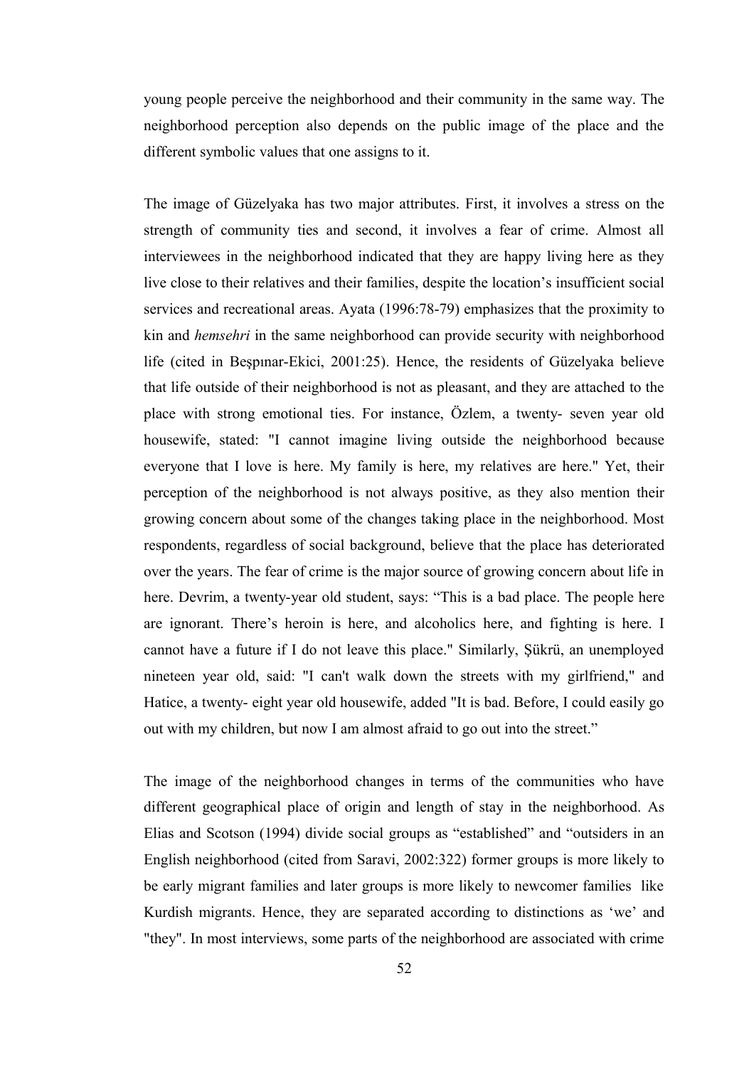young people perceive the neighborhood and their community in the same way. The neighborhood perception also depends on the public image of the place and the different symbolic values that one assigns to it.

The image of Güzelyaka has two major attributes. First, it involves a stress on the strength of community ties and second, it involves a fear of crime. Almost all interviewees in the neighborhood indicated that they are happy living here as they live close to their relatives and their families, despite the location's insufficient social services and recreational areas. Ayata (1996:78-79) emphasizes that the proximity to kin and *hemsehri* in the same neighborhood can provide security with neighborhood life (cited in Beşpınar-Ekici, 2001:25). Hence, the residents of Güzelyaka believe that life outside of their neighborhood is not as pleasant, and they are attached to the place with strong emotional ties. For instance, Özlem, a twenty- seven year old housewife, stated: "I cannot imagine living outside the neighborhood because everyone that I love is here. My family is here, my relatives are here." Yet, their perception of the neighborhood is not always positive, as they also mention their growing concern about some of the changes taking place in the neighborhood. Most respondents, regardless of social background, believe that the place has deteriorated over the years. The fear of crime is the major source of growing concern about life in here. Devrim, a twenty-year old student, says: "This is a bad place. The people here are ignorant. There's heroin is here, and alcoholics here, and fighting is here. I cannot have a future if I do not leave this place." Similarly, Şükrü, an unemployed nineteen year old, said: "I can't walk down the streets with my girlfriend," and Hatice, a twenty- eight year old housewife, added "It is bad. Before, I could easily go out with my children, but now I am almost afraid to go out into the street."

The image of the neighborhood changes in terms of the communities who have different geographical place of origin and length of stay in the neighborhood. As Elias and Scotson (1994) divide social groups as "established" and "outsiders in an English neighborhood (cited from Saravi, 2002:322) former groups is more likely to be early migrant families and later groups is more likely to newcomer families like Kurdish migrants. Hence, they are separated according to distinctions as 'we' and "they". In most interviews, some parts of the neighborhood are associated with crime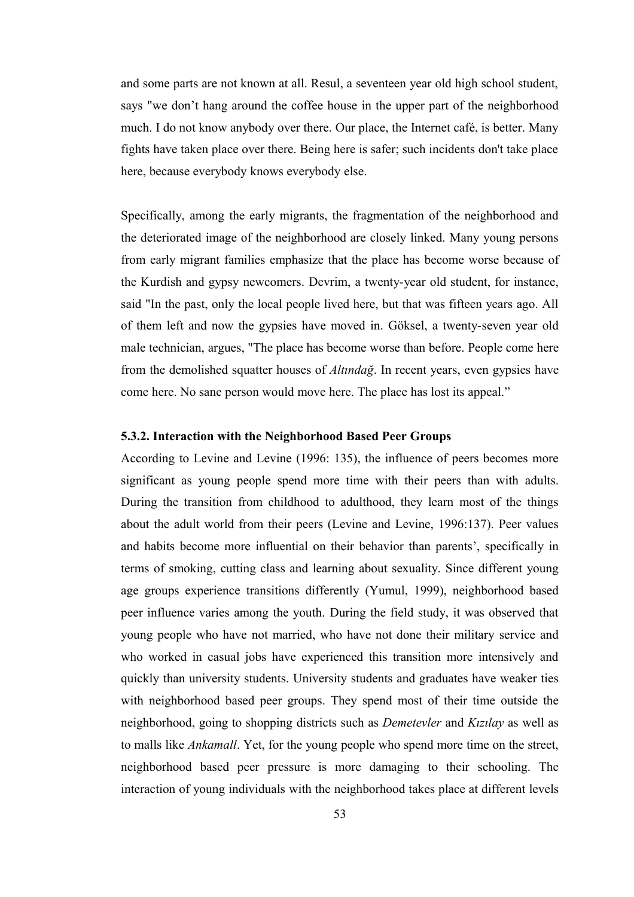and some parts are not known at all. Resul, a seventeen year old high school student, says "we don't hang around the coffee house in the upper part of the neighborhood much. I do not know anybody over there. Our place, the Internet café, is better. Many fights have taken place over there. Being here is safer; such incidents don't take place here, because everybody knows everybody else.

Specifically, among the early migrants, the fragmentation of the neighborhood and the deteriorated image of the neighborhood are closely linked. Many young persons from early migrant families emphasize that the place has become worse because of the Kurdish and gypsy newcomers. Devrim, a twenty-year old student, for instance, said "In the past, only the local people lived here, but that was fifteen years ago. All of them left and now the gypsies have moved in. Göksel, a twenty-seven year old male technician, argues, "The place has become worse than before. People come here from the demolished squatter houses of *Altındağ*. In recent years, even gypsies have come here. No sane person would move here. The place has lost its appeal."

### 5.3.2. Interaction with the Neighborhood Based Peer Groups

According to Levine and Levine (1996: 135), the influence of peers becomes more significant as young people spend more time with their peers than with adults. During the transition from childhood to adulthood, they learn most of the things about the adult world from their peers (Levine and Levine, 1996:137). Peer values and habits become more influential on their behavior than parents', specifically in terms of smoking, cutting class and learning about sexuality. Since different young age groups experience transitions differently (Yumul, 1999), neighborhood based peer influence varies among the youth. During the field study, it was observed that young people who have not married, who have not done their military service and who worked in casual jobs have experienced this transition more intensively and quickly than university students. University students and graduates have weaker ties with neighborhood based peer groups. They spend most of their time outside the neighborhood, going to shopping districts such as *Demetevler* and *Kızılay* as well as to malls like *Ankamall*. Yet, for the young people who spend more time on the street, neighborhood based peer pressure is more damaging to their schooling. The interaction of young individuals with the neighborhood takes place at different levels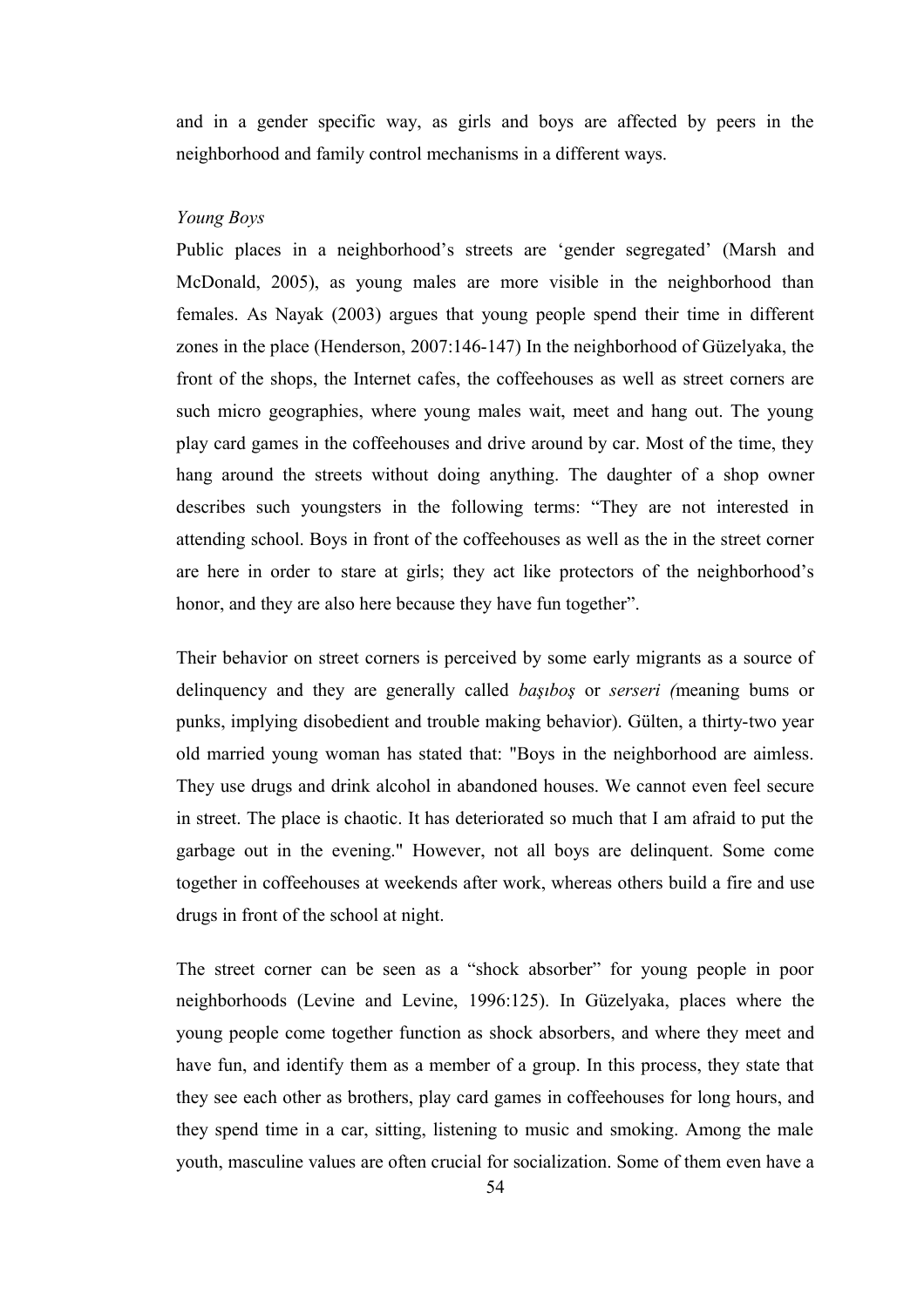and in a gender specific way, as girls and boys are affected by peers in the neighborhood and family control mechanisms in a different ways.

*Young Boys*

Public places in a neighborhood's streets are 'gender segregated' (Marsh and McDonald, 2005), as young males are more visible in the neighborhood than females. As Nayak (2003) argues that young people spend their time in different zones in the place (Henderson, 2007:146-147) In the neighborhood of Güzelyaka, the front of the shops, the Internet cafes, the coffeehouses as well as street corners are such micro geographies, where young males wait, meet and hang out. The young play card games in the coffeehouses and drive around by car. Most of the time, they hang around the streets without doing anything. The daughter of a shop owner describes such youngsters in the following terms: "They are not interested in attending school. Boys in front of the coffeehouses as well as the in the street corner are here in order to stare at girls; they act like protectors of the neighborhood's honor, and they are also here because they have fun together".

Their behavior on street corners is perceived by some early migrants as a source of delinquency and they are generally called *başıboş* or *serseri (*meaning bums or punks, implying disobedient and trouble making behavior). Gülten, a thirty-two year old married young woman has stated that: "Boys in the neighborhood are aimless. They use drugs and drink alcohol in abandoned houses. We cannot even feel secure in street. The place is chaotic. It has deteriorated so much that I am afraid to put the garbage out in the evening." However, not all boys are delinquent. Some come together in coffeehouses at weekends after work, whereas others build a fire and use drugs in front of the school at night.

The street corner can be seen as a "shock absorber" for young people in poor neighborhoods (Levine and Levine, 1996:125). In Güzelyaka, places where the young people come together function as shock absorbers, and where they meet and have fun, and identify them as a member of a group. In this process, they state that they see each other as brothers, play card games in coffeehouses for long hours, and they spend time in a car, sitting, listening to music and smoking. Among the male youth, masculine values are often crucial for socialization. Some of them even have a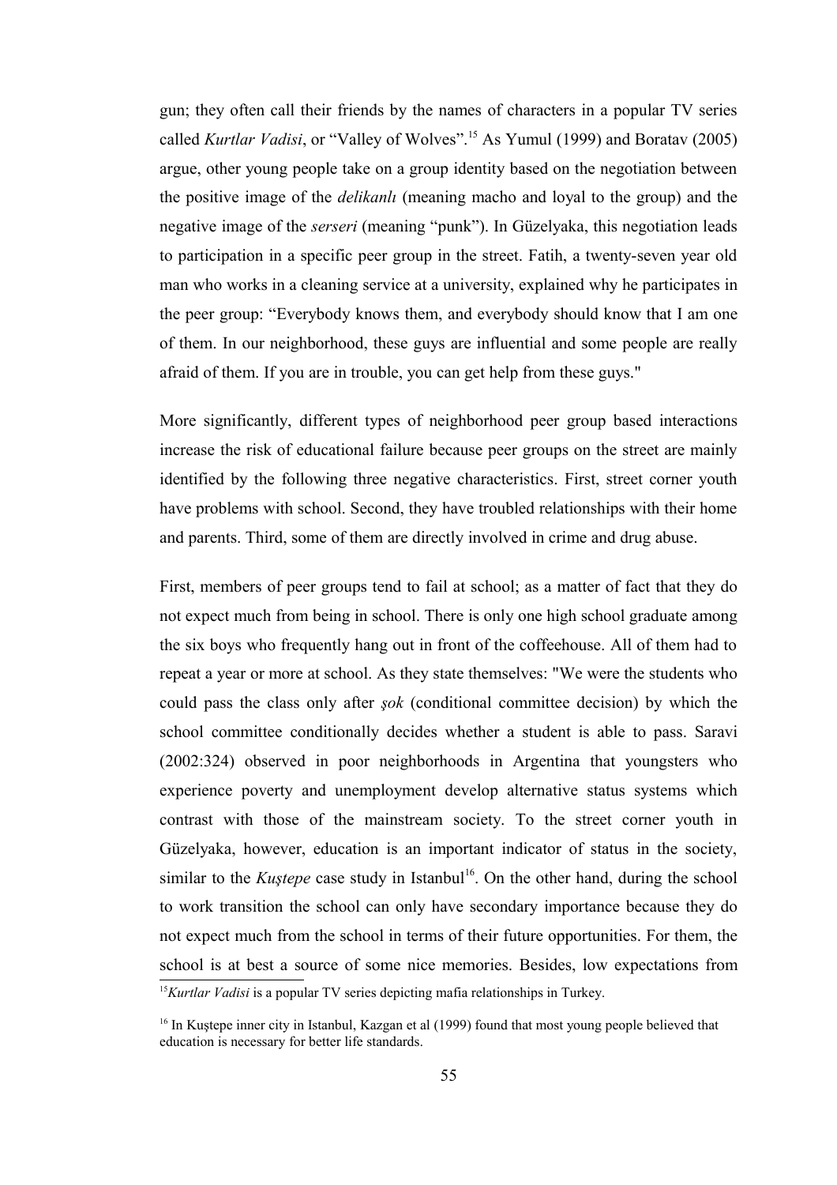gun; they often call their friends by the names of characters in a popular TV series called *Kurtlar Vadisi*, or "Valley of Wolves".[15] As Yumul (1999) and Boratav (2005) argue, other young people take on a group identity based on the negotiation between the positive image of the *delikanlı* (meaning macho and loyal to the group) and the negative image of the *serseri* (meaning "punk"). In Güzelyaka, this negotiation leads to participation in a specific peer group in the street. Fatih, a twenty-seven year old man who works in a cleaning service at a university, explained why he participates in the peer group: "Everybody knows them, and everybody should know that I am one of them. In our neighborhood, these guys are influential and some people are really afraid of them. If you are in trouble, you can get help from these guys."

More significantly, different types of neighborhood peer group based interactions increase the risk of educational failure because peer groups on the street are mainly identified by the following three negative characteristics. First, street corner youth have problems with school. Second, they have troubled relationships with their home and parents. Third, some of them are directly involved in crime and drug abuse.

First, members of peer groups tend to fail at school; as a matter of fact that they do not expect much from being in school. There is only one high school graduate among the six boys who frequently hang out in front of the coffeehouse. All of them had to repeat a year or more at school. As they state themselves: "We were the students who could pass the class only after *şok* (conditional committee decision) by which the school committee conditionally decides whether a student is able to pass. Saravi (2002:324) observed in poor neighborhoods in Argentina that youngsters who experience poverty and unemployment develop alternative status systems which contrast with those of the mainstream society. To the street corner youth in Güzelyaka, however, education is an important indicator of status in the society, similar to the *Kuştepe* case study in Istanbul[16]. On the other hand, during the school to work transition the school can only have secondary importance because they do not expect much from the school in terms of their future opportunities. For them, the school is at best a source of some nice memories. Besides, low expectations from

[15] *Kurtlar Vadisi* is a popular TV series depicting mafia relationships in Turkey.

[16] In Kuştepe inner city in Istanbul, Kazgan et al (1999) found that most young people believed that education is necessary for better life standards.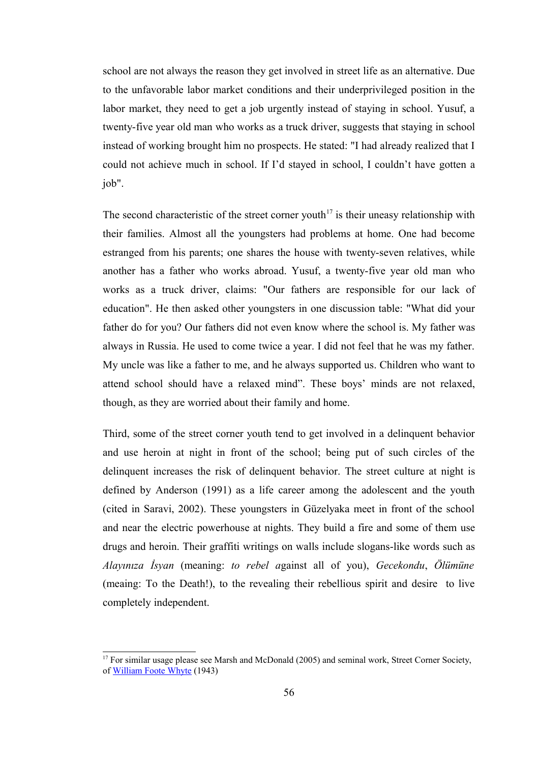school are not always the reason they get involved in street life as an alternative. Due to the unfavorable labor market conditions and their underprivileged position in the labor market, they need to get a job urgently instead of staying in school. Yusuf, a twenty-five year old man who works as a truck driver, suggests that staying in school instead of working brought him no prospects. He stated: "I had already realized that I could not achieve much in school. If I'd stayed in school, I couldn't have gotten a job".

The second characteristic of the street corner youth[17] is their uneasy relationship with their families. Almost all the youngsters had problems at home. One had become estranged from his parents; one shares the house with twenty-seven relatives, while another has a father who works abroad. Yusuf, a twenty-five year old man who works as a truck driver, claims: "Our fathers are responsible for our lack of education". He then asked other youngsters in one discussion table: "What did your father do for you? Our fathers did not even know where the school is. My father was always in Russia. He used to come twice a year. I did not feel that he was my father. My uncle was like a father to me, and he always supported us. Children who want to attend school should have a relaxed mind". These boys' minds are not relaxed, though, as they are worried about their family and home.

Third, some of the street corner youth tend to get involved in a delinquent behavior and use heroin at night in front of the school; being put of such circles of the delinquent increases the risk of delinquent behavior. The street culture at night is defined by Anderson (1991) as a life career among the adolescent and the youth (cited in Saravi, 2002). These youngsters in Güzelyaka meet in front of the school and near the electric powerhouse at nights. They build a fire and some of them use drugs and heroin. Their graffiti writings on walls include slogans-like words such as *Alayınıza İsyan* (meaning: *to rebel a*gainst all of you), *Gecekondu*, *Ölümüne* (meaing: To the Death!), to the revealing their rebellious spirit and desire to live completely independent.

---

[17] For similar usage please see Marsh and McDonald (2005) and seminal work, Street Corner Society, of William Foote Whyte (1943)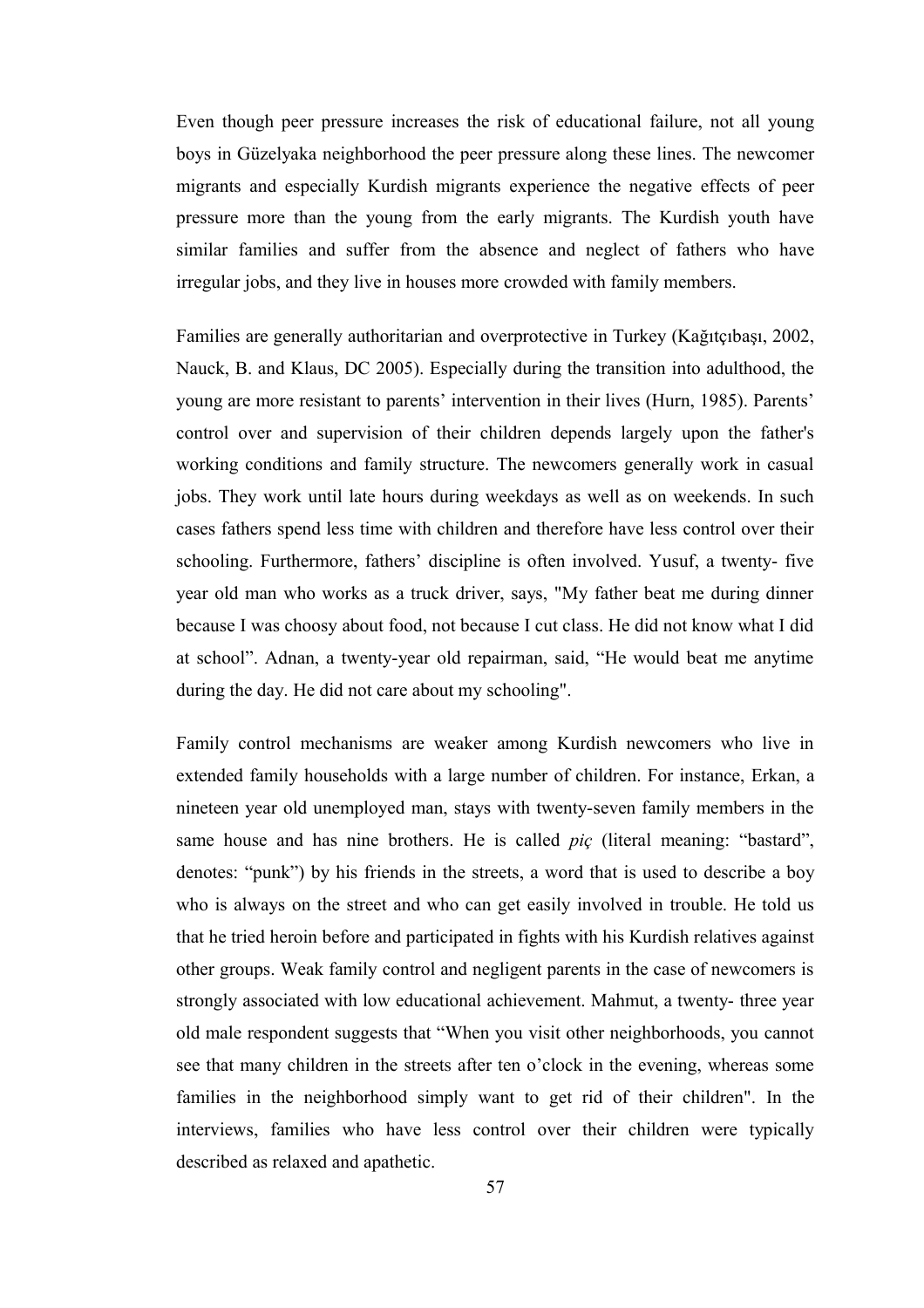Even though peer pressure increases the risk of educational failure, not all young boys in Güzelyaka neighborhood the peer pressure along these lines. The newcomer migrants and especially Kurdish migrants experience the negative effects of peer pressure more than the young from the early migrants. The Kurdish youth have similar families and suffer from the absence and neglect of fathers who have irregular jobs, and they live in houses more crowded with family members.

Families are generally authoritarian and overprotective in Turkey (Kağıtçıbaşı, 2002, Nauck, B. and Klaus, DC 2005). Especially during the transition into adulthood, the young are more resistant to parents' intervention in their lives (Hurn, 1985). Parents' control over and supervision of their children depends largely upon the father's working conditions and family structure. The newcomers generally work in casual jobs. They work until late hours during weekdays as well as on weekends. In such cases fathers spend less time with children and therefore have less control over their schooling. Furthermore, fathers' discipline is often involved. Yusuf, a twenty- five year old man who works as a truck driver, says, "My father beat me during dinner because I was choosy about food, not because I cut class. He did not know what I did at school". Adnan, a twenty-year old repairman, said, "He would beat me anytime during the day. He did not care about my schooling".

Family control mechanisms are weaker among Kurdish newcomers who live in extended family households with a large number of children. For instance, Erkan, a nineteen year old unemployed man, stays with twenty-seven family members in the same house and has nine brothers. He is called *piç* (literal meaning: "bastard", denotes: "punk") by his friends in the streets, a word that is used to describe a boy who is always on the street and who can get easily involved in trouble. He told us that he tried heroin before and participated in fights with his Kurdish relatives against other groups. Weak family control and negligent parents in the case of newcomers is strongly associated with low educational achievement. Mahmut, a twenty- three year old male respondent suggests that "When you visit other neighborhoods, you cannot see that many children in the streets after ten o'clock in the evening, whereas some families in the neighborhood simply want to get rid of their children". In the interviews, families who have less control over their children were typically described as relaxed and apathetic.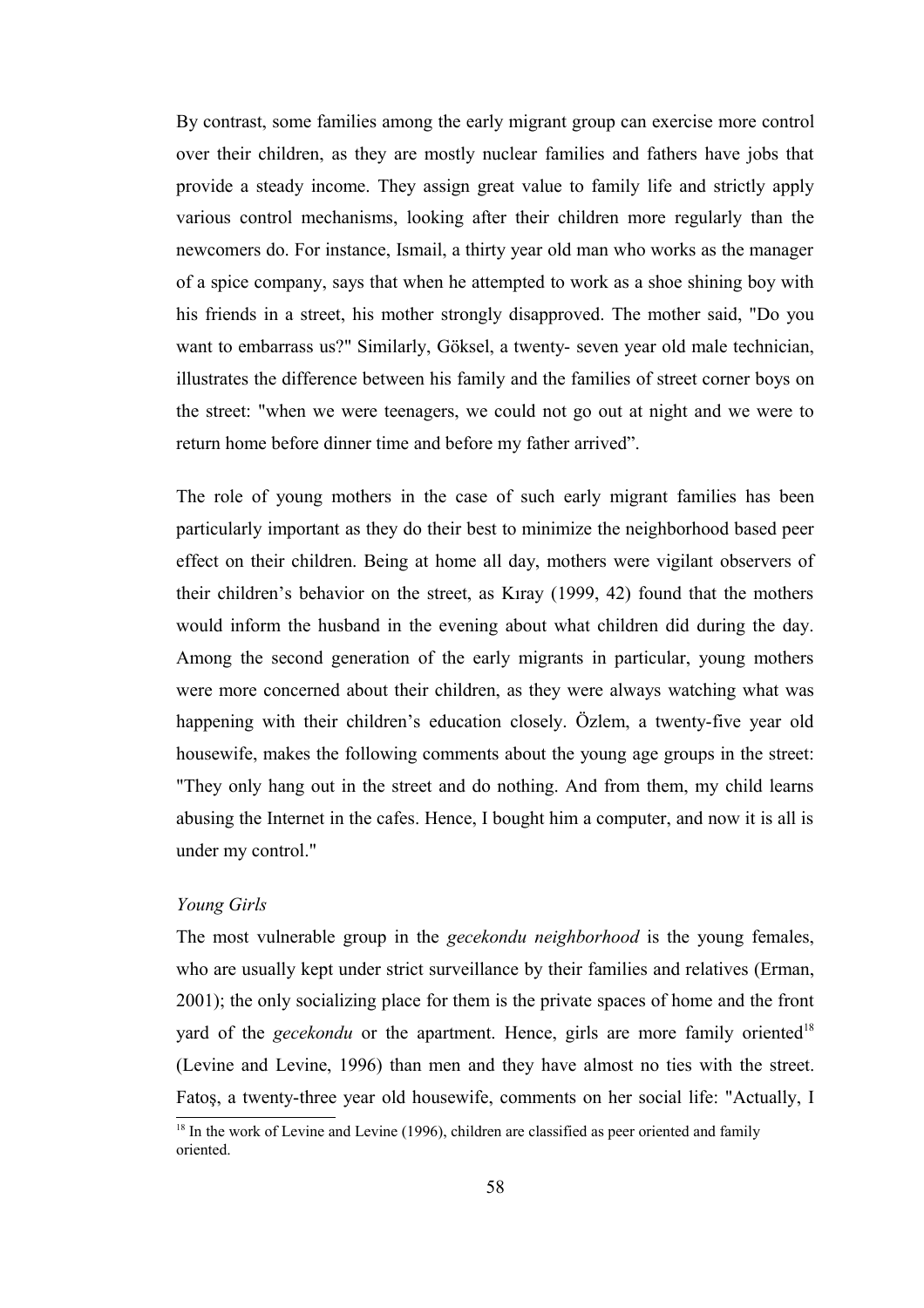By contrast, some families among the early migrant group can exercise more control over their children, as they are mostly nuclear families and fathers have jobs that provide a steady income. They assign great value to family life and strictly apply various control mechanisms, looking after their children more regularly than the newcomers do. For instance, Ismail, a thirty year old man who works as the manager of a spice company, says that when he attempted to work as a shoe shining boy with his friends in a street, his mother strongly disapproved. The mother said, "Do you want to embarrass us?" Similarly, Göksel, a twenty- seven year old male technician, illustrates the difference between his family and the families of street corner boys on the street: "when we were teenagers, we could not go out at night and we were to return home before dinner time and before my father arrived".

The role of young mothers in the case of such early migrant families has been particularly important as they do their best to minimize the neighborhood based peer effect on their children. Being at home all day, mothers were vigilant observers of their children's behavior on the street, as Kıray (1999, 42) found that the mothers would inform the husband in the evening about what children did during the day. Among the second generation of the early migrants in particular, young mothers were more concerned about their children, as they were always watching what was happening with their children's education closely. Özlem, a twenty-five year old housewife, makes the following comments about the young age groups in the street: "They only hang out in the street and do nothing. And from them, my child learns abusing the Internet in the cafes. Hence, I bought him a computer, and now it is all is under my control."

*Young Girls*

The most vulnerable group in the *gecekondu neighborhood* is the young females, who are usually kept under strict surveillance by their families and relatives (Erman, 2001); the only socializing place for them is the private spaces of home and the front yard of the *gecekondu* or the apartment. Hence, girls are more family oriented[18] (Levine and Levine, 1996) than men and they have almost no ties with the street. Fatoş, a twenty-three year old housewife, comments on her social life: "Actually, I

[18] In the work of Levine and Levine (1996), children are classified as peer oriented and family oriented.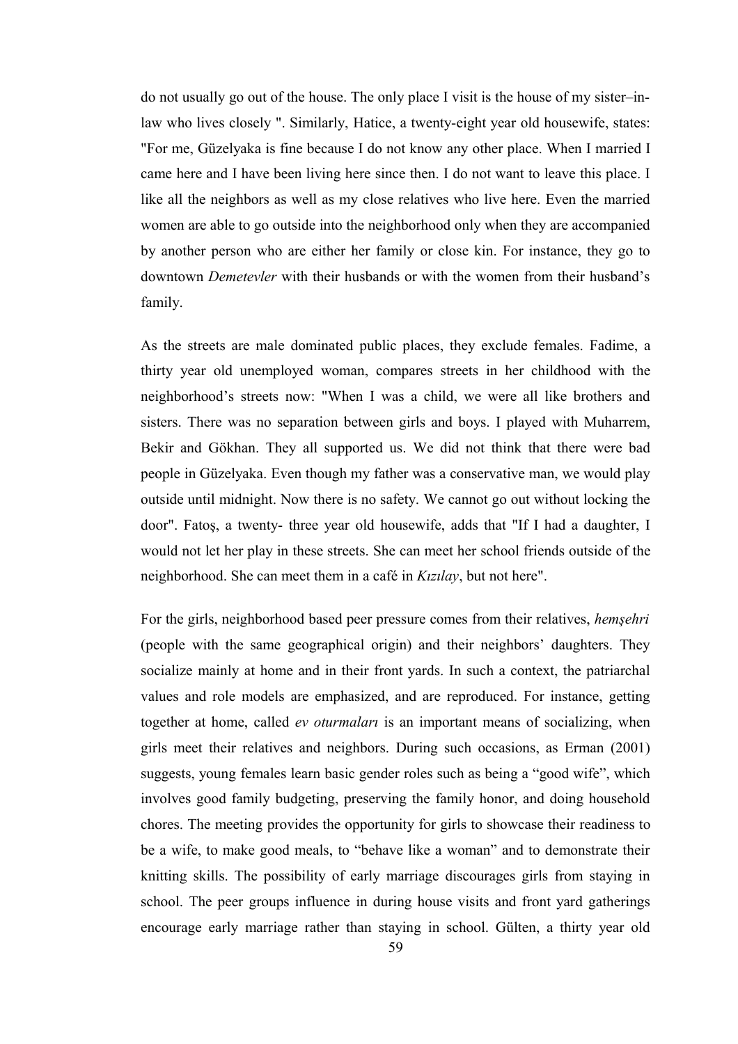do not usually go out of the house. The only place I visit is the house of my sister–in-law who lives closely ". Similarly, Hatice, a twenty-eight year old housewife, states: "For me, Güzelyaka is fine because I do not know any other place. When I married I came here and I have been living here since then. I do not want to leave this place. I like all the neighbors as well as my close relatives who live here. Even the married women are able to go outside into the neighborhood only when they are accompanied by another person who are either her family or close kin. For instance, they go to downtown *Demetevler* with their husbands or with the women from their husband's family.

As the streets are male dominated public places, they exclude females. Fadime, a thirty year old unemployed woman, compares streets in her childhood with the neighborhood's streets now: "When I was a child, we were all like brothers and sisters. There was no separation between girls and boys. I played with Muharrem, Bekir and Gökhan. They all supported us. We did not think that there were bad people in Güzelyaka. Even though my father was a conservative man, we would play outside until midnight. Now there is no safety. We cannot go out without locking the door". Fatoş, a twenty- three year old housewife, adds that "If I had a daughter, I would not let her play in these streets. She can meet her school friends outside of the neighborhood. She can meet them in a café in *Kızılay*, but not here".

For the girls, neighborhood based peer pressure comes from their relatives, *hemşehri* (people with the same geographical origin) and their neighbors' daughters. They socialize mainly at home and in their front yards. In such a context, the patriarchal values and role models are emphasized, and are reproduced. For instance, getting together at home, called *ev oturmaları* is an important means of socializing, when girls meet their relatives and neighbors. During such occasions, as Erman (2001) suggests, young females learn basic gender roles such as being a "good wife", which involves good family budgeting, preserving the family honor, and doing household chores. The meeting provides the opportunity for girls to showcase their readiness to be a wife, to make good meals, to "behave like a woman" and to demonstrate their knitting skills. The possibility of early marriage discourages girls from staying in school. The peer groups influence in during house visits and front yard gatherings encourage early marriage rather than staying in school. Gülten, a thirty year old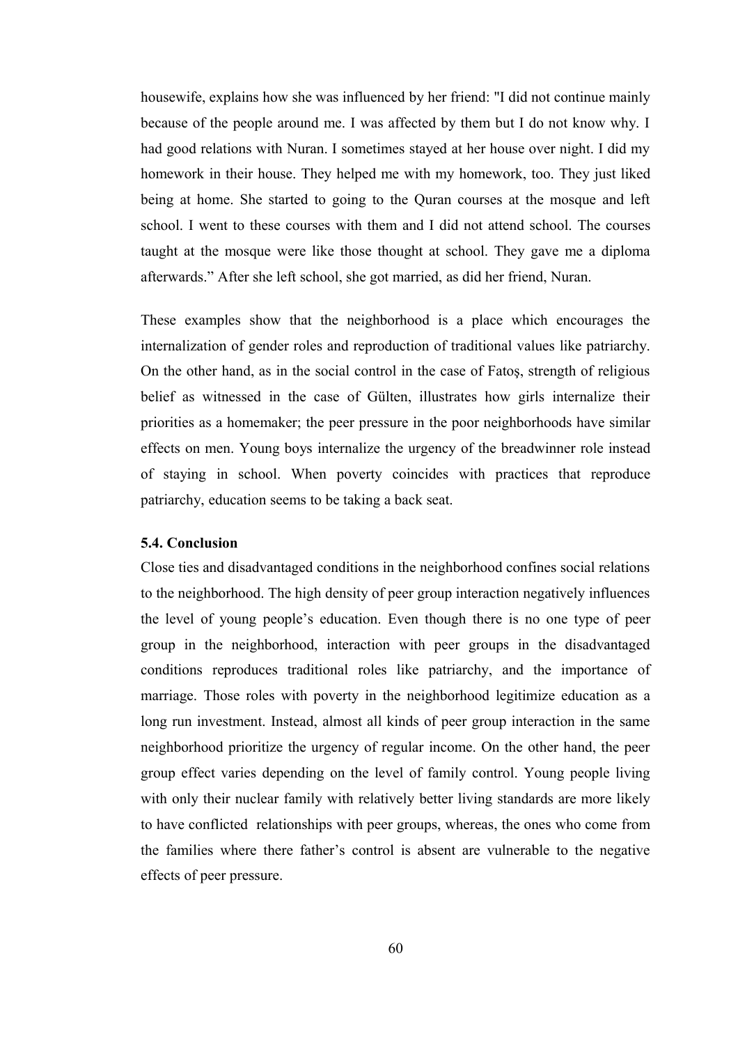housewife, explains how she was influenced by her friend: "I did not continue mainly because of the people around me. I was affected by them but I do not know why. I had good relations with Nuran. I sometimes stayed at her house over night. I did my homework in their house. They helped me with my homework, too. They just liked being at home. She started to going to the Quran courses at the mosque and left school. I went to these courses with them and I did not attend school. The courses taught at the mosque were like those thought at school. They gave me a diploma afterwards." After she left school, she got married, as did her friend, Nuran.

These examples show that the neighborhood is a place which encourages the internalization of gender roles and reproduction of traditional values like patriarchy. On the other hand, as in the social control in the case of Fatoş, strength of religious belief as witnessed in the case of Gülten, illustrates how girls internalize their priorities as a homemaker; the peer pressure in the poor neighborhoods have similar effects on men. Young boys internalize the urgency of the breadwinner role instead of staying in school. When poverty coincides with practices that reproduce patriarchy, education seems to be taking a back seat.

### 5.4. Conclusion

Close ties and disadvantaged conditions in the neighborhood confines social relations to the neighborhood. The high density of peer group interaction negatively influences the level of young people's education. Even though there is no one type of peer group in the neighborhood, interaction with peer groups in the disadvantaged conditions reproduces traditional roles like patriarchy, and the importance of marriage. Those roles with poverty in the neighborhood legitimize education as a long run investment. Instead, almost all kinds of peer group interaction in the same neighborhood prioritize the urgency of regular income. On the other hand, the peer group effect varies depending on the level of family control. Young people living with only their nuclear family with relatively better living standards are more likely to have conflicted relationships with peer groups, whereas, the ones who come from the families where there father's control is absent are vulnerable to the negative effects of peer pressure.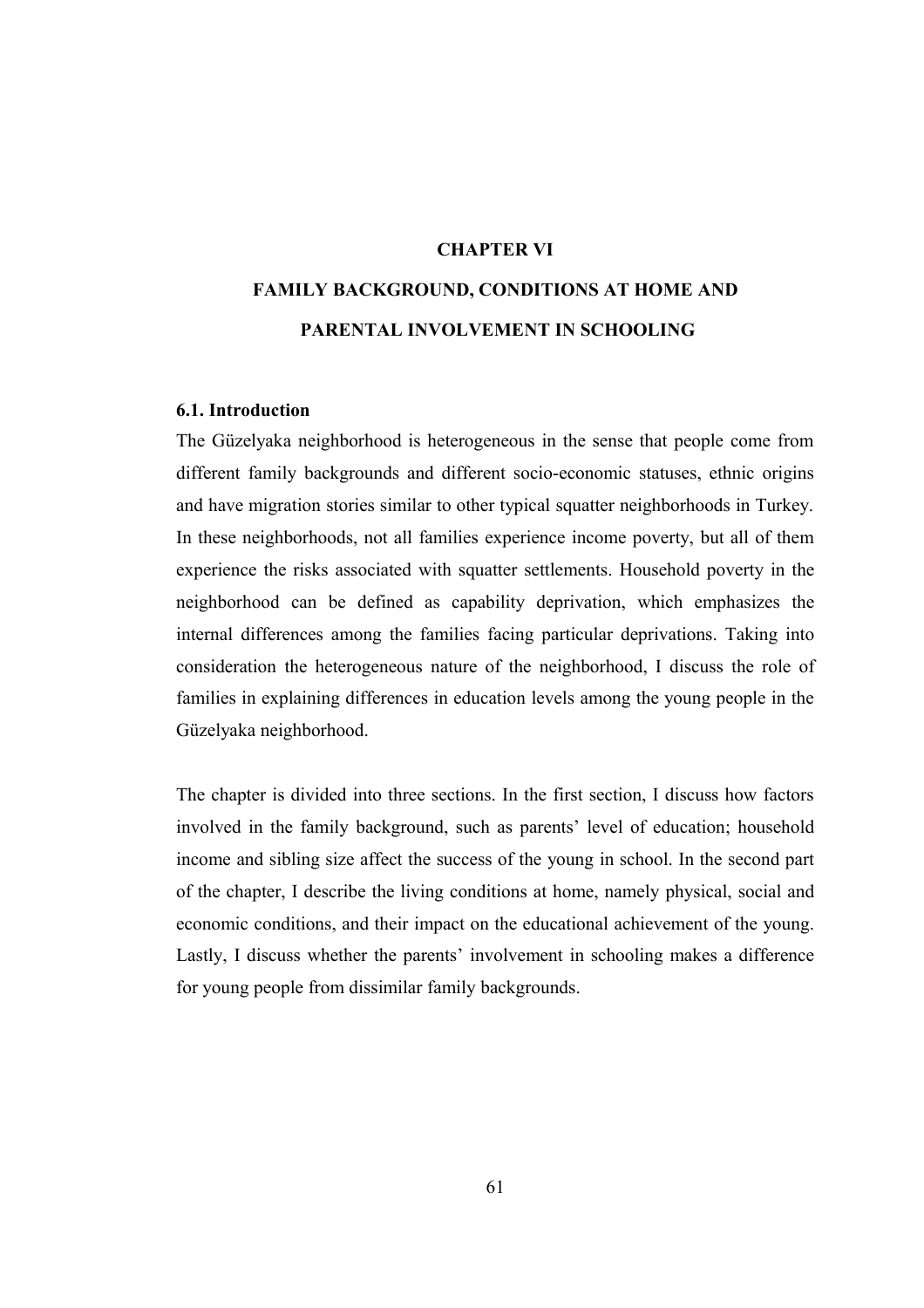# CHAPTER VI

# FAMILY BACKGROUND, CONDITIONS AT HOME AND PARENTAL INVOLVEMENT IN SCHOOLING

## 6.1. Introduction

The Güzelyaka neighborhood is heterogeneous in the sense that people come from different family backgrounds and different socio-economic statuses, ethnic origins and have migration stories similar to other typical squatter neighborhoods in Turkey. In these neighborhoods, not all families experience income poverty, but all of them experience the risks associated with squatter settlements. Household poverty in the neighborhood can be defined as capability deprivation, which emphasizes the internal differences among the families facing particular deprivations. Taking into consideration the heterogeneous nature of the neighborhood, I discuss the role of families in explaining differences in education levels among the young people in the Güzelyaka neighborhood.

The chapter is divided into three sections. In the first section, I discuss how factors involved in the family background, such as parents' level of education; household income and sibling size affect the success of the young in school. In the second part of the chapter, I describe the living conditions at home, namely physical, social and economic conditions, and their impact on the educational achievement of the young. Lastly, I discuss whether the parents' involvement in schooling makes a difference for young people from dissimilar family backgrounds.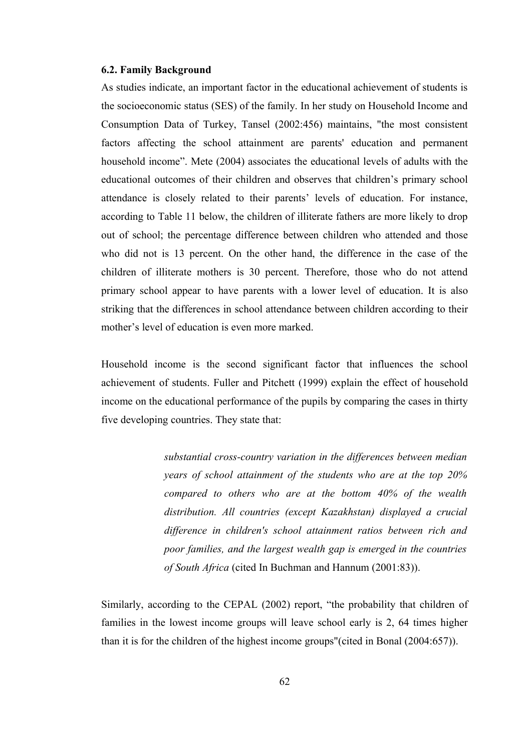**6.2. Family Background**

As studies indicate, an important factor in the educational achievement of students is the socioeconomic status (SES) of the family. In her study on Household Income and Consumption Data of Turkey, Tansel (2002:456) maintains, "the most consistent factors affecting the school attainment are parents' education and permanent household income". Mete (2004) associates the educational levels of adults with the educational outcomes of their children and observes that children's primary school attendance is closely related to their parents' levels of education. For instance, according to Table 11 below, the children of illiterate fathers are more likely to drop out of school; the percentage difference between children who attended and those who did not is 13 percent. On the other hand, the difference in the case of the children of illiterate mothers is 30 percent. Therefore, those who do not attend primary school appear to have parents with a lower level of education. It is also striking that the differences in school attendance between children according to their mother's level of education is even more marked.

Household income is the second significant factor that influences the school achievement of students. Fuller and Pitchett (1999) explain the effect of household income on the educational performance of the pupils by comparing the cases in thirty five developing countries. They state that:

> *substantial cross-country variation in the differences between median years of school attainment of the students who are at the top 20% compared to others who are at the bottom 40% of the wealth distribution. All countries (except Kazakhstan) displayed a crucial difference in children's school attainment ratios between rich and poor families, and the largest wealth gap is emerged in the countries of South Africa* (cited In Buchman and Hannum (2001:83)).

Similarly, according to the CEPAL (2002) report, "the probability that children of families in the lowest income groups will leave school early is 2, 64 times higher than it is for the children of the highest income groups"(cited in Bonal (2004:657)).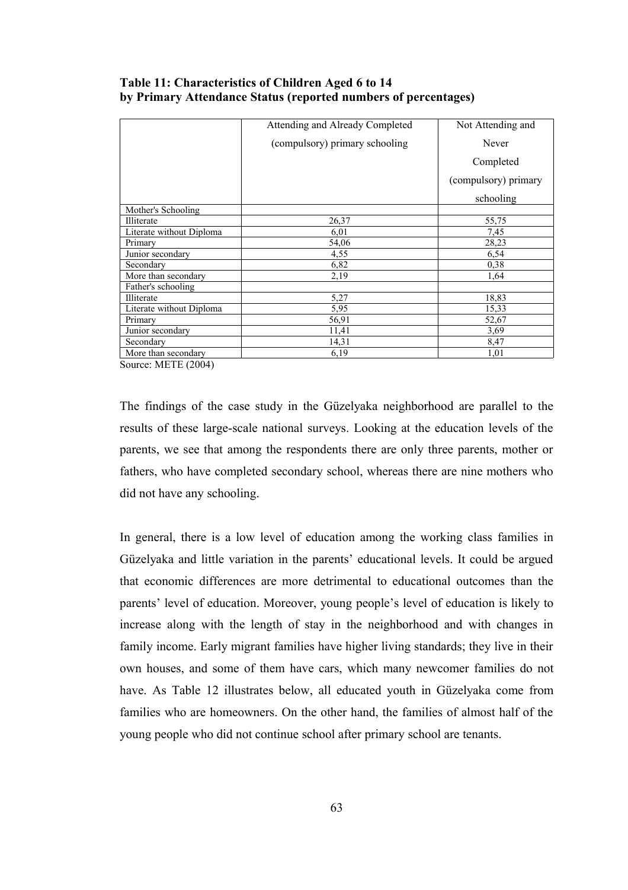**Table 11: Characteristics of Children Aged 6 to 14 by Primary Attendance Status (reported numbers of percentages)**

| | Attending and Already Completed (compulsory) primary schooling | Not Attending and Never Completed (compulsory) primary schooling |
|---|---|---|
| Mother's Schooling | | |
| Illiterate | 26,37 | 55,75 |
| Literate without Diploma | 6,01 | 7,45 |
| Primary | 54,06 | 28,23 |
| Junior secondary | 4,55 | 6,54 |
| Secondary | 6,82 | 0,38 |
| More than secondary | 2,19 | 1,64 |
| Father's schooling | | |
| Illiterate | 5,27 | 18,83 |
| Literate without Diploma | 5,95 | 15,33 |
| Primary | 56,91 | 52,67 |
| Junior secondary | 11,41 | 3,69 |
| Secondary | 14,31 | 8,47 |
| More than secondary | 6,19 | 1,01 |

Source: METE (2004)

The findings of the case study in the Güzelyaka neighborhood are parallel to the results of these large-scale national surveys. Looking at the education levels of the parents, we see that among the respondents there are only three parents, mother or fathers, who have completed secondary school, whereas there are nine mothers who did not have any schooling.

In general, there is a low level of education among the working class families in Güzelyaka and little variation in the parents' educational levels. It could be argued that economic differences are more detrimental to educational outcomes than the parents' level of education. Moreover, young people's level of education is likely to increase along with the length of stay in the neighborhood and with changes in family income. Early migrant families have higher living standards; they live in their own houses, and some of them have cars, which many newcomer families do not have. As Table 12 illustrates below, all educated youth in Güzelyaka come from families who are homeowners. On the other hand, the families of almost half of the young people who did not continue school after primary school are tenants.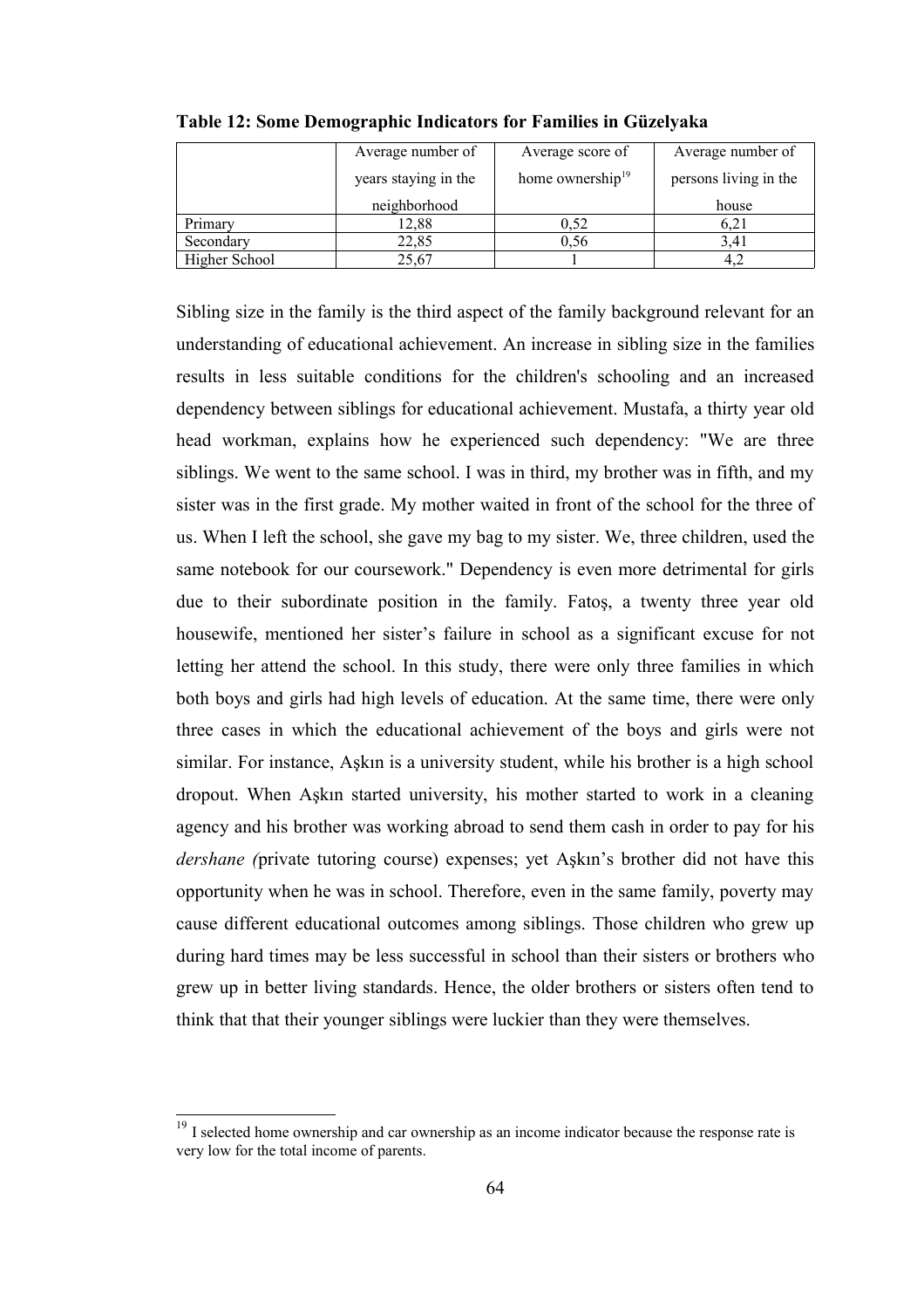**Table 12: Some Demographic Indicators for Families in Güzelyaka**

| | Average number of years staying in the neighborhood | Average score of home ownership[19] | Average number of persons living in the house |
|---|---|---|---|
| Primary | 12,88 | 0,52 | 6,21 |
| Secondary | 22,85 | 0,56 | 3,41 |
| Higher School | 25,67 | 1 | 4,2 |

Sibling size in the family is the third aspect of the family background relevant for an understanding of educational achievement. An increase in sibling size in the families results in less suitable conditions for the children's schooling and an increased dependency between siblings for educational achievement. Mustafa, a thirty year old head workman, explains how he experienced such dependency: "We are three siblings. We went to the same school. I was in third, my brother was in fifth, and my sister was in the first grade. My mother waited in front of the school for the three of us. When I left the school, she gave my bag to my sister. We, three children, used the same notebook for our coursework." Dependency is even more detrimental for girls due to their subordinate position in the family. Fatoş, a twenty three year old housewife, mentioned her sister's failure in school as a significant excuse for not letting her attend the school. In this study, there were only three families in which both boys and girls had high levels of education. At the same time, there were only three cases in which the educational achievement of the boys and girls were not similar. For instance, Aşkın is a university student, while his brother is a high school dropout. When Aşkın started university, his mother started to work in a cleaning agency and his brother was working abroad to send them cash in order to pay for his *dershane (*private tutoring course) expenses; yet Aşkın's brother did not have this opportunity when he was in school. Therefore, even in the same family, poverty may cause different educational outcomes among siblings. Those children who grew up during hard times may be less successful in school than their sisters or brothers who grew up in better living standards. Hence, the older brothers or sisters often tend to think that that their younger siblings were luckier than they were themselves.

[19] I selected home ownership and car ownership as an income indicator because the response rate is very low for the total income of parents.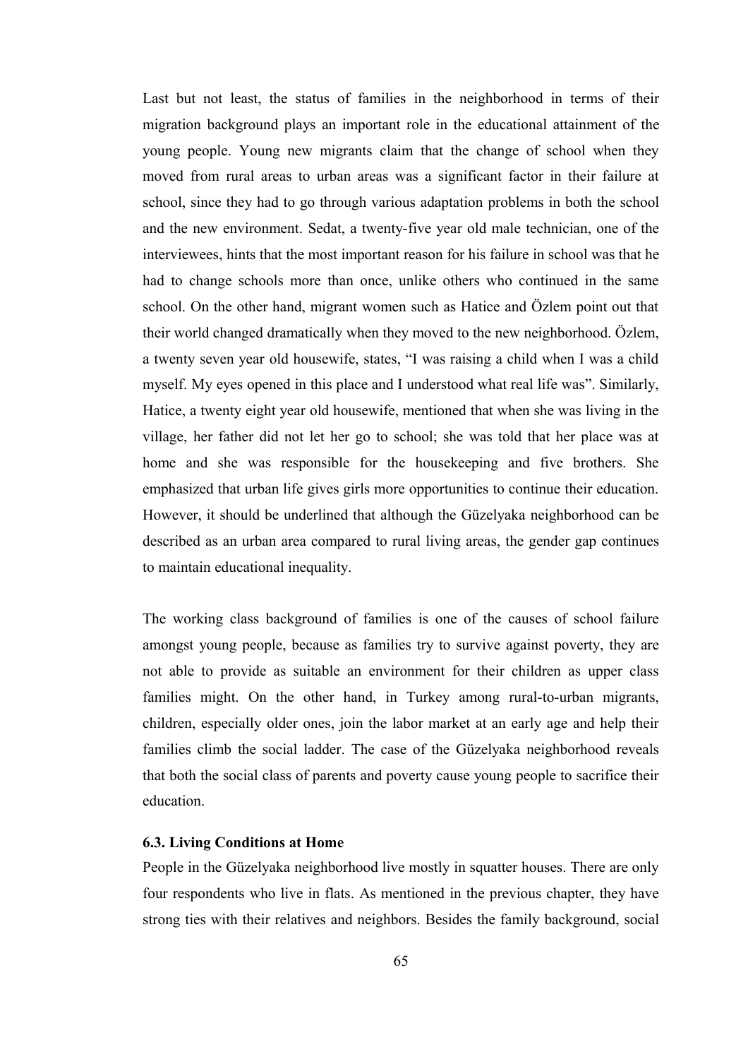Last but not least, the status of families in the neighborhood in terms of their migration background plays an important role in the educational attainment of the young people. Young new migrants claim that the change of school when they moved from rural areas to urban areas was a significant factor in their failure at school, since they had to go through various adaptation problems in both the school and the new environment. Sedat, a twenty-five year old male technician, one of the interviewees, hints that the most important reason for his failure in school was that he had to change schools more than once, unlike others who continued in the same school. On the other hand, migrant women such as Hatice and Özlem point out that their world changed dramatically when they moved to the new neighborhood. Özlem, a twenty seven year old housewife, states, "I was raising a child when I was a child myself. My eyes opened in this place and I understood what real life was". Similarly, Hatice, a twenty eight year old housewife, mentioned that when she was living in the village, her father did not let her go to school; she was told that her place was at home and she was responsible for the housekeeping and five brothers. She emphasized that urban life gives girls more opportunities to continue their education. However, it should be underlined that although the Güzelyaka neighborhood can be described as an urban area compared to rural living areas, the gender gap continues to maintain educational inequality.

The working class background of families is one of the causes of school failure amongst young people, because as families try to survive against poverty, they are not able to provide as suitable an environment for their children as upper class families might. On the other hand, in Turkey among rural-to-urban migrants, children, especially older ones, join the labor market at an early age and help their families climb the social ladder. The case of the Güzelyaka neighborhood reveals that both the social class of parents and poverty cause young people to sacrifice their education.

### 6.3. Living Conditions at Home

People in the Güzelyaka neighborhood live mostly in squatter houses. There are only four respondents who live in flats. As mentioned in the previous chapter, they have strong ties with their relatives and neighbors. Besides the family background, social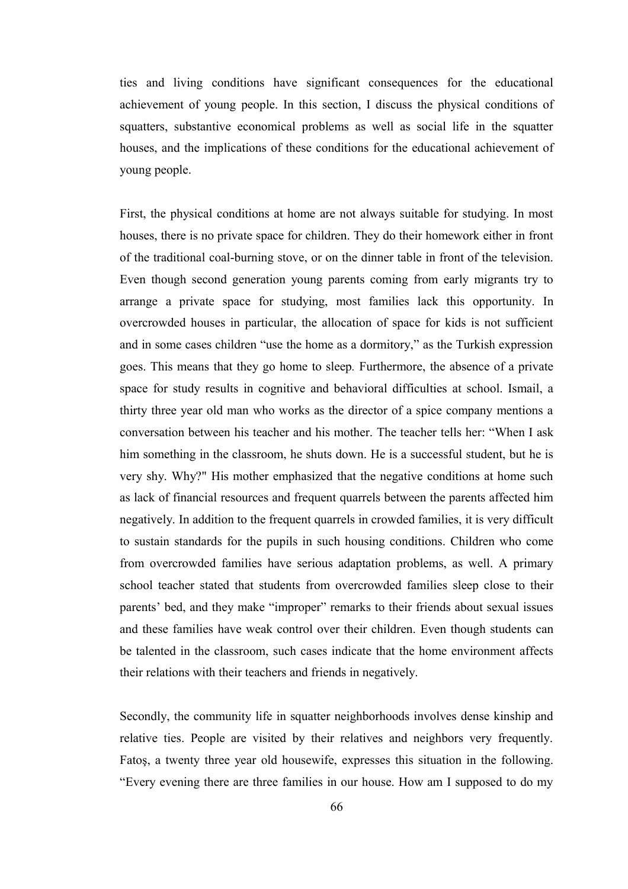ties and living conditions have significant consequences for the educational achievement of young people. In this section, I discuss the physical conditions of squatters, substantive economical problems as well as social life in the squatter houses, and the implications of these conditions for the educational achievement of young people.

First, the physical conditions at home are not always suitable for studying. In most houses, there is no private space for children. They do their homework either in front of the traditional coal-burning stove, or on the dinner table in front of the television. Even though second generation young parents coming from early migrants try to arrange a private space for studying, most families lack this opportunity. In overcrowded houses in particular, the allocation of space for kids is not sufficient and in some cases children "use the home as a dormitory," as the Turkish expression goes. This means that they go home to sleep. Furthermore, the absence of a private space for study results in cognitive and behavioral difficulties at school. Ismail, a thirty three year old man who works as the director of a spice company mentions a conversation between his teacher and his mother. The teacher tells her: "When I ask him something in the classroom, he shuts down. He is a successful student, but he is very shy. Why?" His mother emphasized that the negative conditions at home such as lack of financial resources and frequent quarrels between the parents affected him negatively. In addition to the frequent quarrels in crowded families, it is very difficult to sustain standards for the pupils in such housing conditions. Children who come from overcrowded families have serious adaptation problems, as well. A primary school teacher stated that students from overcrowded families sleep close to their parents' bed, and they make "improper" remarks to their friends about sexual issues and these families have weak control over their children. Even though students can be talented in the classroom, such cases indicate that the home environment affects their relations with their teachers and friends in negatively.

Secondly, the community life in squatter neighborhoods involves dense kinship and relative ties. People are visited by their relatives and neighbors very frequently. Fatoş, a twenty three year old housewife, expresses this situation in the following. "Every evening there are three families in our house. How am I supposed to do my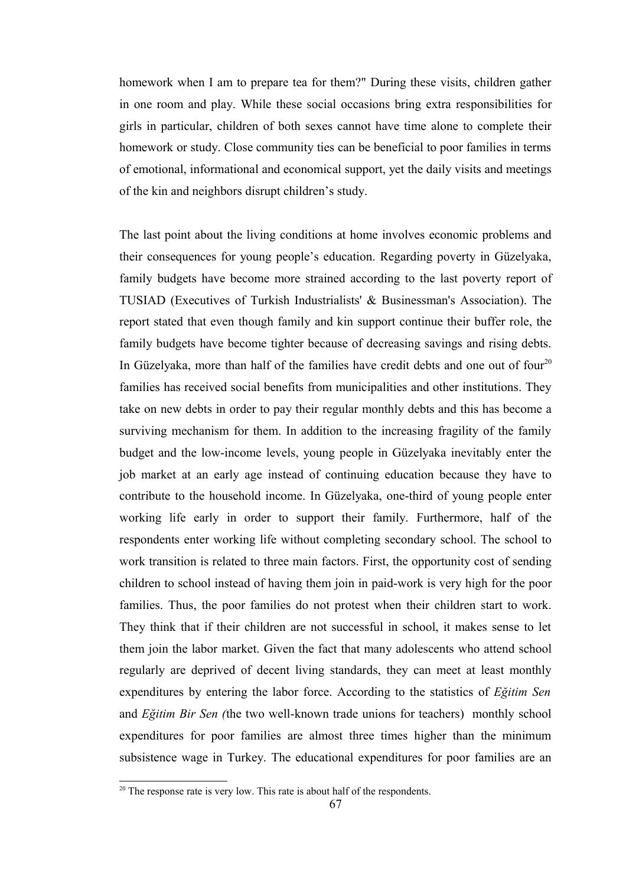homework when I am to prepare tea for them?" During these visits, children gather in one room and play. While these social occasions bring extra responsibilities for girls in particular, children of both sexes cannot have time alone to complete their homework or study. Close community ties can be beneficial to poor families in terms of emotional, informational and economical support, yet the daily visits and meetings of the kin and neighbors disrupt children's study.

The last point about the living conditions at home involves economic problems and their consequences for young people's education. Regarding poverty in Güzelyaka, family budgets have become more strained according to the last poverty report of TUSIAD (Executives of Turkish Industrialists' & Businessman's Association). The report stated that even though family and kin support continue their buffer role, the family budgets have become tighter because of decreasing savings and rising debts. In Güzelyaka, more than half of the families have credit debts and one out of four[20] families has received social benefits from municipalities and other institutions. They take on new debts in order to pay their regular monthly debts and this has become a surviving mechanism for them. In addition to the increasing fragility of the family budget and the low-income levels, young people in Güzelyaka inevitably enter the job market at an early age instead of continuing education because they have to contribute to the household income. In Güzelyaka, one-third of young people enter working life early in order to support their family. Furthermore, half of the respondents enter working life without completing secondary school. The school to work transition is related to three main factors. First, the opportunity cost of sending children to school instead of having them join in paid-work is very high for the poor families. Thus, the poor families do not protest when their children start to work. They think that if their children are not successful in school, it makes sense to let them join the labor market. Given the fact that many adolescents who attend school regularly are deprived of decent living standards, they can meet at least monthly expenditures by entering the labor force. According to the statistics of *Eğitim Sen* and *Eğitim Bir Sen (*the two well-known trade unions for teachers) monthly school expenditures for poor families are almost three times higher than the minimum subsistence wage in Turkey. The educational expenditures for poor families are an

[20] The response rate is very low. This rate is about half of the respondents.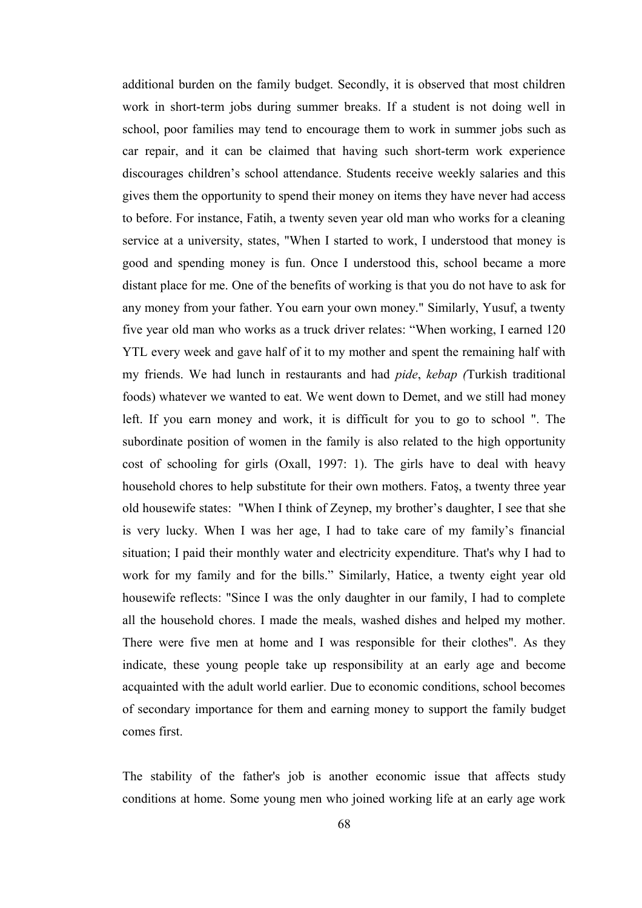additional burden on the family budget. Secondly, it is observed that most children work in short-term jobs during summer breaks. If a student is not doing well in school, poor families may tend to encourage them to work in summer jobs such as car repair, and it can be claimed that having such short-term work experience discourages children's school attendance. Students receive weekly salaries and this gives them the opportunity to spend their money on items they have never had access to before. For instance, Fatih, a twenty seven year old man who works for a cleaning service at a university, states, "When I started to work, I understood that money is good and spending money is fun. Once I understood this, school became a more distant place for me. One of the benefits of working is that you do not have to ask for any money from your father. You earn your own money." Similarly, Yusuf, a twenty five year old man who works as a truck driver relates: "When working, I earned 120 YTL every week and gave half of it to my mother and spent the remaining half with my friends. We had lunch in restaurants and had *pide*, *kebap (*Turkish traditional foods) whatever we wanted to eat. We went down to Demet, and we still had money left. If you earn money and work, it is difficult for you to go to school ". The subordinate position of women in the family is also related to the high opportunity cost of schooling for girls (Oxall, 1997: 1). The girls have to deal with heavy household chores to help substitute for their own mothers. Fatoş, a twenty three year old housewife states: "When I think of Zeynep, my brother's daughter, I see that she is very lucky. When I was her age, I had to take care of my family's financial situation; I paid their monthly water and electricity expenditure. That's why I had to work for my family and for the bills." Similarly, Hatice, a twenty eight year old housewife reflects: "Since I was the only daughter in our family, I had to complete all the household chores. I made the meals, washed dishes and helped my mother. There were five men at home and I was responsible for their clothes". As they indicate, these young people take up responsibility at an early age and become acquainted with the adult world earlier. Due to economic conditions, school becomes of secondary importance for them and earning money to support the family budget comes first.

The stability of the father's job is another economic issue that affects study conditions at home. Some young men who joined working life at an early age work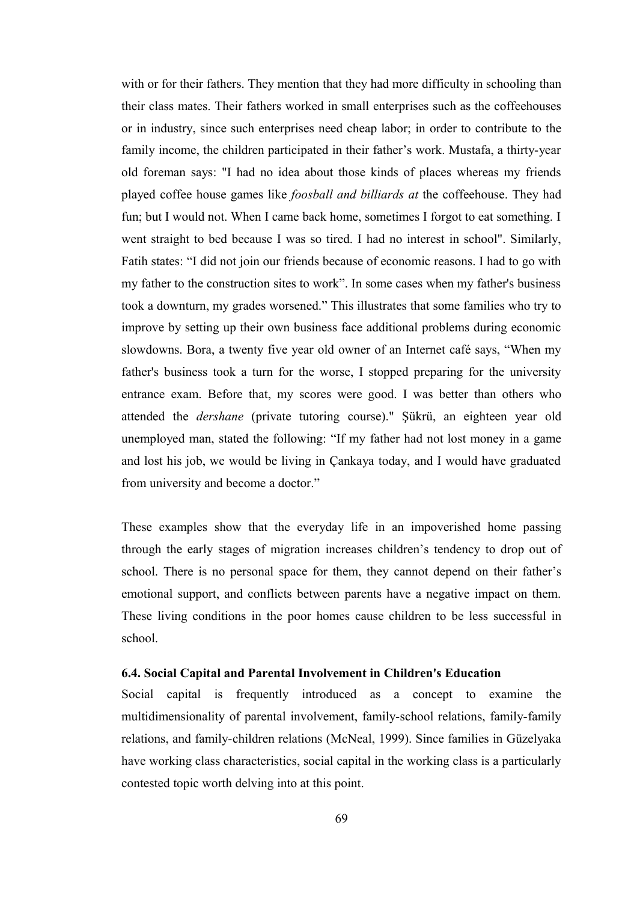with or for their fathers. They mention that they had more difficulty in schooling than their class mates. Their fathers worked in small enterprises such as the coffeehouses or in industry, since such enterprises need cheap labor; in order to contribute to the family income, the children participated in their father's work. Mustafa, a thirty-year old foreman says: "I had no idea about those kinds of places whereas my friends played coffee house games like *foosball and billiards at* the coffeehouse. They had fun; but I would not. When I came back home, sometimes I forgot to eat something. I went straight to bed because I was so tired. I had no interest in school". Similarly, Fatih states: "I did not join our friends because of economic reasons. I had to go with my father to the construction sites to work". In some cases when my father's business took a downturn, my grades worsened." This illustrates that some families who try to improve by setting up their own business face additional problems during economic slowdowns. Bora, a twenty five year old owner of an Internet café says, "When my father's business took a turn for the worse, I stopped preparing for the university entrance exam. Before that, my scores were good. I was better than others who attended the *dershane* (private tutoring course)." Şükrü, an eighteen year old unemployed man, stated the following: "If my father had not lost money in a game and lost his job, we would be living in Çankaya today, and I would have graduated from university and become a doctor."

These examples show that the everyday life in an impoverished home passing through the early stages of migration increases children's tendency to drop out of school. There is no personal space for them, they cannot depend on their father's emotional support, and conflicts between parents have a negative impact on them. These living conditions in the poor homes cause children to be less successful in school.

### 6.4. Social Capital and Parental Involvement in Children's Education

Social capital is frequently introduced as a concept to examine the multidimensionality of parental involvement, family-school relations, family-family relations, and family-children relations (McNeal, 1999). Since families in Güzelyaka have working class characteristics, social capital in the working class is a particularly contested topic worth delving into at this point.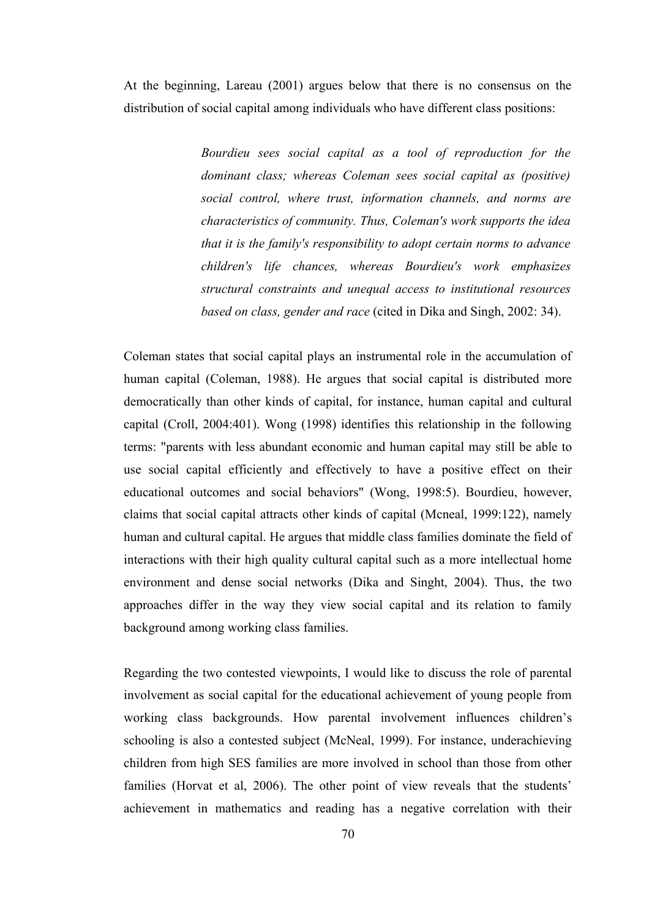At the beginning, Lareau (2001) argues below that there is no consensus on the distribution of social capital among individuals who have different class positions:

> *Bourdieu sees social capital as a tool of reproduction for the dominant class; whereas Coleman sees social capital as (positive) social control, where trust, information channels, and norms are characteristics of community. Thus, Coleman's work supports the idea that it is the family's responsibility to adopt certain norms to advance children's life chances, whereas Bourdieu's work emphasizes structural constraints and unequal access to institutional resources based on class, gender and race* (cited in Dika and Singh, 2002: 34).

Coleman states that social capital plays an instrumental role in the accumulation of human capital (Coleman, 1988). He argues that social capital is distributed more democratically than other kinds of capital, for instance, human capital and cultural capital (Croll, 2004:401). Wong (1998) identifies this relationship in the following terms: "parents with less abundant economic and human capital may still be able to use social capital efficiently and effectively to have a positive effect on their educational outcomes and social behaviors" (Wong, 1998:5). Bourdieu, however, claims that social capital attracts other kinds of capital (Mcneal, 1999:122), namely human and cultural capital. He argues that middle class families dominate the field of interactions with their high quality cultural capital such as a more intellectual home environment and dense social networks (Dika and Singht, 2004). Thus, the two approaches differ in the way they view social capital and its relation to family background among working class families.

Regarding the two contested viewpoints, I would like to discuss the role of parental involvement as social capital for the educational achievement of young people from working class backgrounds. How parental involvement influences children's schooling is also a contested subject (McNeal, 1999). For instance, underachieving children from high SES families are more involved in school than those from other families (Horvat et al, 2006). The other point of view reveals that the students' achievement in mathematics and reading has a negative correlation with their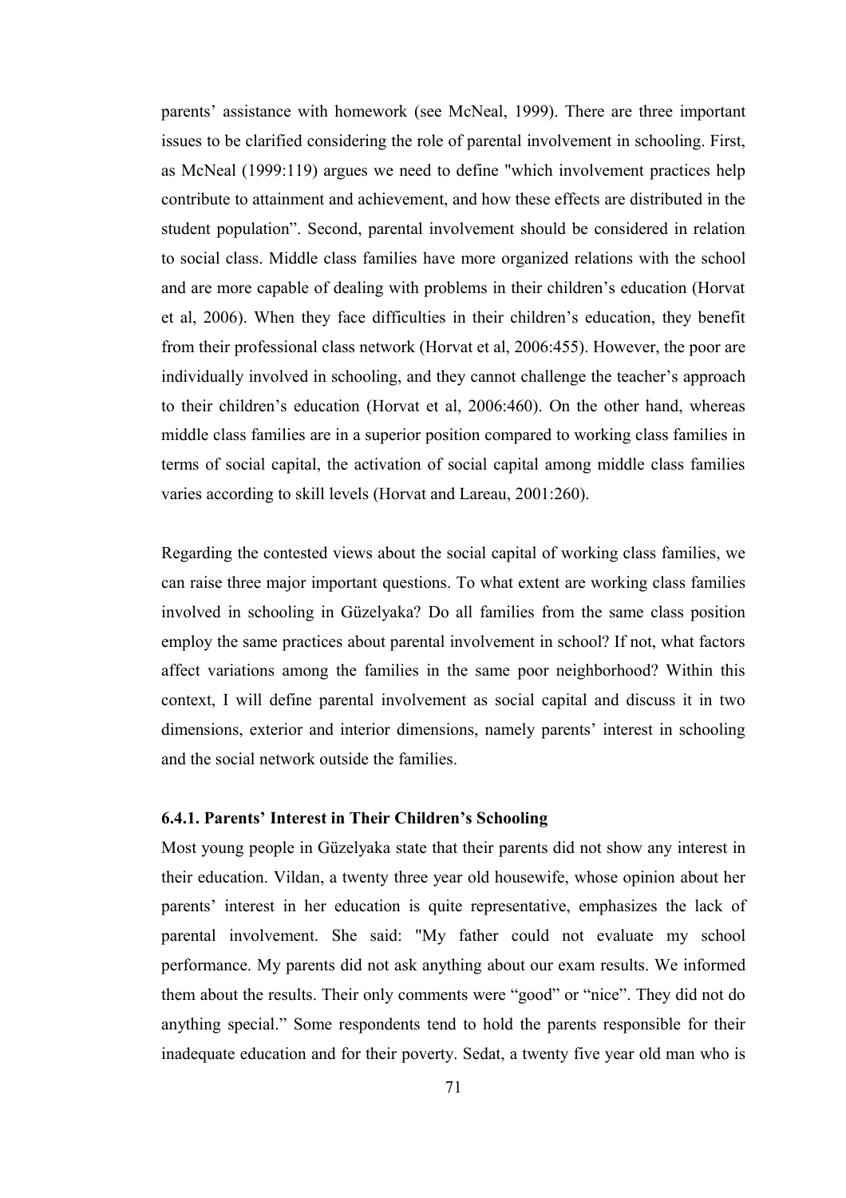parents' assistance with homework (see McNeal, 1999). There are three important issues to be clarified considering the role of parental involvement in schooling. First, as McNeal (1999:119) argues we need to define "which involvement practices help contribute to attainment and achievement, and how these effects are distributed in the student population". Second, parental involvement should be considered in relation to social class. Middle class families have more organized relations with the school and are more capable of dealing with problems in their children's education (Horvat et al, 2006). When they face difficulties in their children's education, they benefit from their professional class network (Horvat et al, 2006:455). However, the poor are individually involved in schooling, and they cannot challenge the teacher's approach to their children's education (Horvat et al, 2006:460). On the other hand, whereas middle class families are in a superior position compared to working class families in terms of social capital, the activation of social capital among middle class families varies according to skill levels (Horvat and Lareau, 2001:260).

Regarding the contested views about the social capital of working class families, we can raise three major important questions. To what extent are working class families involved in schooling in Güzelyaka? Do all families from the same class position employ the same practices about parental involvement in school? If not, what factors affect variations among the families in the same poor neighborhood? Within this context, I will define parental involvement as social capital and discuss it in two dimensions, exterior and interior dimensions, namely parents' interest in schooling and the social network outside the families.

### 6.4.1. Parents' Interest in Their Children's Schooling

Most young people in Güzelyaka state that their parents did not show any interest in their education. Vildan, a twenty three year old housewife, whose opinion about her parents' interest in her education is quite representative, emphasizes the lack of parental involvement. She said: "My father could not evaluate my school performance. My parents did not ask anything about our exam results. We informed them about the results. Their only comments were "good" or "nice". They did not do anything special." Some respondents tend to hold the parents responsible for their inadequate education and for their poverty. Sedat, a twenty five year old man who is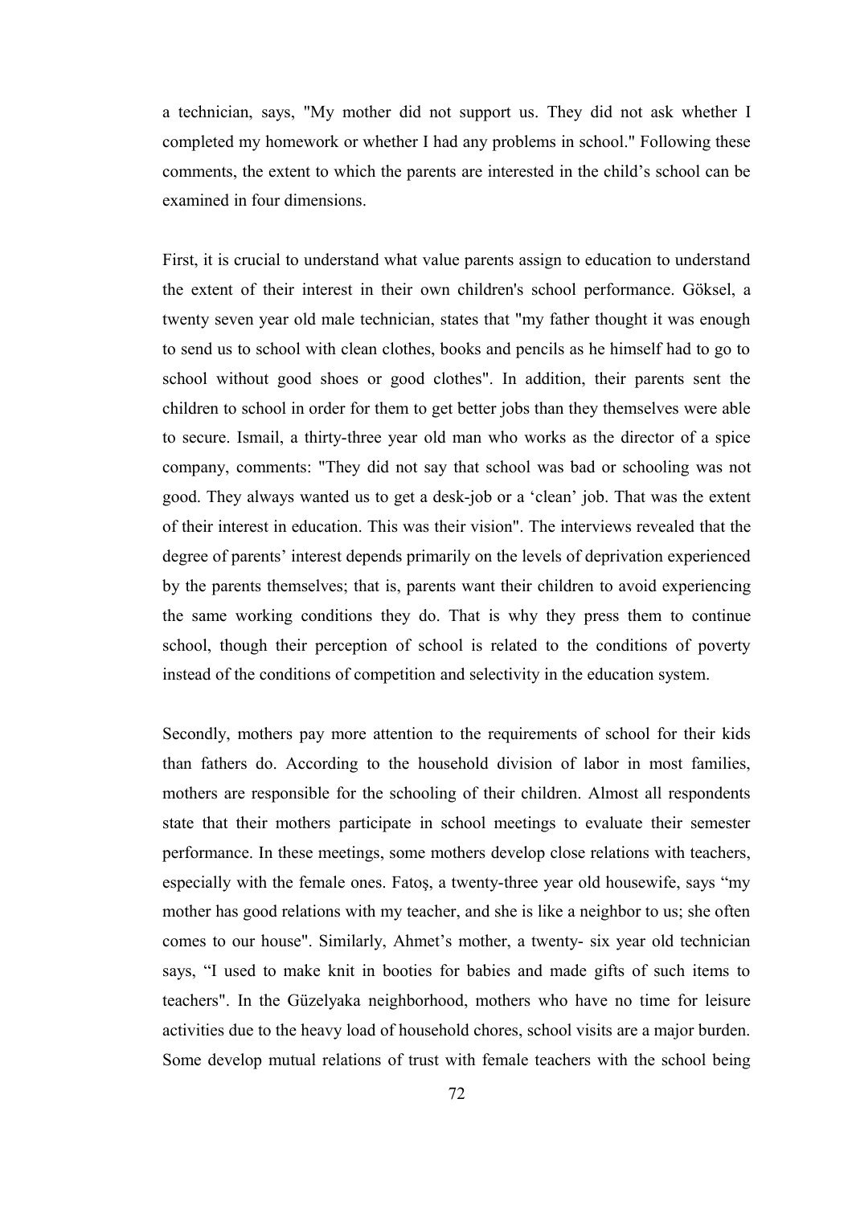a technician, says, "My mother did not support us. They did not ask whether I completed my homework or whether I had any problems in school." Following these comments, the extent to which the parents are interested in the child's school can be examined in four dimensions.

First, it is crucial to understand what value parents assign to education to understand the extent of their interest in their own children's school performance. Göksel, a twenty seven year old male technician, states that "my father thought it was enough to send us to school with clean clothes, books and pencils as he himself had to go to school without good shoes or good clothes". In addition, their parents sent the children to school in order for them to get better jobs than they themselves were able to secure. Ismail, a thirty-three year old man who works as the director of a spice company, comments: "They did not say that school was bad or schooling was not good. They always wanted us to get a desk-job or a 'clean' job. That was the extent of their interest in education. This was their vision". The interviews revealed that the degree of parents' interest depends primarily on the levels of deprivation experienced by the parents themselves; that is, parents want their children to avoid experiencing the same working conditions they do. That is why they press them to continue school, though their perception of school is related to the conditions of poverty instead of the conditions of competition and selectivity in the education system.

Secondly, mothers pay more attention to the requirements of school for their kids than fathers do. According to the household division of labor in most families, mothers are responsible for the schooling of their children. Almost all respondents state that their mothers participate in school meetings to evaluate their semester performance. In these meetings, some mothers develop close relations with teachers, especially with the female ones. Fatoş, a twenty-three year old housewife, says "my mother has good relations with my teacher, and she is like a neighbor to us; she often comes to our house". Similarly, Ahmet's mother, a twenty- six year old technician says, "I used to make knit in booties for babies and made gifts of such items to teachers". In the Güzelyaka neighborhood, mothers who have no time for leisure activities due to the heavy load of household chores, school visits are a major burden. Some develop mutual relations of trust with female teachers with the school being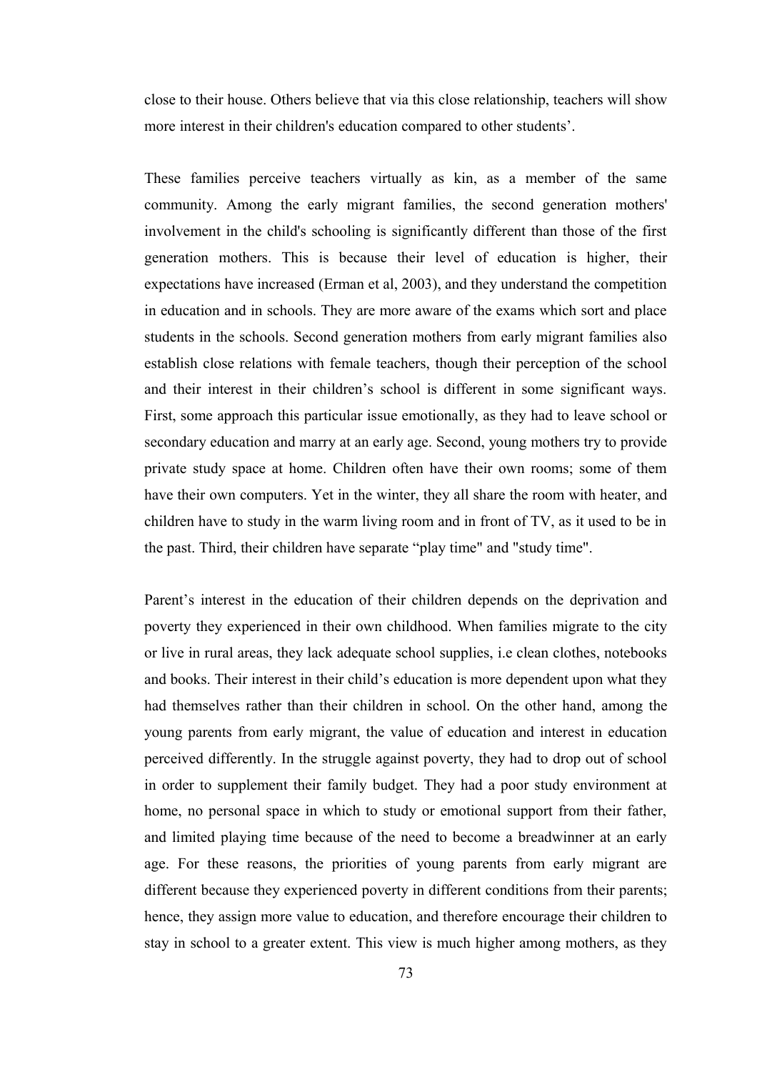close to their house. Others believe that via this close relationship, teachers will show more interest in their children's education compared to other students'.

These families perceive teachers virtually as kin, as a member of the same community. Among the early migrant families, the second generation mothers' involvement in the child's schooling is significantly different than those of the first generation mothers. This is because their level of education is higher, their expectations have increased (Erman et al, 2003), and they understand the competition in education and in schools. They are more aware of the exams which sort and place students in the schools. Second generation mothers from early migrant families also establish close relations with female teachers, though their perception of the school and their interest in their children's school is different in some significant ways. First, some approach this particular issue emotionally, as they had to leave school or secondary education and marry at an early age. Second, young mothers try to provide private study space at home. Children often have their own rooms; some of them have their own computers. Yet in the winter, they all share the room with heater, and children have to study in the warm living room and in front of TV, as it used to be in the past. Third, their children have separate "play time" and "study time".

Parent's interest in the education of their children depends on the deprivation and poverty they experienced in their own childhood. When families migrate to the city or live in rural areas, they lack adequate school supplies, i.e clean clothes, notebooks and books. Their interest in their child's education is more dependent upon what they had themselves rather than their children in school. On the other hand, among the young parents from early migrant, the value of education and interest in education perceived differently. In the struggle against poverty, they had to drop out of school in order to supplement their family budget. They had a poor study environment at home, no personal space in which to study or emotional support from their father, and limited playing time because of the need to become a breadwinner at an early age. For these reasons, the priorities of young parents from early migrant are different because they experienced poverty in different conditions from their parents; hence, they assign more value to education, and therefore encourage their children to stay in school to a greater extent. This view is much higher among mothers, as they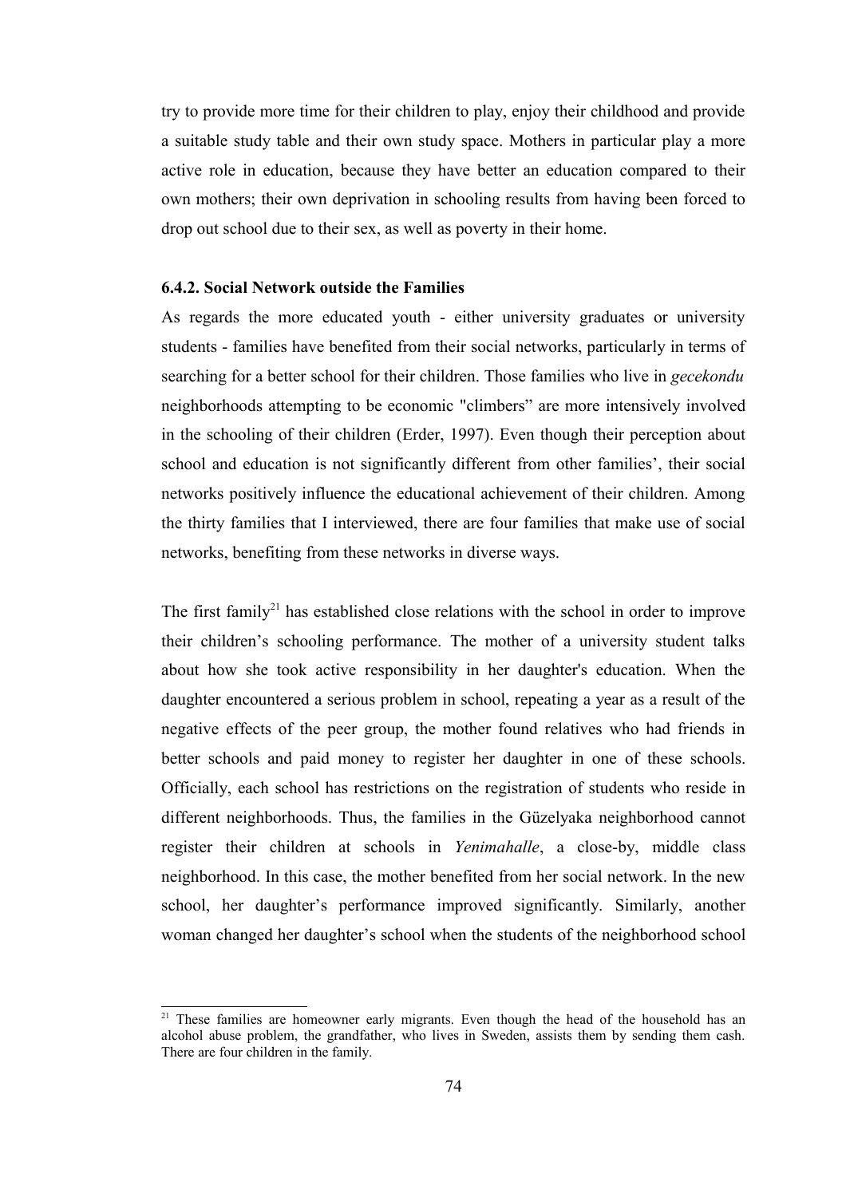try to provide more time for their children to play, enjoy their childhood and provide a suitable study table and their own study space. Mothers in particular play a more active role in education, because they have better an education compared to their own mothers; their own deprivation in schooling results from having been forced to drop out school due to their sex, as well as poverty in their home.

### 6.4.2. Social Network outside the Families

As regards the more educated youth - either university graduates or university students - families have benefited from their social networks, particularly in terms of searching for a better school for their children. Those families who live in *gecekondu* neighborhoods attempting to be economic "climbers" are more intensively involved in the schooling of their children (Erder, 1997). Even though their perception about school and education is not significantly different from other families', their social networks positively influence the educational achievement of their children. Among the thirty families that I interviewed, there are four families that make use of social networks, benefiting from these networks in diverse ways.

The first family[21] has established close relations with the school in order to improve their children's schooling performance. The mother of a university student talks about how she took active responsibility in her daughter's education. When the daughter encountered a serious problem in school, repeating a year as a result of the negative effects of the peer group, the mother found relatives who had friends in better schools and paid money to register her daughter in one of these schools. Officially, each school has restrictions on the registration of students who reside in different neighborhoods. Thus, the families in the Güzelyaka neighborhood cannot register their children at schools in *Yenimahalle*, a close-by, middle class neighborhood. In this case, the mother benefited from her social network. In the new school, her daughter's performance improved significantly. Similarly, another woman changed her daughter's school when the students of the neighborhood school

[21] These families are homeowner early migrants. Even though the head of the household has an alcohol abuse problem, the grandfather, who lives in Sweden, assists them by sending them cash. There are four children in the family.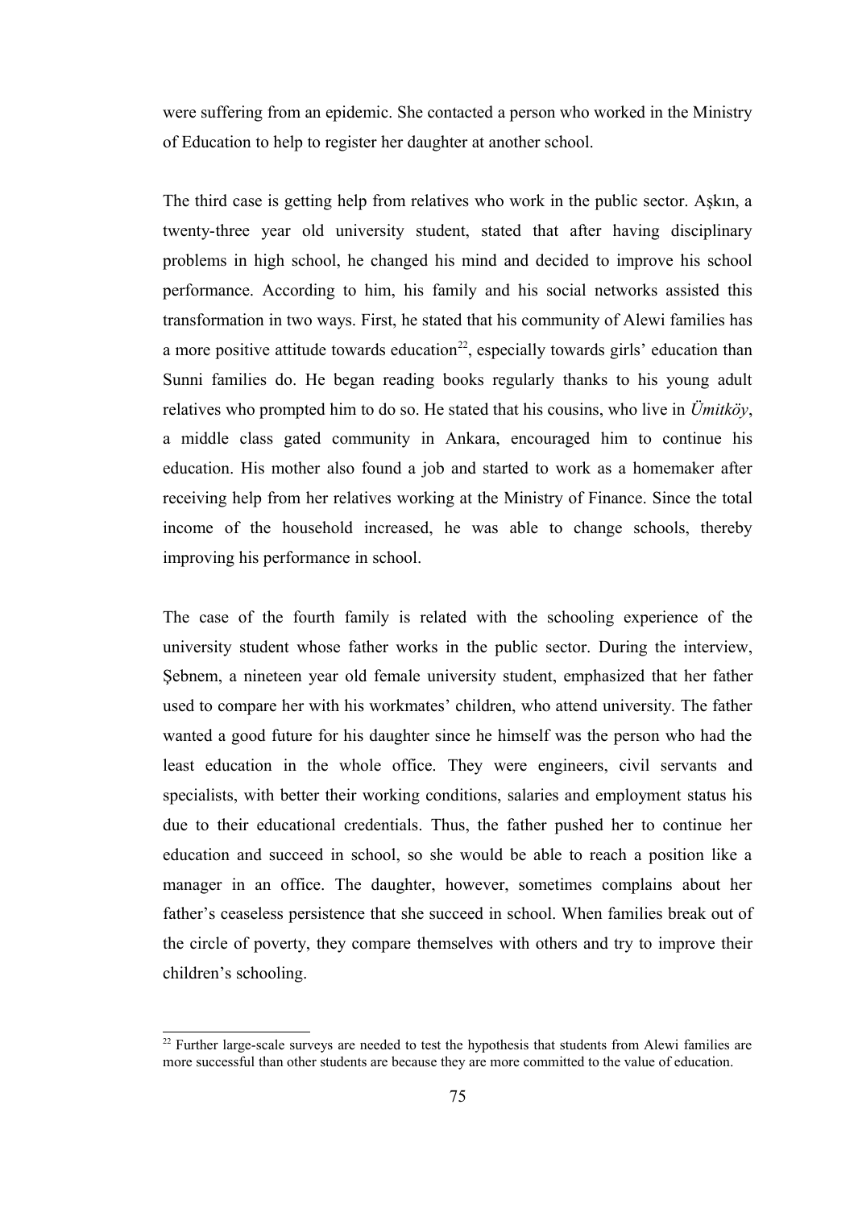were suffering from an epidemic. She contacted a person who worked in the Ministry of Education to help to register her daughter at another school.

The third case is getting help from relatives who work in the public sector. Aşkın, a twenty-three year old university student, stated that after having disciplinary problems in high school, he changed his mind and decided to improve his school performance. According to him, his family and his social networks assisted this transformation in two ways. First, he stated that his community of Alewi families has a more positive attitude towards education[22], especially towards girls' education than Sunni families do. He began reading books regularly thanks to his young adult relatives who prompted him to do so. He stated that his cousins, who live in *Ümitköy*, a middle class gated community in Ankara, encouraged him to continue his education. His mother also found a job and started to work as a homemaker after receiving help from her relatives working at the Ministry of Finance. Since the total income of the household increased, he was able to change schools, thereby improving his performance in school.

The case of the fourth family is related with the schooling experience of the university student whose father works in the public sector. During the interview, Şebnem, a nineteen year old female university student, emphasized that her father used to compare her with his workmates' children, who attend university. The father wanted a good future for his daughter since he himself was the person who had the least education in the whole office. They were engineers, civil servants and specialists, with better their working conditions, salaries and employment status his due to their educational credentials. Thus, the father pushed her to continue her education and succeed in school, so she would be able to reach a position like a manager in an office. The daughter, however, sometimes complains about her father's ceaseless persistence that she succeed in school. When families break out of the circle of poverty, they compare themselves with others and try to improve their children's schooling.

---

[22] Further large-scale surveys are needed to test the hypothesis that students from Alewi families are more successful than other students are because they are more committed to the value of education.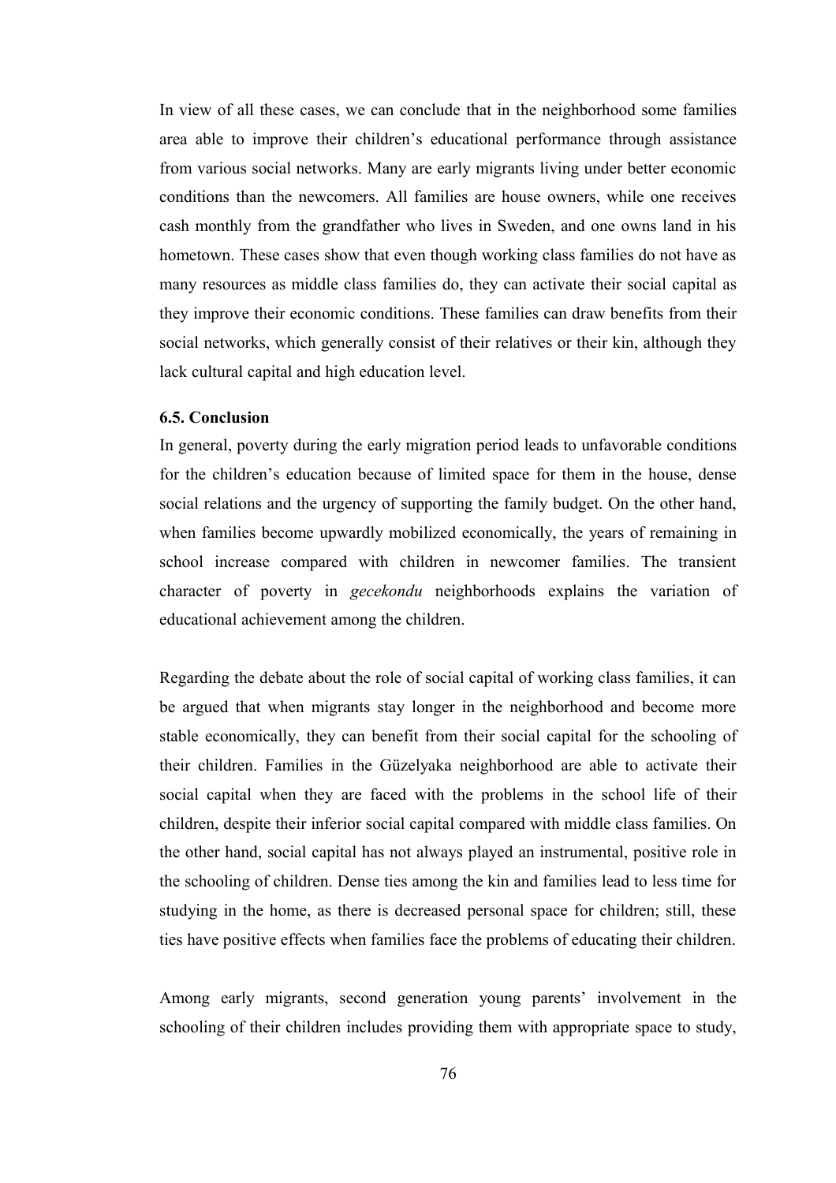In view of all these cases, we can conclude that in the neighborhood some families area able to improve their children's educational performance through assistance from various social networks. Many are early migrants living under better economic conditions than the newcomers. All families are house owners, while one receives cash monthly from the grandfather who lives in Sweden, and one owns land in his hometown. These cases show that even though working class families do not have as many resources as middle class families do, they can activate their social capital as they improve their economic conditions. These families can draw benefits from their social networks, which generally consist of their relatives or their kin, although they lack cultural capital and high education level.

### 6.5. Conclusion

In general, poverty during the early migration period leads to unfavorable conditions for the children's education because of limited space for them in the house, dense social relations and the urgency of supporting the family budget. On the other hand, when families become upwardly mobilized economically, the years of remaining in school increase compared with children in newcomer families. The transient character of poverty in *gecekondu* neighborhoods explains the variation of educational achievement among the children.

Regarding the debate about the role of social capital of working class families, it can be argued that when migrants stay longer in the neighborhood and become more stable economically, they can benefit from their social capital for the schooling of their children. Families in the Güzelyaka neighborhood are able to activate their social capital when they are faced with the problems in the school life of their children, despite their inferior social capital compared with middle class families. On the other hand, social capital has not always played an instrumental, positive role in the schooling of children. Dense ties among the kin and families lead to less time for studying in the home, as there is decreased personal space for children; still, these ties have positive effects when families face the problems of educating their children.

Among early migrants, second generation young parents' involvement in the schooling of their children includes providing them with appropriate space to study,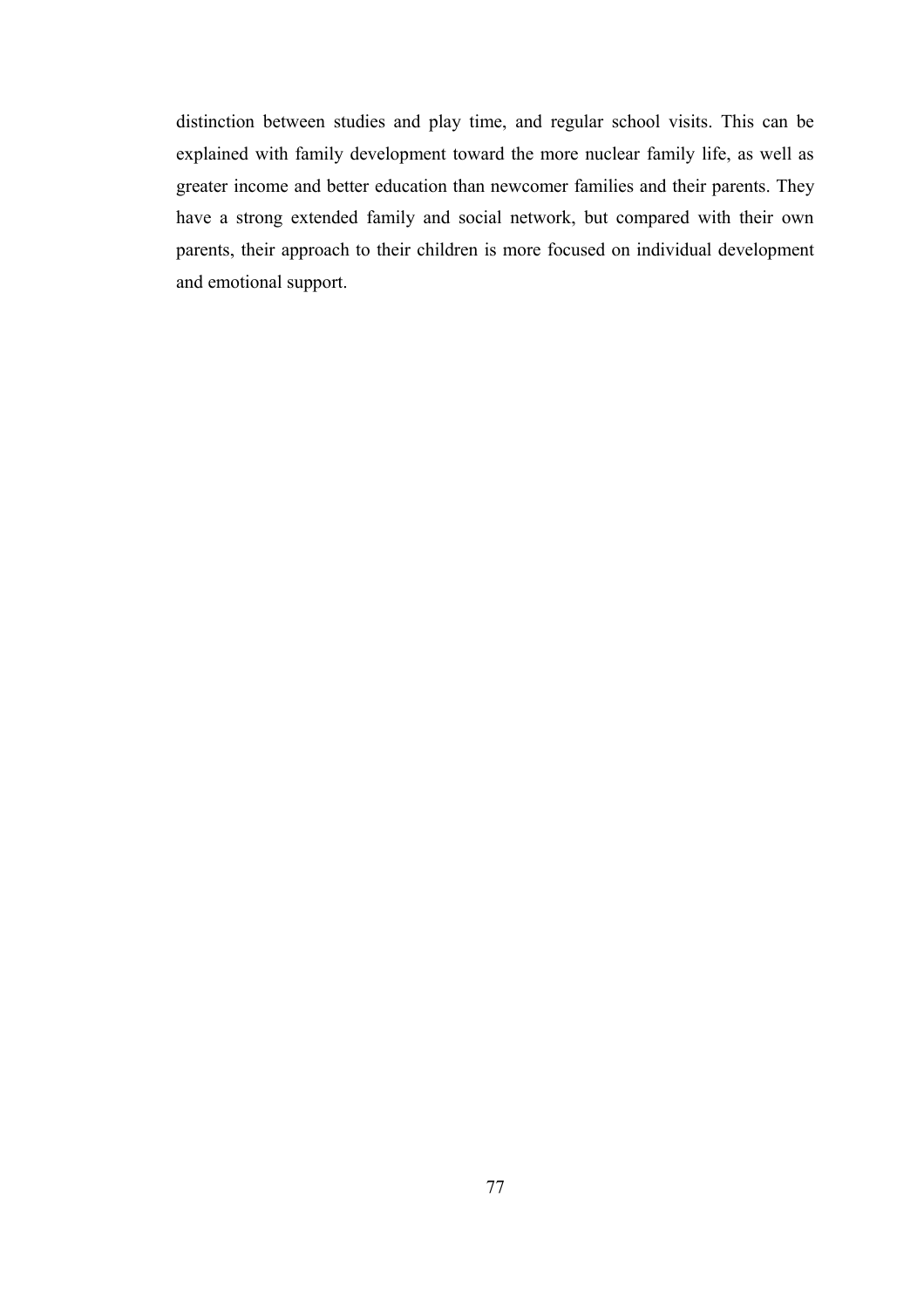distinction between studies and play time, and regular school visits. This can be explained with family development toward the more nuclear family life, as well as greater income and better education than newcomer families and their parents. They have a strong extended family and social network, but compared with their own parents, their approach to their children is more focused on individual development and emotional support.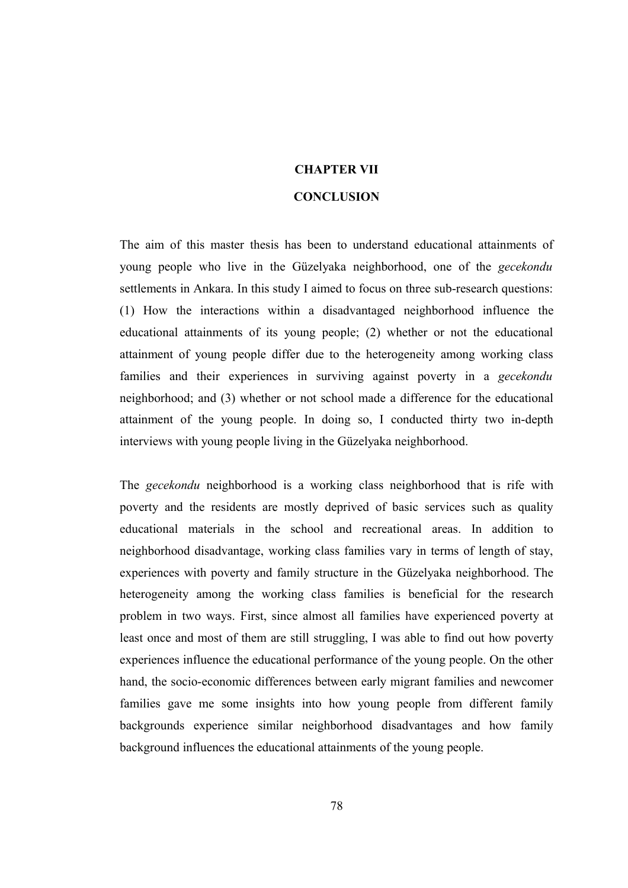# CHAPTER VII

# CONCLUSION

The aim of this master thesis has been to understand educational attainments of young people who live in the Güzelyaka neighborhood, one of the *gecekondu* settlements in Ankara. In this study I aimed to focus on three sub-research questions: (1) How the interactions within a disadvantaged neighborhood influence the educational attainments of its young people; (2) whether or not the educational attainment of young people differ due to the heterogeneity among working class families and their experiences in surviving against poverty in a *gecekondu* neighborhood; and (3) whether or not school made a difference for the educational attainment of the young people. In doing so, I conducted thirty two in-depth interviews with young people living in the Güzelyaka neighborhood.

The *gecekondu* neighborhood is a working class neighborhood that is rife with poverty and the residents are mostly deprived of basic services such as quality educational materials in the school and recreational areas. In addition to neighborhood disadvantage, working class families vary in terms of length of stay, experiences with poverty and family structure in the Güzelyaka neighborhood. The heterogeneity among the working class families is beneficial for the research problem in two ways. First, since almost all families have experienced poverty at least once and most of them are still struggling, I was able to find out how poverty experiences influence the educational performance of the young people. On the other hand, the socio-economic differences between early migrant families and newcomer families gave me some insights into how young people from different family backgrounds experience similar neighborhood disadvantages and how family background influences the educational attainments of the young people.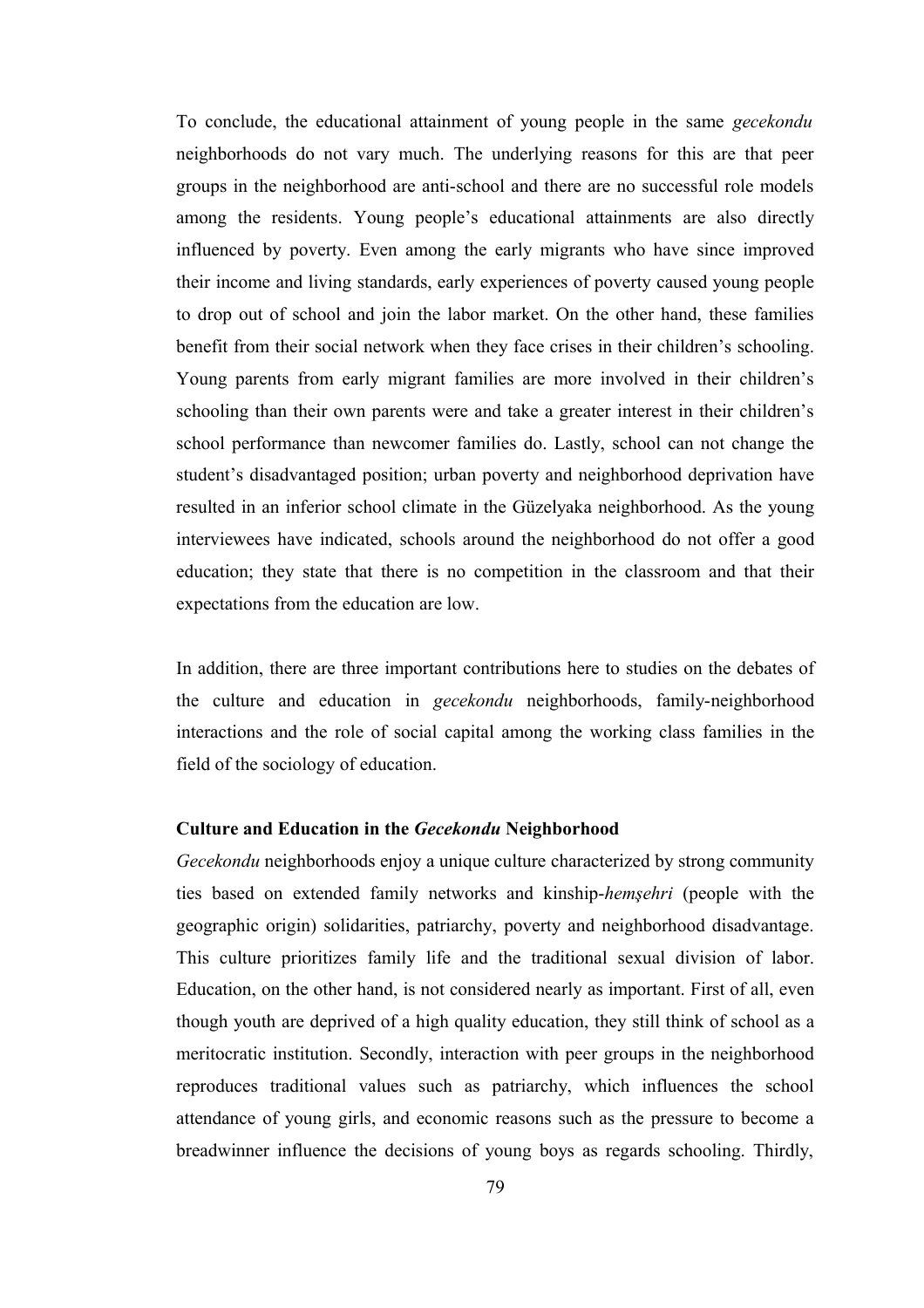To conclude, the educational attainment of young people in the same *gecekondu* neighborhoods do not vary much. The underlying reasons for this are that peer groups in the neighborhood are anti-school and there are no successful role models among the residents. Young people's educational attainments are also directly influenced by poverty. Even among the early migrants who have since improved their income and living standards, early experiences of poverty caused young people to drop out of school and join the labor market. On the other hand, these families benefit from their social network when they face crises in their children's schooling. Young parents from early migrant families are more involved in their children's schooling than their own parents were and take a greater interest in their children's school performance than newcomer families do. Lastly, school can not change the student's disadvantaged position; urban poverty and neighborhood deprivation have resulted in an inferior school climate in the Güzelyaka neighborhood. As the young interviewees have indicated, schools around the neighborhood do not offer a good education; they state that there is no competition in the classroom and that their expectations from the education are low.

In addition, there are three important contributions here to studies on the debates of the culture and education in *gecekondu* neighborhoods, family-neighborhood interactions and the role of social capital among the working class families in the field of the sociology of education.

### Culture and Education in the *Gecekondu* Neighborhood

*Gecekondu* neighborhoods enjoy a unique culture characterized by strong community ties based on extended family networks and kinship-*hemşehri* (people with the geographic origin) solidarities, patriarchy, poverty and neighborhood disadvantage. This culture prioritizes family life and the traditional sexual division of labor. Education, on the other hand, is not considered nearly as important. First of all, even though youth are deprived of a high quality education, they still think of school as a meritocratic institution. Secondly, interaction with peer groups in the neighborhood reproduces traditional values such as patriarchy, which influences the school attendance of young girls, and economic reasons such as the pressure to become a breadwinner influence the decisions of young boys as regards schooling. Thirdly,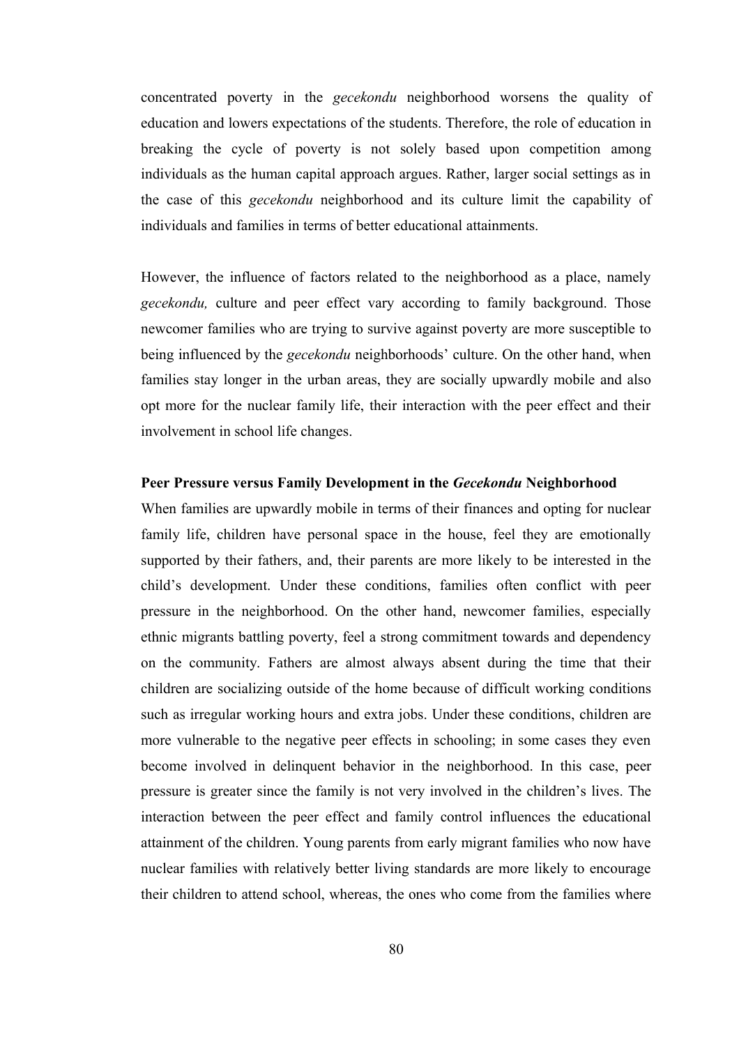concentrated poverty in the *gecekondu* neighborhood worsens the quality of education and lowers expectations of the students. Therefore, the role of education in breaking the cycle of poverty is not solely based upon competition among individuals as the human capital approach argues. Rather, larger social settings as in the case of this *gecekondu* neighborhood and its culture limit the capability of individuals and families in terms of better educational attainments.

However, the influence of factors related to the neighborhood as a place, namely *gecekondu,* culture and peer effect vary according to family background. Those newcomer families who are trying to survive against poverty are more susceptible to being influenced by the *gecekondu* neighborhoods' culture. On the other hand, when families stay longer in the urban areas, they are socially upwardly mobile and also opt more for the nuclear family life, their interaction with the peer effect and their involvement in school life changes.

### Peer Pressure versus Family Development in the *Gecekondu* Neighborhood

When families are upwardly mobile in terms of their finances and opting for nuclear family life, children have personal space in the house, feel they are emotionally supported by their fathers, and, their parents are more likely to be interested in the child's development. Under these conditions, families often conflict with peer pressure in the neighborhood. On the other hand, newcomer families, especially ethnic migrants battling poverty, feel a strong commitment towards and dependency on the community. Fathers are almost always absent during the time that their children are socializing outside of the home because of difficult working conditions such as irregular working hours and extra jobs. Under these conditions, children are more vulnerable to the negative peer effects in schooling; in some cases they even become involved in delinquent behavior in the neighborhood. In this case, peer pressure is greater since the family is not very involved in the children's lives. The interaction between the peer effect and family control influences the educational attainment of the children. Young parents from early migrant families who now have nuclear families with relatively better living standards are more likely to encourage their children to attend school, whereas, the ones who come from the families where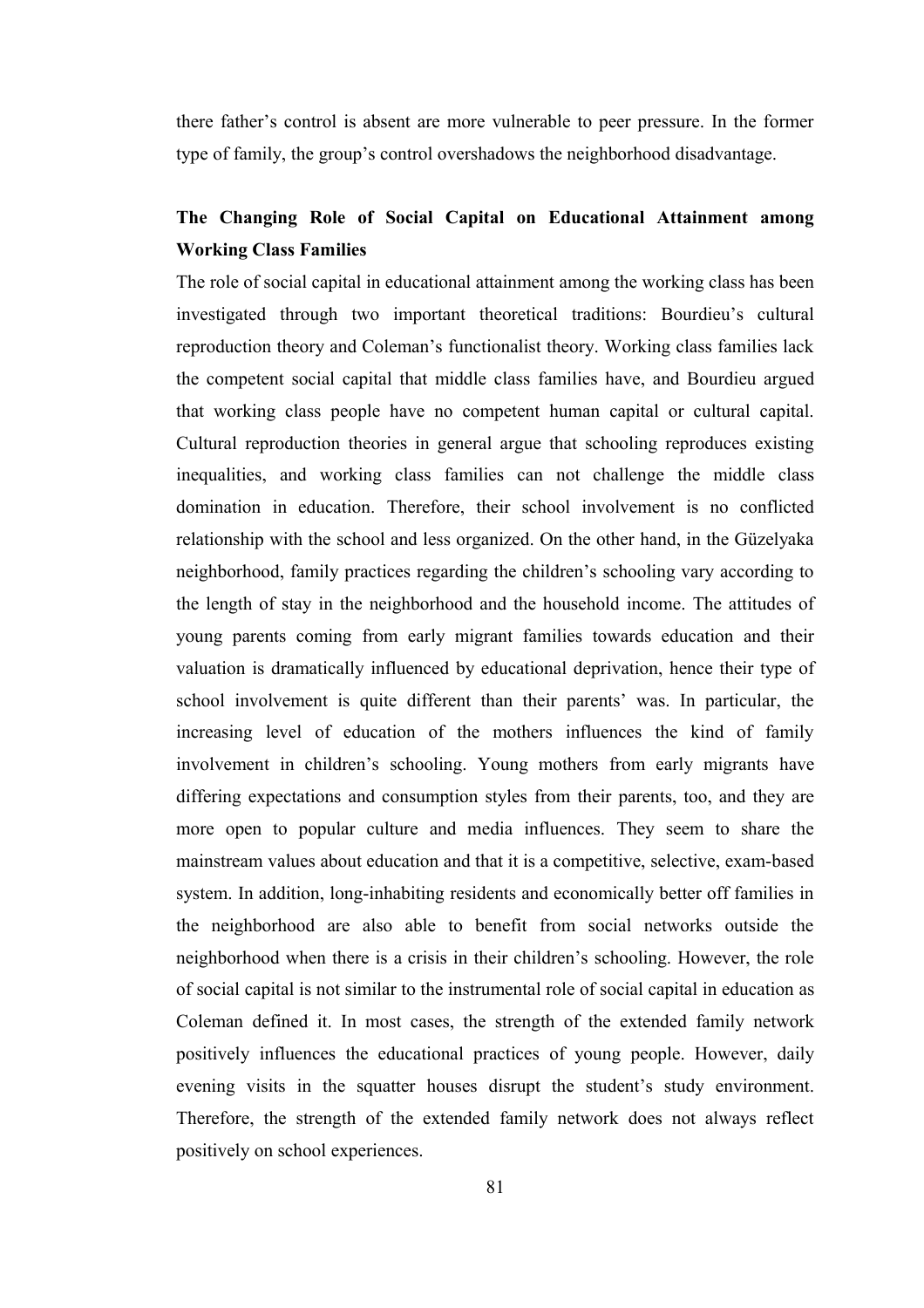there father's control is absent are more vulnerable to peer pressure. In the former type of family, the group's control overshadows the neighborhood disadvantage.

**The Changing Role of Social Capital on Educational Attainment among Working Class Families**

The role of social capital in educational attainment among the working class has been investigated through two important theoretical traditions: Bourdieu's cultural reproduction theory and Coleman's functionalist theory. Working class families lack the competent social capital that middle class families have, and Bourdieu argued that working class people have no competent human capital or cultural capital. Cultural reproduction theories in general argue that schooling reproduces existing inequalities, and working class families can not challenge the middle class domination in education. Therefore, their school involvement is no conflicted relationship with the school and less organized. On the other hand, in the Güzelyaka neighborhood, family practices regarding the children's schooling vary according to the length of stay in the neighborhood and the household income. The attitudes of young parents coming from early migrant families towards education and their valuation is dramatically influenced by educational deprivation, hence their type of school involvement is quite different than their parents' was. In particular, the increasing level of education of the mothers influences the kind of family involvement in children's schooling. Young mothers from early migrants have differing expectations and consumption styles from their parents, too, and they are more open to popular culture and media influences. They seem to share the mainstream values about education and that it is a competitive, selective, exam-based system. In addition, long-inhabiting residents and economically better off families in the neighborhood are also able to benefit from social networks outside the neighborhood when there is a crisis in their children's schooling. However, the role of social capital is not similar to the instrumental role of social capital in education as Coleman defined it. In most cases, the strength of the extended family network positively influences the educational practices of young people. However, daily evening visits in the squatter houses disrupt the student's study environment. Therefore, the strength of the extended family network does not always reflect positively on school experiences.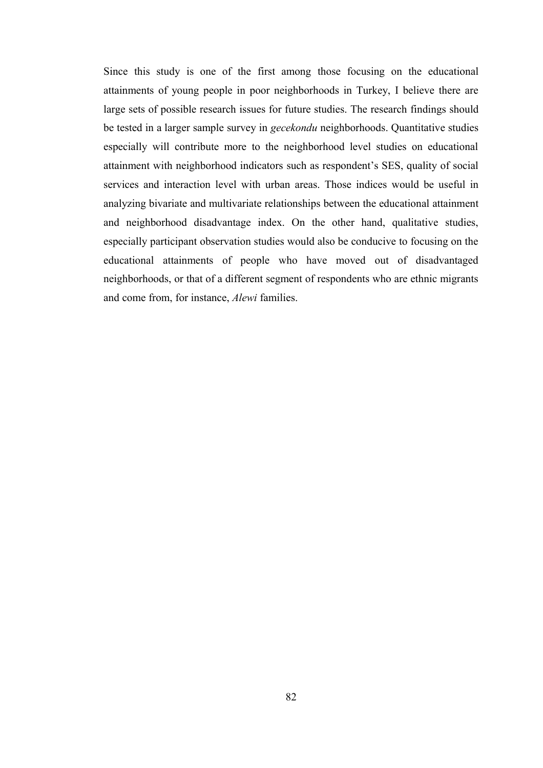Since this study is one of the first among those focusing on the educational attainments of young people in poor neighborhoods in Turkey, I believe there are large sets of possible research issues for future studies. The research findings should be tested in a larger sample survey in *gecekondu* neighborhoods. Quantitative studies especially will contribute more to the neighborhood level studies on educational attainment with neighborhood indicators such as respondent's SES, quality of social services and interaction level with urban areas. Those indices would be useful in analyzing bivariate and multivariate relationships between the educational attainment and neighborhood disadvantage index. On the other hand, qualitative studies, especially participant observation studies would also be conducive to focusing on the educational attainments of people who have moved out of disadvantaged neighborhoods, or that of a different segment of respondents who are ethnic migrants and come from, for instance, *Alewi* families.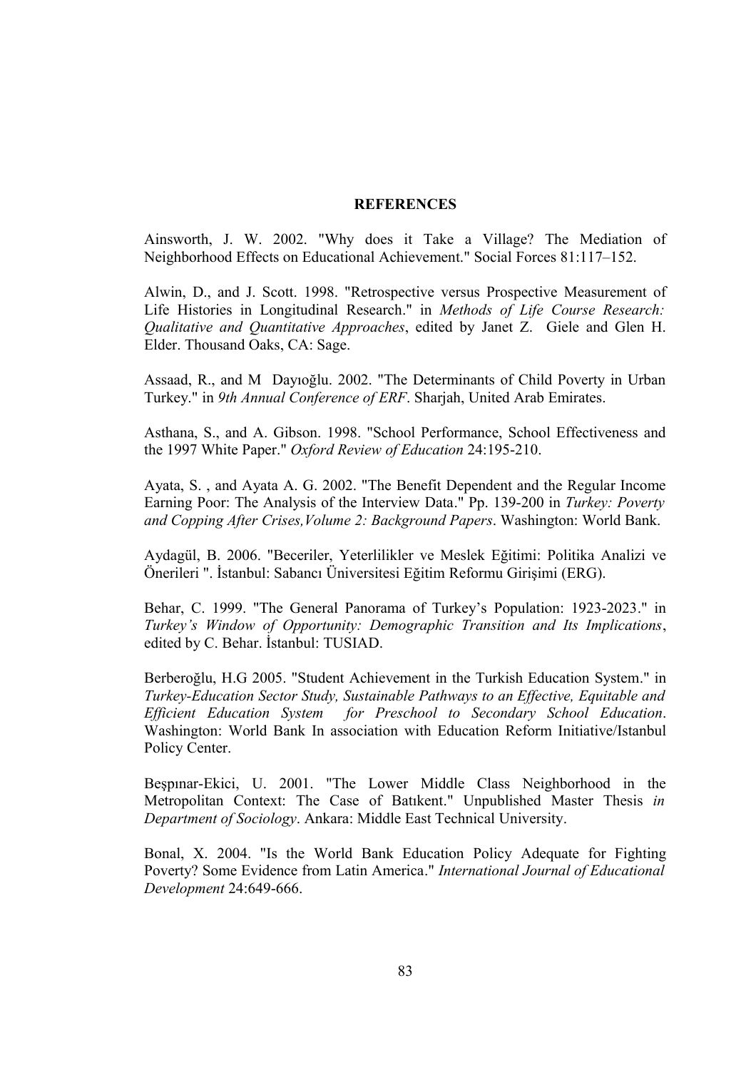# REFERENCES

Ainsworth, J. W. 2002. "Why does it Take a Village? The Mediation of Neighborhood Effects on Educational Achievement." Social Forces 81:117–152.

Alwin, D., and J. Scott. 1998. "Retrospective versus Prospective Measurement of Life Histories in Longitudinal Research." in *Methods of Life Course Research: Qualitative and Quantitative Approaches*, edited by Janet Z. Giele and Glen H. Elder. Thousand Oaks, CA: Sage.

Assaad, R., and M Dayıoğlu. 2002. "The Determinants of Child Poverty in Urban Turkey." in *9th Annual Conference of ERF*. Sharjah, United Arab Emirates.

Asthana, S., and A. Gibson. 1998. "School Performance, School Effectiveness and the 1997 White Paper." *Oxford Review of Education* 24:195-210.

Ayata, S. , and Ayata A. G. 2002. "The Benefit Dependent and the Regular Income Earning Poor: The Analysis of the Interview Data." Pp. 139-200 in *Turkey: Poverty and Copping After Crises,Volume 2: Background Papers*. Washington: World Bank.

Aydagül, B. 2006. "Beceriler, Yeterlilikler ve Meslek Eğitimi: Politika Analizi ve Önerileri ". İstanbul: Sabancı Üniversitesi Eğitim Reformu Girişimi (ERG).

Behar, C. 1999. "The General Panorama of Turkey's Population: 1923-2023." in *Turkey's Window of Opportunity: Demographic Transition and Its Implications*, edited by C. Behar. İstanbul: TUSIAD.

Berberoğlu, H.G 2005. "Student Achievement in the Turkish Education System." in *Turkey-Education Sector Study, Sustainable Pathways to an Effective, Equitable and Efficient Education System for Preschool to Secondary School Education*. Washington: World Bank In association with Education Reform Initiative/Istanbul Policy Center.

Beşpınar-Ekici, U. 2001. "The Lower Middle Class Neighborhood in the Metropolitan Context: The Case of Batıkent." Unpublished Master Thesis *in Department of Sociology*. Ankara: Middle East Technical University.

Bonal, X. 2004. "Is the World Bank Education Policy Adequate for Fighting Poverty? Some Evidence from Latin America." *International Journal of Educational Development* 24:649-666.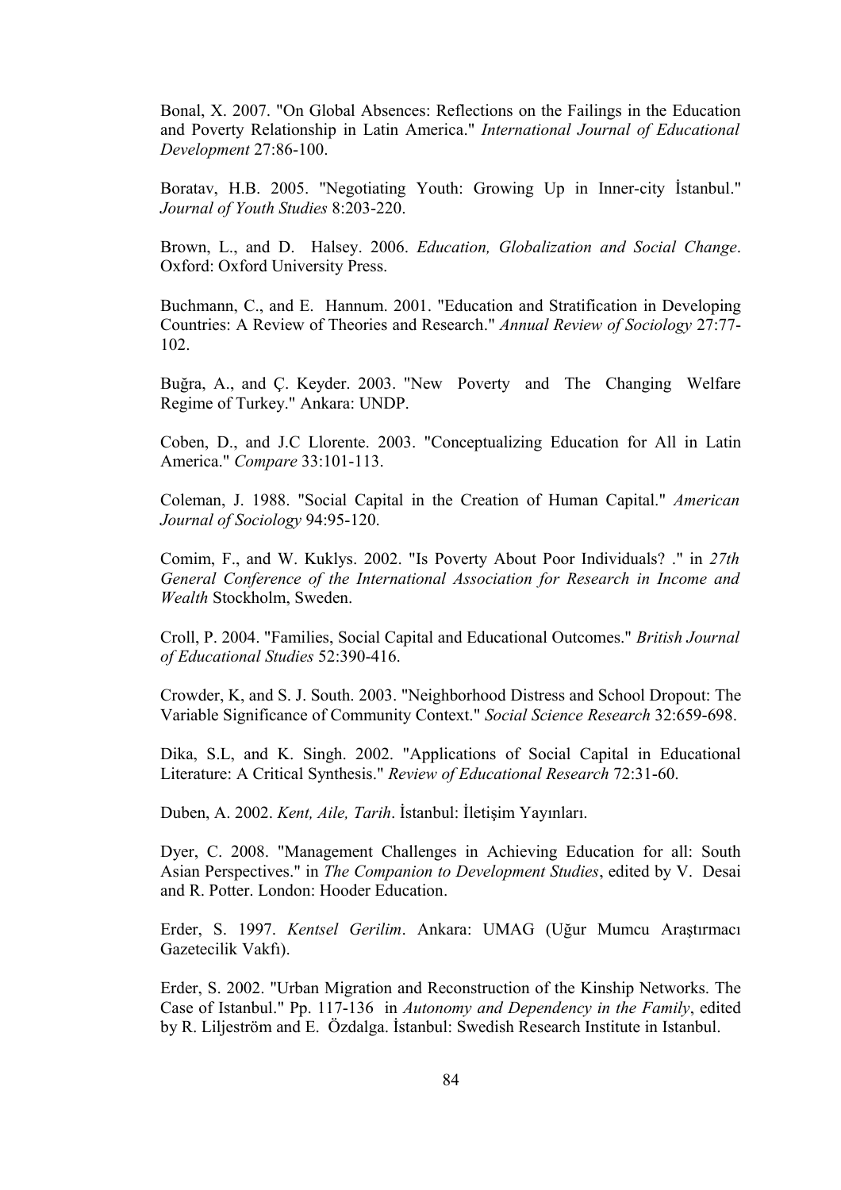Bonal, X. 2007. "On Global Absences: Reflections on the Failings in the Education and Poverty Relationship in Latin America." *International Journal of Educational Development* 27:86-100.

Boratav, H.B. 2005. "Negotiating Youth: Growing Up in Inner-city İstanbul." *Journal of Youth Studies* 8:203-220.

Brown, L., and D. Halsey. 2006. *Education, Globalization and Social Change*. Oxford: Oxford University Press.

Buchmann, C., and E. Hannum. 2001. "Education and Stratification in Developing Countries: A Review of Theories and Research." *Annual Review of Sociology* 27:77-102.

Buğra, A., and Ç. Keyder. 2003. "New Poverty and The Changing Welfare Regime of Turkey." Ankara: UNDP.

Coben, D., and J.C Llorente. 2003. "Conceptualizing Education for All in Latin America." *Compare* 33:101-113.

Coleman, J. 1988. "Social Capital in the Creation of Human Capital." *American Journal of Sociology* 94:95-120.

Comim, F., and W. Kuklys. 2002. "Is Poverty About Poor Individuals? ." in *27th General Conference of the International Association for Research in Income and Wealth* Stockholm, Sweden.

Croll, P. 2004. "Families, Social Capital and Educational Outcomes." *British Journal of Educational Studies* 52:390-416.

Crowder, K, and S. J. South. 2003. "Neighborhood Distress and School Dropout: The Variable Significance of Community Context." *Social Science Research* 32:659-698.

Dika, S.L, and K. Singh. 2002. "Applications of Social Capital in Educational Literature: A Critical Synthesis." *Review of Educational Research* 72:31-60.

Duben, A. 2002. *Kent, Aile, Tarih*. İstanbul: İletişim Yayınları.

Dyer, C. 2008. "Management Challenges in Achieving Education for all: South Asian Perspectives." in *The Companion to Development Studies*, edited by V. Desai and R. Potter. London: Hooder Education.

Erder, S. 1997. *Kentsel Gerilim*. Ankara: UMAG (Uğur Mumcu Araştırmacı Gazetecilik Vakfı).

Erder, S. 2002. "Urban Migration and Reconstruction of the Kinship Networks. The Case of Istanbul." Pp. 117-136 in *Autonomy and Dependency in the Family*, edited by R. Liljeström and E. Özdalga. İstanbul: Swedish Research Institute in Istanbul.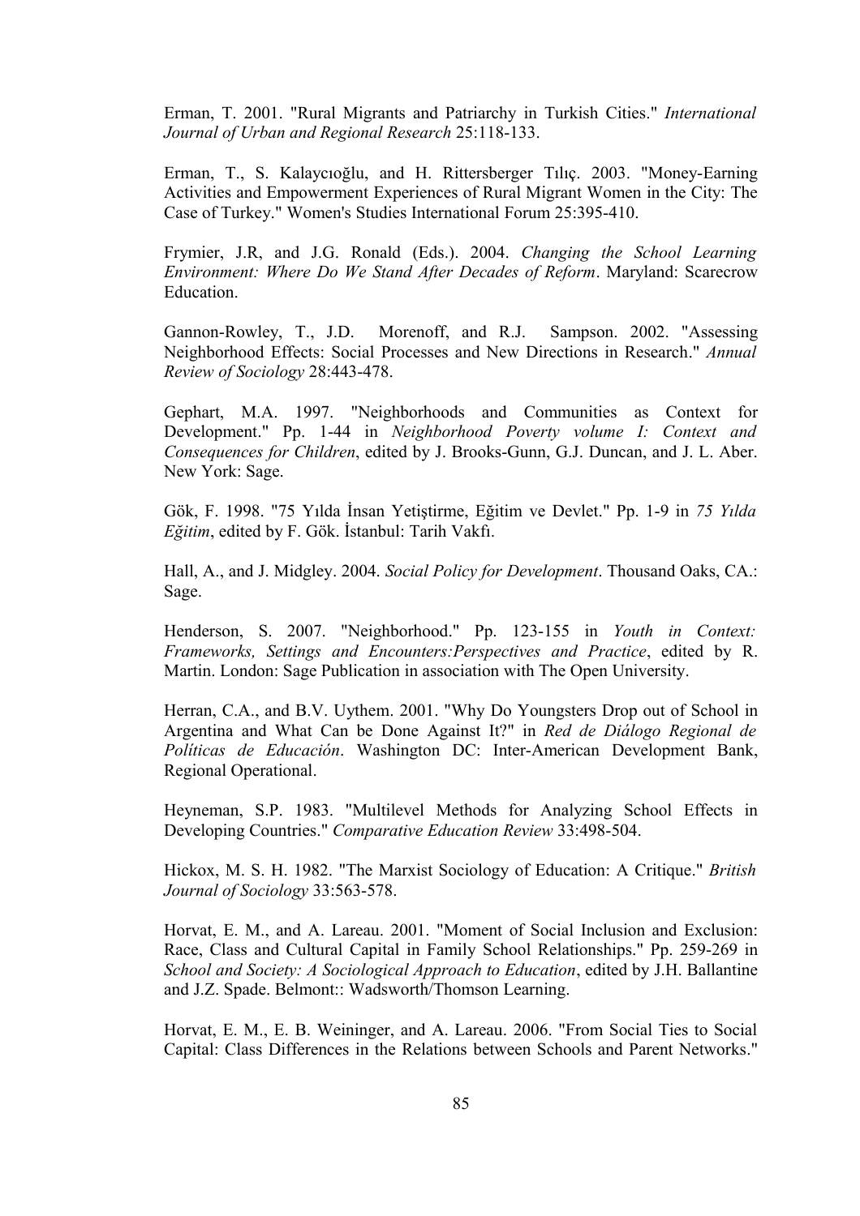Erman, T. 2001. "Rural Migrants and Patriarchy in Turkish Cities." *International Journal of Urban and Regional Research* 25:118-133.

Erman, T., S. Kalaycıoğlu, and H. Rittersberger Tılıç. 2003. "Money-Earning Activities and Empowerment Experiences of Rural Migrant Women in the City: The Case of Turkey." Women's Studies International Forum 25:395-410.

Frymier, J.R, and J.G. Ronald (Eds.). 2004. *Changing the School Learning Environment: Where Do We Stand After Decades of Reform*. Maryland: Scarecrow Education.

Gannon-Rowley, T., J.D. Morenoff, and R.J. Sampson. 2002. "Assessing Neighborhood Effects: Social Processes and New Directions in Research." *Annual Review of Sociology* 28:443-478.

Gephart, M.A. 1997. "Neighborhoods and Communities as Context for Development." Pp. 1-44 in *Neighborhood Poverty volume I: Context and Consequences for Children*, edited by J. Brooks-Gunn, G.J. Duncan, and J. L. Aber. New York: Sage.

Gök, F. 1998. "75 Yılda İnsan Yetiştirme, Eğitim ve Devlet." Pp. 1-9 in *75 Yılda Eğitim*, edited by F. Gök. İstanbul: Tarih Vakfı.

Hall, A., and J. Midgley. 2004. *Social Policy for Development*. Thousand Oaks, CA.: Sage.

Henderson, S. 2007. "Neighborhood." Pp. 123-155 in *Youth in Context: Frameworks, Settings and Encounters:Perspectives and Practice*, edited by R. Martin. London: Sage Publication in association with The Open University.

Herran, C.A., and B.V. Uythem. 2001. "Why Do Youngsters Drop out of School in Argentina and What Can be Done Against It?" in *Red de Diálogo Regional de Políticas de Educación*. Washington DC: Inter-American Development Bank, Regional Operational.

Heyneman, S.P. 1983. "Multilevel Methods for Analyzing School Effects in Developing Countries." *Comparative Education Review* 33:498-504.

Hickox, M. S. H. 1982. "The Marxist Sociology of Education: A Critique." *British Journal of Sociology* 33:563-578.

Horvat, E. M., and A. Lareau. 2001. "Moment of Social Inclusion and Exclusion: Race, Class and Cultural Capital in Family School Relationships." Pp. 259-269 in *School and Society: A Sociological Approach to Education*, edited by J.H. Ballantine and J.Z. Spade. Belmont:: Wadsworth/Thomson Learning.

Horvat, E. M., E. B. Weininger, and A. Lareau. 2006. "From Social Ties to Social Capital: Class Differences in the Relations between Schools and Parent Networks."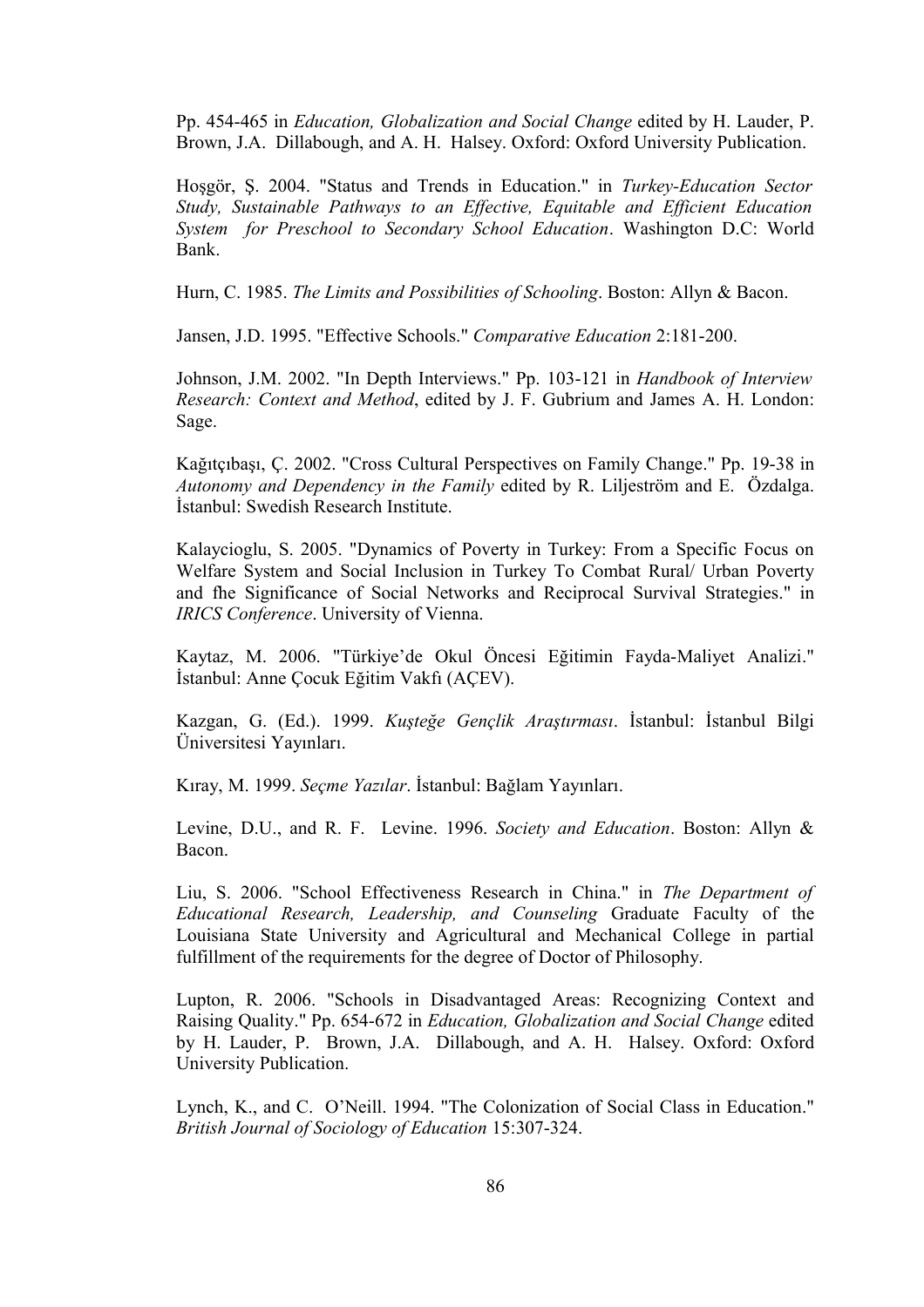Pp. 454-465 in *Education, Globalization and Social Change* edited by H. Lauder, P. Brown, J.A. Dillabough, and A. H. Halsey. Oxford: Oxford University Publication.

Hoşgör, Ş. 2004. "Status and Trends in Education." in *Turkey-Education Sector Study, Sustainable Pathways to an Effective, Equitable and Efficient Education System for Preschool to Secondary School Education*. Washington D.C: World Bank.

Hurn, C. 1985. *The Limits and Possibilities of Schooling*. Boston: Allyn & Bacon.

Jansen, J.D. 1995. "Effective Schools." *Comparative Education* 2:181-200.

Johnson, J.M. 2002. "In Depth Interviews." Pp. 103-121 in *Handbook of Interview Research: Context and Method*, edited by J. F. Gubrium and James A. H. London: Sage.

Kağıtçıbaşı, Ç. 2002. "Cross Cultural Perspectives on Family Change." Pp. 19-38 in *Autonomy and Dependency in the Family* edited by R. Liljeström and E. Özdalga. İstanbul: Swedish Research Institute.

Kalaycioglu, S. 2005. "Dynamics of Poverty in Turkey: From a Specific Focus on Welfare System and Social Inclusion in Turkey To Combat Rural/ Urban Poverty and fhe Significance of Social Networks and Reciprocal Survival Strategies." in *IRICS Conference*. University of Vienna.

Kaytaz, M. 2006. "Türkiye'de Okul Öncesi Eğitimin Fayda-Maliyet Analizi." İstanbul: Anne Çocuk Eğitim Vakfı (AÇEV).

Kazgan, G. (Ed.). 1999. *Kuşteğe Gençlik Araştırması*. İstanbul: İstanbul Bilgi Üniversitesi Yayınları.

Kıray, M. 1999. *Seçme Yazılar*. İstanbul: Bağlam Yayınları.

Levine, D.U., and R. F. Levine. 1996. *Society and Education*. Boston: Allyn & Bacon.

Liu, S. 2006. "School Effectiveness Research in China." in *The Department of Educational Research, Leadership, and Counseling* Graduate Faculty of the Louisiana State University and Agricultural and Mechanical College in partial fulfillment of the requirements for the degree of Doctor of Philosophy.

Lupton, R. 2006. "Schools in Disadvantaged Areas: Recognizing Context and Raising Quality." Pp. 654-672 in *Education, Globalization and Social Change* edited by H. Lauder, P. Brown, J.A. Dillabough, and A. H. Halsey. Oxford: Oxford University Publication.

Lynch, K., and C. O'Neill. 1994. "The Colonization of Social Class in Education." *British Journal of Sociology of Education* 15:307-324.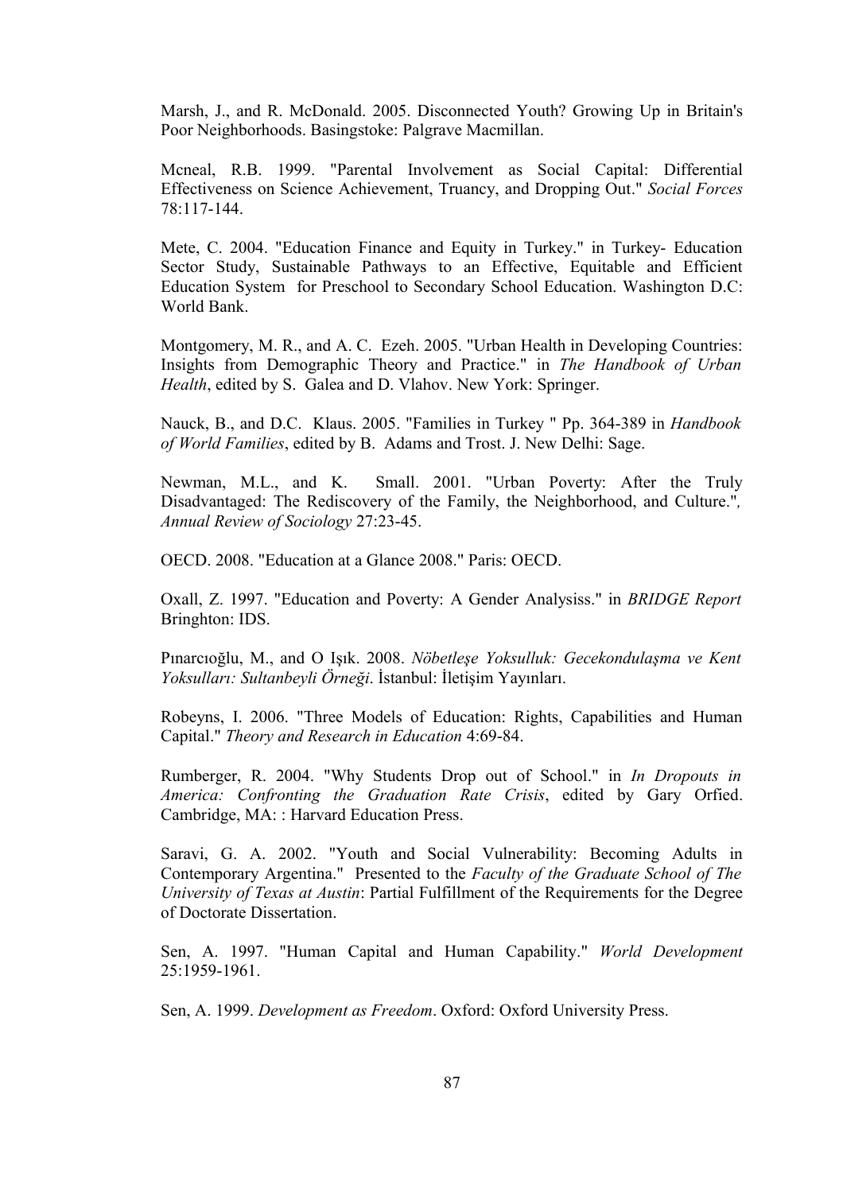Marsh, J., and R. McDonald. 2005. Disconnected Youth? Growing Up in Britain's Poor Neighborhoods. Basingstoke: Palgrave Macmillan.

Mcneal, R.B. 1999. "Parental Involvement as Social Capital: Differential Effectiveness on Science Achievement, Truancy, and Dropping Out." *Social Forces* 78:117-144.

Mete, C. 2004. "Education Finance and Equity in Turkey." in Turkey- Education Sector Study, Sustainable Pathways to an Effective, Equitable and Efficient Education System for Preschool to Secondary School Education. Washington D.C: World Bank.

Montgomery, M. R., and A. C. Ezeh. 2005. "Urban Health in Developing Countries: Insights from Demographic Theory and Practice." in *The Handbook of Urban Health*, edited by S. Galea and D. Vlahov. New York: Springer.

Nauck, B., and D.C. Klaus. 2005. "Families in Turkey " Pp. 364-389 in *Handbook of World Families*, edited by B. Adams and Trost. J. New Delhi: Sage.

Newman, M.L., and K. Small. 2001. "Urban Poverty: After the Truly Disadvantaged: The Rediscovery of the Family, the Neighborhood, and Culture."*, Annual Review of Sociology* 27:23-45.

OECD. 2008. "Education at a Glance 2008." Paris: OECD.

Oxall, Z. 1997. "Education and Poverty: A Gender Analysiss." in *BRIDGE Report* Bringhton: IDS.

Pınarcıoğlu, M., and O Işık. 2008. *Nöbetleşe Yoksulluk: Gecekondulaşma ve Kent Yoksulları: Sultanbeyli Örneği*. İstanbul: İletişim Yayınları.

Robeyns, I. 2006. "Three Models of Education: Rights, Capabilities and Human Capital." *Theory and Research in Education* 4:69-84.

Rumberger, R. 2004. "Why Students Drop out of School." in *In Dropouts in America: Confronting the Graduation Rate Crisis*, edited by Gary Orfied. Cambridge, MA: : Harvard Education Press.

Saravi, G. A. 2002. "Youth and Social Vulnerability: Becoming Adults in Contemporary Argentina." Presented to the *Faculty of the Graduate School of The University of Texas at Austin*: Partial Fulfillment of the Requirements for the Degree of Doctorate Dissertation.

Sen, A. 1997. "Human Capital and Human Capability." *World Development* 25:1959-1961.

Sen, A. 1999. *Development as Freedom*. Oxford: Oxford University Press.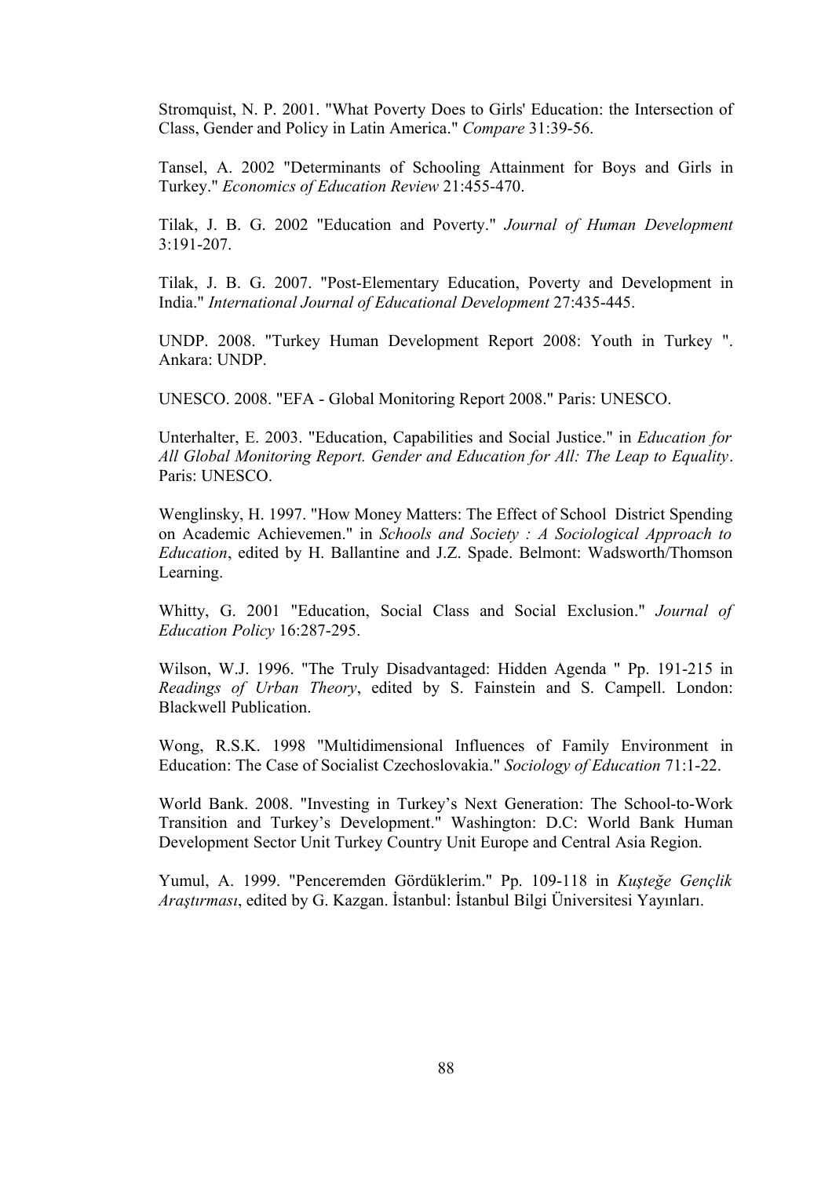Stromquist, N. P. 2001. "What Poverty Does to Girls' Education: the Intersection of Class, Gender and Policy in Latin America." *Compare* 31:39-56.

Tansel, A. 2002 "Determinants of Schooling Attainment for Boys and Girls in Turkey." *Economics of Education Review* 21:455-470.

Tilak, J. B. G. 2002 "Education and Poverty." *Journal of Human Development* 3:191-207.

Tilak, J. B. G. 2007. "Post-Elementary Education, Poverty and Development in India." *International Journal of Educational Development* 27:435-445.

UNDP. 2008. "Turkey Human Development Report 2008: Youth in Turkey ". Ankara: UNDP.

UNESCO. 2008. "EFA - Global Monitoring Report 2008." Paris: UNESCO.

Unterhalter, E. 2003. "Education, Capabilities and Social Justice." in *Education for All Global Monitoring Report. Gender and Education for All: The Leap to Equality*. Paris: UNESCO.

Wenglinsky, H. 1997. "How Money Matters: The Effect of School District Spending on Academic Achievemen." in *Schools and Society : A Sociological Approach to Education*, edited by H. Ballantine and J.Z. Spade. Belmont: Wadsworth/Thomson Learning.

Whitty, G. 2001 "Education, Social Class and Social Exclusion." *Journal of Education Policy* 16:287-295.

Wilson, W.J. 1996. "The Truly Disadvantaged: Hidden Agenda " Pp. 191-215 in *Readings of Urban Theory*, edited by S. Fainstein and S. Campell. London: Blackwell Publication.

Wong, R.S.K. 1998 "Multidimensional Influences of Family Environment in Education: The Case of Socialist Czechoslovakia." *Sociology of Education* 71:1-22.

World Bank. 2008. "Investing in Turkey's Next Generation: The School-to-Work Transition and Turkey's Development." Washington: D.C: World Bank Human Development Sector Unit Turkey Country Unit Europe and Central Asia Region.

Yumul, A. 1999. "Penceremden Gördüklerim." Pp. 109-118 in *Kuşteğe Gençlik Araştırması*, edited by G. Kazgan. İstanbul: İstanbul Bilgi Üniversitesi Yayınları.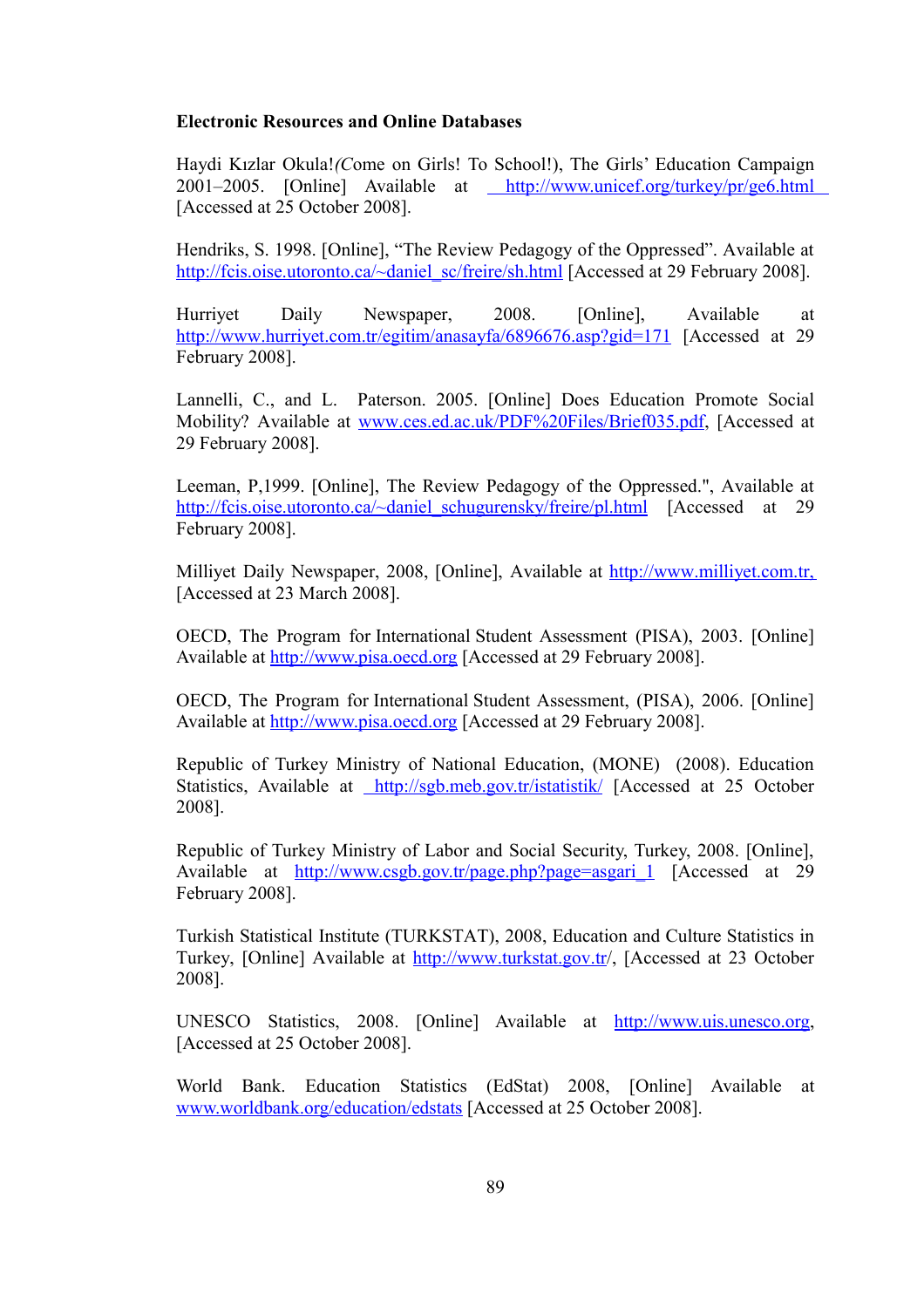**Electronic Resources and Online Databases**

Haydi Kızlar Okula! *(C*ome on Girls! To School!), The Girls' Education Campaign 2001–2005. [Online] Available at http://www.unicef.org/turkey/pr/ge6.html [Accessed at 25 October 2008].

Hendriks, S. 1998. [Online], "The Review Pedagogy of the Oppressed". Available at http://fcis.oise.utoronto.ca/~daniel_sc/freire/sh.html [Accessed at 29 February 2008].

Hurriyet Daily Newspaper, 2008. [Online], Available at http://www.hurriyet.com.tr/egitim/anasayfa/6896676.asp?gid=171 [Accessed at 29 February 2008].

Lannelli, C., and L. Paterson. 2005. [Online] Does Education Promote Social Mobility? Available at www.ces.ed.ac.uk/PDF%20Files/Brief035.pdf, [Accessed at 29 February 2008].

Leeman, P,1999. [Online], The Review Pedagogy of the Oppressed.", Available at http://fcis.oise.utoronto.ca/~daniel_schugurensky/freire/pl.html [Accessed at 29 February 2008].

Milliyet Daily Newspaper, 2008, [Online], Available at http://www.milliyet.com.tr, [Accessed at 23 March 2008].

OECD, The Program for International Student Assessment (PISA), 2003. [Online] Available at http://www.pisa.oecd.org [Accessed at 29 February 2008].

OECD, The Program for International Student Assessment, (PISA), 2006. [Online] Available at http://www.pisa.oecd.org [Accessed at 29 February 2008].

Republic of Turkey Ministry of National Education, (MONE) (2008). Education Statistics, Available at http://sgb.meb.gov.tr/istatistik/ [Accessed at 25 October 2008].

Republic of Turkey Ministry of Labor and Social Security, Turkey, 2008. [Online], Available at http://www.csgb.gov.tr/page.php?page=asgari_1 [Accessed at 29 February 2008].

Turkish Statistical Institute (TURKSTAT), 2008, Education and Culture Statistics in Turkey, [Online] Available at http://www.turkstat.gov.tr/, [Accessed at 23 October 2008].

UNESCO Statistics, 2008. [Online] Available at http://www.uis.unesco.org, [Accessed at 25 October 2008].

World Bank. Education Statistics (EdStat) 2008, [Online] Available at www.worldbank.org/education/edstats [Accessed at 25 October 2008].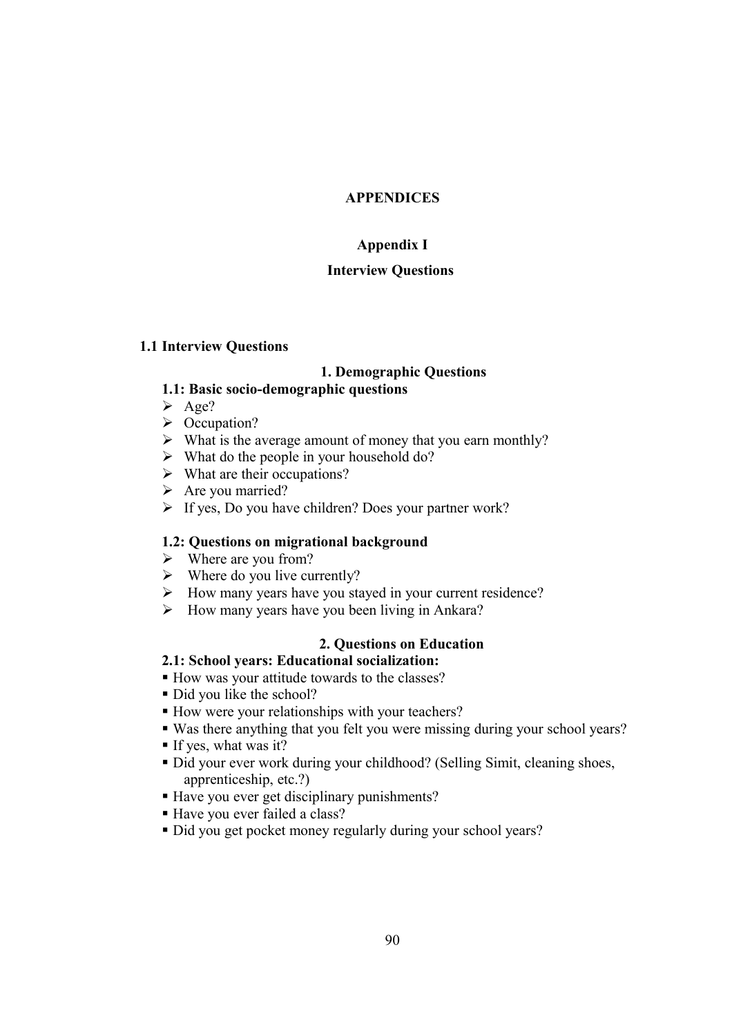# APPENDICES

## Appendix I

## Interview Questions

### 1.1 Interview Questions

#### 1. Demographic Questions

**1.1: Basic socio-demographic questions**

- Age?
- Occupation?
- What is the average amount of money that you earn monthly?
- What do the people in your household do?
- What are their occupations?
- Are you married?
- If yes, Do you have children? Does your partner work?

**1.2: Questions on migrational background**

- Where are you from?
- Where do you live currently?
- How many years have you stayed in your current residence?
- How many years have you been living in Ankara?

#### 2. Questions on Education

**2.1: School years: Educational socialization:**

- How was your attitude towards to the classes?
- Did you like the school?
- How were your relationships with your teachers?
- Was there anything that you felt you were missing during your school years?
- If yes, what was it?
- Did your ever work during your childhood? (Selling Simit, cleaning shoes, apprenticeship, etc.?)
- Have you ever get disciplinary punishments?
- Have you ever failed a class?
- Did you get pocket money regularly during your school years?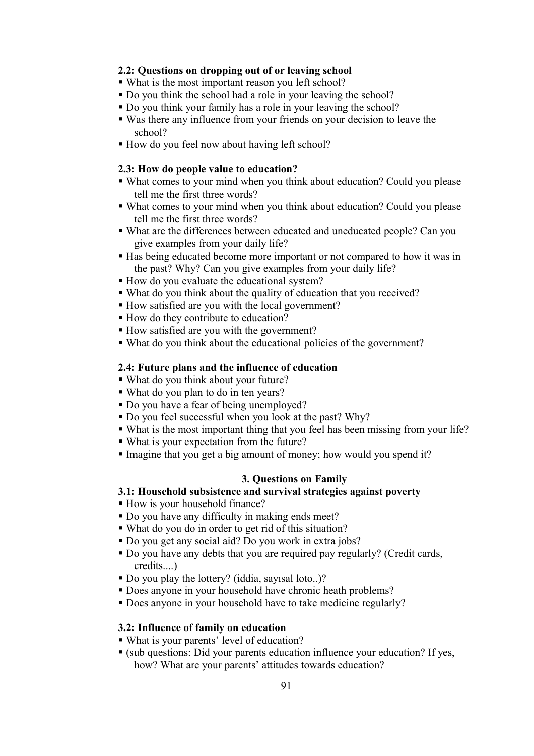**2.2: Questions on dropping out of or leaving school**

- What is the most important reason you left school?
- Do you think the school had a role in your leaving the school?
- Do you think your family has a role in your leaving the school?
- Was there any influence from your friends on your decision to leave the school?
- How do you feel now about having left school?

**2.3: How do people value to education?**

- What comes to your mind when you think about education? Could you please tell me the first three words?
- What comes to your mind when you think about education? Could you please tell me the first three words?
- What are the differences between educated and uneducated people? Can you give examples from your daily life?
- Has being educated become more important or not compared to how it was in the past? Why? Can you give examples from your daily life?
- How do you evaluate the educational system?
- What do you think about the quality of education that you received?
- How satisfied are you with the local government?
- How do they contribute to education?
- How satisfied are you with the government?
- What do you think about the educational policies of the government?

**2.4: Future plans and the influence of education**

- What do you think about your future?
- What do you plan to do in ten years?
- Do you have a fear of being unemployed?
- Do you feel successful when you look at the past? Why?
- What is the most important thing that you feel has been missing from your life?
- What is your expectation from the future?
- Imagine that you get a big amount of money; how would you spend it?

## 3. Questions on Family

**3.1: Household subsistence and survival strategies against poverty**

- How is your household finance?
- Do you have any difficulty in making ends meet?
- What do you do in order to get rid of this situation?
- Do you get any social aid? Do you work in extra jobs?
- Do you have any debts that you are required pay regularly? (Credit cards, credits....)
- Do you play the lottery? (iddia, sayısal loto..)?
- Does anyone in your household have chronic heath problems?
- Does anyone in your household have to take medicine regularly?

**3.2: Influence of family on education**

- What is your parents' level of education?
- (sub questions: Did your parents education influence your education? If yes, how? What are your parents' attitudes towards education?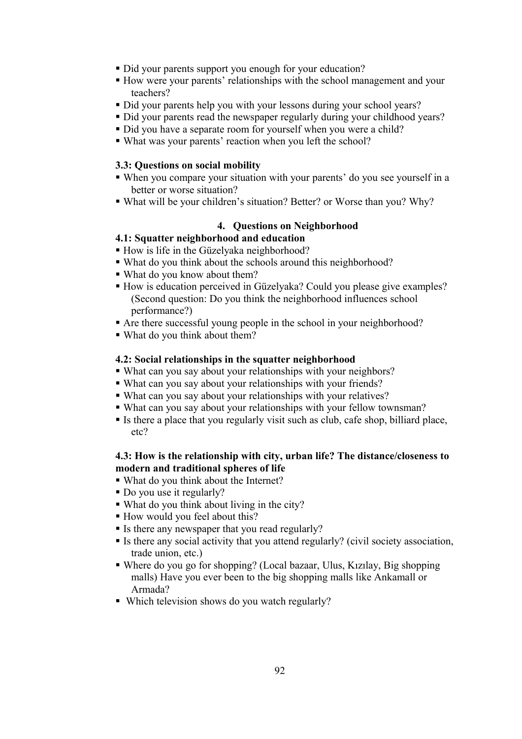- Did your parents support you enough for your education?
- How were your parents' relationships with the school management and your teachers?
- Did your parents help you with your lessons during your school years?
- Did your parents read the newspaper regularly during your childhood years?
- Did you have a separate room for yourself when you were a child?
- What was your parents' reaction when you left the school?

**3.3: Questions on social mobility**

- When you compare your situation with your parents' do you see yourself in a better or worse situation?
- What will be your children's situation? Better? or Worse than you? Why?

## 4. Questions on Neighborhood

**4.1: Squatter neighborhood and education**

- How is life in the Güzelyaka neighborhood?
- What do you think about the schools around this neighborhood?
- What do you know about them?
- How is education perceived in Güzelyaka? Could you please give examples? (Second question: Do you think the neighborhood influences school performance?)
- Are there successful young people in the school in your neighborhood?
- What do you think about them?

**4.2: Social relationships in the squatter neighborhood**

- What can you say about your relationships with your neighbors?
- What can you say about your relationships with your friends?
- What can you say about your relationships with your relatives?
- What can you say about your relationships with your fellow townsman?
- Is there a place that you regularly visit such as club, cafe shop, billiard place, etc?

**4.3: How is the relationship with city, urban life? The distance/closeness to modern and traditional spheres of life**

- What do you think about the Internet?
- Do you use it regularly?
- What do you think about living in the city?
- How would you feel about this?
- Is there any newspaper that you read regularly?
- Is there any social activity that you attend regularly? (civil society association, trade union, etc.)
- Where do you go for shopping? (Local bazaar, Ulus, Kızılay, Big shopping malls) Have you ever been to the big shopping malls like Ankamall or Armada?
- Which television shows do you watch regularly?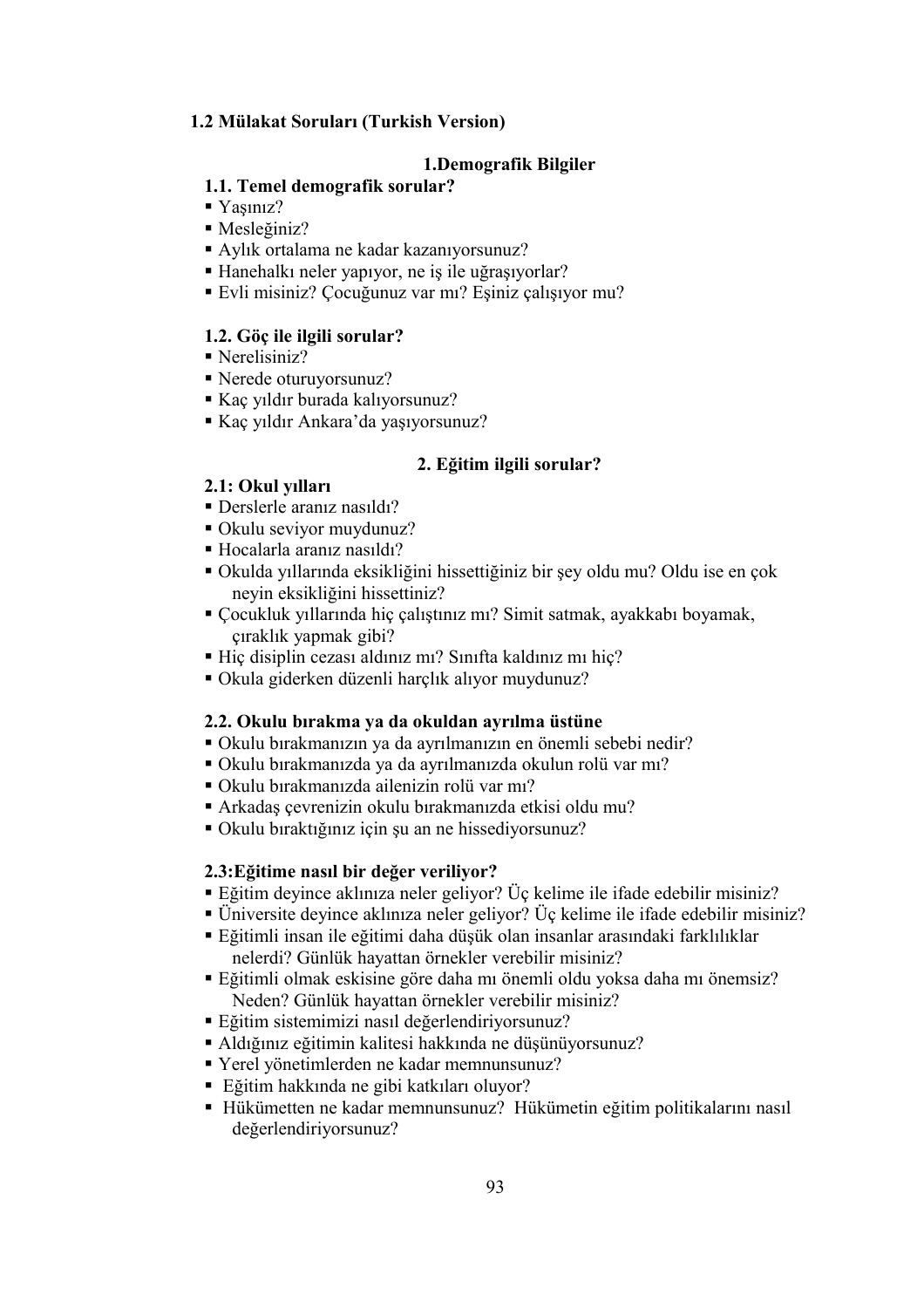**1.2 Mülakat Soruları (Turkish Version)**

## 1.Demografik Bilgiler

### 1.1. Temel demografik sorular?

- Yaşınız?
- Mesleğiniz?
- Aylık ortalama ne kadar kazanıyorsunuz?
- Hanehalkı neler yapıyor, ne iş ile uğraşıyorlar?
- Evli misiniz? Çocuğunuz var mı? Eşiniz çalışıyor mu?

### 1.2. Göç ile ilgili sorular?

- Nerelisiniz?
- Nerede oturuyorsunuz?
- Kaç yıldır burada kalıyorsunuz?
- Kaç yıldır Ankara'da yaşıyorsunuz?

## 2. Eğitim ilgili sorular?

### 2.1: Okul yılları

- Derslerle aranız nasıldı?
- Okulu seviyor muydunuz?
- Hocalarla aranız nasıldı?
- Okulda yıllarında eksikliğini hissettiğiniz bir şey oldu mu? Oldu ise en çok neyin eksikliğini hissettiniz?
- Çocukluk yıllarında hiç çalıştınız mı? Simit satmak, ayakkabı boyamak, çıraklık yapmak gibi?
- Hiç disiplin cezası aldınız mı? Sınıfta kaldınız mı hiç?
- Okula giderken düzenli harçlık alıyor muydunuz?

### 2.2. Okulu bırakma ya da okuldan ayrılma üstüne

- Okulu bırakmanızın ya da ayrılmanızın en önemli sebebi nedir?
- Okulu bırakmanızda ya da ayrılmanızda okulun rolü var mı?
- Okulu bırakmanızda ailenizin rolü var mı?
- Arkadaş çevrenizin okulu bırakmanızda etkisi oldu mu?
- Okulu bıraktığınız için şu an ne hissediyorsunuz?

### 2.3:Eğitime nasıl bir değer veriliyor?

- Eğitim deyince aklınıza neler geliyor? Üç kelime ile ifade edebilir misiniz?
- Üniversite deyince aklınıza neler geliyor? Üç kelime ile ifade edebilir misiniz?
- Eğitimli insan ile eğitimi daha düşük olan insanlar arasındaki farklılıklar nelerdi? Günlük hayattan örnekler verebilir misiniz?
- Eğitimli olmak eskisine göre daha mı önemli oldu yoksa daha mı önemsiz? Neden? Günlük hayattan örnekler verebilir misiniz?
- Eğitim sistemimizi nasıl değerlendiriyorsunuz?
- Aldığınız eğitimin kalitesi hakkında ne düşünüyorsunuz?
- Yerel yönetimlerden ne kadar memnunsunuz?
- Eğitim hakkında ne gibi katkıları oluyor?
- Hükümetten ne kadar memnunsunuz? Hükümetin eğitim politikalarını nasıl değerlendiriyorsunuz?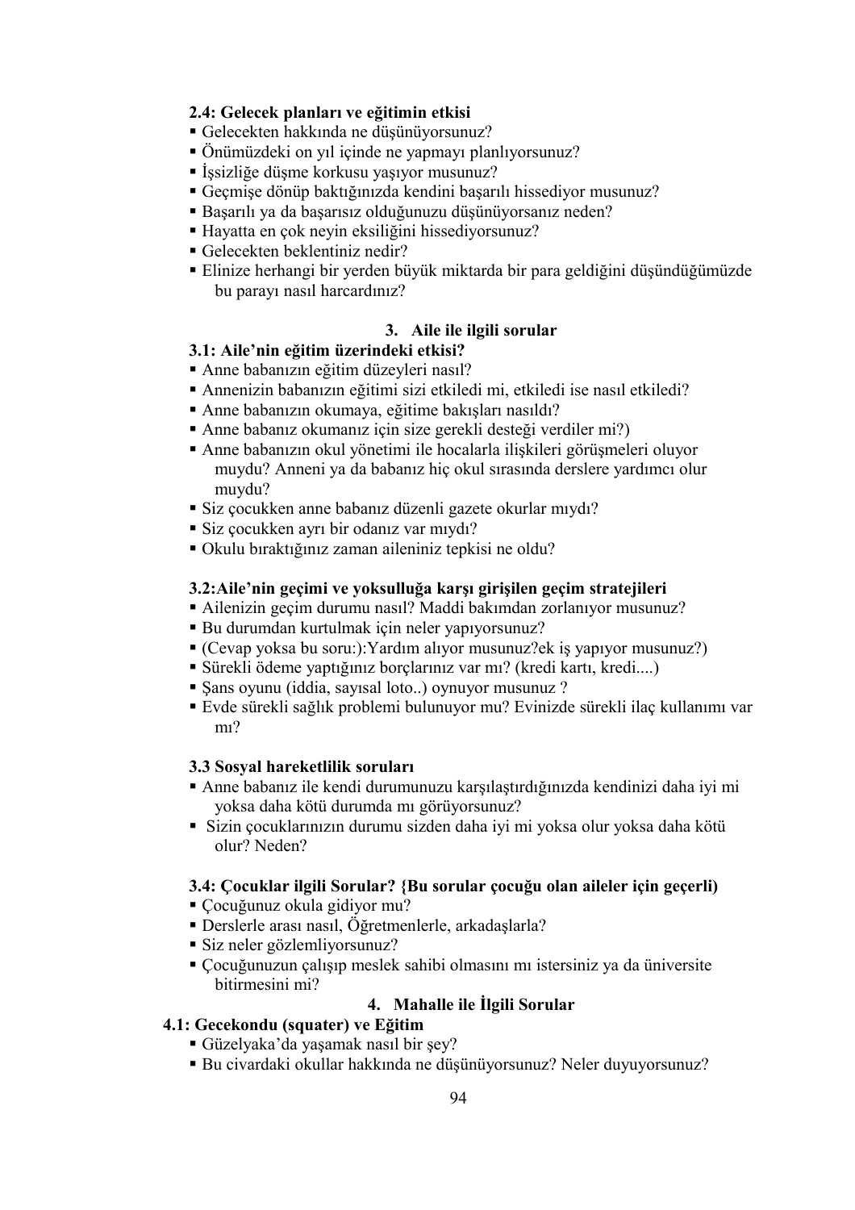**2.4: Gelecek planları ve eğitimin etkisi**

- Gelecekten hakkında ne düşünüyorsunuz?
- Önümüzdeki on yıl içinde ne yapmayı planlıyorsunuz?
- İşsizliğe düşme korkusu yaşıyor musunuz?
- Geçmişe dönüp baktığınızda kendini başarılı hissediyor musunuz?
- Başarılı ya da başarısız olduğunuzu düşünüyorsanız neden?
- Hayatta en çok neyin eksiliğini hissediyorsunuz?
- Gelecekten beklentiniz nedir?
- Elinize herhangi bir yerden büyük miktarda bir para geldiğini düşündüğümüzde bu parayı nasıl harcardınız?

### 3. Aile ile ilgili sorular

**3.1: Aile'nin eğitim üzerindeki etkisi?**

- Anne babanızın eğitim düzeyleri nasıl?
- Annenizin babanızın eğitimi sizi etkiledi mi, etkiledi ise nasıl etkiledi?
- Anne babanızın okumaya, eğitime bakışları nasıldı?
- Anne babanız okumanız için size gerekli desteği verdiler mi?)
- Anne babanızın okul yönetimi ile hocalarla ilişkileri görüşmeleri oluyor muydu? Anneni ya da babanız hiç okul sırasında derslere yardımcı olur muydu?
- Siz çocukken anne babanız düzenli gazete okurlar mıydı?
- Siz çocukken ayrı bir odanız var mıydı?
- Okulu bıraktığınız zaman aileniniz tepkisi ne oldu?

**3.2:Aile'nin geçimi ve yoksulluğa karşı girişilen geçim stratejileri**

- Ailenizin geçim durumu nasıl? Maddi bakımdan zorlanıyor musunuz?
- Bu durumdan kurtulmak için neler yapıyorsunuz?
- (Cevap yoksa bu soru:):Yardım alıyor musunuz?ek iş yapıyor musunuz?)
- Sürekli ödeme yaptığınız borçlarınız var mı? (kredi kartı, kredi....)
- Şans oyunu (iddia, sayısal loto..) oynuyor musunuz ?
- Evde sürekli sağlık problemi bulunuyor mu? Evinizde sürekli ilaç kullanımı var mı?

**3.3 Sosyal hareketlilik soruları**

- Anne babanız ile kendi durumunuzu karşılaştırdığınızda kendinizi daha iyi mi yoksa daha kötü durumda mı görüyorsunuz?
- Sizin çocuklarınızın durumu sizden daha iyi mi yoksa olur yoksa daha kötü olur? Neden?

**3.4: Çocuklar ilgili Sorular? {Bu sorular çocuğu olan aileler için geçerli)**

- Çocuğunuz okula gidiyor mu?
- Derslerle arası nasıl, Öğretmenlerle, arkadaşlarla?
- Siz neler gözlemliyorsunuz?
- Çocuğununzun çalışıp meslek sahibi olmasını mı istersiniz ya da üniversite bitirmesini mi?

### 4. Mahalle ile İlgili Sorular

**4.1: Gecekondu (squater) ve Eğitim**

- Güzelyaka'da yaşamak nasıl bir şey?
- Bu civardaki okullar hakkında ne düşünüyorsunuz? Neler duyuyorsunuz?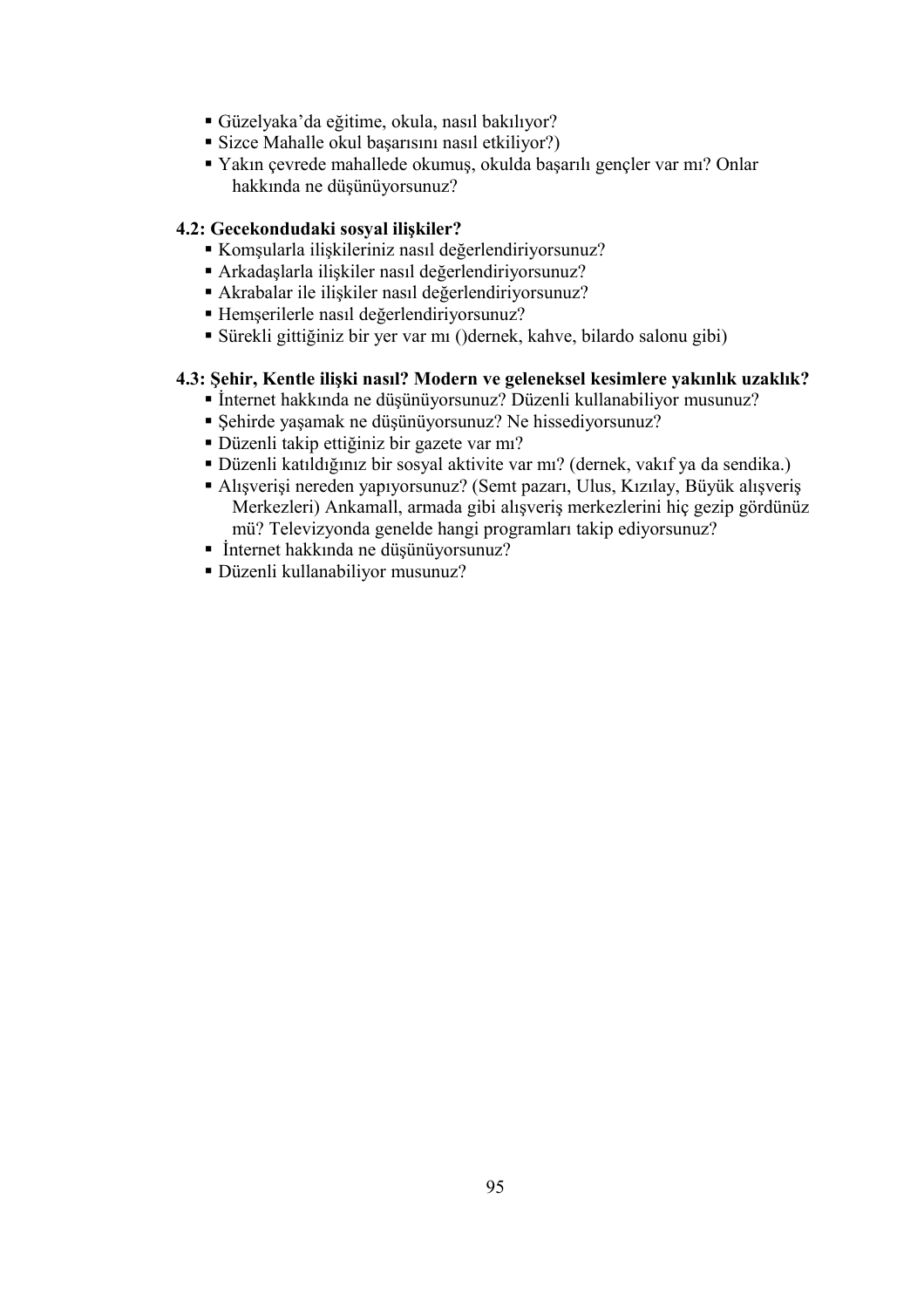- Güzelyaka'da eğitime, okula, nasıl bakılıyor?
- Sizce Mahalle okul başarısını nasıl etkiliyor?)
- Yakın çevrede mahallede okumuş, okulda başarılı gençler var mı? Onlar hakkında ne düşünüyorsunuz?

**4.2: Gecekondudaki sosyal ilişkiler?**

- Komşularla ilişkileriniz nasıl değerlendiriyorsunuz?
- Arkadaşlarla ilişkiler nasıl değerlendiriyorsunuz?
- Akrabalar ile ilişkiler nasıl değerlendiriyorsunuz?
- Hemşerilerle nasıl değerlendiriyorsunuz?
- Sürekli gittiğiniz bir yer var mı ()dernek, kahve, bilardo salonu gibi)

**4.3: Şehir, Kentle ilişki nasıl? Modern ve geleneksel kesimlere yakınlık uzaklık?**

- İnternet hakkında ne düşünüyorsunuz? Düzenli kullanabiliyor musunuz?
- Şehirde yaşamak ne düşünüyorsunuz? Ne hissediyorsunuz?
- Düzenli takip ettiğiniz bir gazete var mı?
- Düzenli katıldığınız bir sosyal aktivite var mı? (dernek, vakıf ya da sendika.)
- Alışverişi nereden yapıyorsunuz? (Semt pazarı, Ulus, Kızılay, Büyük alışveriş Merkezleri) Ankamall, armada gibi alışveriş merkezlerini hiç gezip gördünüz mü? Televizyonda genelde hangi programları takip ediyorsunuz?
- İnternet hakkında ne düşünüyorsunuz?
- Düzenli kullanabiliyor musunuz?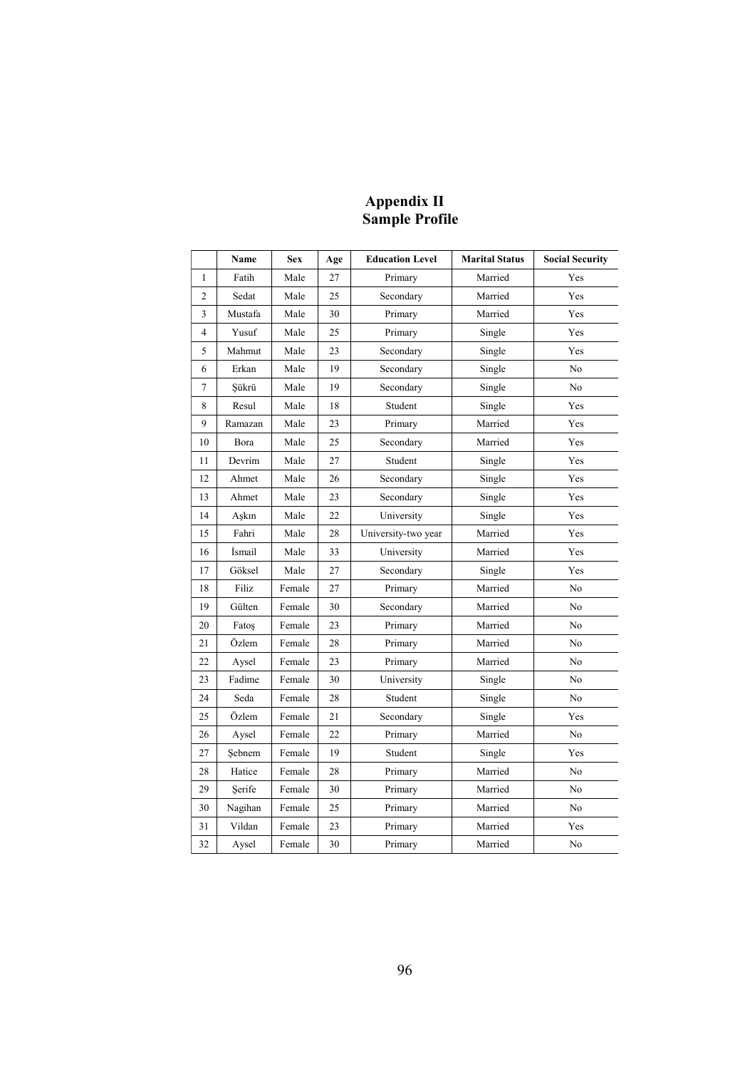# Appendix II
## Sample Profile

| | Name | Sex | Age | Education Level | Marital Status | Social Security |
|---|---|---|---|---|---|---|
| 1 | Fatih | Male | 27 | Primary | Married | Yes |
| 2 | Sedat | Male | 25 | Secondary | Married | Yes |
| 3 | Mustafa | Male | 30 | Primary | Married | Yes |
| 4 | Yusuf | Male | 25 | Primary | Single | Yes |
| 5 | Mahmut | Male | 23 | Secondary | Single | Yes |
| 6 | Erkan | Male | 19 | Secondary | Single | No |
| 7 | Şükrü | Male | 19 | Secondary | Single | No |
| 8 | Resul | Male | 18 | Student | Single | Yes |
| 9 | Ramazan | Male | 23 | Primary | Married | Yes |
| 10 | Bora | Male | 25 | Secondary | Married | Yes |
| 11 | Devrim | Male | 27 | Student | Single | Yes |
| 12 | Ahmet | Male | 26 | Secondary | Single | Yes |
| 13 | Ahmet | Male | 23 | Secondary | Single | Yes |
| 14 | Aşkın | Male | 22 | University | Single | Yes |
| 15 | Fahri | Male | 28 | University-two year | Married | Yes |
| 16 | İsmail | Male | 33 | University | Married | Yes |
| 17 | Göksel | Male | 27 | Secondary | Single | Yes |
| 18 | Filiz | Female | 27 | Primary | Married | No |
| 19 | Gülten | Female | 30 | Secondary | Married | No |
| 20 | Fatoş | Female | 23 | Primary | Married | No |
| 21 | Özlem | Female | 28 | Primary | Married | No |
| 22 | Aysel | Female | 23 | Primary | Married | No |
| 23 | Fadime | Female | 30 | University | Single | No |
| 24 | Seda | Female | 28 | Student | Single | No |
| 25 | Özlem | Female | 21 | Secondary | Single | Yes |
| 26 | Aysel | Female | 22 | Primary | Married | No |
| 27 | Şebnem | Female | 19 | Student | Single | Yes |
| 28 | Hatice | Female | 28 | Primary | Married | No |
| 29 | Şerife | Female | 30 | Primary | Married | No |
| 30 | Nagihan | Female | 25 | Primary | Married | No |
| 31 | Vildan | Female | 23 | Primary | Married | Yes |
| 32 | Aysel | Female | 30 | Primary | Married | No |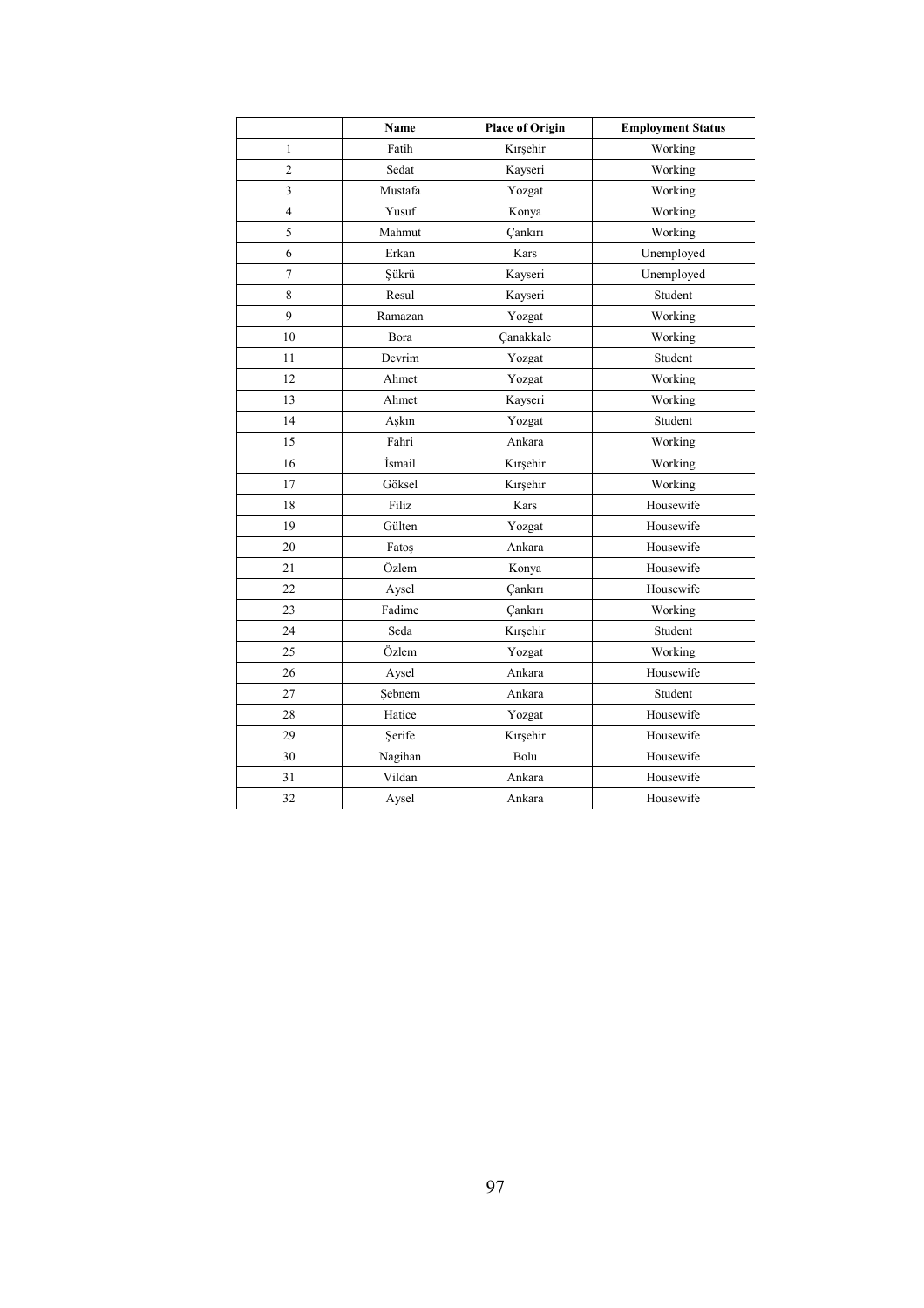| | Name | Place of Origin | Employment Status |
|---|---|---|---|
| 1 | Fatih | Kırşehir | Working |
| 2 | Sedat | Kayseri | Working |
| 3 | Mustafa | Yozgat | Working |
| 4 | Yusuf | Konya | Working |
| 5 | Mahmut | Çankırı | Working |
| 6 | Erkan | Kars | Unemployed |
| 7 | Şükrü | Kayseri | Unemployed |
| 8 | Resul | Kayseri | Student |
| 9 | Ramazan | Yozgat | Working |
| 10 | Bora | Çanakkale | Working |
| 11 | Devrim | Yozgat | Student |
| 12 | Ahmet | Yozgat | Working |
| 13 | Ahmet | Kayseri | Working |
| 14 | Aşkın | Yozgat | Student |
| 15 | Fahri | Ankara | Working |
| 16 | İsmail | Kırşehir | Working |
| 17 | Göksel | Kırşehir | Working |
| 18 | Filiz | Kars | Housewife |
| 19 | Gülten | Yozgat | Housewife |
| 20 | Fatoş | Ankara | Housewife |
| 21 | Özlem | Konya | Housewife |
| 22 | Aysel | Çankırı | Housewife |
| 23 | Fadime | Çankırı | Working |
| 24 | Seda | Kırşehir | Student |
| 25 | Özlem | Yozgat | Working |
| 26 | Aysel | Ankara | Housewife |
| 27 | Şebnem | Ankara | Student |
| 28 | Hatice | Yozgat | Housewife |
| 29 | Şerife | Kırşehir | Housewife |
| 30 | Nagihan | Bolu | Housewife |
| 31 | Vildan | Ankara | Housewife |
| 32 | Aysel | Ankara | Housewife |